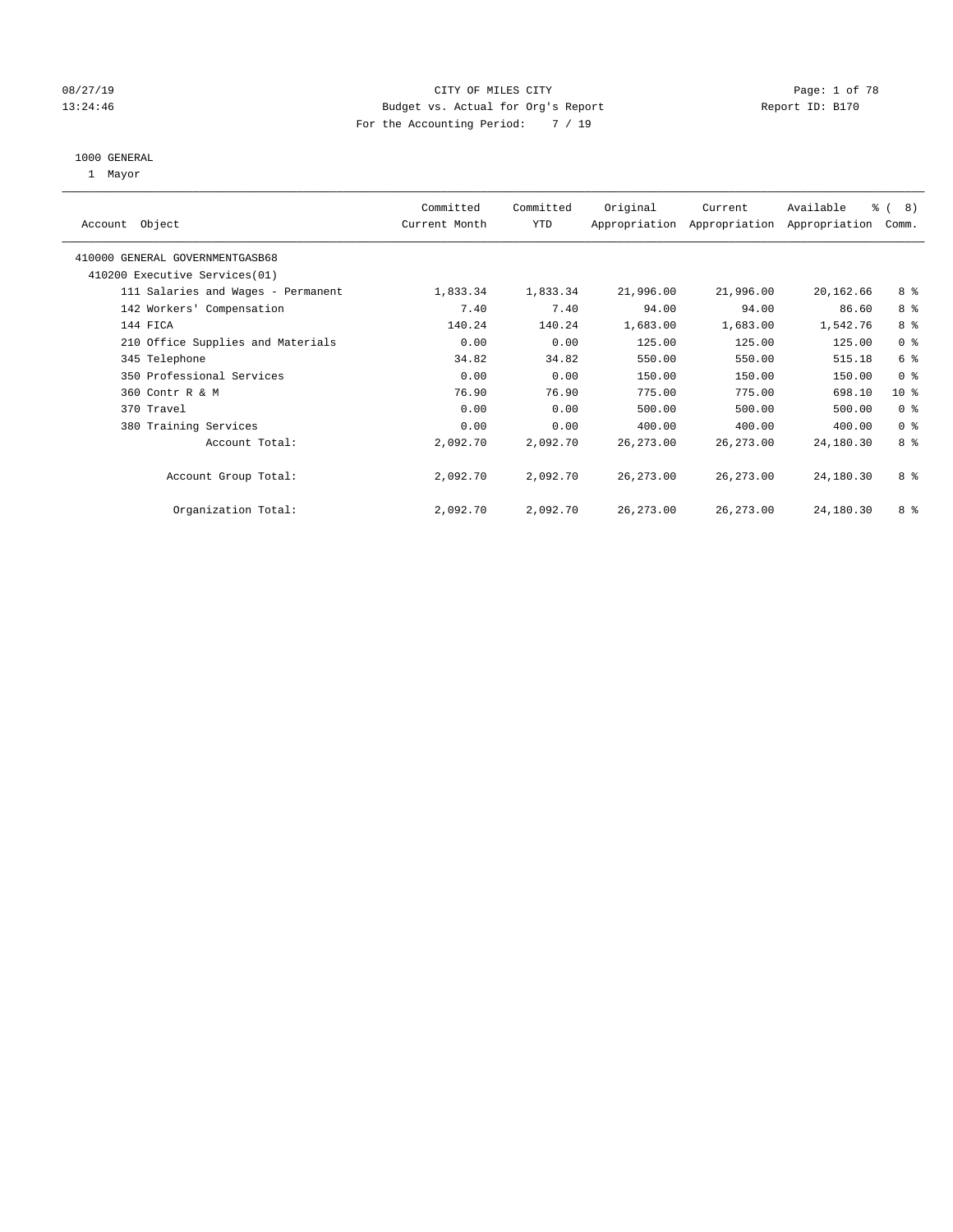08/27/19 CITY OF MILES CITY
13:24:46 Budget vs. Actual for Org's Report Report ID: B170
For the Accounting Period: 7 / 19

1000 GENERAL
1 Mayor

| Account Object | Committed Current Month | Committed YTD | Original Appropriation | Current Appropriation | Available Appropriation | % ( 8) Comm. |
|---|---|---|---|---|---|---|
| 410000 GENERAL GOVERNMENTGASB68 | | | | | | |
| 410200 Executive Services(01) | | | | | | |
| 111 Salaries and Wages - Permanent | 1,833.34 | 1,833.34 | 21,996.00 | 21,996.00 | 20,162.66 | 8 % |
| 142 Workers' Compensation | 7.40 | 7.40 | 94.00 | 94.00 | 86.60 | 8 % |
| 144 FICA | 140.24 | 140.24 | 1,683.00 | 1,683.00 | 1,542.76 | 8 % |
| 210 Office Supplies and Materials | 0.00 | 0.00 | 125.00 | 125.00 | 125.00 | 0 % |
| 345 Telephone | 34.82 | 34.82 | 550.00 | 550.00 | 515.18 | 6 % |
| 350 Professional Services | 0.00 | 0.00 | 150.00 | 150.00 | 150.00 | 0 % |
| 360 Contr R & M | 76.90 | 76.90 | 775.00 | 775.00 | 698.10 | 10 % |
| 370 Travel | 0.00 | 0.00 | 500.00 | 500.00 | 500.00 | 0 % |
| 380 Training Services | 0.00 | 0.00 | 400.00 | 400.00 | 400.00 | 0 % |
| Account Total: | 2,092.70 | 2,092.70 | 26,273.00 | 26,273.00 | 24,180.30 | 8 % |
| Account Group Total: | 2,092.70 | 2,092.70 | 26,273.00 | 26,273.00 | 24,180.30 | 8 % |
| Organization Total: | 2,092.70 | 2,092.70 | 26,273.00 | 26,273.00 | 24,180.30 | 8 % |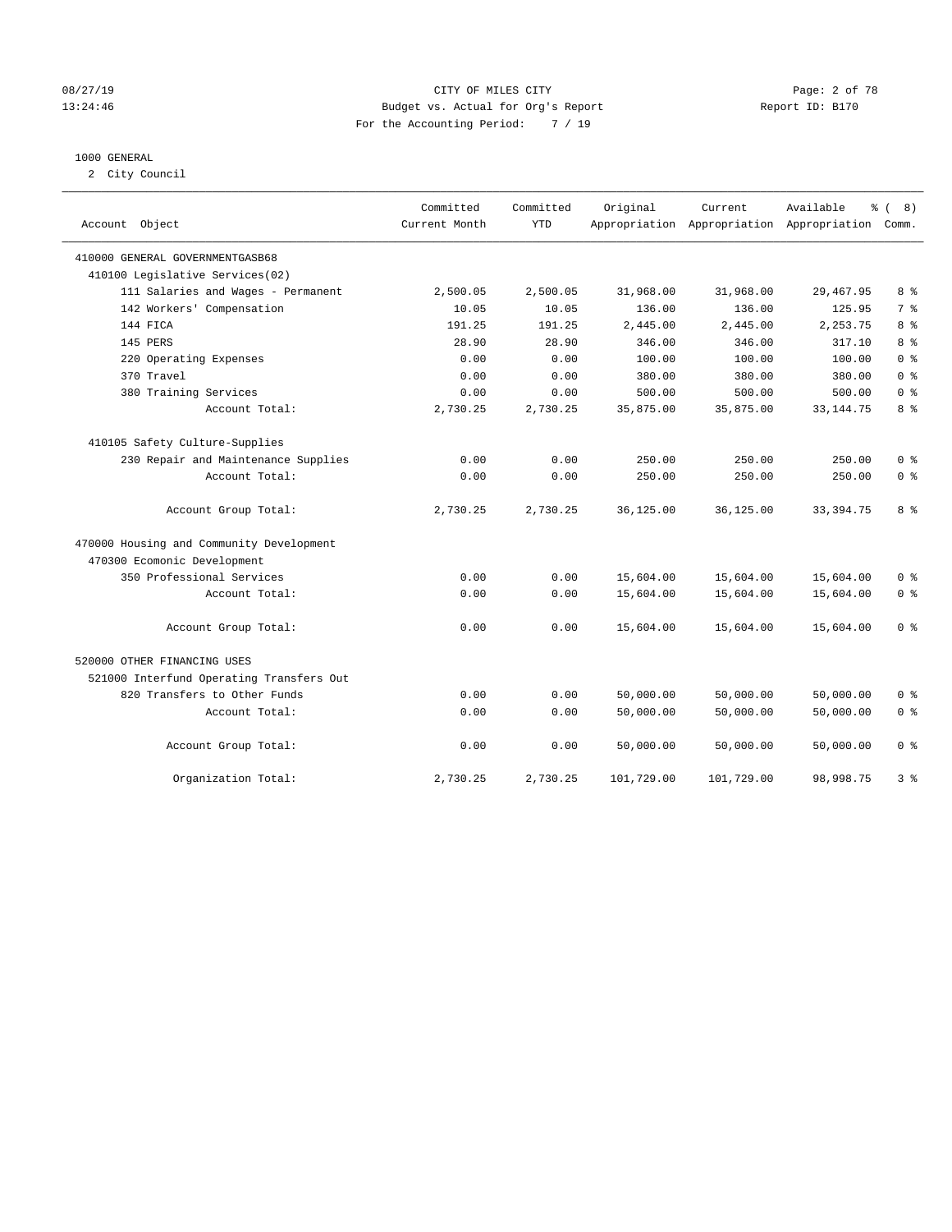08/27/19 CITY OF MILES CITY
13:24:46 Budget vs. Actual for Org's Report Report ID: B170
For the Accounting Period: 7 / 19

1000 GENERAL
2 City Council

| Account Object | Committed Current Month | Committed YTD | Original Appropriation | Current Appropriation | Available Appropriation | % ( 8) Comm. |
|---|---|---|---|---|---|---|
| 410000 GENERAL GOVERNMENTGASB68 | | | | | | |
| 410100 Legislative Services(02) | | | | | | |
| 111 Salaries and Wages - Permanent | 2,500.05 | 2,500.05 | 31,968.00 | 31,968.00 | 29,467.95 | 8 % |
| 142 Workers' Compensation | 10.05 | 10.05 | 136.00 | 136.00 | 125.95 | 7 % |
| 144 FICA | 191.25 | 191.25 | 2,445.00 | 2,445.00 | 2,253.75 | 8 % |
| 145 PERS | 28.90 | 28.90 | 346.00 | 346.00 | 317.10 | 8 % |
| 220 Operating Expenses | 0.00 | 0.00 | 100.00 | 100.00 | 100.00 | 0 % |
| 370 Travel | 0.00 | 0.00 | 380.00 | 380.00 | 380.00 | 0 % |
| 380 Training Services | 0.00 | 0.00 | 500.00 | 500.00 | 500.00 | 0 % |
| Account Total: | 2,730.25 | 2,730.25 | 35,875.00 | 35,875.00 | 33,144.75 | 8 % |
| 410105 Safety Culture-Supplies | | | | | | |
| 230 Repair and Maintenance Supplies | 0.00 | 0.00 | 250.00 | 250.00 | 250.00 | 0 % |
| Account Total: | 0.00 | 0.00 | 250.00 | 250.00 | 250.00 | 0 % |
| Account Group Total: | 2,730.25 | 2,730.25 | 36,125.00 | 36,125.00 | 33,394.75 | 8 % |
| 470000 Housing and Community Development | | | | | | |
| 470300 Ecomonic Development | | | | | | |
| 350 Professional Services | 0.00 | 0.00 | 15,604.00 | 15,604.00 | 15,604.00 | 0 % |
| Account Total: | 0.00 | 0.00 | 15,604.00 | 15,604.00 | 15,604.00 | 0 % |
| Account Group Total: | 0.00 | 0.00 | 15,604.00 | 15,604.00 | 15,604.00 | 0 % |
| 520000 OTHER FINANCING USES | | | | | | |
| 521000 Interfund Operating Transfers Out | | | | | | |
| 820 Transfers to Other Funds | 0.00 | 0.00 | 50,000.00 | 50,000.00 | 50,000.00 | 0 % |
| Account Total: | 0.00 | 0.00 | 50,000.00 | 50,000.00 | 50,000.00 | 0 % |
| Account Group Total: | 0.00 | 0.00 | 50,000.00 | 50,000.00 | 50,000.00 | 0 % |
| Organization Total: | 2,730.25 | 2,730.25 | 101,729.00 | 101,729.00 | 98,998.75 | 3 % |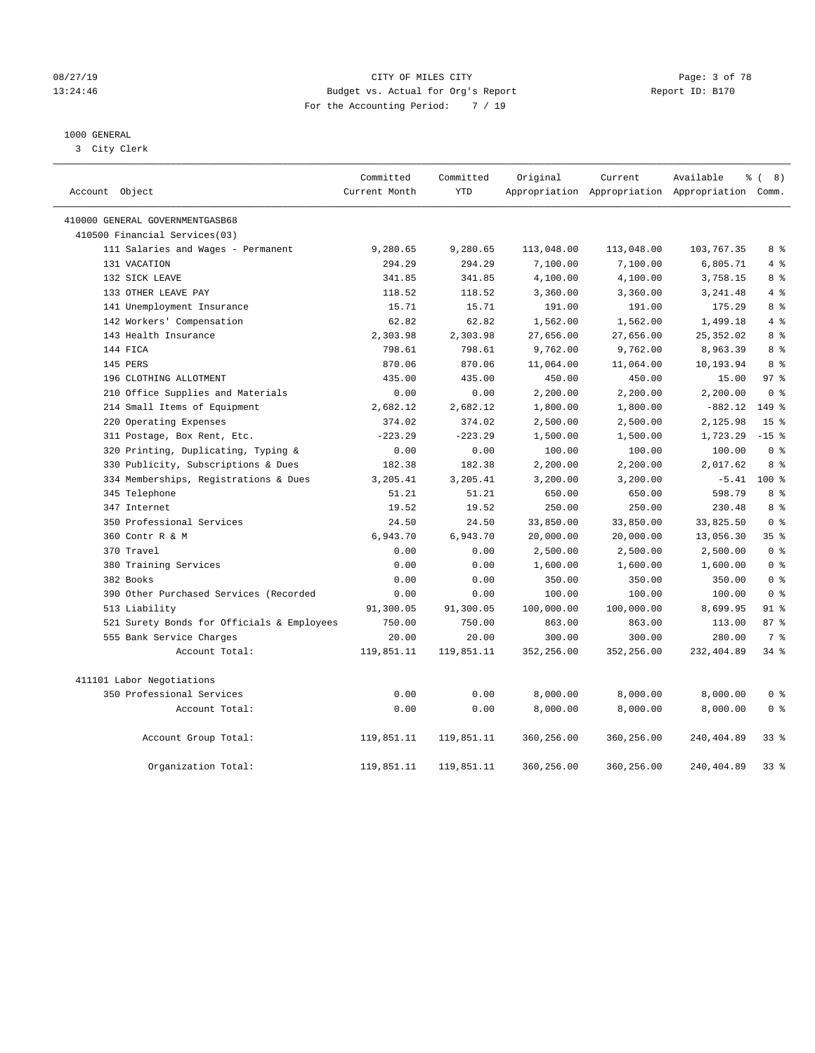CITY OF MILES CITY
Budget vs. Actual for Org's Report
For the Accounting Period: 7 / 19

1000 GENERAL
3 City Clerk

| Account Object | Committed Current Month | Committed YTD | Original Appropriation | Current Appropriation | Available Appropriation | % ( 8) Comm. |
|---|---|---|---|---|---|---|
| 410000 GENERAL GOVERNMENTGASB68 | | | | | | |
| 410500 Financial Services(03) | | | | | | |
| 111 Salaries and Wages - Permanent | 9,280.65 | 9,280.65 | 113,048.00 | 113,048.00 | 103,767.35 | 8 % |
| 131 VACATION | 294.29 | 294.29 | 7,100.00 | 7,100.00 | 6,805.71 | 4 % |
| 132 SICK LEAVE | 341.85 | 341.85 | 4,100.00 | 4,100.00 | 3,758.15 | 8 % |
| 133 OTHER LEAVE PAY | 118.52 | 118.52 | 3,360.00 | 3,360.00 | 3,241.48 | 4 % |
| 141 Unemployment Insurance | 15.71 | 15.71 | 191.00 | 191.00 | 175.29 | 8 % |
| 142 Workers' Compensation | 62.82 | 62.82 | 1,562.00 | 1,562.00 | 1,499.18 | 4 % |
| 143 Health Insurance | 2,303.98 | 2,303.98 | 27,656.00 | 27,656.00 | 25,352.02 | 8 % |
| 144 FICA | 798.61 | 798.61 | 9,762.00 | 9,762.00 | 8,963.39 | 8 % |
| 145 PERS | 870.06 | 870.06 | 11,064.00 | 11,064.00 | 10,193.94 | 8 % |
| 196 CLOTHING ALLOTMENT | 435.00 | 435.00 | 450.00 | 450.00 | 15.00 | 97 % |
| 210 Office Supplies and Materials | 0.00 | 0.00 | 2,200.00 | 2,200.00 | 2,200.00 | 0 % |
| 214 Small Items of Equipment | 2,682.12 | 2,682.12 | 1,800.00 | 1,800.00 | -882.12 | 149 % |
| 220 Operating Expenses | 374.02 | 374.02 | 2,500.00 | 2,500.00 | 2,125.98 | 15 % |
| 311 Postage, Box Rent, Etc. | -223.29 | -223.29 | 1,500.00 | 1,500.00 | 1,723.29 | -15 % |
| 320 Printing, Duplicating, Typing & | 0.00 | 0.00 | 100.00 | 100.00 | 100.00 | 0 % |
| 330 Publicity, Subscriptions & Dues | 182.38 | 182.38 | 2,200.00 | 2,200.00 | 2,017.62 | 8 % |
| 334 Memberships, Registrations & Dues | 3,205.41 | 3,205.41 | 3,200.00 | 3,200.00 | -5.41 | 100 % |
| 345 Telephone | 51.21 | 51.21 | 650.00 | 650.00 | 598.79 | 8 % |
| 347 Internet | 19.52 | 19.52 | 250.00 | 250.00 | 230.48 | 8 % |
| 350 Professional Services | 24.50 | 24.50 | 33,850.00 | 33,850.00 | 33,825.50 | 0 % |
| 360 Contr R & M | 6,943.70 | 6,943.70 | 20,000.00 | 20,000.00 | 13,056.30 | 35 % |
| 370 Travel | 0.00 | 0.00 | 2,500.00 | 2,500.00 | 2,500.00 | 0 % |
| 380 Training Services | 0.00 | 0.00 | 1,600.00 | 1,600.00 | 1,600.00 | 0 % |
| 382 Books | 0.00 | 0.00 | 350.00 | 350.00 | 350.00 | 0 % |
| 390 Other Purchased Services (Recorded | 0.00 | 0.00 | 100.00 | 100.00 | 100.00 | 0 % |
| 513 Liability | 91,300.05 | 91,300.05 | 100,000.00 | 100,000.00 | 8,699.95 | 91 % |
| 521 Surety Bonds for Officials & Employees | 750.00 | 750.00 | 863.00 | 863.00 | 113.00 | 87 % |
| 555 Bank Service Charges | 20.00 | 20.00 | 300.00 | 300.00 | 280.00 | 7 % |
| Account Total: | 119,851.11 | 119,851.11 | 352,256.00 | 352,256.00 | 232,404.89 | 34 % |
| 411101 Labor Negotiations | | | | | | |
| 350 Professional Services | 0.00 | 0.00 | 8,000.00 | 8,000.00 | 8,000.00 | 0 % |
| Account Total: | 0.00 | 0.00 | 8,000.00 | 8,000.00 | 8,000.00 | 0 % |
| Account Group Total: | 119,851.11 | 119,851.11 | 360,256.00 | 360,256.00 | 240,404.89 | 33 % |
| Organization Total: | 119,851.11 | 119,851.11 | 360,256.00 | 360,256.00 | 240,404.89 | 33 % |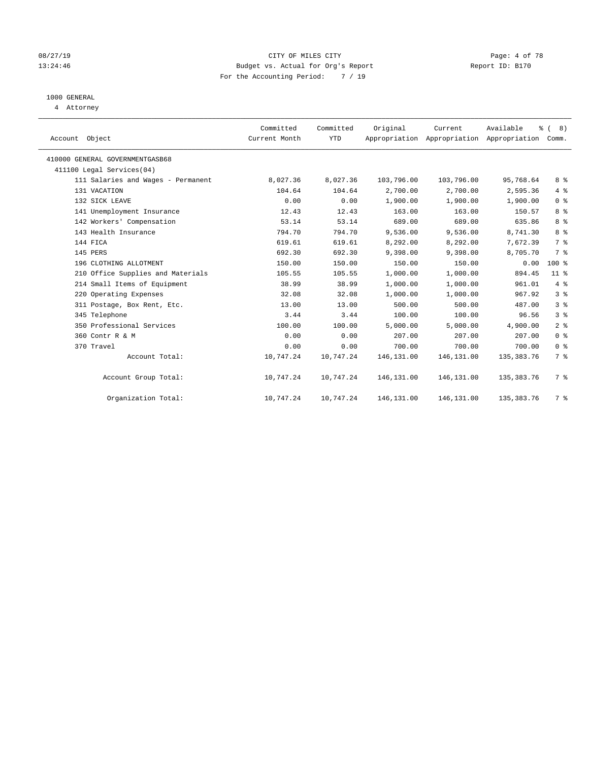CITY OF MILES CITY

Budget vs. Actual for Org's Report

Report ID: B170

For the Accounting Period: 7 / 19

08/27/19
13:24:46

1000 GENERAL
4 Attorney

| Account Object | Committed Current Month | Committed YTD | Original Appropriation | Current Appropriation | Available Appropriation | % ( 8) Comm. |
|---|---|---|---|---|---|---|
| 410000 GENERAL GOVERNMENTGASB68 | | | | | | |
| 411100 Legal Services(04) | | | | | | |
| 111 Salaries and Wages - Permanent | 8,027.36 | 8,027.36 | 103,796.00 | 103,796.00 | 95,768.64 | 8 % |
| 131 VACATION | 104.64 | 104.64 | 2,700.00 | 2,700.00 | 2,595.36 | 4 % |
| 132 SICK LEAVE | 0.00 | 0.00 | 1,900.00 | 1,900.00 | 1,900.00 | 0 % |
| 141 Unemployment Insurance | 12.43 | 12.43 | 163.00 | 163.00 | 150.57 | 8 % |
| 142 Workers' Compensation | 53.14 | 53.14 | 689.00 | 689.00 | 635.86 | 8 % |
| 143 Health Insurance | 794.70 | 794.70 | 9,536.00 | 9,536.00 | 8,741.30 | 8 % |
| 144 FICA | 619.61 | 619.61 | 8,292.00 | 8,292.00 | 7,672.39 | 7 % |
| 145 PERS | 692.30 | 692.30 | 9,398.00 | 9,398.00 | 8,705.70 | 7 % |
| 196 CLOTHING ALLOTMENT | 150.00 | 150.00 | 150.00 | 150.00 | 0.00 | 100 % |
| 210 Office Supplies and Materials | 105.55 | 105.55 | 1,000.00 | 1,000.00 | 894.45 | 11 % |
| 214 Small Items of Equipment | 38.99 | 38.99 | 1,000.00 | 1,000.00 | 961.01 | 4 % |
| 220 Operating Expenses | 32.08 | 32.08 | 1,000.00 | 1,000.00 | 967.92 | 3 % |
| 311 Postage, Box Rent, Etc. | 13.00 | 13.00 | 500.00 | 500.00 | 487.00 | 3 % |
| 345 Telephone | 3.44 | 3.44 | 100.00 | 100.00 | 96.56 | 3 % |
| 350 Professional Services | 100.00 | 100.00 | 5,000.00 | 5,000.00 | 4,900.00 | 2 % |
| 360 Contr R & M | 0.00 | 0.00 | 207.00 | 207.00 | 207.00 | 0 % |
| 370 Travel | 0.00 | 0.00 | 700.00 | 700.00 | 700.00 | 0 % |
| Account Total: | 10,747.24 | 10,747.24 | 146,131.00 | 146,131.00 | 135,383.76 | 7 % |
| Account Group Total: | 10,747.24 | 10,747.24 | 146,131.00 | 146,131.00 | 135,383.76 | 7 % |
| Organization Total: | 10,747.24 | 10,747.24 | 146,131.00 | 146,131.00 | 135,383.76 | 7 % |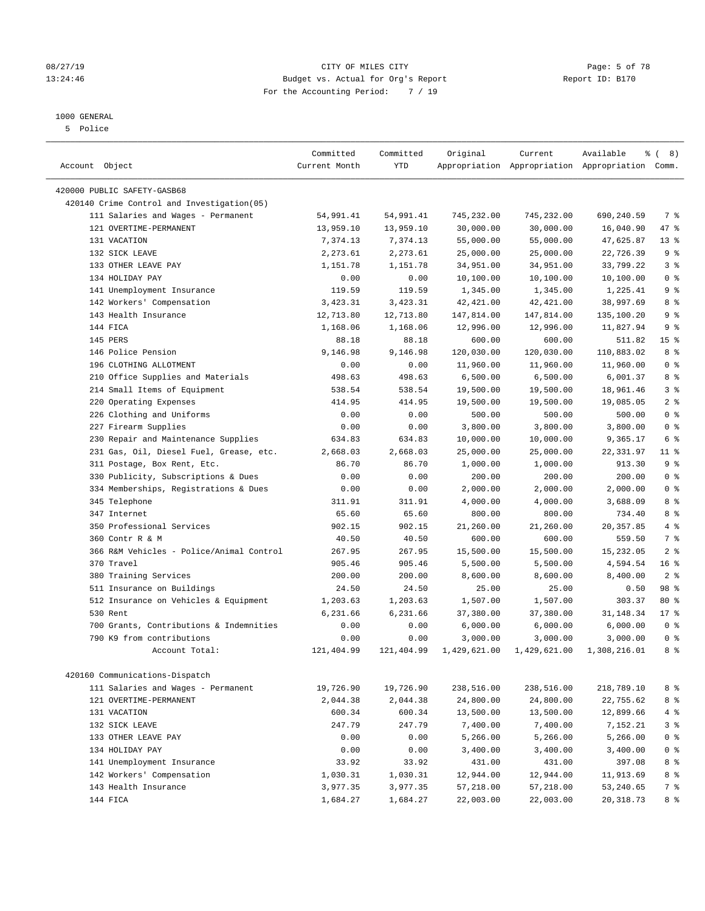CITY OF MILES CITY
Budget vs. Actual for Org's Report
For the Accounting Period: 7 / 19

08/27/19
13:24:46

Report ID: B170

1000 GENERAL
5 Police

| Account Object | Committed Current Month | Committed YTD | Original Appropriation | Current Appropriation | Available Appropriation | % ( 8) Comm. |
|---|---|---|---|---|---|---|
| 420000 PUBLIC SAFETY-GASB68 | | | | | | |
| 420140 Crime Control and Investigation(05) | | | | | | |
| 111 Salaries and Wages - Permanent | 54,991.41 | 54,991.41 | 745,232.00 | 745,232.00 | 690,240.59 | 7 % |
| 121 OVERTIME-PERMANENT | 13,959.10 | 13,959.10 | 30,000.00 | 30,000.00 | 16,040.90 | 47 % |
| 131 VACATION | 7,374.13 | 7,374.13 | 55,000.00 | 55,000.00 | 47,625.87 | 13 % |
| 132 SICK LEAVE | 2,273.61 | 2,273.61 | 25,000.00 | 25,000.00 | 22,726.39 | 9 % |
| 133 OTHER LEAVE PAY | 1,151.78 | 1,151.78 | 34,951.00 | 34,951.00 | 33,799.22 | 3 % |
| 134 HOLIDAY PAY | 0.00 | 0.00 | 10,100.00 | 10,100.00 | 10,100.00 | 0 % |
| 141 Unemployment Insurance | 119.59 | 119.59 | 1,345.00 | 1,345.00 | 1,225.41 | 9 % |
| 142 Workers' Compensation | 3,423.31 | 3,423.31 | 42,421.00 | 42,421.00 | 38,997.69 | 8 % |
| 143 Health Insurance | 12,713.80 | 12,713.80 | 147,814.00 | 147,814.00 | 135,100.20 | 9 % |
| 144 FICA | 1,168.06 | 1,168.06 | 12,996.00 | 12,996.00 | 11,827.94 | 9 % |
| 145 PERS | 88.18 | 88.18 | 600.00 | 600.00 | 511.82 | 15 % |
| 146 Police Pension | 9,146.98 | 9,146.98 | 120,030.00 | 120,030.00 | 110,883.02 | 8 % |
| 196 CLOTHING ALLOTMENT | 0.00 | 0.00 | 11,960.00 | 11,960.00 | 11,960.00 | 0 % |
| 210 Office Supplies and Materials | 498.63 | 498.63 | 6,500.00 | 6,500.00 | 6,001.37 | 8 % |
| 214 Small Items of Equipment | 538.54 | 538.54 | 19,500.00 | 19,500.00 | 18,961.46 | 3 % |
| 220 Operating Expenses | 414.95 | 414.95 | 19,500.00 | 19,500.00 | 19,085.05 | 2 % |
| 226 Clothing and Uniforms | 0.00 | 0.00 | 500.00 | 500.00 | 500.00 | 0 % |
| 227 Firearm Supplies | 0.00 | 0.00 | 3,800.00 | 3,800.00 | 3,800.00 | 0 % |
| 230 Repair and Maintenance Supplies | 634.83 | 634.83 | 10,000.00 | 10,000.00 | 9,365.17 | 6 % |
| 231 Gas, Oil, Diesel Fuel, Grease, etc. | 2,668.03 | 2,668.03 | 25,000.00 | 25,000.00 | 22,331.97 | 11 % |
| 311 Postage, Box Rent, Etc. | 86.70 | 86.70 | 1,000.00 | 1,000.00 | 913.30 | 9 % |
| 330 Publicity, Subscriptions & Dues | 0.00 | 0.00 | 200.00 | 200.00 | 200.00 | 0 % |
| 334 Memberships, Registrations & Dues | 0.00 | 0.00 | 2,000.00 | 2,000.00 | 2,000.00 | 0 % |
| 345 Telephone | 311.91 | 311.91 | 4,000.00 | 4,000.00 | 3,688.09 | 8 % |
| 347 Internet | 65.60 | 65.60 | 800.00 | 800.00 | 734.40 | 8 % |
| 350 Professional Services | 902.15 | 902.15 | 21,260.00 | 21,260.00 | 20,357.85 | 4 % |
| 360 Contr R & M | 40.50 | 40.50 | 600.00 | 600.00 | 559.50 | 7 % |
| 366 R&M Vehicles - Police/Animal Control | 267.95 | 267.95 | 15,500.00 | 15,500.00 | 15,232.05 | 2 % |
| 370 Travel | 905.46 | 905.46 | 5,500.00 | 5,500.00 | 4,594.54 | 16 % |
| 380 Training Services | 200.00 | 200.00 | 8,600.00 | 8,600.00 | 8,400.00 | 2 % |
| 511 Insurance on Buildings | 24.50 | 24.50 | 25.00 | 25.00 | 0.50 | 98 % |
| 512 Insurance on Vehicles & Equipment | 1,203.63 | 1,203.63 | 1,507.00 | 1,507.00 | 303.37 | 80 % |
| 530 Rent | 6,231.66 | 6,231.66 | 37,380.00 | 37,380.00 | 31,148.34 | 17 % |
| 700 Grants, Contributions & Indemnities | 0.00 | 0.00 | 6,000.00 | 6,000.00 | 6,000.00 | 0 % |
| 790 K9 from contributions | 0.00 | 0.00 | 3,000.00 | 3,000.00 | 3,000.00 | 0 % |
| Account Total: | 121,404.99 | 121,404.99 | 1,429,621.00 | 1,429,621.00 | 1,308,216.01 | 8 % |
| 420160 Communications-Dispatch | | | | | | |
| 111 Salaries and Wages - Permanent | 19,726.90 | 19,726.90 | 238,516.00 | 238,516.00 | 218,789.10 | 8 % |
| 121 OVERTIME-PERMANENT | 2,044.38 | 2,044.38 | 24,800.00 | 24,800.00 | 22,755.62 | 8 % |
| 131 VACATION | 600.34 | 600.34 | 13,500.00 | 13,500.00 | 12,899.66 | 4 % |
| 132 SICK LEAVE | 247.79 | 247.79 | 7,400.00 | 7,400.00 | 7,152.21 | 3 % |
| 133 OTHER LEAVE PAY | 0.00 | 0.00 | 5,266.00 | 5,266.00 | 5,266.00 | 0 % |
| 134 HOLIDAY PAY | 0.00 | 0.00 | 3,400.00 | 3,400.00 | 3,400.00 | 0 % |
| 141 Unemployment Insurance | 33.92 | 33.92 | 431.00 | 431.00 | 397.08 | 8 % |
| 142 Workers' Compensation | 1,030.31 | 1,030.31 | 12,944.00 | 12,944.00 | 11,913.69 | 8 % |
| 143 Health Insurance | 3,977.35 | 3,977.35 | 57,218.00 | 57,218.00 | 53,240.65 | 7 % |
| 144 FICA | 1,684.27 | 1,684.27 | 22,003.00 | 22,003.00 | 20,318.73 | 8 % |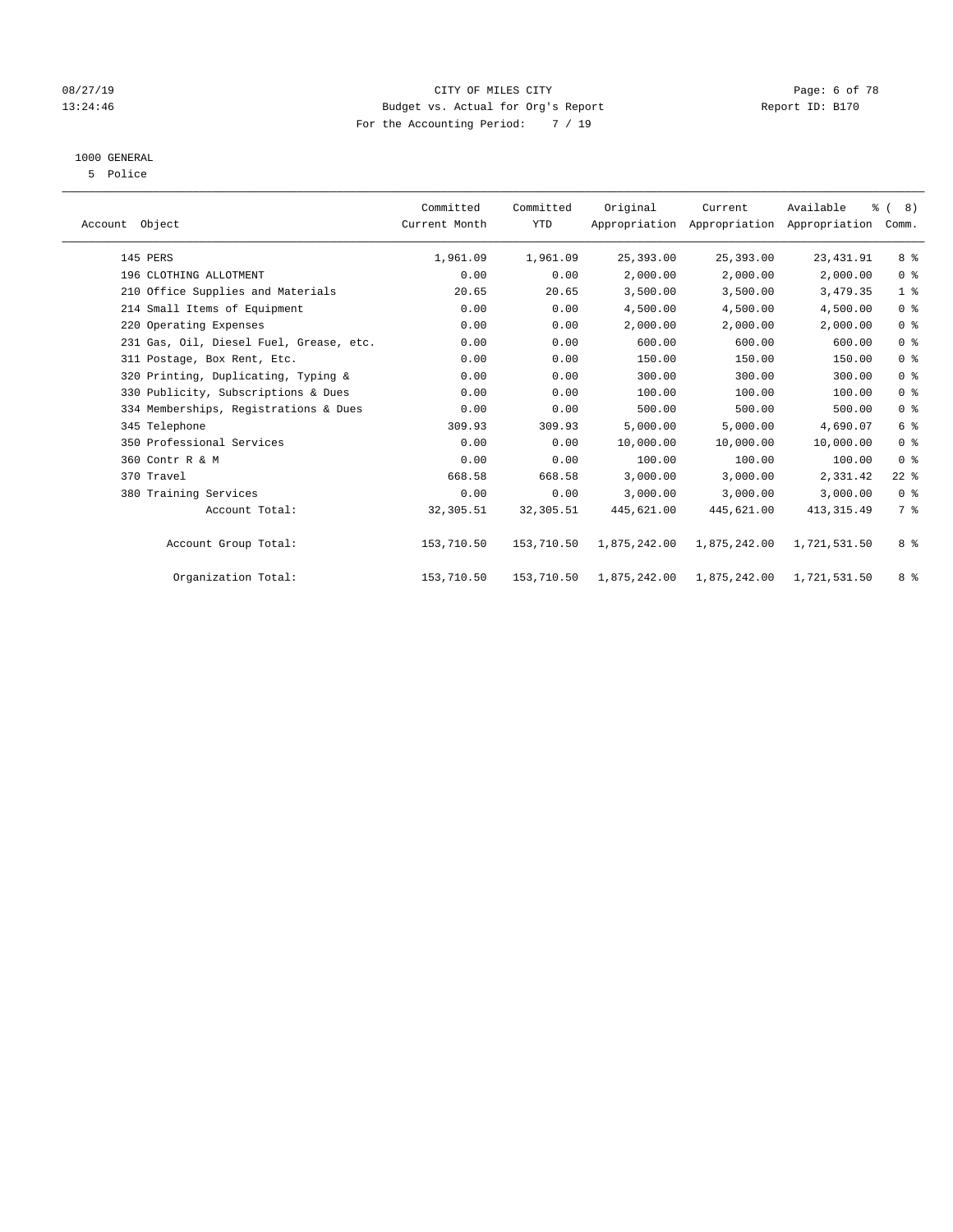CITY OF MILES CITY
Budget vs. Actual for Org's Report
For the Accounting Period: 7 / 19

08/27/19
13:24:46

Report ID: B170

1000 GENERAL
5 Police

| Account Object | Committed Current Month | Committed YTD | Original Appropriation | Current Appropriation | Available Appropriation | % ( 8) Comm. |
|---|---|---|---|---|---|---|
| 145 PERS | 1,961.09 | 1,961.09 | 25,393.00 | 25,393.00 | 23,431.91 | 8 % |
| 196 CLOTHING ALLOTMENT | 0.00 | 0.00 | 2,000.00 | 2,000.00 | 2,000.00 | 0 % |
| 210 Office Supplies and Materials | 20.65 | 20.65 | 3,500.00 | 3,500.00 | 3,479.35 | 1 % |
| 214 Small Items of Equipment | 0.00 | 0.00 | 4,500.00 | 4,500.00 | 4,500.00 | 0 % |
| 220 Operating Expenses | 0.00 | 0.00 | 2,000.00 | 2,000.00 | 2,000.00 | 0 % |
| 231 Gas, Oil, Diesel Fuel, Grease, etc. | 0.00 | 0.00 | 600.00 | 600.00 | 600.00 | 0 % |
| 311 Postage, Box Rent, Etc. | 0.00 | 0.00 | 150.00 | 150.00 | 150.00 | 0 % |
| 320 Printing, Duplicating, Typing & | 0.00 | 0.00 | 300.00 | 300.00 | 300.00 | 0 % |
| 330 Publicity, Subscriptions & Dues | 0.00 | 0.00 | 100.00 | 100.00 | 100.00 | 0 % |
| 334 Memberships, Registrations & Dues | 0.00 | 0.00 | 500.00 | 500.00 | 500.00 | 0 % |
| 345 Telephone | 309.93 | 309.93 | 5,000.00 | 5,000.00 | 4,690.07 | 6 % |
| 350 Professional Services | 0.00 | 0.00 | 10,000.00 | 10,000.00 | 10,000.00 | 0 % |
| 360 Contr R & M | 0.00 | 0.00 | 100.00 | 100.00 | 100.00 | 0 % |
| 370 Travel | 668.58 | 668.58 | 3,000.00 | 3,000.00 | 2,331.42 | 22 % |
| 380 Training Services | 0.00 | 0.00 | 3,000.00 | 3,000.00 | 3,000.00 | 0 % |
| Account Total: | 32,305.51 | 32,305.51 | 445,621.00 | 445,621.00 | 413,315.49 | 7 % |
| Account Group Total: | 153,710.50 | 153,710.50 | 1,875,242.00 | 1,875,242.00 | 1,721,531.50 | 8 % |
| Organization Total: | 153,710.50 | 153,710.50 | 1,875,242.00 | 1,875,242.00 | 1,721,531.50 | 8 % |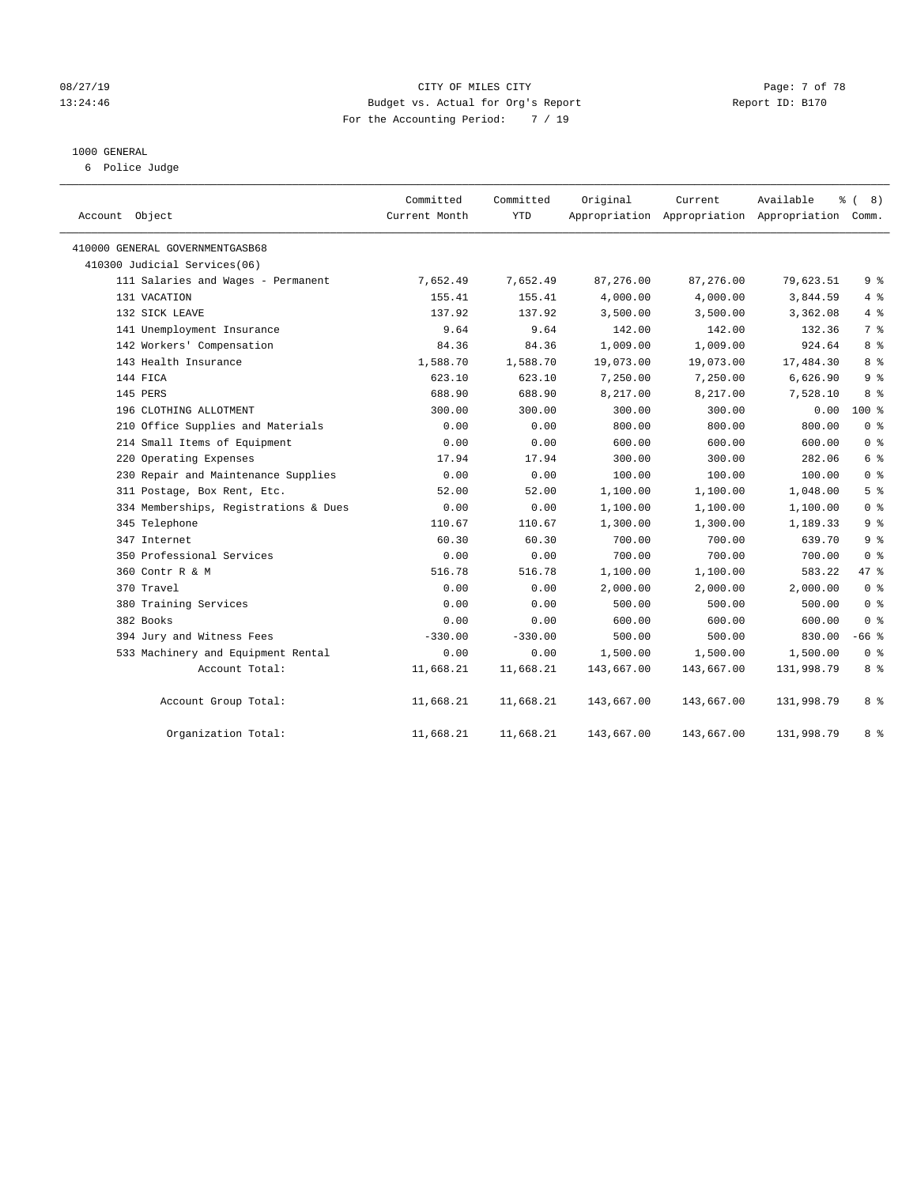CITY OF MILES CITY
Budget vs. Actual for Org's Report
For the Accounting Period: 7 / 19

08/27/19
13:24:46

Report ID: B170

1000 GENERAL
6 Police Judge

| Account Object | Committed Current Month | Committed YTD | Original Appropriation | Current Appropriation | Available Appropriation | % ( 8) Comm. |
|---|---|---|---|---|---|---|
| 410000 GENERAL GOVERNMENTGASB68 | | | | | | |
| 410300 Judicial Services(06) | | | | | | |
| 111 Salaries and Wages - Permanent | 7,652.49 | 7,652.49 | 87,276.00 | 87,276.00 | 79,623.51 | 9 % |
| 131 VACATION | 155.41 | 155.41 | 4,000.00 | 4,000.00 | 3,844.59 | 4 % |
| 132 SICK LEAVE | 137.92 | 137.92 | 3,500.00 | 3,500.00 | 3,362.08 | 4 % |
| 141 Unemployment Insurance | 9.64 | 9.64 | 142.00 | 142.00 | 132.36 | 7 % |
| 142 Workers' Compensation | 84.36 | 84.36 | 1,009.00 | 1,009.00 | 924.64 | 8 % |
| 143 Health Insurance | 1,588.70 | 1,588.70 | 19,073.00 | 19,073.00 | 17,484.30 | 8 % |
| 144 FICA | 623.10 | 623.10 | 7,250.00 | 7,250.00 | 6,626.90 | 9 % |
| 145 PERS | 688.90 | 688.90 | 8,217.00 | 8,217.00 | 7,528.10 | 8 % |
| 196 CLOTHING ALLOTMENT | 300.00 | 300.00 | 300.00 | 300.00 | 0.00 | 100 % |
| 210 Office Supplies and Materials | 0.00 | 0.00 | 800.00 | 800.00 | 800.00 | 0 % |
| 214 Small Items of Equipment | 0.00 | 0.00 | 600.00 | 600.00 | 600.00 | 0 % |
| 220 Operating Expenses | 17.94 | 17.94 | 300.00 | 300.00 | 282.06 | 6 % |
| 230 Repair and Maintenance Supplies | 0.00 | 0.00 | 100.00 | 100.00 | 100.00 | 0 % |
| 311 Postage, Box Rent, Etc. | 52.00 | 52.00 | 1,100.00 | 1,100.00 | 1,048.00 | 5 % |
| 334 Memberships, Registrations & Dues | 0.00 | 0.00 | 1,100.00 | 1,100.00 | 1,100.00 | 0 % |
| 345 Telephone | 110.67 | 110.67 | 1,300.00 | 1,300.00 | 1,189.33 | 9 % |
| 347 Internet | 60.30 | 60.30 | 700.00 | 700.00 | 639.70 | 9 % |
| 350 Professional Services | 0.00 | 0.00 | 700.00 | 700.00 | 700.00 | 0 % |
| 360 Contr R & M | 516.78 | 516.78 | 1,100.00 | 1,100.00 | 583.22 | 47 % |
| 370 Travel | 0.00 | 0.00 | 2,000.00 | 2,000.00 | 2,000.00 | 0 % |
| 380 Training Services | 0.00 | 0.00 | 500.00 | 500.00 | 500.00 | 0 % |
| 382 Books | 0.00 | 0.00 | 600.00 | 600.00 | 600.00 | 0 % |
| 394 Jury and Witness Fees | -330.00 | -330.00 | 500.00 | 500.00 | 830.00 | -66 % |
| 533 Machinery and Equipment Rental | 0.00 | 0.00 | 1,500.00 | 1,500.00 | 1,500.00 | 0 % |
| Account Total: | 11,668.21 | 11,668.21 | 143,667.00 | 143,667.00 | 131,998.79 | 8 % |
| Account Group Total: | 11,668.21 | 11,668.21 | 143,667.00 | 143,667.00 | 131,998.79 | 8 % |
| Organization Total: | 11,668.21 | 11,668.21 | 143,667.00 | 143,667.00 | 131,998.79 | 8 % |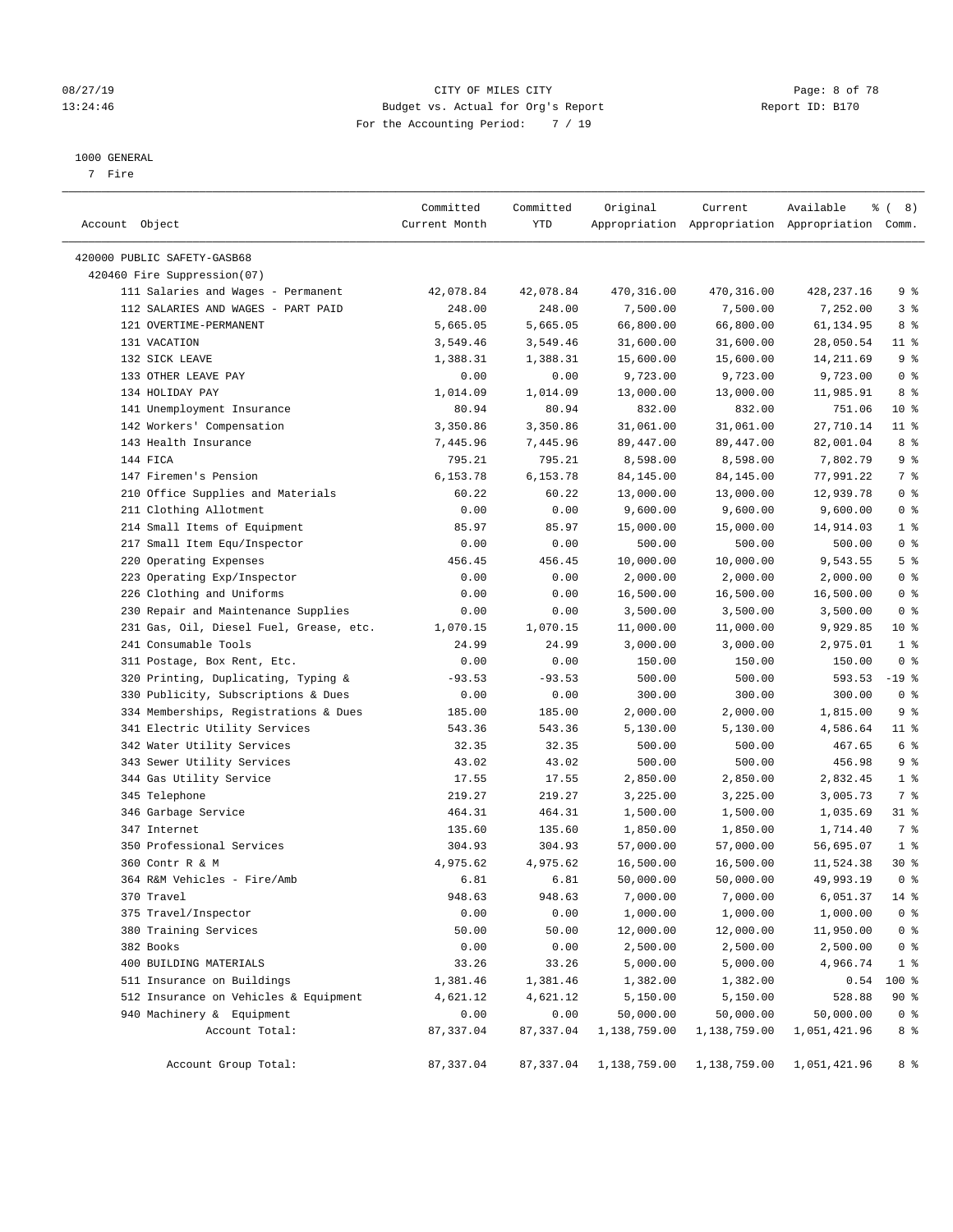CITY OF MILES CITY
Budget vs. Actual for Org's Report
For the Accounting Period: 7 / 19

1000 GENERAL
7 Fire

| Account Object | Committed Current Month | Committed YTD | Original Appropriation | Current Appropriation | Available Appropriation | % ( 8) Comm. |
|---|---|---|---|---|---|---|
| 420000 PUBLIC SAFETY-GASB68 | | | | | | |
| 420460 Fire Suppression(07) | | | | | | |
| 111 Salaries and Wages - Permanent | 42,078.84 | 42,078.84 | 470,316.00 | 470,316.00 | 428,237.16 | 9 % |
| 112 SALARIES AND WAGES - PART PAID | 248.00 | 248.00 | 7,500.00 | 7,500.00 | 7,252.00 | 3 % |
| 121 OVERTIME-PERMANENT | 5,665.05 | 5,665.05 | 66,800.00 | 66,800.00 | 61,134.95 | 8 % |
| 131 VACATION | 3,549.46 | 3,549.46 | 31,600.00 | 31,600.00 | 28,050.54 | 11 % |
| 132 SICK LEAVE | 1,388.31 | 1,388.31 | 15,600.00 | 15,600.00 | 14,211.69 | 9 % |
| 133 OTHER LEAVE PAY | 0.00 | 0.00 | 9,723.00 | 9,723.00 | 9,723.00 | 0 % |
| 134 HOLIDAY PAY | 1,014.09 | 1,014.09 | 13,000.00 | 13,000.00 | 11,985.91 | 8 % |
| 141 Unemployment Insurance | 80.94 | 80.94 | 832.00 | 832.00 | 751.06 | 10 % |
| 142 Workers' Compensation | 3,350.86 | 3,350.86 | 31,061.00 | 31,061.00 | 27,710.14 | 11 % |
| 143 Health Insurance | 7,445.96 | 7,445.96 | 89,447.00 | 89,447.00 | 82,001.04 | 8 % |
| 144 FICA | 795.21 | 795.21 | 8,598.00 | 8,598.00 | 7,802.79 | 9 % |
| 147 Firemen's Pension | 6,153.78 | 6,153.78 | 84,145.00 | 84,145.00 | 77,991.22 | 7 % |
| 210 Office Supplies and Materials | 60.22 | 60.22 | 13,000.00 | 13,000.00 | 12,939.78 | 0 % |
| 211 Clothing Allotment | 0.00 | 0.00 | 9,600.00 | 9,600.00 | 9,600.00 | 0 % |
| 214 Small Items of Equipment | 85.97 | 85.97 | 15,000.00 | 15,000.00 | 14,914.03 | 1 % |
| 217 Small Item Equ/Inspector | 0.00 | 0.00 | 500.00 | 500.00 | 500.00 | 0 % |
| 220 Operating Expenses | 456.45 | 456.45 | 10,000.00 | 10,000.00 | 9,543.55 | 5 % |
| 223 Operating Exp/Inspector | 0.00 | 0.00 | 2,000.00 | 2,000.00 | 2,000.00 | 0 % |
| 226 Clothing and Uniforms | 0.00 | 0.00 | 16,500.00 | 16,500.00 | 16,500.00 | 0 % |
| 230 Repair and Maintenance Supplies | 0.00 | 0.00 | 3,500.00 | 3,500.00 | 3,500.00 | 0 % |
| 231 Gas, Oil, Diesel Fuel, Grease, etc. | 1,070.15 | 1,070.15 | 11,000.00 | 11,000.00 | 9,929.85 | 10 % |
| 241 Consumable Tools | 24.99 | 24.99 | 3,000.00 | 3,000.00 | 2,975.01 | 1 % |
| 311 Postage, Box Rent, Etc. | 0.00 | 0.00 | 150.00 | 150.00 | 150.00 | 0 % |
| 320 Printing, Duplicating, Typing & | -93.53 | -93.53 | 500.00 | 500.00 | 593.53 | -19 % |
| 330 Publicity, Subscriptions & Dues | 0.00 | 0.00 | 300.00 | 300.00 | 300.00 | 0 % |
| 334 Memberships, Registrations & Dues | 185.00 | 185.00 | 2,000.00 | 2,000.00 | 1,815.00 | 9 % |
| 341 Electric Utility Services | 543.36 | 543.36 | 5,130.00 | 5,130.00 | 4,586.64 | 11 % |
| 342 Water Utility Services | 32.35 | 32.35 | 500.00 | 500.00 | 467.65 | 6 % |
| 343 Sewer Utility Services | 43.02 | 43.02 | 500.00 | 500.00 | 456.98 | 9 % |
| 344 Gas Utility Service | 17.55 | 17.55 | 2,850.00 | 2,850.00 | 2,832.45 | 1 % |
| 345 Telephone | 219.27 | 219.27 | 3,225.00 | 3,225.00 | 3,005.73 | 7 % |
| 346 Garbage Service | 464.31 | 464.31 | 1,500.00 | 1,500.00 | 1,035.69 | 31 % |
| 347 Internet | 135.60 | 135.60 | 1,850.00 | 1,850.00 | 1,714.40 | 7 % |
| 350 Professional Services | 304.93 | 304.93 | 57,000.00 | 57,000.00 | 56,695.07 | 1 % |
| 360 Contr R & M | 4,975.62 | 4,975.62 | 16,500.00 | 16,500.00 | 11,524.38 | 30 % |
| 364 R&M Vehicles - Fire/Amb | 6.81 | 6.81 | 50,000.00 | 50,000.00 | 49,993.19 | 0 % |
| 370 Travel | 948.63 | 948.63 | 7,000.00 | 7,000.00 | 6,051.37 | 14 % |
| 375 Travel/Inspector | 0.00 | 0.00 | 1,000.00 | 1,000.00 | 1,000.00 | 0 % |
| 380 Training Services | 50.00 | 50.00 | 12,000.00 | 12,000.00 | 11,950.00 | 0 % |
| 382 Books | 0.00 | 0.00 | 2,500.00 | 2,500.00 | 2,500.00 | 0 % |
| 400 BUILDING MATERIALS | 33.26 | 33.26 | 5,000.00 | 5,000.00 | 4,966.74 | 1 % |
| 511 Insurance on Buildings | 1,381.46 | 1,381.46 | 1,382.00 | 1,382.00 | 0.54 | 100 % |
| 512 Insurance on Vehicles & Equipment | 4,621.12 | 4,621.12 | 5,150.00 | 5,150.00 | 528.88 | 90 % |
| 940 Machinery & Equipment | 0.00 | 0.00 | 50,000.00 | 50,000.00 | 50,000.00 | 0 % |
| Account Total: | 87,337.04 | 87,337.04 | 1,138,759.00 | 1,138,759.00 | 1,051,421.96 | 8 % |
| Account Group Total: | 87,337.04 | 87,337.04 | 1,138,759.00 | 1,138,759.00 | 1,051,421.96 | 8 % |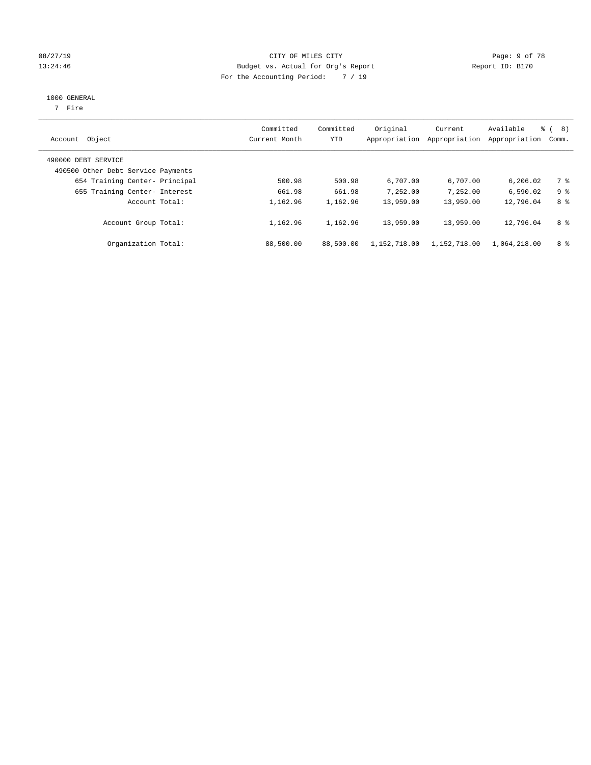CITY OF MILES CITY
Budget vs. Actual for Org's Report
For the Accounting Period: 7 / 19

08/27/19
13:24:46

Report ID: B170

1000 GENERAL
7 Fire

| Account Object | Committed Current Month | Committed YTD | Original Appropriation | Current Appropriation | Available Appropriation | % ( 8) Comm. |
|---|---|---|---|---|---|---|
| 490000 DEBT SERVICE | | | | | | |
| 490500 Other Debt Service Payments | | | | | | |
| 654 Training Center- Principal | 500.98 | 500.98 | 6,707.00 | 6,707.00 | 6,206.02 | 7 % |
| 655 Training Center- Interest | 661.98 | 661.98 | 7,252.00 | 7,252.00 | 6,590.02 | 9 % |
| Account Total: | 1,162.96 | 1,162.96 | 13,959.00 | 13,959.00 | 12,796.04 | 8 % |
| Account Group Total: | 1,162.96 | 1,162.96 | 13,959.00 | 13,959.00 | 12,796.04 | 8 % |
| Organization Total: | 88,500.00 | 88,500.00 | 1,152,718.00 | 1,152,718.00 | 1,064,218.00 | 8 % |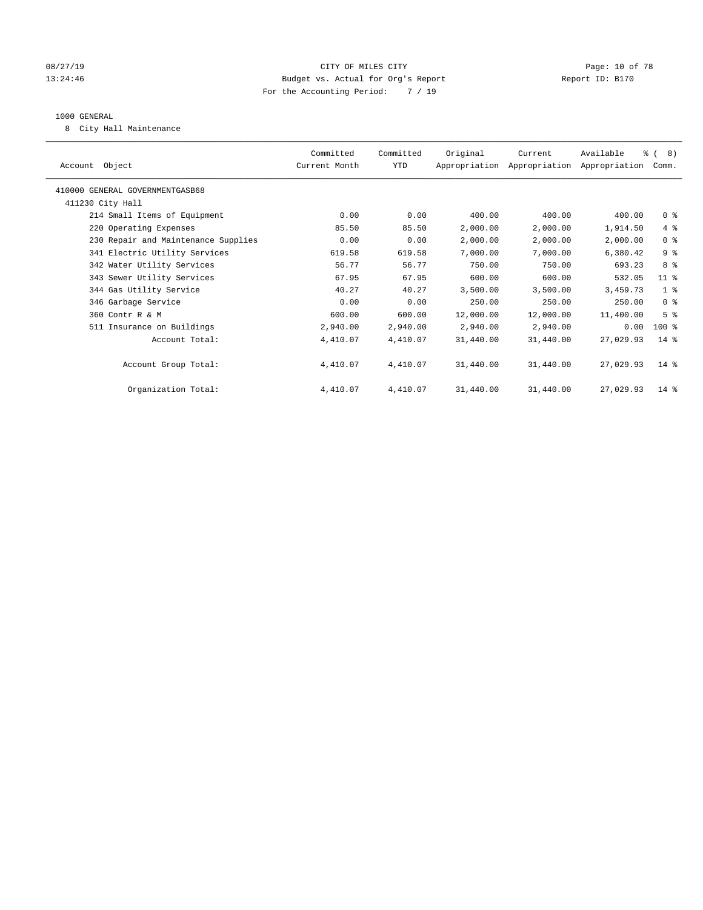CITY OF MILES CITY
Budget vs. Actual for Org's Report
For the Accounting Period: 7 / 19

08/27/19
13:24:46

Report ID: B170

1000 GENERAL
8 City Hall Maintenance

| Account Object | Committed Current Month | Committed YTD | Original Appropriation | Current Appropriation | Available Appropriation | % ( 8) Comm. |
|---|---|---|---|---|---|---|
| 410000 GENERAL GOVERNMENTGASB68 | | | | | | |
| 411230 City Hall | | | | | | |
| 214 Small Items of Equipment | 0.00 | 0.00 | 400.00 | 400.00 | 400.00 | 0 % |
| 220 Operating Expenses | 85.50 | 85.50 | 2,000.00 | 2,000.00 | 1,914.50 | 4 % |
| 230 Repair and Maintenance Supplies | 0.00 | 0.00 | 2,000.00 | 2,000.00 | 2,000.00 | 0 % |
| 341 Electric Utility Services | 619.58 | 619.58 | 7,000.00 | 7,000.00 | 6,380.42 | 9 % |
| 342 Water Utility Services | 56.77 | 56.77 | 750.00 | 750.00 | 693.23 | 8 % |
| 343 Sewer Utility Services | 67.95 | 67.95 | 600.00 | 600.00 | 532.05 | 11 % |
| 344 Gas Utility Service | 40.27 | 40.27 | 3,500.00 | 3,500.00 | 3,459.73 | 1 % |
| 346 Garbage Service | 0.00 | 0.00 | 250.00 | 250.00 | 250.00 | 0 % |
| 360 Contr R & M | 600.00 | 600.00 | 12,000.00 | 12,000.00 | 11,400.00 | 5 % |
| 511 Insurance on Buildings | 2,940.00 | 2,940.00 | 2,940.00 | 2,940.00 | 0.00 | 100 % |
| Account Total: | 4,410.07 | 4,410.07 | 31,440.00 | 31,440.00 | 27,029.93 | 14 % |
| Account Group Total: | 4,410.07 | 4,410.07 | 31,440.00 | 31,440.00 | 27,029.93 | 14 % |
| Organization Total: | 4,410.07 | 4,410.07 | 31,440.00 | 31,440.00 | 27,029.93 | 14 % |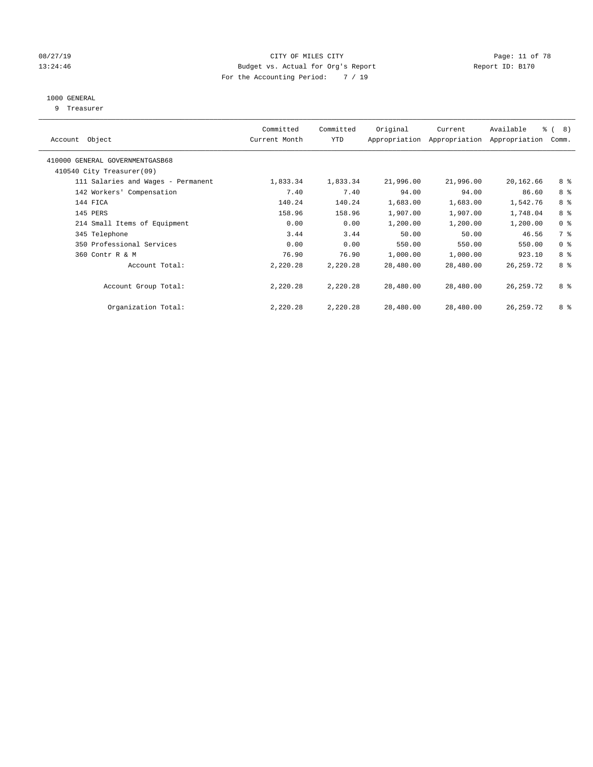CITY OF MILES CITY
Budget vs. Actual for Org's Report
For the Accounting Period: 7 / 19

08/27/19
13:24:46

Report ID: B170

1000 GENERAL
9 Treasurer

| Account Object | Committed Current Month | Committed YTD | Original Appropriation | Current Appropriation | Available Appropriation | % ( 8) Comm. |
|---|---|---|---|---|---|---|
| 410000 GENERAL GOVERNMENTGASB68 | | | | | | |
| 410540 City Treasurer(09) | | | | | | |
| 111 Salaries and Wages - Permanent | 1,833.34 | 1,833.34 | 21,996.00 | 21,996.00 | 20,162.66 | 8 % |
| 142 Workers' Compensation | 7.40 | 7.40 | 94.00 | 94.00 | 86.60 | 8 % |
| 144 FICA | 140.24 | 140.24 | 1,683.00 | 1,683.00 | 1,542.76 | 8 % |
| 145 PERS | 158.96 | 158.96 | 1,907.00 | 1,907.00 | 1,748.04 | 8 % |
| 214 Small Items of Equipment | 0.00 | 0.00 | 1,200.00 | 1,200.00 | 1,200.00 | 0 % |
| 345 Telephone | 3.44 | 3.44 | 50.00 | 50.00 | 46.56 | 7 % |
| 350 Professional Services | 0.00 | 0.00 | 550.00 | 550.00 | 550.00 | 0 % |
| 360 Contr R & M | 76.90 | 76.90 | 1,000.00 | 1,000.00 | 923.10 | 8 % |
| Account Total: | 2,220.28 | 2,220.28 | 28,480.00 | 28,480.00 | 26,259.72 | 8 % |
| Account Group Total: | 2,220.28 | 2,220.28 | 28,480.00 | 28,480.00 | 26,259.72 | 8 % |
| Organization Total: | 2,220.28 | 2,220.28 | 28,480.00 | 28,480.00 | 26,259.72 | 8 % |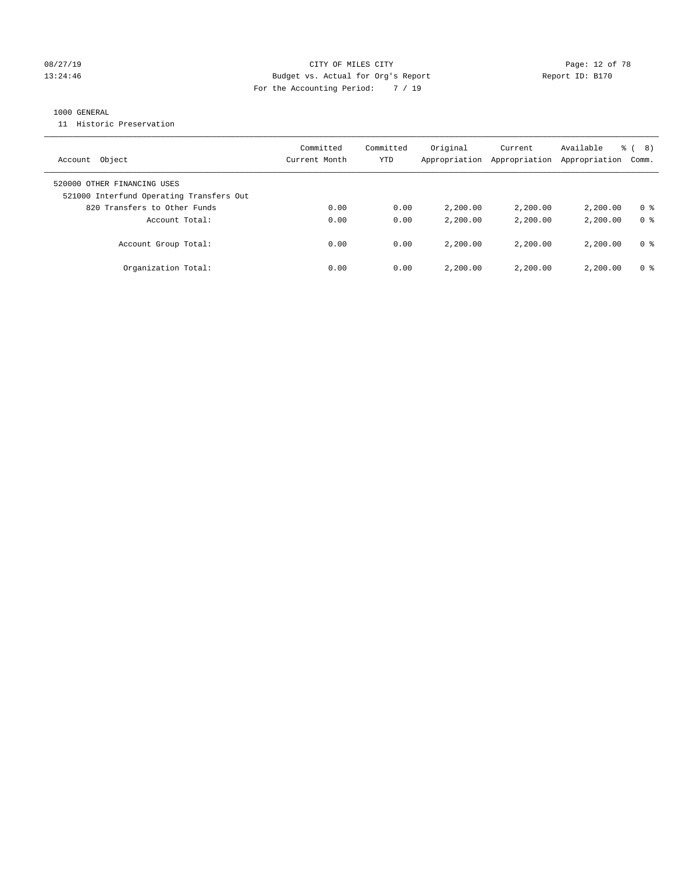CITY OF MILES CITY
Budget vs. Actual for Org's Report
For the Accounting Period: 7 / 19

08/27/19 13:24:46 — Report ID: B170

1000 GENERAL

11 Historic Preservation

| Account Object | Committed Current Month | Committed YTD | Original Appropriation | Current Appropriation | Available Appropriation | % ( 8) Comm. |
|---|---|---|---|---|---|---|
| 520000 OTHER FINANCING USES | | | | | | |
| 521000 Interfund Operating Transfers Out | | | | | | |
| 820 Transfers to Other Funds | 0.00 | 0.00 | 2,200.00 | 2,200.00 | 2,200.00 | 0 % |
| Account Total: | 0.00 | 0.00 | 2,200.00 | 2,200.00 | 2,200.00 | 0 % |
| Account Group Total: | 0.00 | 0.00 | 2,200.00 | 2,200.00 | 2,200.00 | 0 % |
| Organization Total: | 0.00 | 0.00 | 2,200.00 | 2,200.00 | 2,200.00 | 0 % |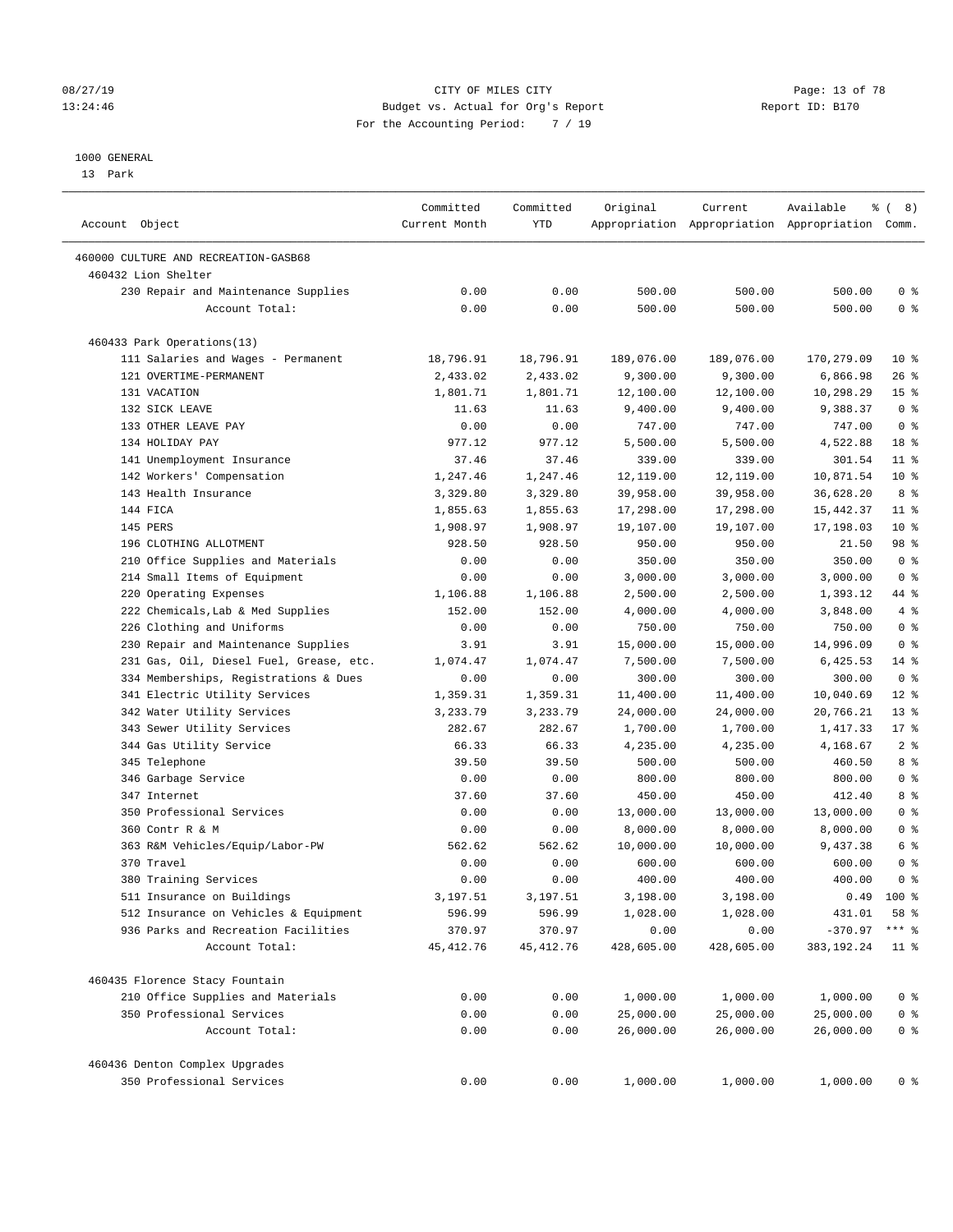CITY OF MILES CITY
Budget vs. Actual for Org's Report
For the Accounting Period: 7 / 19

1000 GENERAL
13 Park

| Account Object | Committed Current Month | Committed YTD | Original Appropriation | Current Appropriation | Available Appropriation | % ( 8) Comm. |
|---|---|---|---|---|---|---|
| 460000 CULTURE AND RECREATION-GASB68 | | | | | | |
| 460432 Lion Shelter | | | | | | |
| 230 Repair and Maintenance Supplies | 0.00 | 0.00 | 500.00 | 500.00 | 500.00 | 0 % |
| Account Total: | 0.00 | 0.00 | 500.00 | 500.00 | 500.00 | 0 % |
| 460433 Park Operations(13) | | | | | | |
| 111 Salaries and Wages - Permanent | 18,796.91 | 18,796.91 | 189,076.00 | 189,076.00 | 170,279.09 | 10 % |
| 121 OVERTIME-PERMANENT | 2,433.02 | 2,433.02 | 9,300.00 | 9,300.00 | 6,866.98 | 26 % |
| 131 VACATION | 1,801.71 | 1,801.71 | 12,100.00 | 12,100.00 | 10,298.29 | 15 % |
| 132 SICK LEAVE | 11.63 | 11.63 | 9,400.00 | 9,400.00 | 9,388.37 | 0 % |
| 133 OTHER LEAVE PAY | 0.00 | 0.00 | 747.00 | 747.00 | 747.00 | 0 % |
| 134 HOLIDAY PAY | 977.12 | 977.12 | 5,500.00 | 5,500.00 | 4,522.88 | 18 % |
| 141 Unemployment Insurance | 37.46 | 37.46 | 339.00 | 339.00 | 301.54 | 11 % |
| 142 Workers' Compensation | 1,247.46 | 1,247.46 | 12,119.00 | 12,119.00 | 10,871.54 | 10 % |
| 143 Health Insurance | 3,329.80 | 3,329.80 | 39,958.00 | 39,958.00 | 36,628.20 | 8 % |
| 144 FICA | 1,855.63 | 1,855.63 | 17,298.00 | 17,298.00 | 15,442.37 | 11 % |
| 145 PERS | 1,908.97 | 1,908.97 | 19,107.00 | 19,107.00 | 17,198.03 | 10 % |
| 196 CLOTHING ALLOTMENT | 928.50 | 928.50 | 950.00 | 950.00 | 21.50 | 98 % |
| 210 Office Supplies and Materials | 0.00 | 0.00 | 350.00 | 350.00 | 350.00 | 0 % |
| 214 Small Items of Equipment | 0.00 | 0.00 | 3,000.00 | 3,000.00 | 3,000.00 | 0 % |
| 220 Operating Expenses | 1,106.88 | 1,106.88 | 2,500.00 | 2,500.00 | 1,393.12 | 44 % |
| 222 Chemicals,Lab & Med Supplies | 152.00 | 152.00 | 4,000.00 | 4,000.00 | 3,848.00 | 4 % |
| 226 Clothing and Uniforms | 0.00 | 0.00 | 750.00 | 750.00 | 750.00 | 0 % |
| 230 Repair and Maintenance Supplies | 3.91 | 3.91 | 15,000.00 | 15,000.00 | 14,996.09 | 0 % |
| 231 Gas, Oil, Diesel Fuel, Grease, etc. | 1,074.47 | 1,074.47 | 7,500.00 | 7,500.00 | 6,425.53 | 14 % |
| 334 Memberships, Registrations & Dues | 0.00 | 0.00 | 300.00 | 300.00 | 300.00 | 0 % |
| 341 Electric Utility Services | 1,359.31 | 1,359.31 | 11,400.00 | 11,400.00 | 10,040.69 | 12 % |
| 342 Water Utility Services | 3,233.79 | 3,233.79 | 24,000.00 | 24,000.00 | 20,766.21 | 13 % |
| 343 Sewer Utility Services | 282.67 | 282.67 | 1,700.00 | 1,700.00 | 1,417.33 | 17 % |
| 344 Gas Utility Service | 66.33 | 66.33 | 4,235.00 | 4,235.00 | 4,168.67 | 2 % |
| 345 Telephone | 39.50 | 39.50 | 500.00 | 500.00 | 460.50 | 8 % |
| 346 Garbage Service | 0.00 | 0.00 | 800.00 | 800.00 | 800.00 | 0 % |
| 347 Internet | 37.60 | 37.60 | 450.00 | 450.00 | 412.40 | 8 % |
| 350 Professional Services | 0.00 | 0.00 | 13,000.00 | 13,000.00 | 13,000.00 | 0 % |
| 360 Contr R & M | 0.00 | 0.00 | 8,000.00 | 8,000.00 | 8,000.00 | 0 % |
| 363 R&M Vehicles/Equip/Labor-PW | 562.62 | 562.62 | 10,000.00 | 10,000.00 | 9,437.38 | 6 % |
| 370 Travel | 0.00 | 0.00 | 600.00 | 600.00 | 600.00 | 0 % |
| 380 Training Services | 0.00 | 0.00 | 400.00 | 400.00 | 400.00 | 0 % |
| 511 Insurance on Buildings | 3,197.51 | 3,197.51 | 3,198.00 | 3,198.00 | 0.49 | 100 % |
| 512 Insurance on Vehicles & Equipment | 596.99 | 596.99 | 1,028.00 | 1,028.00 | 431.01 | 58 % |
| 936 Parks and Recreation Facilities | 370.97 | 370.97 | 0.00 | 0.00 | -370.97 | *** % |
| Account Total: | 45,412.76 | 45,412.76 | 428,605.00 | 428,605.00 | 383,192.24 | 11 % |
| 460435 Florence Stacy Fountain | | | | | | |
| 210 Office Supplies and Materials | 0.00 | 0.00 | 1,000.00 | 1,000.00 | 1,000.00 | 0 % |
| 350 Professional Services | 0.00 | 0.00 | 25,000.00 | 25,000.00 | 25,000.00 | 0 % |
| Account Total: | 0.00 | 0.00 | 26,000.00 | 26,000.00 | 26,000.00 | 0 % |
| 460436 Denton Complex Upgrades | | | | | | |
| 350 Professional Services | 0.00 | 0.00 | 1,000.00 | 1,000.00 | 1,000.00 | 0 % |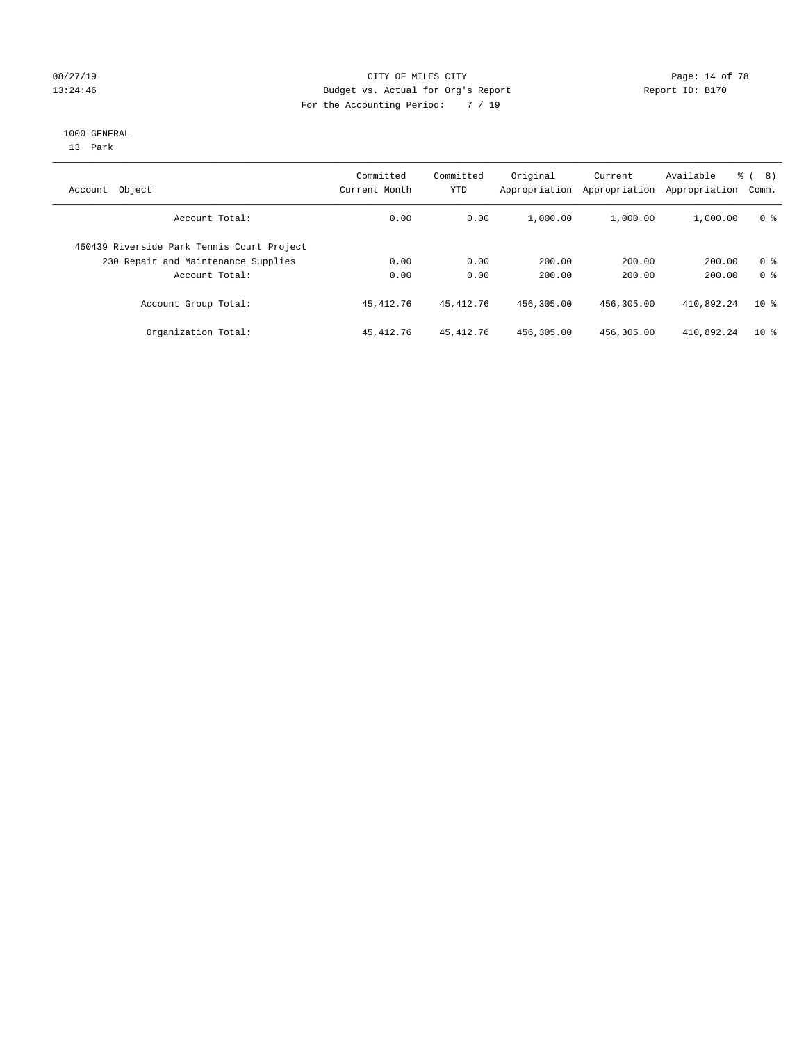CITY OF MILES CITY
Budget vs. Actual for Org's Report
For the Accounting Period: 7 / 19

08/27/19
13:24:46

Report ID: B170

1000 GENERAL
13 Park

| Account Object | Committed Current Month | Committed YTD | Original Appropriation | Current Appropriation | Available Appropriation | % ( 8) Comm. |
|---|---|---|---|---|---|---|
| Account Total: | 0.00 | 0.00 | 1,000.00 | 1,000.00 | 1,000.00 | 0 % |
| 460439 Riverside Park Tennis Court Project | | | | | | |
| 230 Repair and Maintenance Supplies | 0.00 | 0.00 | 200.00 | 200.00 | 200.00 | 0 % |
| Account Total: | 0.00 | 0.00 | 200.00 | 200.00 | 200.00 | 0 % |
| Account Group Total: | 45,412.76 | 45,412.76 | 456,305.00 | 456,305.00 | 410,892.24 | 10 % |
| Organization Total: | 45,412.76 | 45,412.76 | 456,305.00 | 456,305.00 | 410,892.24 | 10 % |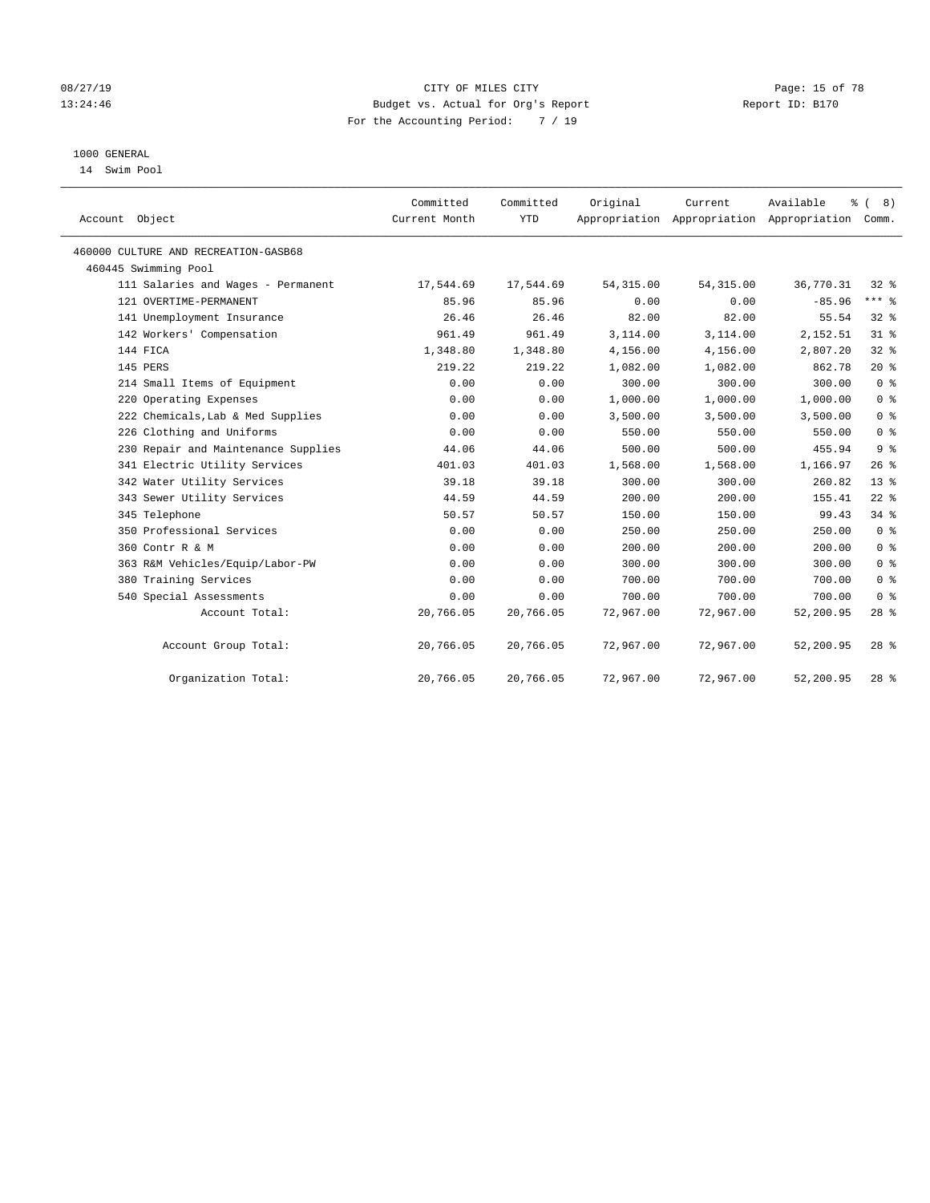CITY OF MILES CITY
Budget vs. Actual for Org's Report
For the Accounting Period: 7 / 19

Report ID: B170

1000 GENERAL
14 Swim Pool

| Account Object | Committed Current Month | Committed YTD | Original Appropriation | Current Appropriation | Available Appropriation | % ( 8) Comm. |
|---|---|---|---|---|---|---|
| 460000 CULTURE AND RECREATION-GASB68 | | | | | | |
| 460445 Swimming Pool | | | | | | |
| 111 Salaries and Wages - Permanent | 17,544.69 | 17,544.69 | 54,315.00 | 54,315.00 | 36,770.31 | 32 % |
| 121 OVERTIME-PERMANENT | 85.96 | 85.96 | 0.00 | 0.00 | -85.96 | *** % |
| 141 Unemployment Insurance | 26.46 | 26.46 | 82.00 | 82.00 | 55.54 | 32 % |
| 142 Workers' Compensation | 961.49 | 961.49 | 3,114.00 | 3,114.00 | 2,152.51 | 31 % |
| 144 FICA | 1,348.80 | 1,348.80 | 4,156.00 | 4,156.00 | 2,807.20 | 32 % |
| 145 PERS | 219.22 | 219.22 | 1,082.00 | 1,082.00 | 862.78 | 20 % |
| 214 Small Items of Equipment | 0.00 | 0.00 | 300.00 | 300.00 | 300.00 | 0 % |
| 220 Operating Expenses | 0.00 | 0.00 | 1,000.00 | 1,000.00 | 1,000.00 | 0 % |
| 222 Chemicals,Lab & Med Supplies | 0.00 | 0.00 | 3,500.00 | 3,500.00 | 3,500.00 | 0 % |
| 226 Clothing and Uniforms | 0.00 | 0.00 | 550.00 | 550.00 | 550.00 | 0 % |
| 230 Repair and Maintenance Supplies | 44.06 | 44.06 | 500.00 | 500.00 | 455.94 | 9 % |
| 341 Electric Utility Services | 401.03 | 401.03 | 1,568.00 | 1,568.00 | 1,166.97 | 26 % |
| 342 Water Utility Services | 39.18 | 39.18 | 300.00 | 300.00 | 260.82 | 13 % |
| 343 Sewer Utility Services | 44.59 | 44.59 | 200.00 | 200.00 | 155.41 | 22 % |
| 345 Telephone | 50.57 | 50.57 | 150.00 | 150.00 | 99.43 | 34 % |
| 350 Professional Services | 0.00 | 0.00 | 250.00 | 250.00 | 250.00 | 0 % |
| 360 Contr R & M | 0.00 | 0.00 | 200.00 | 200.00 | 200.00 | 0 % |
| 363 R&M Vehicles/Equip/Labor-PW | 0.00 | 0.00 | 300.00 | 300.00 | 300.00 | 0 % |
| 380 Training Services | 0.00 | 0.00 | 700.00 | 700.00 | 700.00 | 0 % |
| 540 Special Assessments | 0.00 | 0.00 | 700.00 | 700.00 | 700.00 | 0 % |
| Account Total: | 20,766.05 | 20,766.05 | 72,967.00 | 72,967.00 | 52,200.95 | 28 % |
| Account Group Total: | 20,766.05 | 20,766.05 | 72,967.00 | 72,967.00 | 52,200.95 | 28 % |
| Organization Total: | 20,766.05 | 20,766.05 | 72,967.00 | 72,967.00 | 52,200.95 | 28 % |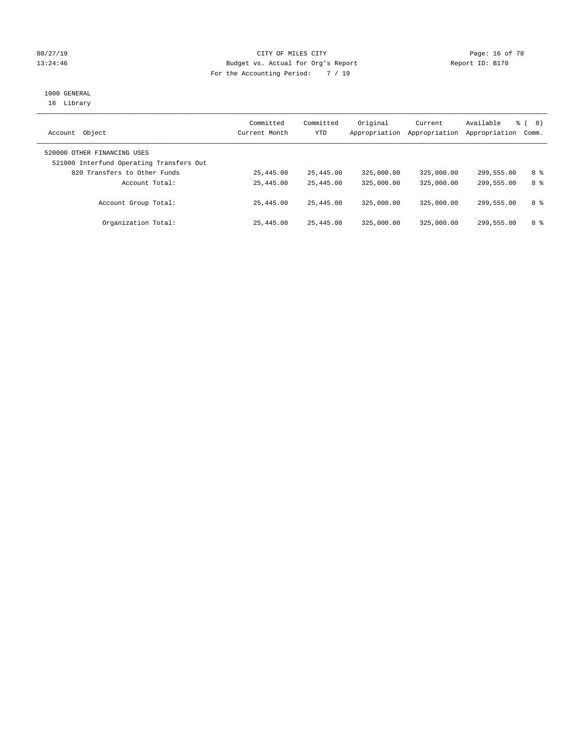CITY OF MILES CITY
Budget vs. Actual for Org's Report
For the Accounting Period: 7 / 19

08/27/19
13:24:46

Report ID: B170

1000 GENERAL
16 Library

| Account Object | Committed Current Month | Committed YTD | Original Appropriation | Current Appropriation | Available Appropriation | % ( 8) Comm. |
|---|---|---|---|---|---|---|
| 520000 OTHER FINANCING USES | | | | | | |
| 521000 Interfund Operating Transfers Out | | | | | | |
| 820 Transfers to Other Funds | 25,445.00 | 25,445.00 | 325,000.00 | 325,000.00 | 299,555.00 | 8 % |
| Account Total: | 25,445.00 | 25,445.00 | 325,000.00 | 325,000.00 | 299,555.00 | 8 % |
| Account Group Total: | 25,445.00 | 25,445.00 | 325,000.00 | 325,000.00 | 299,555.00 | 8 % |
| Organization Total: | 25,445.00 | 25,445.00 | 325,000.00 | 325,000.00 | 299,555.00 | 8 % |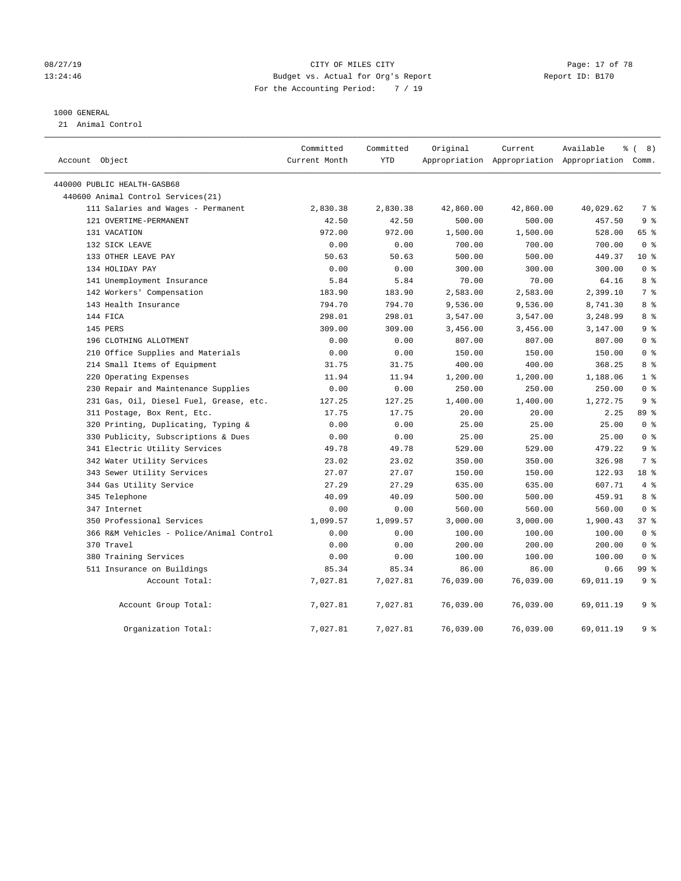CITY OF MILES CITY
Budget vs. Actual for Org's Report
For the Accounting Period: 7 / 19

08/27/19
13:24:46

Report ID: B170

1000 GENERAL
21 Animal Control

| Account Object | Committed Current Month | Committed YTD | Original Appropriation | Current Appropriation | Available Appropriation | % ( 8) Comm. |
|---|---|---|---|---|---|---|
| 440000 PUBLIC HEALTH-GASB68 | | | | | | |
| 440600 Animal Control Services(21) | | | | | | |
| 111 Salaries and Wages - Permanent | 2,830.38 | 2,830.38 | 42,860.00 | 42,860.00 | 40,029.62 | 7 % |
| 121 OVERTIME-PERMANENT | 42.50 | 42.50 | 500.00 | 500.00 | 457.50 | 9 % |
| 131 VACATION | 972.00 | 972.00 | 1,500.00 | 1,500.00 | 528.00 | 65 % |
| 132 SICK LEAVE | 0.00 | 0.00 | 700.00 | 700.00 | 700.00 | 0 % |
| 133 OTHER LEAVE PAY | 50.63 | 50.63 | 500.00 | 500.00 | 449.37 | 10 % |
| 134 HOLIDAY PAY | 0.00 | 0.00 | 300.00 | 300.00 | 300.00 | 0 % |
| 141 Unemployment Insurance | 5.84 | 5.84 | 70.00 | 70.00 | 64.16 | 8 % |
| 142 Workers' Compensation | 183.90 | 183.90 | 2,583.00 | 2,583.00 | 2,399.10 | 7 % |
| 143 Health Insurance | 794.70 | 794.70 | 9,536.00 | 9,536.00 | 8,741.30 | 8 % |
| 144 FICA | 298.01 | 298.01 | 3,547.00 | 3,547.00 | 3,248.99 | 8 % |
| 145 PERS | 309.00 | 309.00 | 3,456.00 | 3,456.00 | 3,147.00 | 9 % |
| 196 CLOTHING ALLOTMENT | 0.00 | 0.00 | 807.00 | 807.00 | 807.00 | 0 % |
| 210 Office Supplies and Materials | 0.00 | 0.00 | 150.00 | 150.00 | 150.00 | 0 % |
| 214 Small Items of Equipment | 31.75 | 31.75 | 400.00 | 400.00 | 368.25 | 8 % |
| 220 Operating Expenses | 11.94 | 11.94 | 1,200.00 | 1,200.00 | 1,188.06 | 1 % |
| 230 Repair and Maintenance Supplies | 0.00 | 0.00 | 250.00 | 250.00 | 250.00 | 0 % |
| 231 Gas, Oil, Diesel Fuel, Grease, etc. | 127.25 | 127.25 | 1,400.00 | 1,400.00 | 1,272.75 | 9 % |
| 311 Postage, Box Rent, Etc. | 17.75 | 17.75 | 20.00 | 20.00 | 2.25 | 89 % |
| 320 Printing, Duplicating, Typing & | 0.00 | 0.00 | 25.00 | 25.00 | 25.00 | 0 % |
| 330 Publicity, Subscriptions & Dues | 0.00 | 0.00 | 25.00 | 25.00 | 25.00 | 0 % |
| 341 Electric Utility Services | 49.78 | 49.78 | 529.00 | 529.00 | 479.22 | 9 % |
| 342 Water Utility Services | 23.02 | 23.02 | 350.00 | 350.00 | 326.98 | 7 % |
| 343 Sewer Utility Services | 27.07 | 27.07 | 150.00 | 150.00 | 122.93 | 18 % |
| 344 Gas Utility Service | 27.29 | 27.29 | 635.00 | 635.00 | 607.71 | 4 % |
| 345 Telephone | 40.09 | 40.09 | 500.00 | 500.00 | 459.91 | 8 % |
| 347 Internet | 0.00 | 0.00 | 560.00 | 560.00 | 560.00 | 0 % |
| 350 Professional Services | 1,099.57 | 1,099.57 | 3,000.00 | 3,000.00 | 1,900.43 | 37 % |
| 366 R&M Vehicles - Police/Animal Control | 0.00 | 0.00 | 100.00 | 100.00 | 100.00 | 0 % |
| 370 Travel | 0.00 | 0.00 | 200.00 | 200.00 | 200.00 | 0 % |
| 380 Training Services | 0.00 | 0.00 | 100.00 | 100.00 | 100.00 | 0 % |
| 511 Insurance on Buildings | 85.34 | 85.34 | 86.00 | 86.00 | 0.66 | 99 % |
| Account Total: | 7,027.81 | 7,027.81 | 76,039.00 | 76,039.00 | 69,011.19 | 9 % |
| Account Group Total: | 7,027.81 | 7,027.81 | 76,039.00 | 76,039.00 | 69,011.19 | 9 % |
| Organization Total: | 7,027.81 | 7,027.81 | 76,039.00 | 76,039.00 | 69,011.19 | 9 % |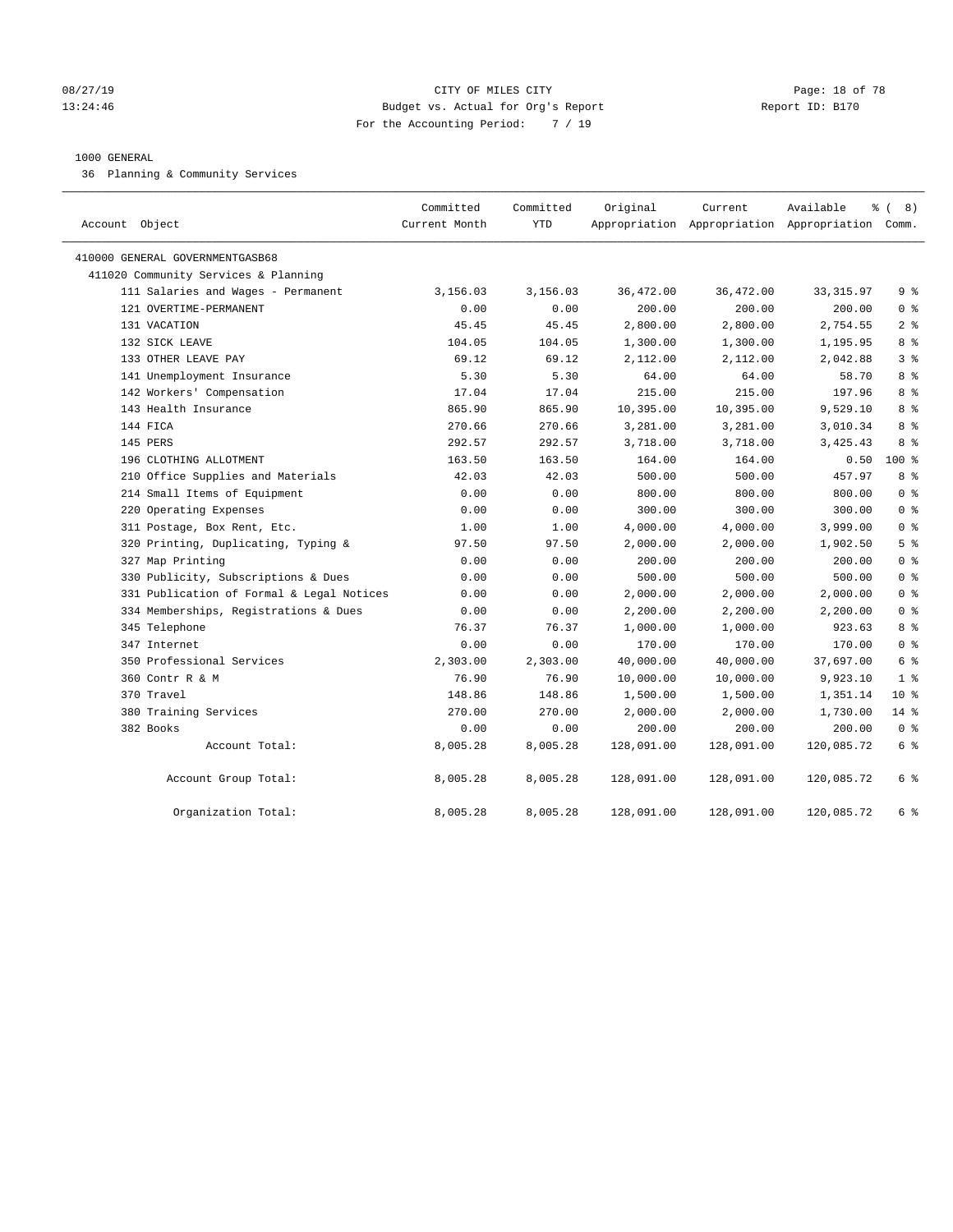08/27/19 CITY OF MILES CITY
13:24:46 Budget vs. Actual for Org's Report Report ID: B170
For the Accounting Period: 7 / 19

1000 GENERAL

36 Planning & Community Services

| Account Object | Committed Current Month | Committed YTD | Original Appropriation | Current Appropriation | Available Appropriation | % ( 8) Comm. |
|---|---|---|---|---|---|---|
| 410000 GENERAL GOVERNMENTGASB68 | | | | | | |
| 411020 Community Services & Planning | | | | | | |
| 111 Salaries and Wages - Permanent | 3,156.03 | 3,156.03 | 36,472.00 | 36,472.00 | 33,315.97 | 9 % |
| 121 OVERTIME-PERMANENT | 0.00 | 0.00 | 200.00 | 200.00 | 200.00 | 0 % |
| 131 VACATION | 45.45 | 45.45 | 2,800.00 | 2,800.00 | 2,754.55 | 2 % |
| 132 SICK LEAVE | 104.05 | 104.05 | 1,300.00 | 1,300.00 | 1,195.95 | 8 % |
| 133 OTHER LEAVE PAY | 69.12 | 69.12 | 2,112.00 | 2,112.00 | 2,042.88 | 3 % |
| 141 Unemployment Insurance | 5.30 | 5.30 | 64.00 | 64.00 | 58.70 | 8 % |
| 142 Workers' Compensation | 17.04 | 17.04 | 215.00 | 215.00 | 197.96 | 8 % |
| 143 Health Insurance | 865.90 | 865.90 | 10,395.00 | 10,395.00 | 9,529.10 | 8 % |
| 144 FICA | 270.66 | 270.66 | 3,281.00 | 3,281.00 | 3,010.34 | 8 % |
| 145 PERS | 292.57 | 292.57 | 3,718.00 | 3,718.00 | 3,425.43 | 8 % |
| 196 CLOTHING ALLOTMENT | 163.50 | 163.50 | 164.00 | 164.00 | 0.50 | 100 % |
| 210 Office Supplies and Materials | 42.03 | 42.03 | 500.00 | 500.00 | 457.97 | 8 % |
| 214 Small Items of Equipment | 0.00 | 0.00 | 800.00 | 800.00 | 800.00 | 0 % |
| 220 Operating Expenses | 0.00 | 0.00 | 300.00 | 300.00 | 300.00 | 0 % |
| 311 Postage, Box Rent, Etc. | 1.00 | 1.00 | 4,000.00 | 4,000.00 | 3,999.00 | 0 % |
| 320 Printing, Duplicating, Typing & | 97.50 | 97.50 | 2,000.00 | 2,000.00 | 1,902.50 | 5 % |
| 327 Map Printing | 0.00 | 0.00 | 200.00 | 200.00 | 200.00 | 0 % |
| 330 Publicity, Subscriptions & Dues | 0.00 | 0.00 | 500.00 | 500.00 | 500.00 | 0 % |
| 331 Publication of Formal & Legal Notices | 0.00 | 0.00 | 2,000.00 | 2,000.00 | 2,000.00 | 0 % |
| 334 Memberships, Registrations & Dues | 0.00 | 0.00 | 2,200.00 | 2,200.00 | 2,200.00 | 0 % |
| 345 Telephone | 76.37 | 76.37 | 1,000.00 | 1,000.00 | 923.63 | 8 % |
| 347 Internet | 0.00 | 0.00 | 170.00 | 170.00 | 170.00 | 0 % |
| 350 Professional Services | 2,303.00 | 2,303.00 | 40,000.00 | 40,000.00 | 37,697.00 | 6 % |
| 360 Contr R & M | 76.90 | 76.90 | 10,000.00 | 10,000.00 | 9,923.10 | 1 % |
| 370 Travel | 148.86 | 148.86 | 1,500.00 | 1,500.00 | 1,351.14 | 10 % |
| 380 Training Services | 270.00 | 270.00 | 2,000.00 | 2,000.00 | 1,730.00 | 14 % |
| 382 Books | 0.00 | 0.00 | 200.00 | 200.00 | 200.00 | 0 % |
| Account Total: | 8,005.28 | 8,005.28 | 128,091.00 | 128,091.00 | 120,085.72 | 6 % |
| Account Group Total: | 8,005.28 | 8,005.28 | 128,091.00 | 128,091.00 | 120,085.72 | 6 % |
| Organization Total: | 8,005.28 | 8,005.28 | 128,091.00 | 128,091.00 | 120,085.72 | 6 % |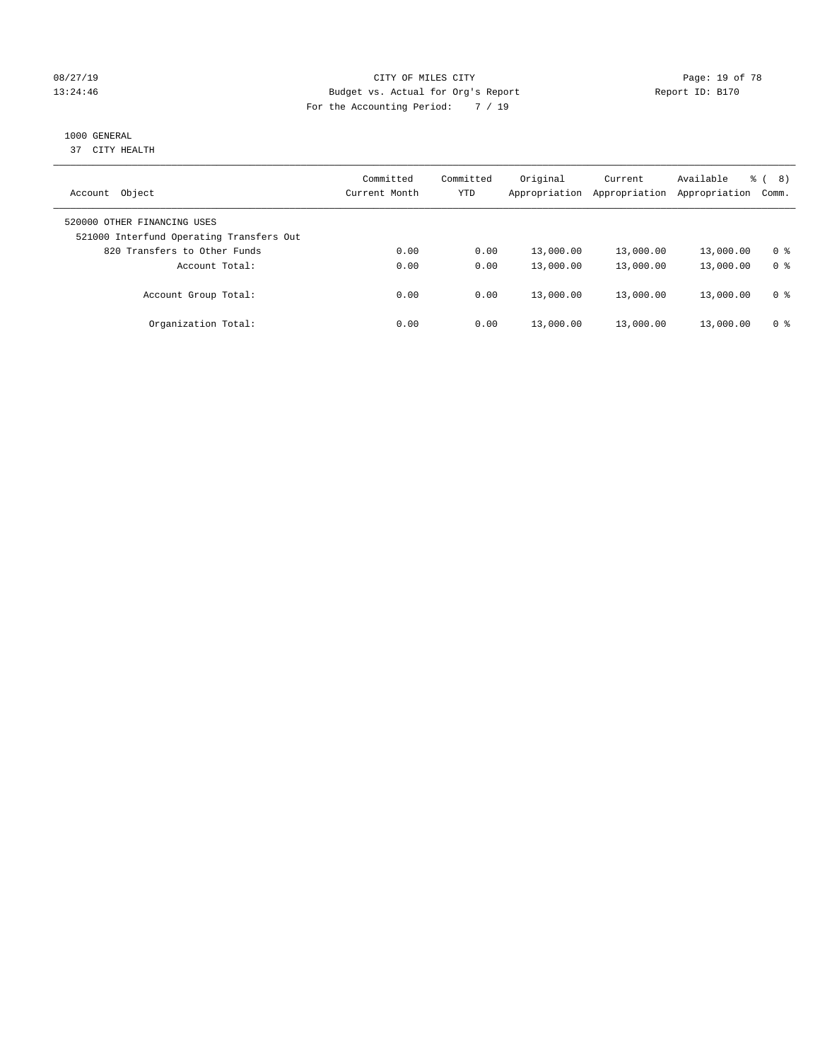08/27/19 CITY OF MILES CITY
13:24:46 Budget vs. Actual for Org's Report Report ID: B170
For the Accounting Period: 7 / 19

1000 GENERAL
37 CITY HEALTH

| Account Object | Committed Current Month | Committed YTD | Original Appropriation | Current Appropriation | Available Appropriation | % ( 8) Comm. |
|---|---|---|---|---|---|---|
| 520000 OTHER FINANCING USES | | | | | | |
| 521000 Interfund Operating Transfers Out | | | | | | |
| 820 Transfers to Other Funds | 0.00 | 0.00 | 13,000.00 | 13,000.00 | 13,000.00 | 0 % |
| Account Total: | 0.00 | 0.00 | 13,000.00 | 13,000.00 | 13,000.00 | 0 % |
| Account Group Total: | 0.00 | 0.00 | 13,000.00 | 13,000.00 | 13,000.00 | 0 % |
| Organization Total: | 0.00 | 0.00 | 13,000.00 | 13,000.00 | 13,000.00 | 0 % |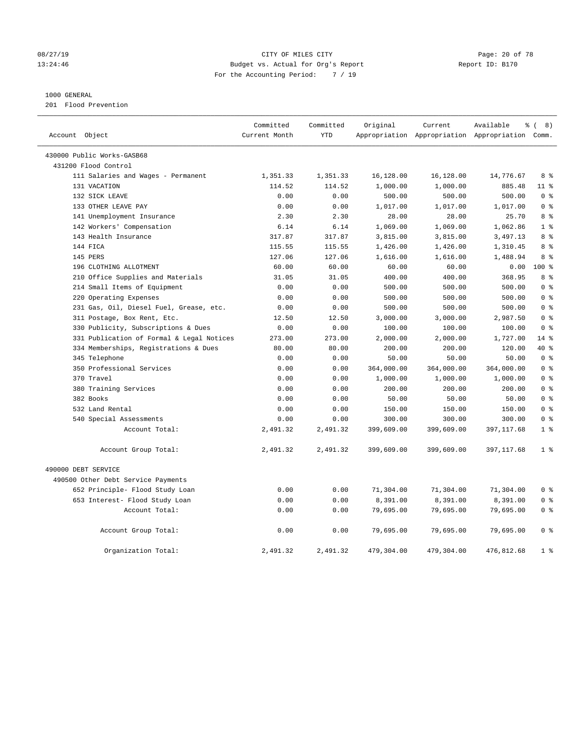CITY OF MILES CITY
Budget vs. Actual for Org's Report
For the Accounting Period: 7 / 19

08/27/19
13:24:46

Report ID: B170

1000 GENERAL
201 Flood Prevention

| Account Object | Committed Current Month | Committed YTD | Original Appropriation | Current Appropriation | Available Appropriation | % ( 8) Comm. |
|---|---|---|---|---|---|---|
| 430000 Public Works-GASB68 | | | | | | |
| 431200 Flood Control | | | | | | |
| 111 Salaries and Wages - Permanent | 1,351.33 | 1,351.33 | 16,128.00 | 16,128.00 | 14,776.67 | 8 % |
| 131 VACATION | 114.52 | 114.52 | 1,000.00 | 1,000.00 | 885.48 | 11 % |
| 132 SICK LEAVE | 0.00 | 0.00 | 500.00 | 500.00 | 500.00 | 0 % |
| 133 OTHER LEAVE PAY | 0.00 | 0.00 | 1,017.00 | 1,017.00 | 1,017.00 | 0 % |
| 141 Unemployment Insurance | 2.30 | 2.30 | 28.00 | 28.00 | 25.70 | 8 % |
| 142 Workers' Compensation | 6.14 | 6.14 | 1,069.00 | 1,069.00 | 1,062.86 | 1 % |
| 143 Health Insurance | 317.87 | 317.87 | 3,815.00 | 3,815.00 | 3,497.13 | 8 % |
| 144 FICA | 115.55 | 115.55 | 1,426.00 | 1,426.00 | 1,310.45 | 8 % |
| 145 PERS | 127.06 | 127.06 | 1,616.00 | 1,616.00 | 1,488.94 | 8 % |
| 196 CLOTHING ALLOTMENT | 60.00 | 60.00 | 60.00 | 60.00 | 0.00 | 100 % |
| 210 Office Supplies and Materials | 31.05 | 31.05 | 400.00 | 400.00 | 368.95 | 8 % |
| 214 Small Items of Equipment | 0.00 | 0.00 | 500.00 | 500.00 | 500.00 | 0 % |
| 220 Operating Expenses | 0.00 | 0.00 | 500.00 | 500.00 | 500.00 | 0 % |
| 231 Gas, Oil, Diesel Fuel, Grease, etc. | 0.00 | 0.00 | 500.00 | 500.00 | 500.00 | 0 % |
| 311 Postage, Box Rent, Etc. | 12.50 | 12.50 | 3,000.00 | 3,000.00 | 2,987.50 | 0 % |
| 330 Publicity, Subscriptions & Dues | 0.00 | 0.00 | 100.00 | 100.00 | 100.00 | 0 % |
| 331 Publication of Formal & Legal Notices | 273.00 | 273.00 | 2,000.00 | 2,000.00 | 1,727.00 | 14 % |
| 334 Memberships, Registrations & Dues | 80.00 | 80.00 | 200.00 | 200.00 | 120.00 | 40 % |
| 345 Telephone | 0.00 | 0.00 | 50.00 | 50.00 | 50.00 | 0 % |
| 350 Professional Services | 0.00 | 0.00 | 364,000.00 | 364,000.00 | 364,000.00 | 0 % |
| 370 Travel | 0.00 | 0.00 | 1,000.00 | 1,000.00 | 1,000.00 | 0 % |
| 380 Training Services | 0.00 | 0.00 | 200.00 | 200.00 | 200.00 | 0 % |
| 382 Books | 0.00 | 0.00 | 50.00 | 50.00 | 50.00 | 0 % |
| 532 Land Rental | 0.00 | 0.00 | 150.00 | 150.00 | 150.00 | 0 % |
| 540 Special Assessments | 0.00 | 0.00 | 300.00 | 300.00 | 300.00 | 0 % |
| Account Total: | 2,491.32 | 2,491.32 | 399,609.00 | 399,609.00 | 397,117.68 | 1 % |
| Account Group Total: | 2,491.32 | 2,491.32 | 399,609.00 | 399,609.00 | 397,117.68 | 1 % |
| 490000 DEBT SERVICE | | | | | | |
| 490500 Other Debt Service Payments | | | | | | |
| 652 Principle- Flood Study Loan | 0.00 | 0.00 | 71,304.00 | 71,304.00 | 71,304.00 | 0 % |
| 653 Interest- Flood Study Loan | 0.00 | 0.00 | 8,391.00 | 8,391.00 | 8,391.00 | 0 % |
| Account Total: | 0.00 | 0.00 | 79,695.00 | 79,695.00 | 79,695.00 | 0 % |
| Account Group Total: | 0.00 | 0.00 | 79,695.00 | 79,695.00 | 79,695.00 | 0 % |
| Organization Total: | 2,491.32 | 2,491.32 | 479,304.00 | 479,304.00 | 476,812.68 | 1 % |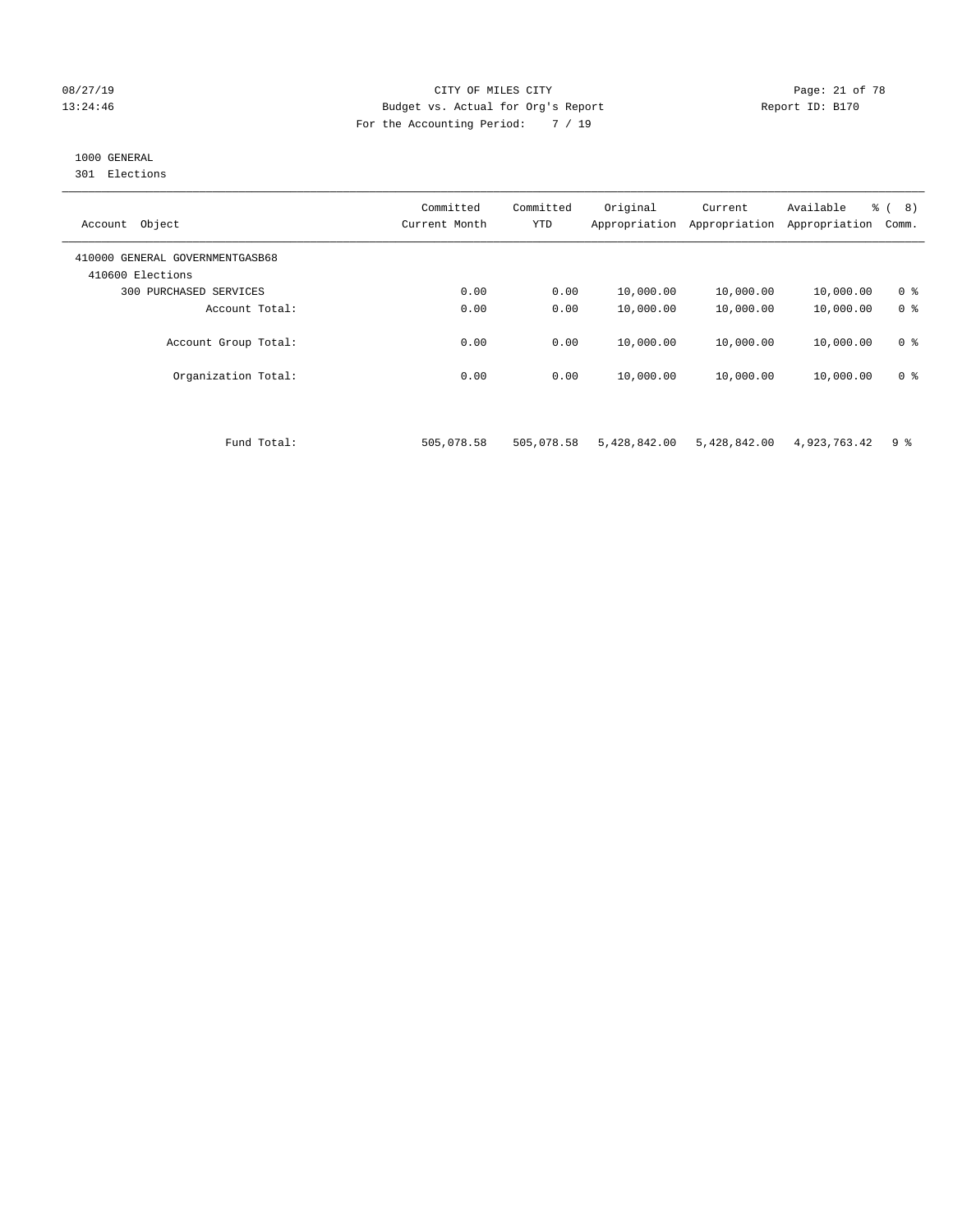CITY OF MILES CITY
Budget vs. Actual for Org's Report
For the Accounting Period: 7 / 19

1000 GENERAL
301 Elections

| Account Object | Committed Current Month | Committed YTD | Original Appropriation | Current Appropriation | Available Appropriation | % ( 8) Comm. |
|---|---|---|---|---|---|---|
| 410000 GENERAL GOVERNMENTGASB68 | | | | | | |
| 410600 Elections | | | | | | |
| 300 PURCHASED SERVICES | 0.00 | 0.00 | 10,000.00 | 10,000.00 | 10,000.00 | 0 % |
| Account Total: | 0.00 | 0.00 | 10,000.00 | 10,000.00 | 10,000.00 | 0 % |
| Account Group Total: | 0.00 | 0.00 | 10,000.00 | 10,000.00 | 10,000.00 | 0 % |
| Organization Total: | 0.00 | 0.00 | 10,000.00 | 10,000.00 | 10,000.00 | 0 % |
| Fund Total: | 505,078.58 | 505,078.58 | 5,428,842.00 | 5,428,842.00 | 4,923,763.42 | 9 % |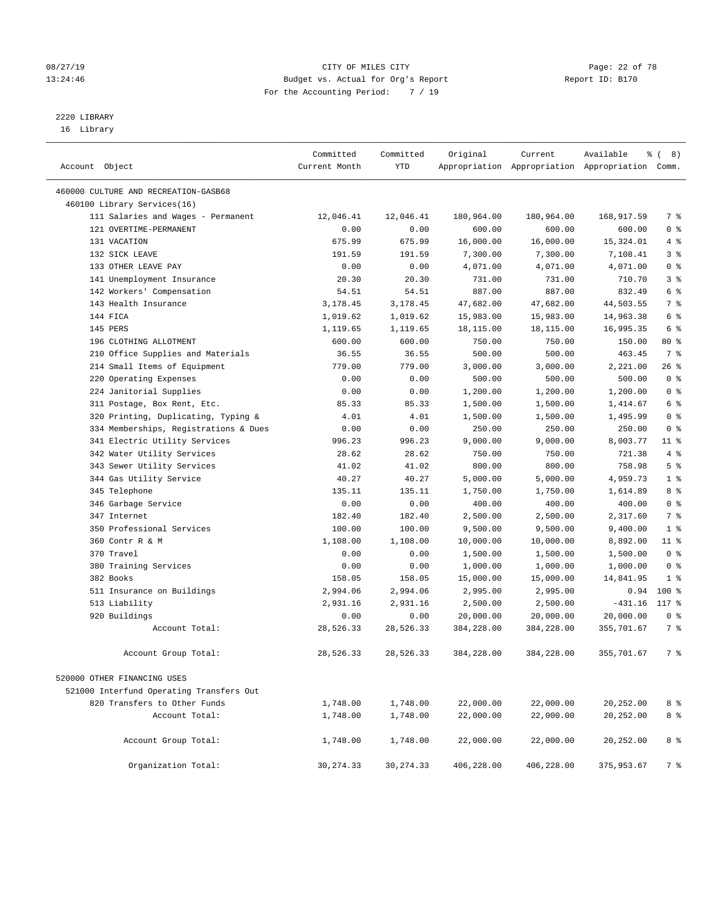CITY OF MILES CITY
Budget vs. Actual for Org's Report
For the Accounting Period: 7 / 19

2220 LIBRARY
16 Library

| Account Object | Committed Current Month | Committed YTD | Original Appropriation | Current Appropriation | Available Appropriation | % ( 8) Comm. |
|---|---|---|---|---|---|---|
| 460000 CULTURE AND RECREATION-GASB68 | | | | | | |
| 460100 Library Services(16) | | | | | | |
| 111 Salaries and Wages - Permanent | 12,046.41 | 12,046.41 | 180,964.00 | 180,964.00 | 168,917.59 | 7 % |
| 121 OVERTIME-PERMANENT | 0.00 | 0.00 | 600.00 | 600.00 | 600.00 | 0 % |
| 131 VACATION | 675.99 | 675.99 | 16,000.00 | 16,000.00 | 15,324.01 | 4 % |
| 132 SICK LEAVE | 191.59 | 191.59 | 7,300.00 | 7,300.00 | 7,108.41 | 3 % |
| 133 OTHER LEAVE PAY | 0.00 | 0.00 | 4,071.00 | 4,071.00 | 4,071.00 | 0 % |
| 141 Unemployment Insurance | 20.30 | 20.30 | 731.00 | 731.00 | 710.70 | 3 % |
| 142 Workers' Compensation | 54.51 | 54.51 | 887.00 | 887.00 | 832.49 | 6 % |
| 143 Health Insurance | 3,178.45 | 3,178.45 | 47,682.00 | 47,682.00 | 44,503.55 | 7 % |
| 144 FICA | 1,019.62 | 1,019.62 | 15,983.00 | 15,983.00 | 14,963.38 | 6 % |
| 145 PERS | 1,119.65 | 1,119.65 | 18,115.00 | 18,115.00 | 16,995.35 | 6 % |
| 196 CLOTHING ALLOTMENT | 600.00 | 600.00 | 750.00 | 750.00 | 150.00 | 80 % |
| 210 Office Supplies and Materials | 36.55 | 36.55 | 500.00 | 500.00 | 463.45 | 7 % |
| 214 Small Items of Equipment | 779.00 | 779.00 | 3,000.00 | 3,000.00 | 2,221.00 | 26 % |
| 220 Operating Expenses | 0.00 | 0.00 | 500.00 | 500.00 | 500.00 | 0 % |
| 224 Janitorial Supplies | 0.00 | 0.00 | 1,200.00 | 1,200.00 | 1,200.00 | 0 % |
| 311 Postage, Box Rent, Etc. | 85.33 | 85.33 | 1,500.00 | 1,500.00 | 1,414.67 | 6 % |
| 320 Printing, Duplicating, Typing & | 4.01 | 4.01 | 1,500.00 | 1,500.00 | 1,495.99 | 0 % |
| 334 Memberships, Registrations & Dues | 0.00 | 0.00 | 250.00 | 250.00 | 250.00 | 0 % |
| 341 Electric Utility Services | 996.23 | 996.23 | 9,000.00 | 9,000.00 | 8,003.77 | 11 % |
| 342 Water Utility Services | 28.62 | 28.62 | 750.00 | 750.00 | 721.38 | 4 % |
| 343 Sewer Utility Services | 41.02 | 41.02 | 800.00 | 800.00 | 758.98 | 5 % |
| 344 Gas Utility Service | 40.27 | 40.27 | 5,000.00 | 5,000.00 | 4,959.73 | 1 % |
| 345 Telephone | 135.11 | 135.11 | 1,750.00 | 1,750.00 | 1,614.89 | 8 % |
| 346 Garbage Service | 0.00 | 0.00 | 400.00 | 400.00 | 400.00 | 0 % |
| 347 Internet | 182.40 | 182.40 | 2,500.00 | 2,500.00 | 2,317.60 | 7 % |
| 350 Professional Services | 100.00 | 100.00 | 9,500.00 | 9,500.00 | 9,400.00 | 1 % |
| 360 Contr R & M | 1,108.00 | 1,108.00 | 10,000.00 | 10,000.00 | 8,892.00 | 11 % |
| 370 Travel | 0.00 | 0.00 | 1,500.00 | 1,500.00 | 1,500.00 | 0 % |
| 380 Training Services | 0.00 | 0.00 | 1,000.00 | 1,000.00 | 1,000.00 | 0 % |
| 382 Books | 158.05 | 158.05 | 15,000.00 | 15,000.00 | 14,841.95 | 1 % |
| 511 Insurance on Buildings | 2,994.06 | 2,994.06 | 2,995.00 | 2,995.00 | 0.94 | 100 % |
| 513 Liability | 2,931.16 | 2,931.16 | 2,500.00 | 2,500.00 | -431.16 | 117 % |
| 920 Buildings | 0.00 | 0.00 | 20,000.00 | 20,000.00 | 20,000.00 | 0 % |
| Account Total: | 28,526.33 | 28,526.33 | 384,228.00 | 384,228.00 | 355,701.67 | 7 % |
| Account Group Total: | 28,526.33 | 28,526.33 | 384,228.00 | 384,228.00 | 355,701.67 | 7 % |
| 520000 OTHER FINANCING USES | | | | | | |
| 521000 Interfund Operating Transfers Out | | | | | | |
| 820 Transfers to Other Funds | 1,748.00 | 1,748.00 | 22,000.00 | 22,000.00 | 20,252.00 | 8 % |
| Account Total: | 1,748.00 | 1,748.00 | 22,000.00 | 22,000.00 | 20,252.00 | 8 % |
| Account Group Total: | 1,748.00 | 1,748.00 | 22,000.00 | 22,000.00 | 20,252.00 | 8 % |
| Organization Total: | 30,274.33 | 30,274.33 | 406,228.00 | 406,228.00 | 375,953.67 | 7 % |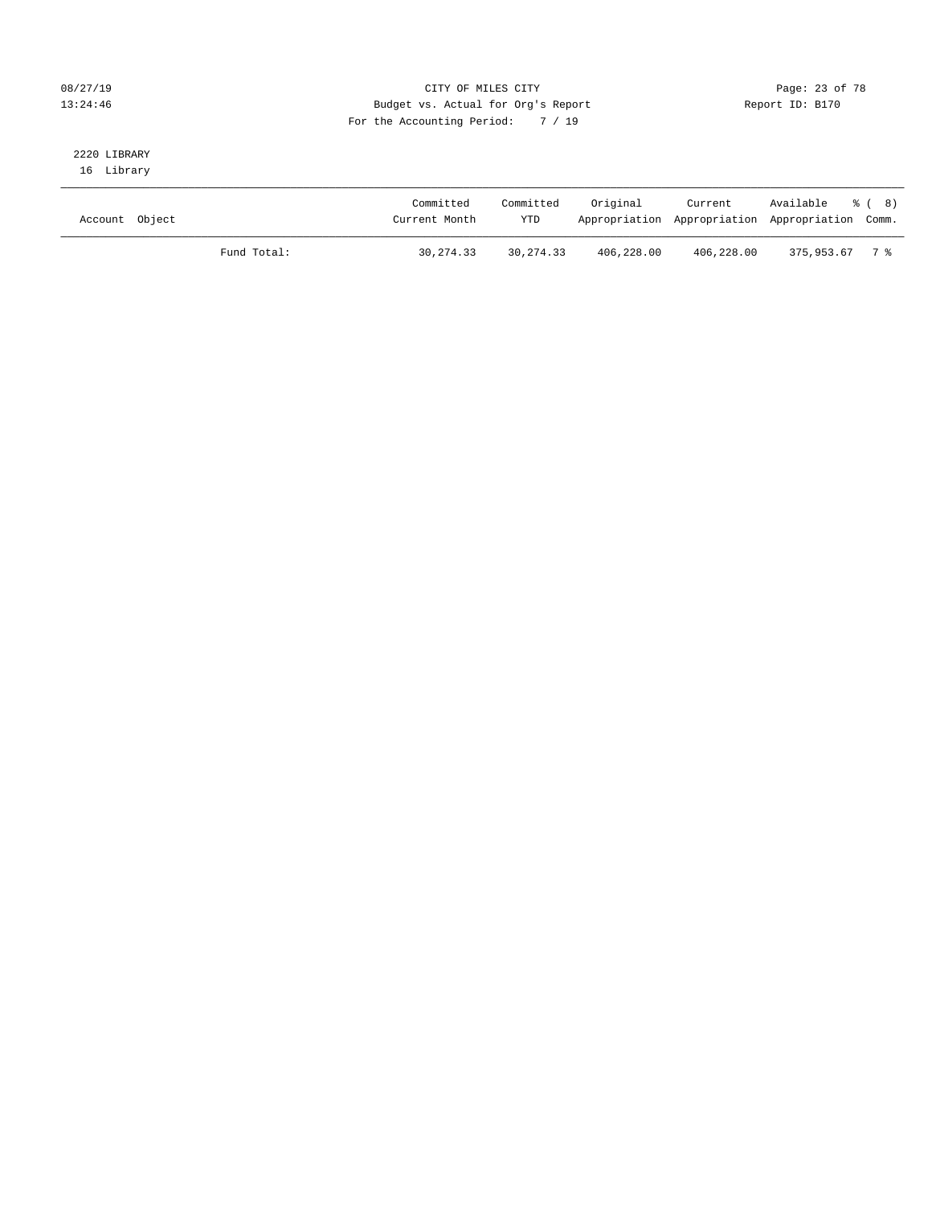CITY OF MILES CITY
Budget vs. Actual for Org's Report
For the Accounting Period: 7 / 19

Report ID: B170

2220 LIBRARY
16 Library

| Account Object | | Committed Current Month | Committed YTD | Original Appropriation | Current Appropriation | Available Appropriation | % ( 8) Comm. |
|---|---|---|---|---|---|---|---|
| | Fund Total: | 30,274.33 | 30,274.33 | 406,228.00 | 406,228.00 | 375,953.67 | 7 % |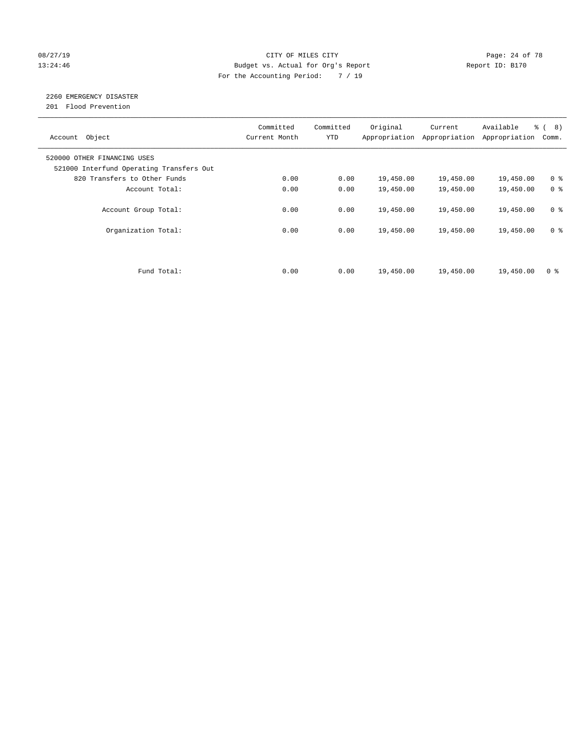CITY OF MILES CITY

Budget vs. Actual for Org's Report

For the Accounting Period: 7 / 19

08/27/19 13:24:46 — Report ID: B170

## 2260 EMERGENCY DISASTER

201 Flood Prevention

| Account Object | Committed Current Month | Committed YTD | Original Appropriation | Current Appropriation | Available Appropriation | % ( 8) Comm. |
|---|---|---|---|---|---|---|
| 520000 OTHER FINANCING USES | | | | | | |
| 521000 Interfund Operating Transfers Out | | | | | | |
| 820 Transfers to Other Funds | 0.00 | 0.00 | 19,450.00 | 19,450.00 | 19,450.00 | 0 % |
| Account Total: | 0.00 | 0.00 | 19,450.00 | 19,450.00 | 19,450.00 | 0 % |
| Account Group Total: | 0.00 | 0.00 | 19,450.00 | 19,450.00 | 19,450.00 | 0 % |
| Organization Total: | 0.00 | 0.00 | 19,450.00 | 19,450.00 | 19,450.00 | 0 % |
| Fund Total: | 0.00 | 0.00 | 19,450.00 | 19,450.00 | 19,450.00 | 0 % |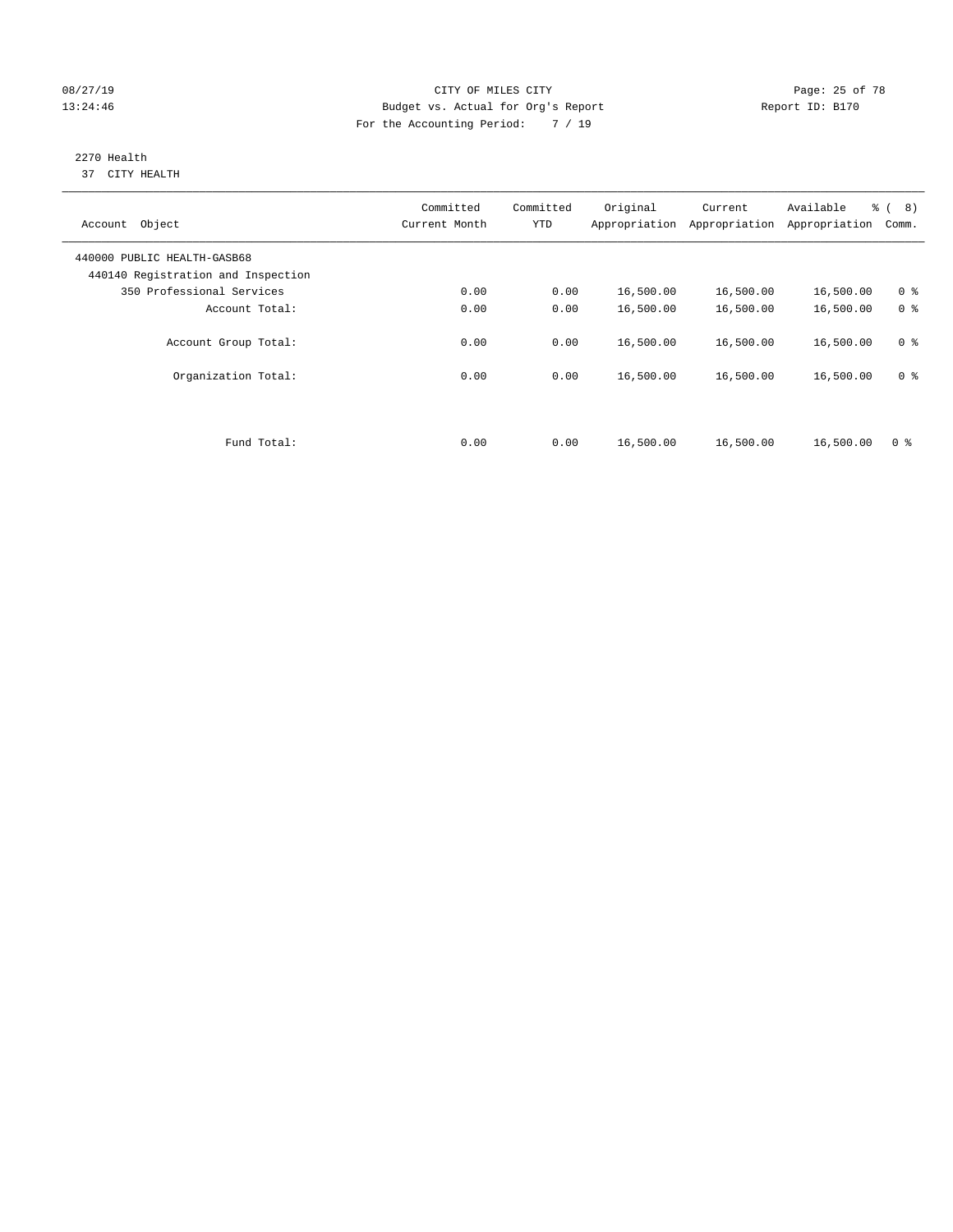08/27/19
13:24:46

CITY OF MILES CITY
Budget vs. Actual for Org's Report
For the Accounting Period: 7 / 19

Report ID: B170

2270 Health
37 CITY HEALTH

| Account Object | Committed Current Month | Committed YTD | Original Appropriation | Current Appropriation | Available Appropriation | % ( 8) Comm. |
|---|---|---|---|---|---|---|
| 440000 PUBLIC HEALTH-GASB68 | | | | | | |
| 440140 Registration and Inspection | | | | | | |
| 350 Professional Services | 0.00 | 0.00 | 16,500.00 | 16,500.00 | 16,500.00 | 0 % |
| Account Total: | 0.00 | 0.00 | 16,500.00 | 16,500.00 | 16,500.00 | 0 % |
| Account Group Total: | 0.00 | 0.00 | 16,500.00 | 16,500.00 | 16,500.00 | 0 % |
| Organization Total: | 0.00 | 0.00 | 16,500.00 | 16,500.00 | 16,500.00 | 0 % |
| Fund Total: | 0.00 | 0.00 | 16,500.00 | 16,500.00 | 16,500.00 | 0 % |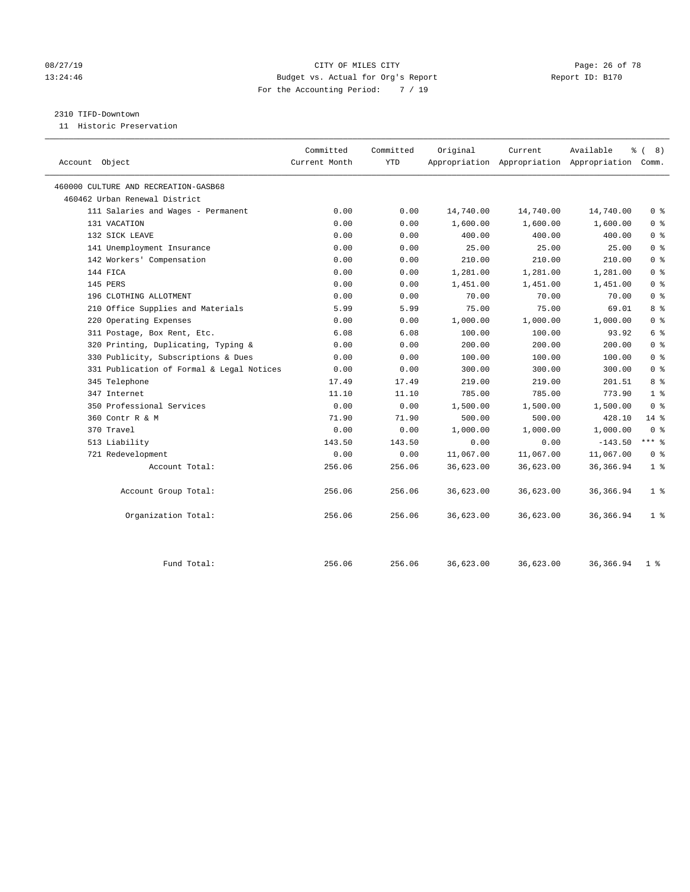CITY OF MILES CITY
Budget vs. Actual for Org's Report
For the Accounting Period: 7 / 19

08/27/19
13:24:46

Report ID: B170

2310 TIFD-Downtown
11 Historic Preservation

| Account Object | Committed Current Month | Committed YTD | Original Appropriation | Current Appropriation | Available Appropriation | % ( 8) Comm. |
|---|---|---|---|---|---|---|
| 460000 CULTURE AND RECREATION-GASB68 | | | | | | |
| 460462 Urban Renewal District | | | | | | |
| 111 Salaries and Wages - Permanent | 0.00 | 0.00 | 14,740.00 | 14,740.00 | 14,740.00 | 0 % |
| 131 VACATION | 0.00 | 0.00 | 1,600.00 | 1,600.00 | 1,600.00 | 0 % |
| 132 SICK LEAVE | 0.00 | 0.00 | 400.00 | 400.00 | 400.00 | 0 % |
| 141 Unemployment Insurance | 0.00 | 0.00 | 25.00 | 25.00 | 25.00 | 0 % |
| 142 Workers' Compensation | 0.00 | 0.00 | 210.00 | 210.00 | 210.00 | 0 % |
| 144 FICA | 0.00 | 0.00 | 1,281.00 | 1,281.00 | 1,281.00 | 0 % |
| 145 PERS | 0.00 | 0.00 | 1,451.00 | 1,451.00 | 1,451.00 | 0 % |
| 196 CLOTHING ALLOTMENT | 0.00 | 0.00 | 70.00 | 70.00 | 70.00 | 0 % |
| 210 Office Supplies and Materials | 5.99 | 5.99 | 75.00 | 75.00 | 69.01 | 8 % |
| 220 Operating Expenses | 0.00 | 0.00 | 1,000.00 | 1,000.00 | 1,000.00 | 0 % |
| 311 Postage, Box Rent, Etc. | 6.08 | 6.08 | 100.00 | 100.00 | 93.92 | 6 % |
| 320 Printing, Duplicating, Typing & | 0.00 | 0.00 | 200.00 | 200.00 | 200.00 | 0 % |
| 330 Publicity, Subscriptions & Dues | 0.00 | 0.00 | 100.00 | 100.00 | 100.00 | 0 % |
| 331 Publication of Formal & Legal Notices | 0.00 | 0.00 | 300.00 | 300.00 | 300.00 | 0 % |
| 345 Telephone | 17.49 | 17.49 | 219.00 | 219.00 | 201.51 | 8 % |
| 347 Internet | 11.10 | 11.10 | 785.00 | 785.00 | 773.90 | 1 % |
| 350 Professional Services | 0.00 | 0.00 | 1,500.00 | 1,500.00 | 1,500.00 | 0 % |
| 360 Contr R & M | 71.90 | 71.90 | 500.00 | 500.00 | 428.10 | 14 % |
| 370 Travel | 0.00 | 0.00 | 1,000.00 | 1,000.00 | 1,000.00 | 0 % |
| 513 Liability | 143.50 | 143.50 | 0.00 | 0.00 | -143.50 | *** % |
| 721 Redevelopment | 0.00 | 0.00 | 11,067.00 | 11,067.00 | 11,067.00 | 0 % |
| Account Total: | 256.06 | 256.06 | 36,623.00 | 36,623.00 | 36,366.94 | 1 % |
| Account Group Total: | 256.06 | 256.06 | 36,623.00 | 36,623.00 | 36,366.94 | 1 % |
| Organization Total: | 256.06 | 256.06 | 36,623.00 | 36,623.00 | 36,366.94 | 1 % |
| Fund Total: | 256.06 | 256.06 | 36,623.00 | 36,623.00 | 36,366.94 | 1 % |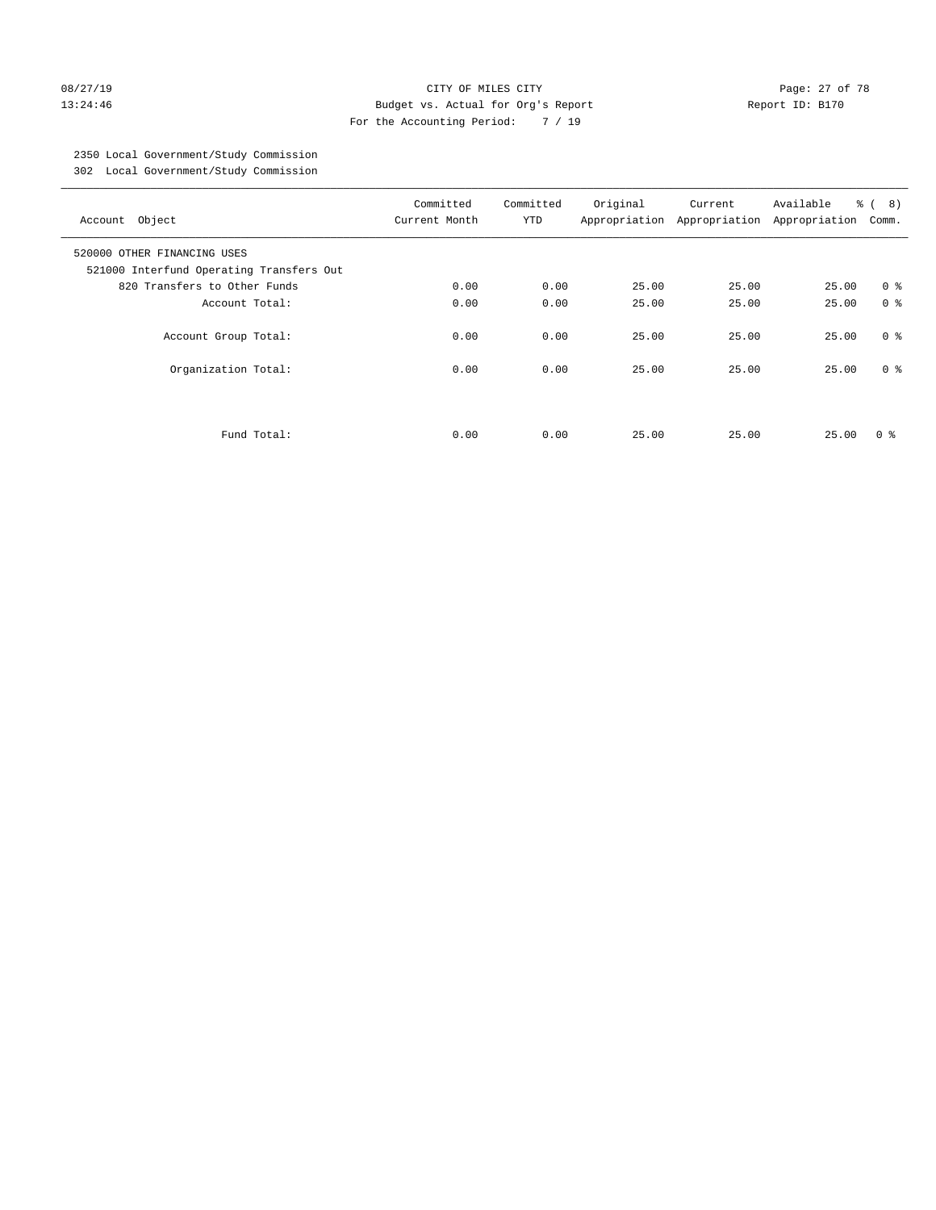CITY OF MILES CITY
Budget vs. Actual for Org's Report
For the Accounting Period: 7 / 19

08/27/19
13:24:46

Report ID: B170

2350 Local Government/Study Commission
302 Local Government/Study Commission

| Account Object | Committed Current Month | Committed YTD | Original Appropriation | Current Appropriation | Available Appropriation | % ( 8) Comm. |
|---|---|---|---|---|---|---|
| 520000 OTHER FINANCING USES | | | | | | |
| 521000 Interfund Operating Transfers Out | | | | | | |
| 820 Transfers to Other Funds | 0.00 | 0.00 | 25.00 | 25.00 | 25.00 | 0 % |
| Account Total: | 0.00 | 0.00 | 25.00 | 25.00 | 25.00 | 0 % |
| Account Group Total: | 0.00 | 0.00 | 25.00 | 25.00 | 25.00 | 0 % |
| Organization Total: | 0.00 | 0.00 | 25.00 | 25.00 | 25.00 | 0 % |
| Fund Total: | 0.00 | 0.00 | 25.00 | 25.00 | 25.00 | 0 % |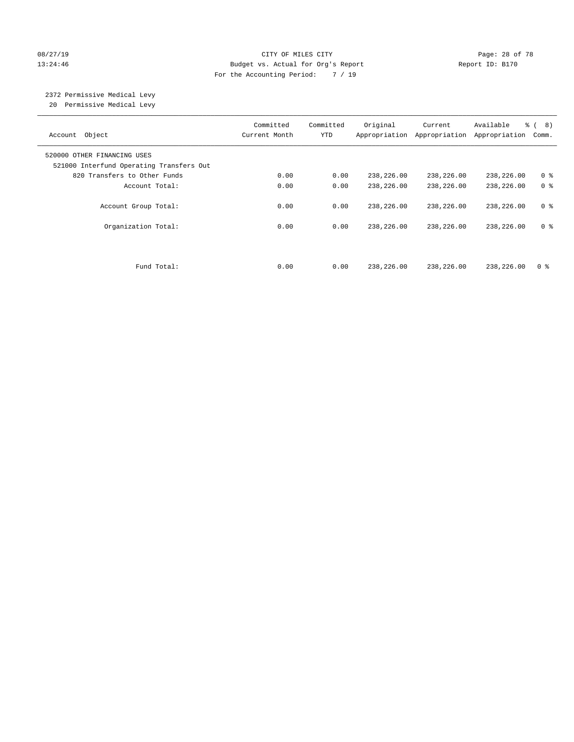CITY OF MILES CITY
Budget vs. Actual for Org's Report
For the Accounting Period: 7 / 19

08/27/19
13:24:46

Report ID: B170

2372 Permissive Medical Levy
20 Permissive Medical Levy

| Account Object | Committed Current Month | Committed YTD | Original Appropriation | Current Appropriation | Available Appropriation | % ( 8) Comm. |
|---|---|---|---|---|---|---|
| 520000 OTHER FINANCING USES | | | | | | |
| 521000 Interfund Operating Transfers Out | | | | | | |
| 820 Transfers to Other Funds | 0.00 | 0.00 | 238,226.00 | 238,226.00 | 238,226.00 | 0 % |
| Account Total: | 0.00 | 0.00 | 238,226.00 | 238,226.00 | 238,226.00 | 0 % |
| Account Group Total: | 0.00 | 0.00 | 238,226.00 | 238,226.00 | 238,226.00 | 0 % |
| Organization Total: | 0.00 | 0.00 | 238,226.00 | 238,226.00 | 238,226.00 | 0 % |
| Fund Total: | 0.00 | 0.00 | 238,226.00 | 238,226.00 | 238,226.00 | 0 % |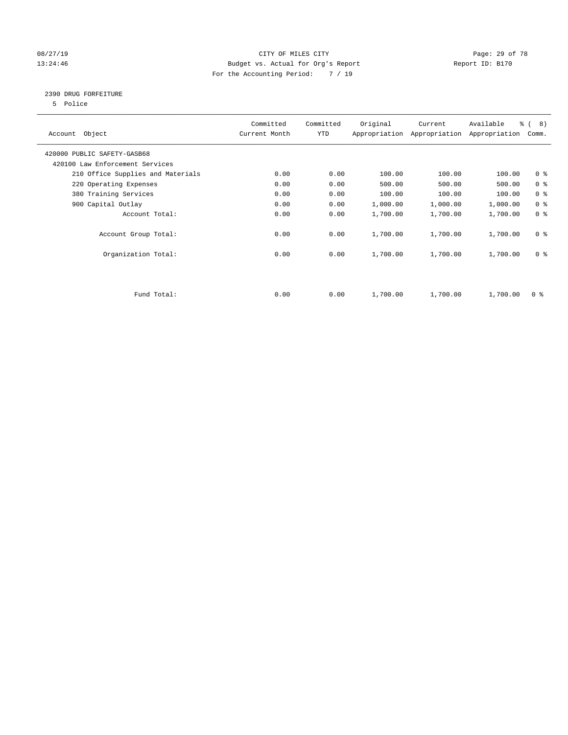CITY OF MILES CITY
Budget vs. Actual for Org's Report
For the Accounting Period: 7 / 19

08/27/19
13:24:46

Report ID: B170

## 2390 DRUG FORFEITURE

5 Police

| Account Object | Committed Current Month | Committed YTD | Original Appropriation | Current Appropriation | Available Appropriation | % ( 8) Comm. |
|---|---|---|---|---|---|---|
| 420000 PUBLIC SAFETY-GASB68 | | | | | | |
| 420100 Law Enforcement Services | | | | | | |
| 210 Office Supplies and Materials | 0.00 | 0.00 | 100.00 | 100.00 | 100.00 | 0 % |
| 220 Operating Expenses | 0.00 | 0.00 | 500.00 | 500.00 | 500.00 | 0 % |
| 380 Training Services | 0.00 | 0.00 | 100.00 | 100.00 | 100.00 | 0 % |
| 900 Capital Outlay | 0.00 | 0.00 | 1,000.00 | 1,000.00 | 1,000.00 | 0 % |
| Account Total: | 0.00 | 0.00 | 1,700.00 | 1,700.00 | 1,700.00 | 0 % |
| Account Group Total: | 0.00 | 0.00 | 1,700.00 | 1,700.00 | 1,700.00 | 0 % |
| Organization Total: | 0.00 | 0.00 | 1,700.00 | 1,700.00 | 1,700.00 | 0 % |
| Fund Total: | 0.00 | 0.00 | 1,700.00 | 1,700.00 | 1,700.00 | 0 % |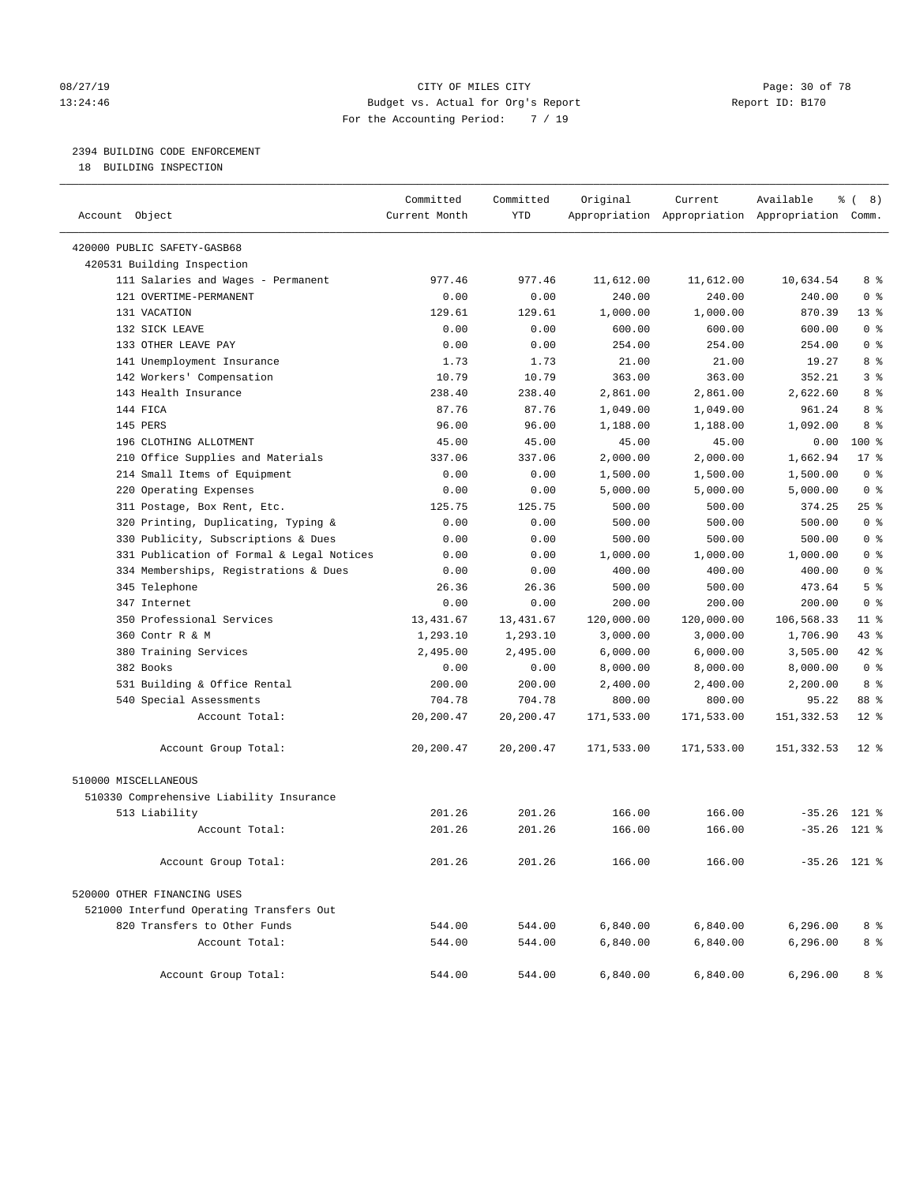CITY OF MILES CITY
Budget vs. Actual for Org's Report
For the Accounting Period: 7 / 19

2394 BUILDING CODE ENFORCEMENT
18 BUILDING INSPECTION

| Account Object | Committed Current Month | Committed YTD | Original Appropriation | Current Appropriation | Available Appropriation | % ( 8) Comm. |
|---|---|---|---|---|---|---|
| 420000 PUBLIC SAFETY-GASB68 | | | | | | |
| 420531 Building Inspection | | | | | | |
| 111 Salaries and Wages - Permanent | 977.46 | 977.46 | 11,612.00 | 11,612.00 | 10,634.54 | 8 % |
| 121 OVERTIME-PERMANENT | 0.00 | 0.00 | 240.00 | 240.00 | 240.00 | 0 % |
| 131 VACATION | 129.61 | 129.61 | 1,000.00 | 1,000.00 | 870.39 | 13 % |
| 132 SICK LEAVE | 0.00 | 0.00 | 600.00 | 600.00 | 600.00 | 0 % |
| 133 OTHER LEAVE PAY | 0.00 | 0.00 | 254.00 | 254.00 | 254.00 | 0 % |
| 141 Unemployment Insurance | 1.73 | 1.73 | 21.00 | 21.00 | 19.27 | 8 % |
| 142 Workers' Compensation | 10.79 | 10.79 | 363.00 | 363.00 | 352.21 | 3 % |
| 143 Health Insurance | 238.40 | 238.40 | 2,861.00 | 2,861.00 | 2,622.60 | 8 % |
| 144 FICA | 87.76 | 87.76 | 1,049.00 | 1,049.00 | 961.24 | 8 % |
| 145 PERS | 96.00 | 96.00 | 1,188.00 | 1,188.00 | 1,092.00 | 8 % |
| 196 CLOTHING ALLOTMENT | 45.00 | 45.00 | 45.00 | 45.00 | 0.00 | 100 % |
| 210 Office Supplies and Materials | 337.06 | 337.06 | 2,000.00 | 2,000.00 | 1,662.94 | 17 % |
| 214 Small Items of Equipment | 0.00 | 0.00 | 1,500.00 | 1,500.00 | 1,500.00 | 0 % |
| 220 Operating Expenses | 0.00 | 0.00 | 5,000.00 | 5,000.00 | 5,000.00 | 0 % |
| 311 Postage, Box Rent, Etc. | 125.75 | 125.75 | 500.00 | 500.00 | 374.25 | 25 % |
| 320 Printing, Duplicating, Typing & | 0.00 | 0.00 | 500.00 | 500.00 | 500.00 | 0 % |
| 330 Publicity, Subscriptions & Dues | 0.00 | 0.00 | 500.00 | 500.00 | 500.00 | 0 % |
| 331 Publication of Formal & Legal Notices | 0.00 | 0.00 | 1,000.00 | 1,000.00 | 1,000.00 | 0 % |
| 334 Memberships, Registrations & Dues | 0.00 | 0.00 | 400.00 | 400.00 | 400.00 | 0 % |
| 345 Telephone | 26.36 | 26.36 | 500.00 | 500.00 | 473.64 | 5 % |
| 347 Internet | 0.00 | 0.00 | 200.00 | 200.00 | 200.00 | 0 % |
| 350 Professional Services | 13,431.67 | 13,431.67 | 120,000.00 | 120,000.00 | 106,568.33 | 11 % |
| 360 Contr R & M | 1,293.10 | 1,293.10 | 3,000.00 | 3,000.00 | 1,706.90 | 43 % |
| 380 Training Services | 2,495.00 | 2,495.00 | 6,000.00 | 6,000.00 | 3,505.00 | 42 % |
| 382 Books | 0.00 | 0.00 | 8,000.00 | 8,000.00 | 8,000.00 | 0 % |
| 531 Building & Office Rental | 200.00 | 200.00 | 2,400.00 | 2,400.00 | 2,200.00 | 8 % |
| 540 Special Assessments | 704.78 | 704.78 | 800.00 | 800.00 | 95.22 | 88 % |
| Account Total: | 20,200.47 | 20,200.47 | 171,533.00 | 171,533.00 | 151,332.53 | 12 % |
| Account Group Total: | 20,200.47 | 20,200.47 | 171,533.00 | 171,533.00 | 151,332.53 | 12 % |
| 510000 MISCELLANEOUS | | | | | | |
| 510330 Comprehensive Liability Insurance | | | | | | |
| 513 Liability | 201.26 | 201.26 | 166.00 | 166.00 | -35.26 | 121 % |
| Account Total: | 201.26 | 201.26 | 166.00 | 166.00 | -35.26 | 121 % |
| Account Group Total: | 201.26 | 201.26 | 166.00 | 166.00 | -35.26 | 121 % |
| 520000 OTHER FINANCING USES | | | | | | |
| 521000 Interfund Operating Transfers Out | | | | | | |
| 820 Transfers to Other Funds | 544.00 | 544.00 | 6,840.00 | 6,840.00 | 6,296.00 | 8 % |
| Account Total: | 544.00 | 544.00 | 6,840.00 | 6,840.00 | 6,296.00 | 8 % |
| Account Group Total: | 544.00 | 544.00 | 6,840.00 | 6,840.00 | 6,296.00 | 8 % |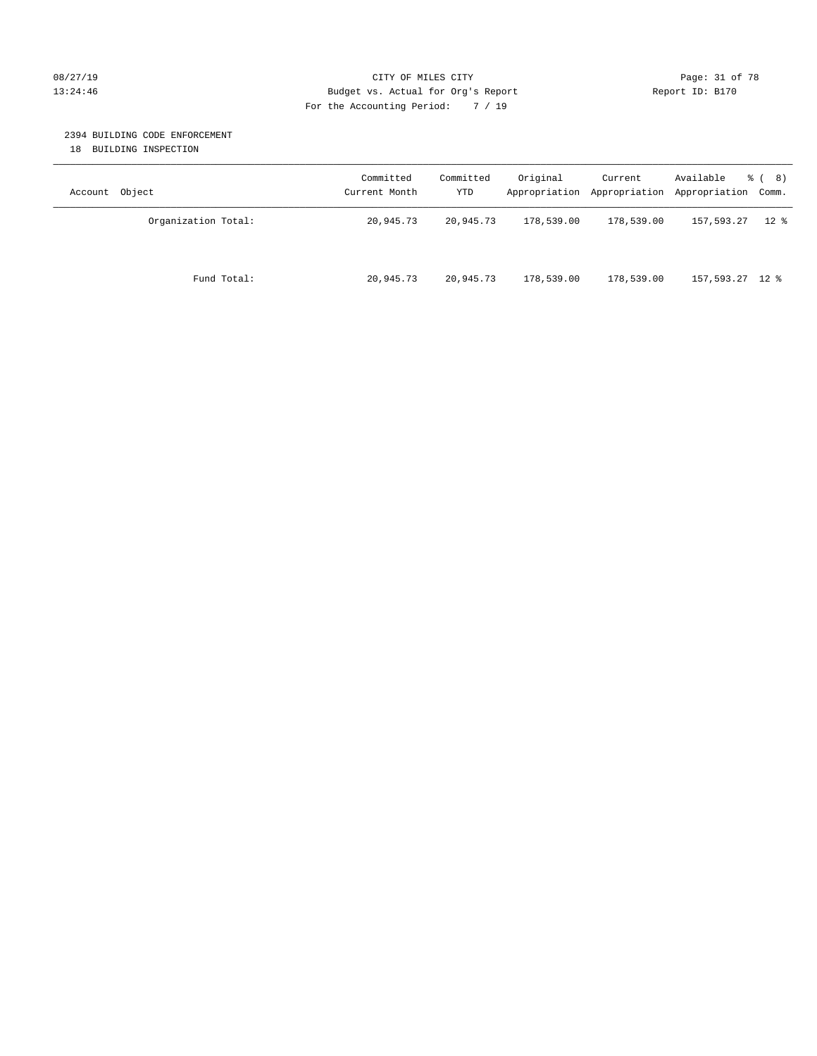CITY OF MILES CITY
Budget vs. Actual for Org's Report
For the Accounting Period: 7 / 19

## 2394 BUILDING CODE ENFORCEMENT

18 BUILDING INSPECTION

| Account Object | Committed Current Month | Committed YTD | Original Appropriation | Current Appropriation | Available Appropriation | % ( 8) Comm. |
|---|---|---|---|---|---|---|
| Organization Total: | 20,945.73 | 20,945.73 | 178,539.00 | 178,539.00 | 157,593.27 | 12 % |
| Fund Total: | 20,945.73 | 20,945.73 | 178,539.00 | 178,539.00 | 157,593.27 | 12 % |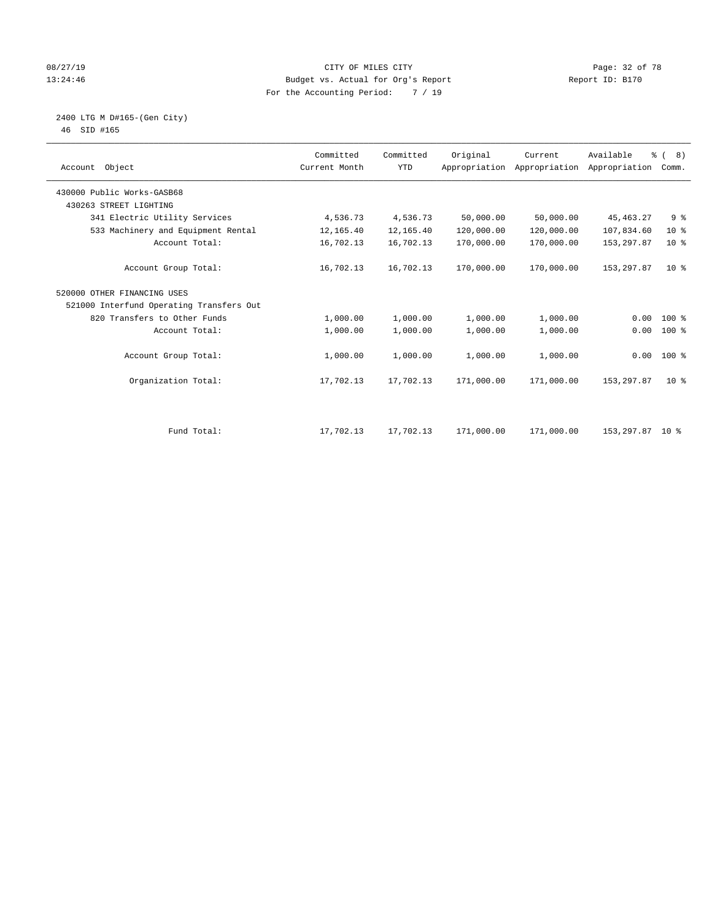CITY OF MILES CITY
Budget vs. Actual for Org's Report
For the Accounting Period: 7 / 19

08/27/19
13:24:46

Report ID: B170

2400 LTG M D#165-(Gen City)
46 SID #165

| Account Object | Committed Current Month | Committed YTD | Original Appropriation | Current Appropriation | Available Appropriation | % ( 8) Comm. |
|---|---|---|---|---|---|---|
| 430000 Public Works-GASB68 | | | | | | |
| 430263 STREET LIGHTING | | | | | | |
| 341 Electric Utility Services | 4,536.73 | 4,536.73 | 50,000.00 | 50,000.00 | 45,463.27 | 9 % |
| 533 Machinery and Equipment Rental | 12,165.40 | 12,165.40 | 120,000.00 | 120,000.00 | 107,834.60 | 10 % |
| Account Total: | 16,702.13 | 16,702.13 | 170,000.00 | 170,000.00 | 153,297.87 | 10 % |
| Account Group Total: | 16,702.13 | 16,702.13 | 170,000.00 | 170,000.00 | 153,297.87 | 10 % |
| 520000 OTHER FINANCING USES | | | | | | |
| 521000 Interfund Operating Transfers Out | | | | | | |
| 820 Transfers to Other Funds | 1,000.00 | 1,000.00 | 1,000.00 | 1,000.00 | 0.00 | 100 % |
| Account Total: | 1,000.00 | 1,000.00 | 1,000.00 | 1,000.00 | 0.00 | 100 % |
| Account Group Total: | 1,000.00 | 1,000.00 | 1,000.00 | 1,000.00 | 0.00 | 100 % |
| Organization Total: | 17,702.13 | 17,702.13 | 171,000.00 | 171,000.00 | 153,297.87 | 10 % |
| Fund Total: | 17,702.13 | 17,702.13 | 171,000.00 | 171,000.00 | 153,297.87 | 10 % |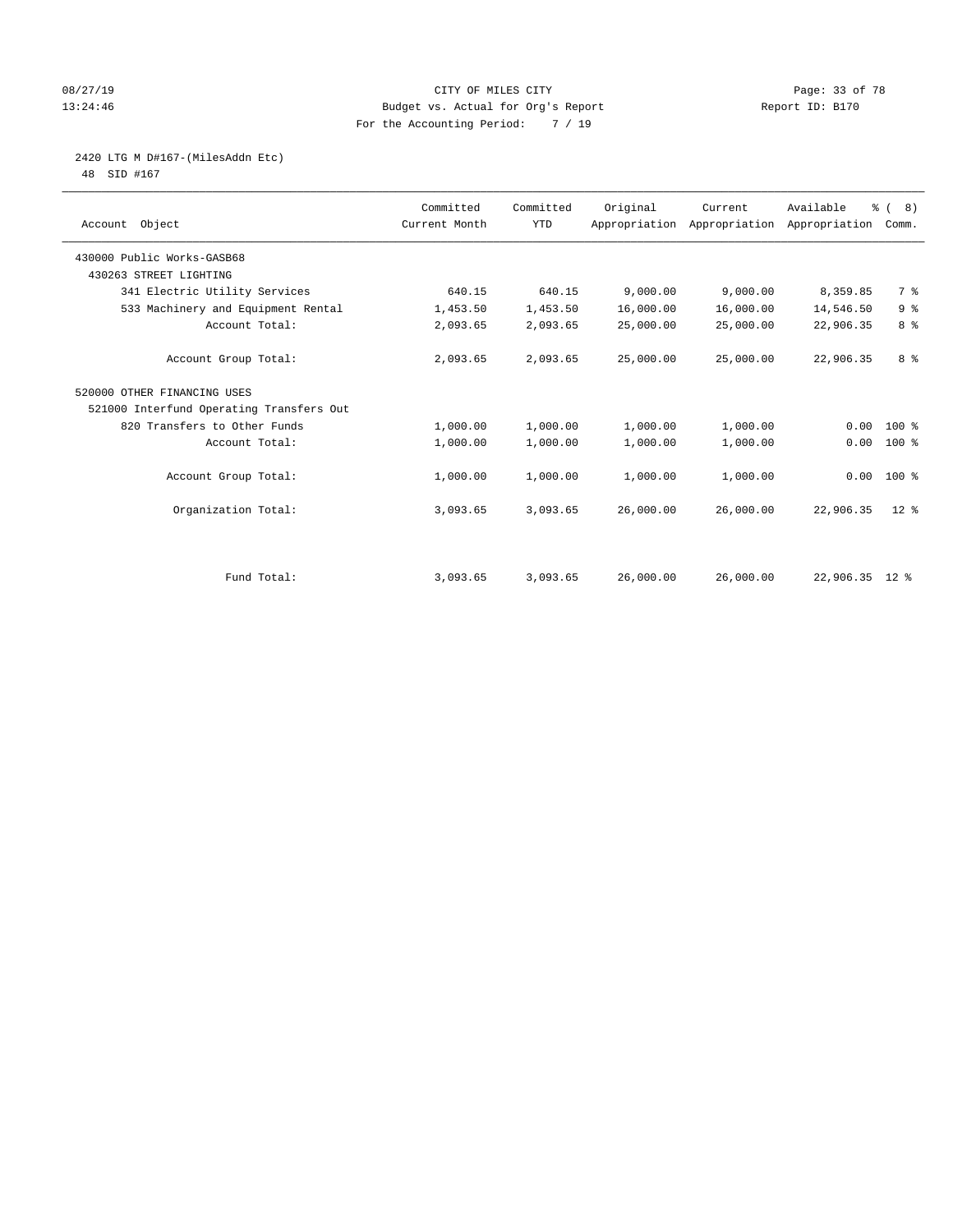CITY OF MILES CITY
Budget vs. Actual for Org's Report
For the Accounting Period: 7 / 19

2420 LTG M D#167-(MilesAddn Etc)
48 SID #167

| Account Object | Committed Current Month | Committed YTD | Original Appropriation | Current Appropriation | Available Appropriation | % ( 8) Comm. |
|---|---|---|---|---|---|---|
| 430000 Public Works-GASB68 | | | | | | |
| 430263 STREET LIGHTING | | | | | | |
| 341 Electric Utility Services | 640.15 | 640.15 | 9,000.00 | 9,000.00 | 8,359.85 | 7 % |
| 533 Machinery and Equipment Rental | 1,453.50 | 1,453.50 | 16,000.00 | 16,000.00 | 14,546.50 | 9 % |
| Account Total: | 2,093.65 | 2,093.65 | 25,000.00 | 25,000.00 | 22,906.35 | 8 % |
| Account Group Total: | 2,093.65 | 2,093.65 | 25,000.00 | 25,000.00 | 22,906.35 | 8 % |
| 520000 OTHER FINANCING USES | | | | | | |
| 521000 Interfund Operating Transfers Out | | | | | | |
| 820 Transfers to Other Funds | 1,000.00 | 1,000.00 | 1,000.00 | 1,000.00 | 0.00 | 100 % |
| Account Total: | 1,000.00 | 1,000.00 | 1,000.00 | 1,000.00 | 0.00 | 100 % |
| Account Group Total: | 1,000.00 | 1,000.00 | 1,000.00 | 1,000.00 | 0.00 | 100 % |
| Organization Total: | 3,093.65 | 3,093.65 | 26,000.00 | 26,000.00 | 22,906.35 | 12 % |
| Fund Total: | 3,093.65 | 3,093.65 | 26,000.00 | 26,000.00 | 22,906.35 | 12 % |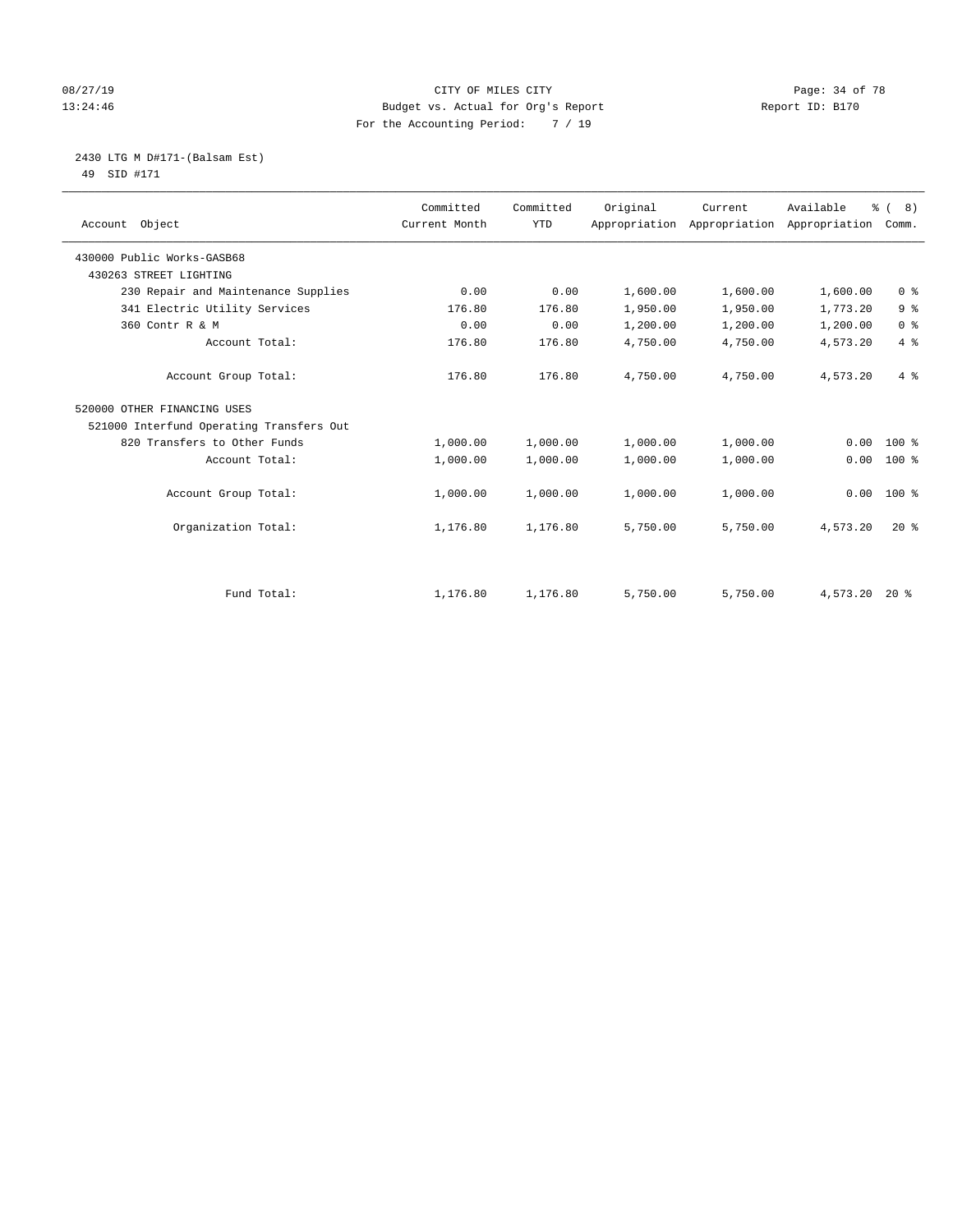08/27/19 CITY OF MILES CITY
13:24:46 Budget vs. Actual for Org's Report Report ID: B170
For the Accounting Period: 7 / 19

2430 LTG M D#171-(Balsam Est)
49 SID #171

| Account Object | Committed Current Month | Committed YTD | Original Appropriation | Current Appropriation | Available Appropriation | % ( 8) Comm. |
|---|---|---|---|---|---|---|
| 430000 Public Works-GASB68 | | | | | | |
| 430263 STREET LIGHTING | | | | | | |
| 230 Repair and Maintenance Supplies | 0.00 | 0.00 | 1,600.00 | 1,600.00 | 1,600.00 | 0 % |
| 341 Electric Utility Services | 176.80 | 176.80 | 1,950.00 | 1,950.00 | 1,773.20 | 9 % |
| 360 Contr R & M | 0.00 | 0.00 | 1,200.00 | 1,200.00 | 1,200.00 | 0 % |
| Account Total: | 176.80 | 176.80 | 4,750.00 | 4,750.00 | 4,573.20 | 4 % |
| Account Group Total: | 176.80 | 176.80 | 4,750.00 | 4,750.00 | 4,573.20 | 4 % |
| 520000 OTHER FINANCING USES | | | | | | |
| 521000 Interfund Operating Transfers Out | | | | | | |
| 820 Transfers to Other Funds | 1,000.00 | 1,000.00 | 1,000.00 | 1,000.00 | 0.00 | 100 % |
| Account Total: | 1,000.00 | 1,000.00 | 1,000.00 | 1,000.00 | 0.00 | 100 % |
| Account Group Total: | 1,000.00 | 1,000.00 | 1,000.00 | 1,000.00 | 0.00 | 100 % |
| Organization Total: | 1,176.80 | 1,176.80 | 5,750.00 | 5,750.00 | 4,573.20 | 20 % |
| Fund Total: | 1,176.80 | 1,176.80 | 5,750.00 | 5,750.00 | 4,573.20 | 20 % |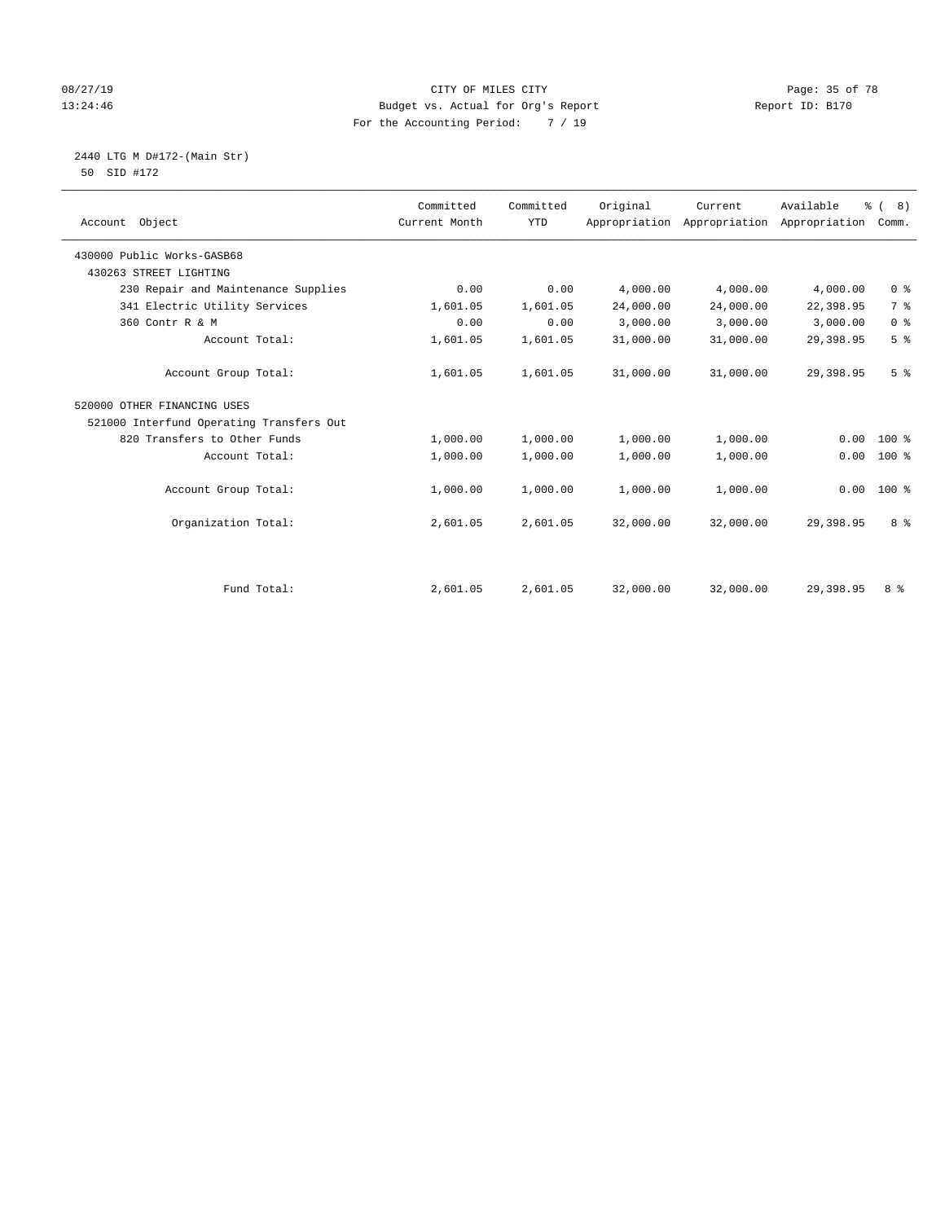CITY OF MILES CITY
Budget vs. Actual for Org's Report
For the Accounting Period: 7 / 19

08/27/19
13:24:46

Report ID: B170

2440 LTG M D#172-(Main Str)
50 SID #172

| Account Object | Committed Current Month | Committed YTD | Original Appropriation | Current Appropriation | Available Appropriation | % ( 8) Comm. |
|---|---|---|---|---|---|---|
| 430000 Public Works-GASB68 | | | | | | |
| 430263 STREET LIGHTING | | | | | | |
| 230 Repair and Maintenance Supplies | 0.00 | 0.00 | 4,000.00 | 4,000.00 | 4,000.00 | 0 % |
| 341 Electric Utility Services | 1,601.05 | 1,601.05 | 24,000.00 | 24,000.00 | 22,398.95 | 7 % |
| 360 Contr R & M | 0.00 | 0.00 | 3,000.00 | 3,000.00 | 3,000.00 | 0 % |
| Account Total: | 1,601.05 | 1,601.05 | 31,000.00 | 31,000.00 | 29,398.95 | 5 % |
| Account Group Total: | 1,601.05 | 1,601.05 | 31,000.00 | 31,000.00 | 29,398.95 | 5 % |
| 520000 OTHER FINANCING USES | | | | | | |
| 521000 Interfund Operating Transfers Out | | | | | | |
| 820 Transfers to Other Funds | 1,000.00 | 1,000.00 | 1,000.00 | 1,000.00 | 0.00 | 100 % |
| Account Total: | 1,000.00 | 1,000.00 | 1,000.00 | 1,000.00 | 0.00 | 100 % |
| Account Group Total: | 1,000.00 | 1,000.00 | 1,000.00 | 1,000.00 | 0.00 | 100 % |
| Organization Total: | 2,601.05 | 2,601.05 | 32,000.00 | 32,000.00 | 29,398.95 | 8 % |
| Fund Total: | 2,601.05 | 2,601.05 | 32,000.00 | 32,000.00 | 29,398.95 | 8 % |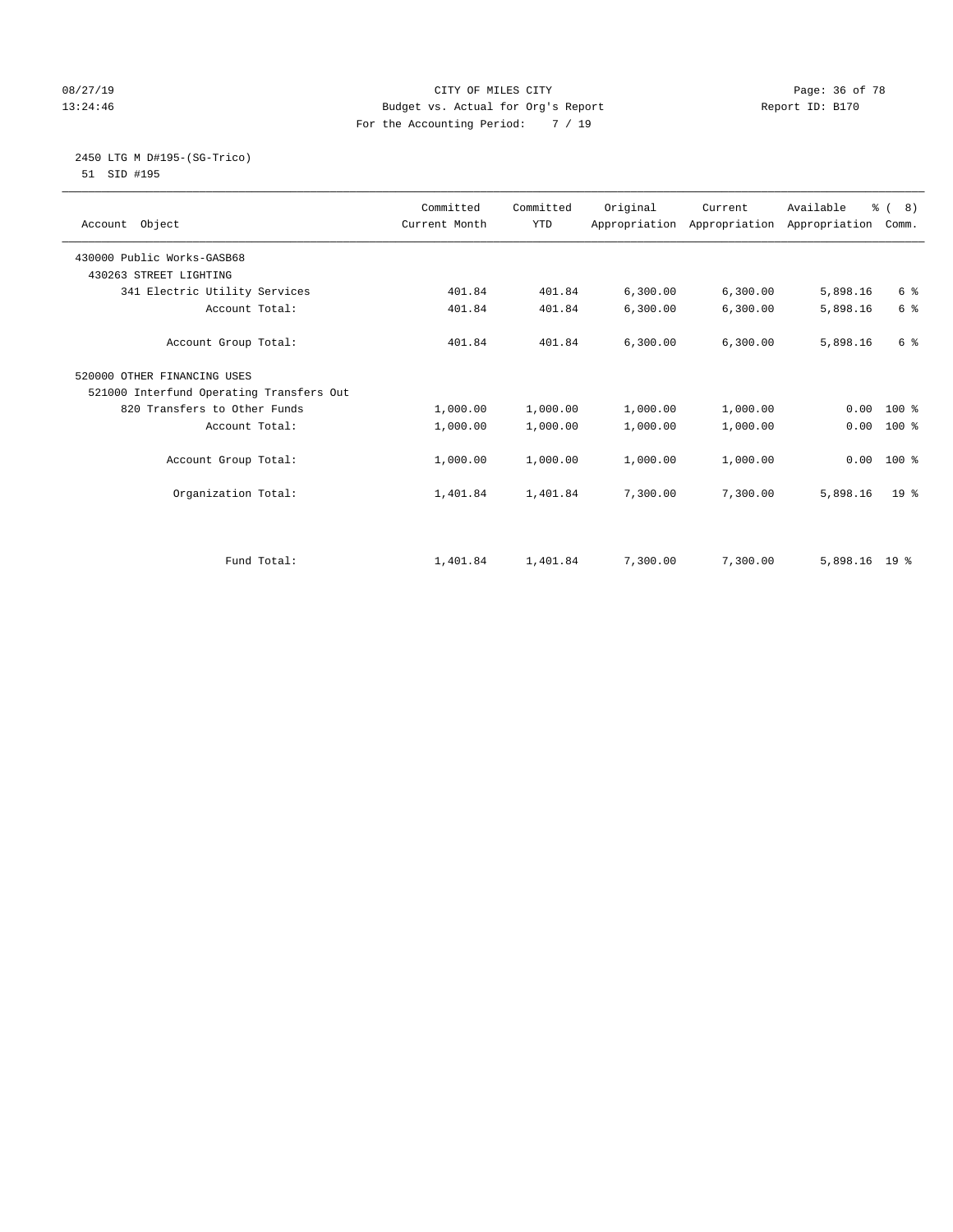CITY OF MILES CITY
Budget vs. Actual for Org's Report
For the Accounting Period: 7 / 19

08/27/19
13:24:46

Report ID: B170

## 2450 LTG M D#195-(SG-Trico)

51 SID #195

| Account Object | Committed Current Month | Committed YTD | Original Appropriation | Current Appropriation | Available Appropriation | % ( 8) Comm. |
|---|---|---|---|---|---|---|
| 430000 Public Works-GASB68 | | | | | | |
| 430263 STREET LIGHTING | | | | | | |
| 341 Electric Utility Services | 401.84 | 401.84 | 6,300.00 | 6,300.00 | 5,898.16 | 6 % |
| Account Total: | 401.84 | 401.84 | 6,300.00 | 6,300.00 | 5,898.16 | 6 % |
| Account Group Total: | 401.84 | 401.84 | 6,300.00 | 6,300.00 | 5,898.16 | 6 % |
| 520000 OTHER FINANCING USES | | | | | | |
| 521000 Interfund Operating Transfers Out | | | | | | |
| 820 Transfers to Other Funds | 1,000.00 | 1,000.00 | 1,000.00 | 1,000.00 | 0.00 | 100 % |
| Account Total: | 1,000.00 | 1,000.00 | 1,000.00 | 1,000.00 | 0.00 | 100 % |
| Account Group Total: | 1,000.00 | 1,000.00 | 1,000.00 | 1,000.00 | 0.00 | 100 % |
| Organization Total: | 1,401.84 | 1,401.84 | 7,300.00 | 7,300.00 | 5,898.16 | 19 % |
| Fund Total: | 1,401.84 | 1,401.84 | 7,300.00 | 7,300.00 | 5,898.16 | 19 % |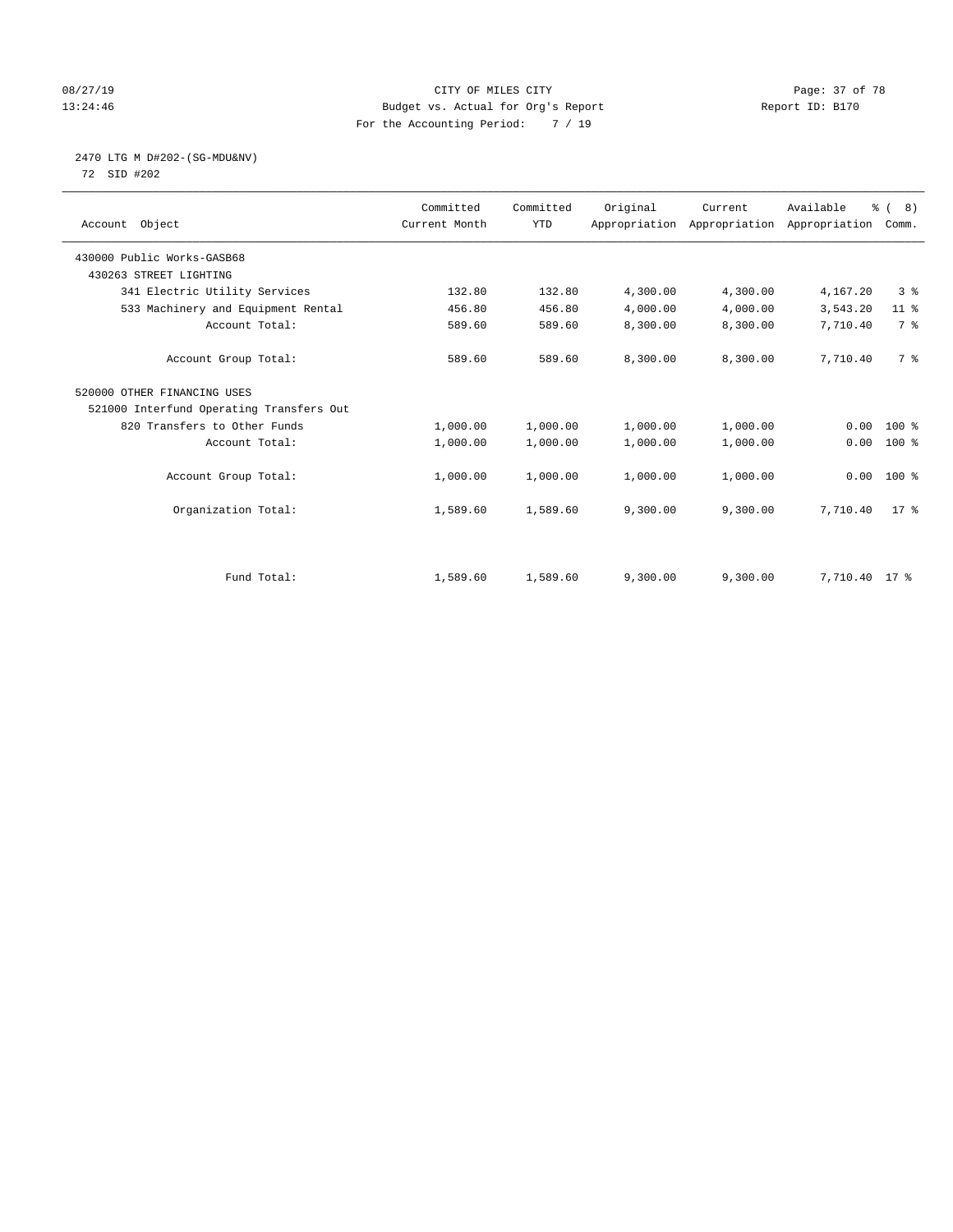CITY OF MILES CITY
Budget vs. Actual for Org's Report
For the Accounting Period: 7 / 19

08/27/19 13:24:46 Report ID: B170

2470 LTG M D#202-(SG-MDU&NV)
72 SID #202

| Account Object | Committed Current Month | Committed YTD | Original Appropriation | Current Appropriation | Available Appropriation | % ( 8) Comm. |
|---|---|---|---|---|---|---|
| 430000 Public Works-GASB68 | | | | | | |
| 430263 STREET LIGHTING | | | | | | |
| 341 Electric Utility Services | 132.80 | 132.80 | 4,300.00 | 4,300.00 | 4,167.20 | 3 % |
| 533 Machinery and Equipment Rental | 456.80 | 456.80 | 4,000.00 | 4,000.00 | 3,543.20 | 11 % |
| Account Total: | 589.60 | 589.60 | 8,300.00 | 8,300.00 | 7,710.40 | 7 % |
| Account Group Total: | 589.60 | 589.60 | 8,300.00 | 8,300.00 | 7,710.40 | 7 % |
| 520000 OTHER FINANCING USES | | | | | | |
| 521000 Interfund Operating Transfers Out | | | | | | |
| 820 Transfers to Other Funds | 1,000.00 | 1,000.00 | 1,000.00 | 1,000.00 | 0.00 | 100 % |
| Account Total: | 1,000.00 | 1,000.00 | 1,000.00 | 1,000.00 | 0.00 | 100 % |
| Account Group Total: | 1,000.00 | 1,000.00 | 1,000.00 | 1,000.00 | 0.00 | 100 % |
| Organization Total: | 1,589.60 | 1,589.60 | 9,300.00 | 9,300.00 | 7,710.40 | 17 % |
| Fund Total: | 1,589.60 | 1,589.60 | 9,300.00 | 9,300.00 | 7,710.40 | 17 % |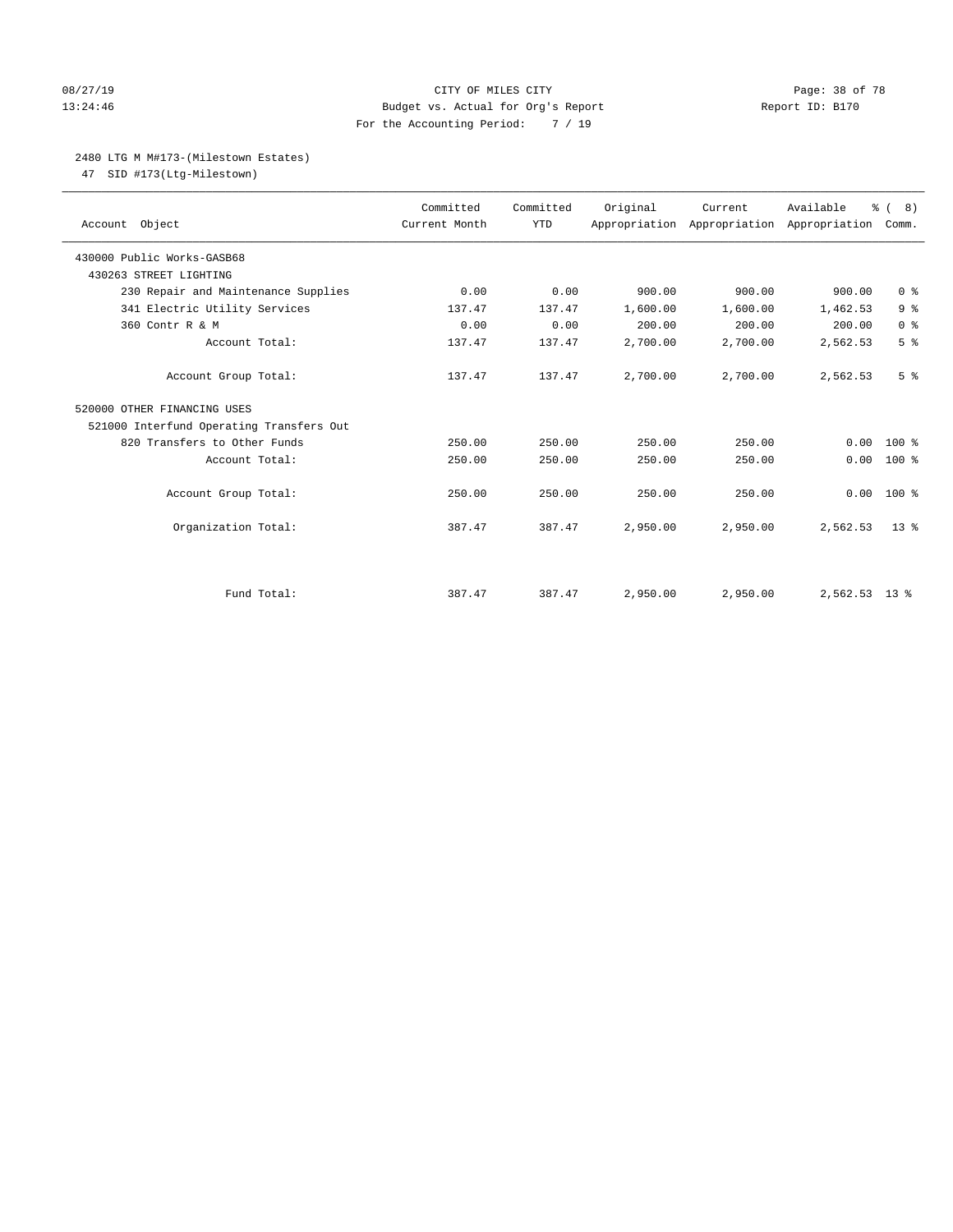CITY OF MILES CITY
Budget vs. Actual for Org's Report
For the Accounting Period: 7 / 19

08/27/19
13:24:46

Report ID: B170

2480 LTG M M#173-(Milestown Estates)
47 SID #173(Ltg-Milestown)

| Account Object | Committed Current Month | Committed YTD | Original Appropriation | Current Appropriation | Available Appropriation | % ( 8) Comm. |
|---|---|---|---|---|---|---|
| 430000 Public Works-GASB68 | | | | | | |
| 430263 STREET LIGHTING | | | | | | |
| 230 Repair and Maintenance Supplies | 0.00 | 0.00 | 900.00 | 900.00 | 900.00 | 0 % |
| 341 Electric Utility Services | 137.47 | 137.47 | 1,600.00 | 1,600.00 | 1,462.53 | 9 % |
| 360 Contr R & M | 0.00 | 0.00 | 200.00 | 200.00 | 200.00 | 0 % |
| Account Total: | 137.47 | 137.47 | 2,700.00 | 2,700.00 | 2,562.53 | 5 % |
| Account Group Total: | 137.47 | 137.47 | 2,700.00 | 2,700.00 | 2,562.53 | 5 % |
| 520000 OTHER FINANCING USES | | | | | | |
| 521000 Interfund Operating Transfers Out | | | | | | |
| 820 Transfers to Other Funds | 250.00 | 250.00 | 250.00 | 250.00 | 0.00 | 100 % |
| Account Total: | 250.00 | 250.00 | 250.00 | 250.00 | 0.00 | 100 % |
| Account Group Total: | 250.00 | 250.00 | 250.00 | 250.00 | 0.00 | 100 % |
| Organization Total: | 387.47 | 387.47 | 2,950.00 | 2,950.00 | 2,562.53 | 13 % |
| Fund Total: | 387.47 | 387.47 | 2,950.00 | 2,950.00 | 2,562.53 | 13 % |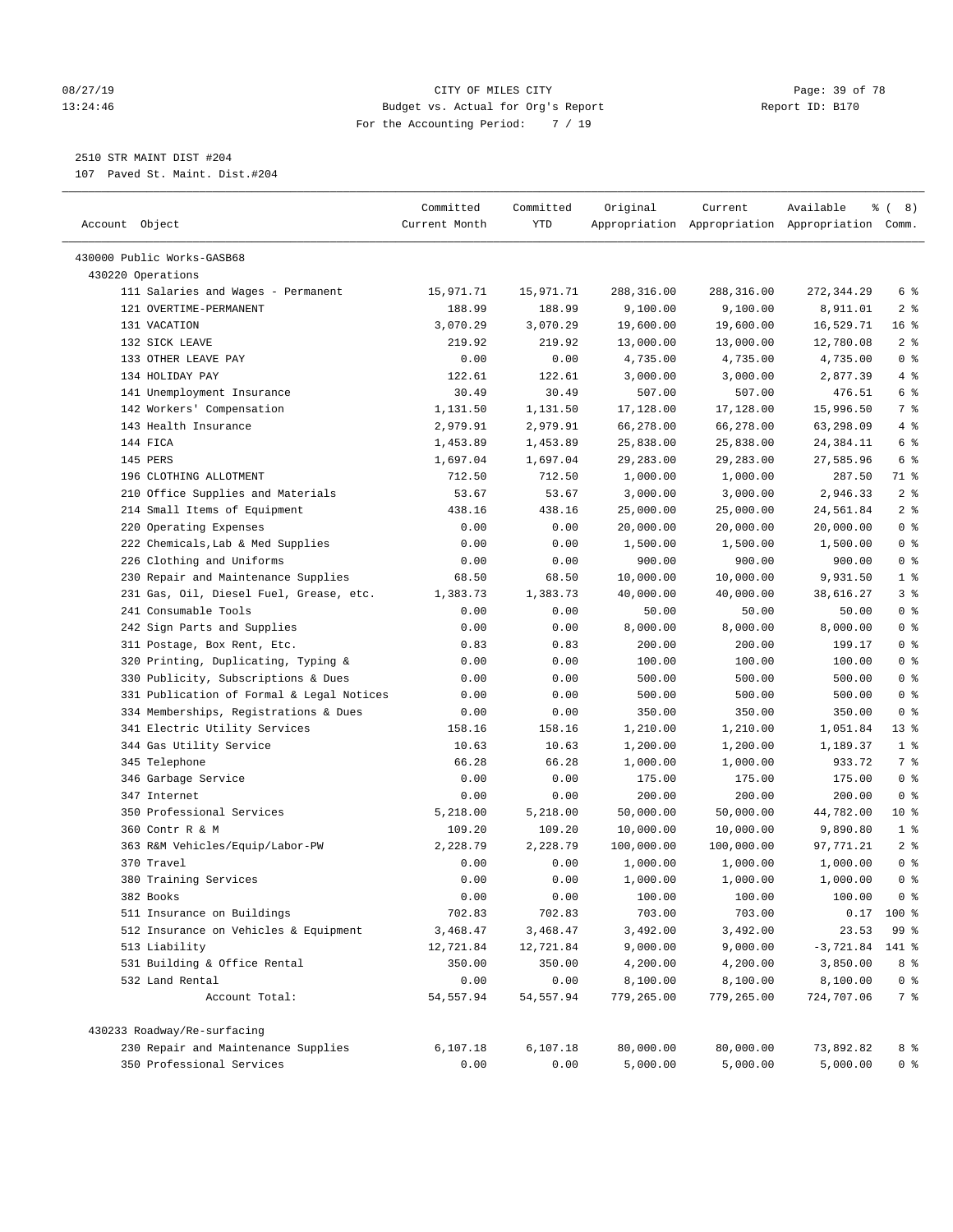CITY OF MILES CITY
Budget vs. Actual for Org's Report
For the Accounting Period: 7 / 19

2510 STR MAINT DIST #204
107 Paved St. Maint. Dist.#204

| Account Object | Committed Current Month | Committed YTD | Original Appropriation | Current Appropriation | Available Appropriation | % ( 8) Comm. |
|---|---|---|---|---|---|---|
| 430000 Public Works-GASB68 | | | | | | |
| 430220 Operations | | | | | | |
| 111 Salaries and Wages - Permanent | 15,971.71 | 15,971.71 | 288,316.00 | 288,316.00 | 272,344.29 | 6 % |
| 121 OVERTIME-PERMANENT | 188.99 | 188.99 | 9,100.00 | 9,100.00 | 8,911.01 | 2 % |
| 131 VACATION | 3,070.29 | 3,070.29 | 19,600.00 | 19,600.00 | 16,529.71 | 16 % |
| 132 SICK LEAVE | 219.92 | 219.92 | 13,000.00 | 13,000.00 | 12,780.08 | 2 % |
| 133 OTHER LEAVE PAY | 0.00 | 0.00 | 4,735.00 | 4,735.00 | 4,735.00 | 0 % |
| 134 HOLIDAY PAY | 122.61 | 122.61 | 3,000.00 | 3,000.00 | 2,877.39 | 4 % |
| 141 Unemployment Insurance | 30.49 | 30.49 | 507.00 | 507.00 | 476.51 | 6 % |
| 142 Workers' Compensation | 1,131.50 | 1,131.50 | 17,128.00 | 17,128.00 | 15,996.50 | 7 % |
| 143 Health Insurance | 2,979.91 | 2,979.91 | 66,278.00 | 66,278.00 | 63,298.09 | 4 % |
| 144 FICA | 1,453.89 | 1,453.89 | 25,838.00 | 25,838.00 | 24,384.11 | 6 % |
| 145 PERS | 1,697.04 | 1,697.04 | 29,283.00 | 29,283.00 | 27,585.96 | 6 % |
| 196 CLOTHING ALLOTMENT | 712.50 | 712.50 | 1,000.00 | 1,000.00 | 287.50 | 71 % |
| 210 Office Supplies and Materials | 53.67 | 53.67 | 3,000.00 | 3,000.00 | 2,946.33 | 2 % |
| 214 Small Items of Equipment | 438.16 | 438.16 | 25,000.00 | 25,000.00 | 24,561.84 | 2 % |
| 220 Operating Expenses | 0.00 | 0.00 | 20,000.00 | 20,000.00 | 20,000.00 | 0 % |
| 222 Chemicals,Lab & Med Supplies | 0.00 | 0.00 | 1,500.00 | 1,500.00 | 1,500.00 | 0 % |
| 226 Clothing and Uniforms | 0.00 | 0.00 | 900.00 | 900.00 | 900.00 | 0 % |
| 230 Repair and Maintenance Supplies | 68.50 | 68.50 | 10,000.00 | 10,000.00 | 9,931.50 | 1 % |
| 231 Gas, Oil, Diesel Fuel, Grease, etc. | 1,383.73 | 1,383.73 | 40,000.00 | 40,000.00 | 38,616.27 | 3 % |
| 241 Consumable Tools | 0.00 | 0.00 | 50.00 | 50.00 | 50.00 | 0 % |
| 242 Sign Parts and Supplies | 0.00 | 0.00 | 8,000.00 | 8,000.00 | 8,000.00 | 0 % |
| 311 Postage, Box Rent, Etc. | 0.83 | 0.83 | 200.00 | 200.00 | 199.17 | 0 % |
| 320 Printing, Duplicating, Typing & | 0.00 | 0.00 | 100.00 | 100.00 | 100.00 | 0 % |
| 330 Publicity, Subscriptions & Dues | 0.00 | 0.00 | 500.00 | 500.00 | 500.00 | 0 % |
| 331 Publication of Formal & Legal Notices | 0.00 | 0.00 | 500.00 | 500.00 | 500.00 | 0 % |
| 334 Memberships, Registrations & Dues | 0.00 | 0.00 | 350.00 | 350.00 | 350.00 | 0 % |
| 341 Electric Utility Services | 158.16 | 158.16 | 1,210.00 | 1,210.00 | 1,051.84 | 13 % |
| 344 Gas Utility Service | 10.63 | 10.63 | 1,200.00 | 1,200.00 | 1,189.37 | 1 % |
| 345 Telephone | 66.28 | 66.28 | 1,000.00 | 1,000.00 | 933.72 | 7 % |
| 346 Garbage Service | 0.00 | 0.00 | 175.00 | 175.00 | 175.00 | 0 % |
| 347 Internet | 0.00 | 0.00 | 200.00 | 200.00 | 200.00 | 0 % |
| 350 Professional Services | 5,218.00 | 5,218.00 | 50,000.00 | 50,000.00 | 44,782.00 | 10 % |
| 360 Contr R & M | 109.20 | 109.20 | 10,000.00 | 10,000.00 | 9,890.80 | 1 % |
| 363 R&M Vehicles/Equip/Labor-PW | 2,228.79 | 2,228.79 | 100,000.00 | 100,000.00 | 97,771.21 | 2 % |
| 370 Travel | 0.00 | 0.00 | 1,000.00 | 1,000.00 | 1,000.00 | 0 % |
| 380 Training Services | 0.00 | 0.00 | 1,000.00 | 1,000.00 | 1,000.00 | 0 % |
| 382 Books | 0.00 | 0.00 | 100.00 | 100.00 | 100.00 | 0 % |
| 511 Insurance on Buildings | 702.83 | 702.83 | 703.00 | 703.00 | 0.17 | 100 % |
| 512 Insurance on Vehicles & Equipment | 3,468.47 | 3,468.47 | 3,492.00 | 3,492.00 | 23.53 | 99 % |
| 513 Liability | 12,721.84 | 12,721.84 | 9,000.00 | 9,000.00 | -3,721.84 | 141 % |
| 531 Building & Office Rental | 350.00 | 350.00 | 4,200.00 | 4,200.00 | 3,850.00 | 8 % |
| 532 Land Rental | 0.00 | 0.00 | 8,100.00 | 8,100.00 | 8,100.00 | 0 % |
| Account Total: | 54,557.94 | 54,557.94 | 779,265.00 | 779,265.00 | 724,707.06 | 7 % |
| 430233 Roadway/Re-surfacing | | | | | | |
| 230 Repair and Maintenance Supplies | 6,107.18 | 6,107.18 | 80,000.00 | 80,000.00 | 73,892.82 | 8 % |
| 350 Professional Services | 0.00 | 0.00 | 5,000.00 | 5,000.00 | 5,000.00 | 0 % |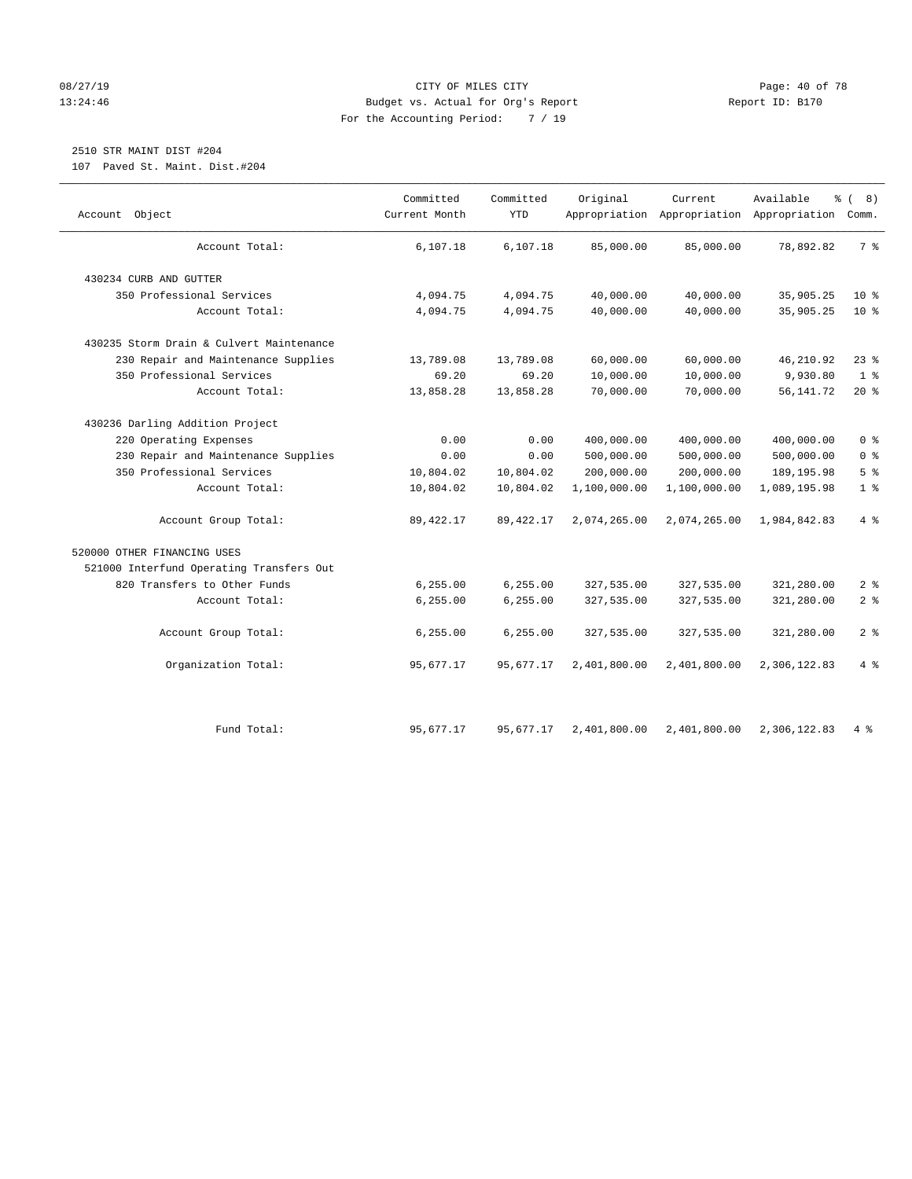CITY OF MILES CITY
Budget vs. Actual for Org's Report
For the Accounting Period: 7 / 19

08/27/19 13:24:46 — Report ID: B170

## 2510 STR MAINT DIST #204

107 Paved St. Maint. Dist.#204

| Account Object | Committed Current Month | Committed YTD | Original Appropriation | Current Appropriation | Available Appropriation | % ( 8) Comm. |
|---|---|---|---|---|---|---|
| Account Total: | 6,107.18 | 6,107.18 | 85,000.00 | 85,000.00 | 78,892.82 | 7 % |
| 430234 CURB AND GUTTER | | | | | | |
| 350 Professional Services | 4,094.75 | 4,094.75 | 40,000.00 | 40,000.00 | 35,905.25 | 10 % |
| Account Total: | 4,094.75 | 4,094.75 | 40,000.00 | 40,000.00 | 35,905.25 | 10 % |
| 430235 Storm Drain & Culvert Maintenance | | | | | | |
| 230 Repair and Maintenance Supplies | 13,789.08 | 13,789.08 | 60,000.00 | 60,000.00 | 46,210.92 | 23 % |
| 350 Professional Services | 69.20 | 69.20 | 10,000.00 | 10,000.00 | 9,930.80 | 1 % |
| Account Total: | 13,858.28 | 13,858.28 | 70,000.00 | 70,000.00 | 56,141.72 | 20 % |
| 430236 Darling Addition Project | | | | | | |
| 220 Operating Expenses | 0.00 | 0.00 | 400,000.00 | 400,000.00 | 400,000.00 | 0 % |
| 230 Repair and Maintenance Supplies | 0.00 | 0.00 | 500,000.00 | 500,000.00 | 500,000.00 | 0 % |
| 350 Professional Services | 10,804.02 | 10,804.02 | 200,000.00 | 200,000.00 | 189,195.98 | 5 % |
| Account Total: | 10,804.02 | 10,804.02 | 1,100,000.00 | 1,100,000.00 | 1,089,195.98 | 1 % |
| Account Group Total: | 89,422.17 | 89,422.17 | 2,074,265.00 | 2,074,265.00 | 1,984,842.83 | 4 % |
| 520000 OTHER FINANCING USES | | | | | | |
| 521000 Interfund Operating Transfers Out | | | | | | |
| 820 Transfers to Other Funds | 6,255.00 | 6,255.00 | 327,535.00 | 327,535.00 | 321,280.00 | 2 % |
| Account Total: | 6,255.00 | 6,255.00 | 327,535.00 | 327,535.00 | 321,280.00 | 2 % |
| Account Group Total: | 6,255.00 | 6,255.00 | 327,535.00 | 327,535.00 | 321,280.00 | 2 % |
| Organization Total: | 95,677.17 | 95,677.17 | 2,401,800.00 | 2,401,800.00 | 2,306,122.83 | 4 % |
| Fund Total: | 95,677.17 | 95,677.17 | 2,401,800.00 | 2,401,800.00 | 2,306,122.83 | 4 % |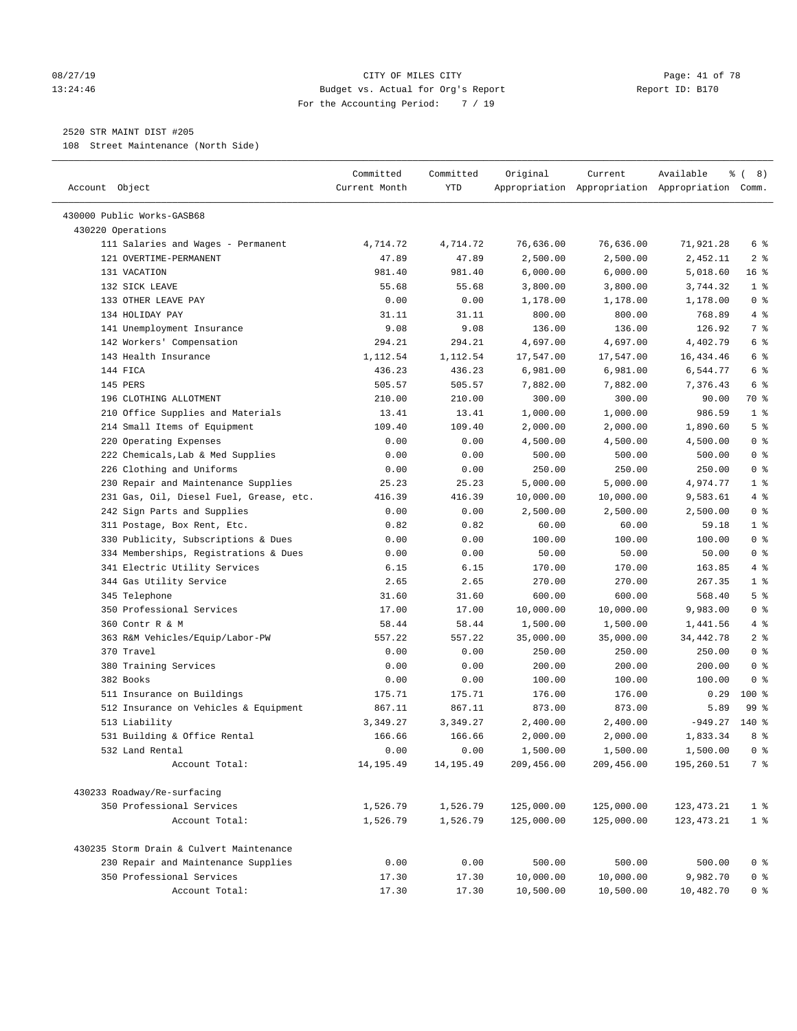CITY OF MILES CITY
Budget vs. Actual for Org's Report
For the Accounting Period: 7 / 19

Report ID: B170

08/27/19
13:24:46

2520 STR MAINT DIST #205
108 Street Maintenance (North Side)

| Account Object | Committed Current Month | Committed YTD | Original Appropriation | Current Appropriation | Available Appropriation | % ( 8) Comm. |
|---|---|---|---|---|---|---|
| 430000 Public Works-GASB68 | | | | | | |
| 430220 Operations | | | | | | |
| 111 Salaries and Wages - Permanent | 4,714.72 | 4,714.72 | 76,636.00 | 76,636.00 | 71,921.28 | 6 % |
| 121 OVERTIME-PERMANENT | 47.89 | 47.89 | 2,500.00 | 2,500.00 | 2,452.11 | 2 % |
| 131 VACATION | 981.40 | 981.40 | 6,000.00 | 6,000.00 | 5,018.60 | 16 % |
| 132 SICK LEAVE | 55.68 | 55.68 | 3,800.00 | 3,800.00 | 3,744.32 | 1 % |
| 133 OTHER LEAVE PAY | 0.00 | 0.00 | 1,178.00 | 1,178.00 | 1,178.00 | 0 % |
| 134 HOLIDAY PAY | 31.11 | 31.11 | 800.00 | 800.00 | 768.89 | 4 % |
| 141 Unemployment Insurance | 9.08 | 9.08 | 136.00 | 136.00 | 126.92 | 7 % |
| 142 Workers' Compensation | 294.21 | 294.21 | 4,697.00 | 4,697.00 | 4,402.79 | 6 % |
| 143 Health Insurance | 1,112.54 | 1,112.54 | 17,547.00 | 17,547.00 | 16,434.46 | 6 % |
| 144 FICA | 436.23 | 436.23 | 6,981.00 | 6,981.00 | 6,544.77 | 6 % |
| 145 PERS | 505.57 | 505.57 | 7,882.00 | 7,882.00 | 7,376.43 | 6 % |
| 196 CLOTHING ALLOTMENT | 210.00 | 210.00 | 300.00 | 300.00 | 90.00 | 70 % |
| 210 Office Supplies and Materials | 13.41 | 13.41 | 1,000.00 | 1,000.00 | 986.59 | 1 % |
| 214 Small Items of Equipment | 109.40 | 109.40 | 2,000.00 | 2,000.00 | 1,890.60 | 5 % |
| 220 Operating Expenses | 0.00 | 0.00 | 4,500.00 | 4,500.00 | 4,500.00 | 0 % |
| 222 Chemicals,Lab & Med Supplies | 0.00 | 0.00 | 500.00 | 500.00 | 500.00 | 0 % |
| 226 Clothing and Uniforms | 0.00 | 0.00 | 250.00 | 250.00 | 250.00 | 0 % |
| 230 Repair and Maintenance Supplies | 25.23 | 25.23 | 5,000.00 | 5,000.00 | 4,974.77 | 1 % |
| 231 Gas, Oil, Diesel Fuel, Grease, etc. | 416.39 | 416.39 | 10,000.00 | 10,000.00 | 9,583.61 | 4 % |
| 242 Sign Parts and Supplies | 0.00 | 0.00 | 2,500.00 | 2,500.00 | 2,500.00 | 0 % |
| 311 Postage, Box Rent, Etc. | 0.82 | 0.82 | 60.00 | 60.00 | 59.18 | 1 % |
| 330 Publicity, Subscriptions & Dues | 0.00 | 0.00 | 100.00 | 100.00 | 100.00 | 0 % |
| 334 Memberships, Registrations & Dues | 0.00 | 0.00 | 50.00 | 50.00 | 50.00 | 0 % |
| 341 Electric Utility Services | 6.15 | 6.15 | 170.00 | 170.00 | 163.85 | 4 % |
| 344 Gas Utility Service | 2.65 | 2.65 | 270.00 | 270.00 | 267.35 | 1 % |
| 345 Telephone | 31.60 | 31.60 | 600.00 | 600.00 | 568.40 | 5 % |
| 350 Professional Services | 17.00 | 17.00 | 10,000.00 | 10,000.00 | 9,983.00 | 0 % |
| 360 Contr R & M | 58.44 | 58.44 | 1,500.00 | 1,500.00 | 1,441.56 | 4 % |
| 363 R&M Vehicles/Equip/Labor-PW | 557.22 | 557.22 | 35,000.00 | 35,000.00 | 34,442.78 | 2 % |
| 370 Travel | 0.00 | 0.00 | 250.00 | 250.00 | 250.00 | 0 % |
| 380 Training Services | 0.00 | 0.00 | 200.00 | 200.00 | 200.00 | 0 % |
| 382 Books | 0.00 | 0.00 | 100.00 | 100.00 | 100.00 | 0 % |
| 511 Insurance on Buildings | 175.71 | 175.71 | 176.00 | 176.00 | 0.29 | 100 % |
| 512 Insurance on Vehicles & Equipment | 867.11 | 867.11 | 873.00 | 873.00 | 5.89 | 99 % |
| 513 Liability | 3,349.27 | 3,349.27 | 2,400.00 | 2,400.00 | -949.27 | 140 % |
| 531 Building & Office Rental | 166.66 | 166.66 | 2,000.00 | 2,000.00 | 1,833.34 | 8 % |
| 532 Land Rental | 0.00 | 0.00 | 1,500.00 | 1,500.00 | 1,500.00 | 0 % |
| Account Total: | 14,195.49 | 14,195.49 | 209,456.00 | 209,456.00 | 195,260.51 | 7 % |
| 430233 Roadway/Re-surfacing | | | | | | |
| 350 Professional Services | 1,526.79 | 1,526.79 | 125,000.00 | 125,000.00 | 123,473.21 | 1 % |
| Account Total: | 1,526.79 | 1,526.79 | 125,000.00 | 125,000.00 | 123,473.21 | 1 % |
| 430235 Storm Drain & Culvert Maintenance | | | | | | |
| 230 Repair and Maintenance Supplies | 0.00 | 0.00 | 500.00 | 500.00 | 500.00 | 0 % |
| 350 Professional Services | 17.30 | 17.30 | 10,000.00 | 10,000.00 | 9,982.70 | 0 % |
| Account Total: | 17.30 | 17.30 | 10,500.00 | 10,500.00 | 10,482.70 | 0 % |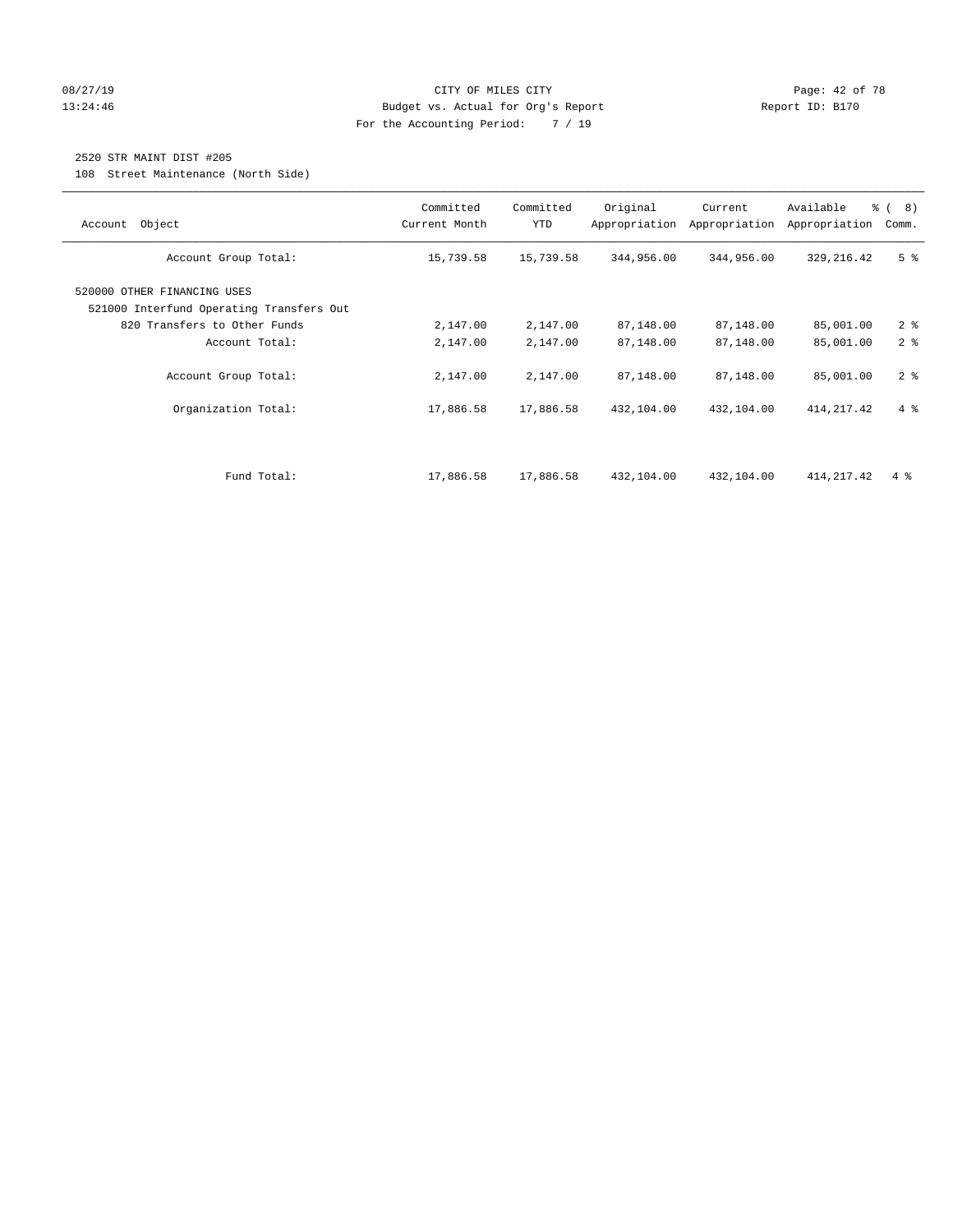CITY OF MILES CITY
Budget vs. Actual for Org's Report
For the Accounting Period: 7 / 19

08/27/19 13:24:46 — Report ID: B170

2520 STR MAINT DIST #205
108 Street Maintenance (North Side)

| Account Object | Committed Current Month | Committed YTD | Original Appropriation | Current Appropriation | Available Appropriation | % ( 8) Comm. |
|---|---|---|---|---|---|---|
| Account Group Total: | 15,739.58 | 15,739.58 | 344,956.00 | 344,956.00 | 329,216.42 | 5 % |
| 520000 OTHER FINANCING USES | | | | | | |
| 521000 Interfund Operating Transfers Out | | | | | | |
| 820 Transfers to Other Funds | 2,147.00 | 2,147.00 | 87,148.00 | 87,148.00 | 85,001.00 | 2 % |
| Account Total: | 2,147.00 | 2,147.00 | 87,148.00 | 87,148.00 | 85,001.00 | 2 % |
| Account Group Total: | 2,147.00 | 2,147.00 | 87,148.00 | 87,148.00 | 85,001.00 | 2 % |
| Organization Total: | 17,886.58 | 17,886.58 | 432,104.00 | 432,104.00 | 414,217.42 | 4 % |
| Fund Total: | 17,886.58 | 17,886.58 | 432,104.00 | 432,104.00 | 414,217.42 | 4 % |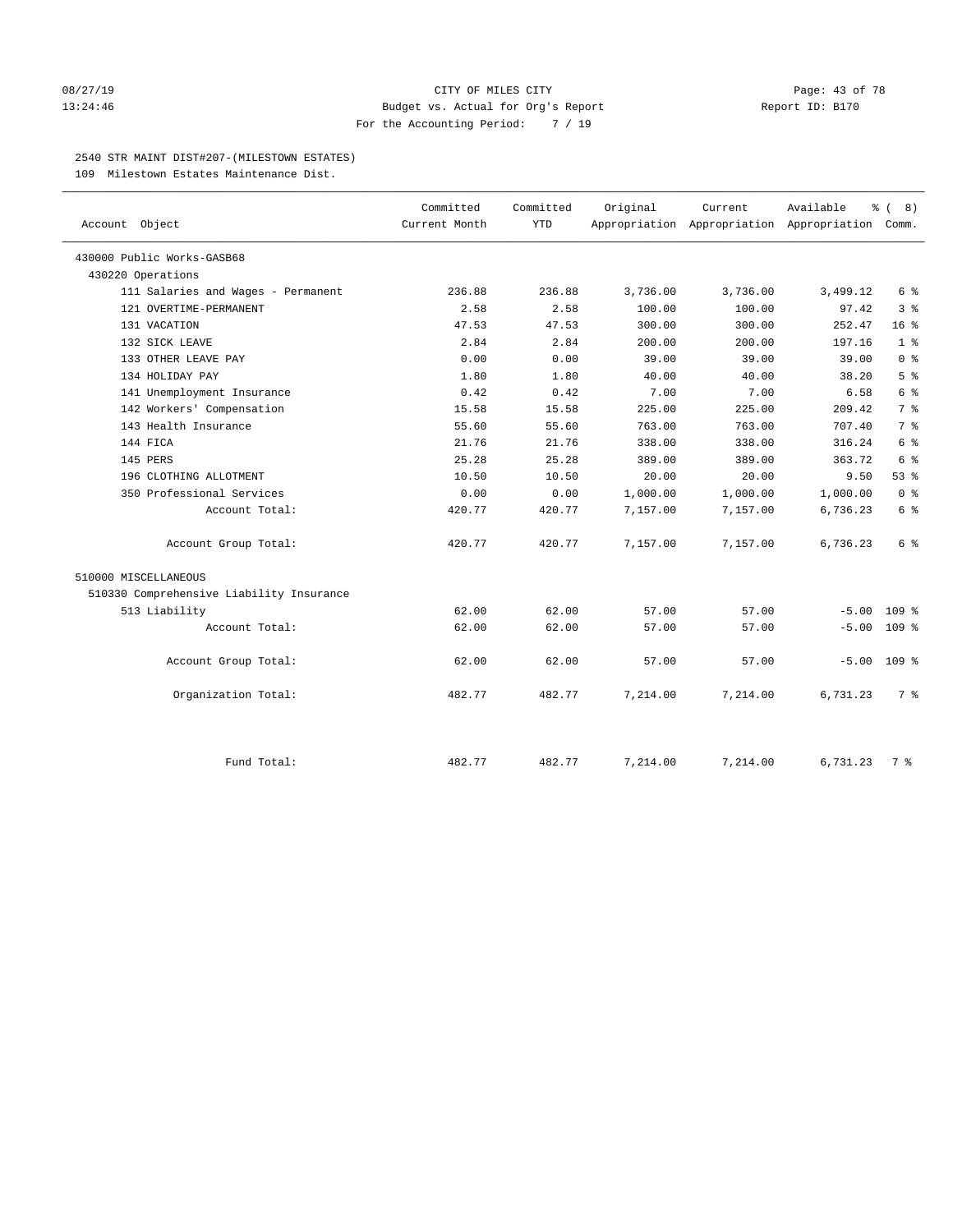CITY OF MILES CITY
Budget vs. Actual for Org's Report
For the Accounting Period: 7 / 19

Report ID: B170

2540 STR MAINT DIST#207-(MILESTOWN ESTATES)
109 Milestown Estates Maintenance Dist.

| Account Object | Committed Current Month | Committed YTD | Original Appropriation | Current Appropriation | Available Appropriation | % ( 8) Comm. |
|---|---|---|---|---|---|---|
| 430000 Public Works-GASB68 | | | | | | |
| 430220 Operations | | | | | | |
| 111 Salaries and Wages - Permanent | 236.88 | 236.88 | 3,736.00 | 3,736.00 | 3,499.12 | 6 % |
| 121 OVERTIME-PERMANENT | 2.58 | 2.58 | 100.00 | 100.00 | 97.42 | 3 % |
| 131 VACATION | 47.53 | 47.53 | 300.00 | 300.00 | 252.47 | 16 % |
| 132 SICK LEAVE | 2.84 | 2.84 | 200.00 | 200.00 | 197.16 | 1 % |
| 133 OTHER LEAVE PAY | 0.00 | 0.00 | 39.00 | 39.00 | 39.00 | 0 % |
| 134 HOLIDAY PAY | 1.80 | 1.80 | 40.00 | 40.00 | 38.20 | 5 % |
| 141 Unemployment Insurance | 0.42 | 0.42 | 7.00 | 7.00 | 6.58 | 6 % |
| 142 Workers' Compensation | 15.58 | 15.58 | 225.00 | 225.00 | 209.42 | 7 % |
| 143 Health Insurance | 55.60 | 55.60 | 763.00 | 763.00 | 707.40 | 7 % |
| 144 FICA | 21.76 | 21.76 | 338.00 | 338.00 | 316.24 | 6 % |
| 145 PERS | 25.28 | 25.28 | 389.00 | 389.00 | 363.72 | 6 % |
| 196 CLOTHING ALLOTMENT | 10.50 | 10.50 | 20.00 | 20.00 | 9.50 | 53 % |
| 350 Professional Services | 0.00 | 0.00 | 1,000.00 | 1,000.00 | 1,000.00 | 0 % |
| Account Total: | 420.77 | 420.77 | 7,157.00 | 7,157.00 | 6,736.23 | 6 % |
| Account Group Total: | 420.77 | 420.77 | 7,157.00 | 7,157.00 | 6,736.23 | 6 % |
| 510000 MISCELLANEOUS | | | | | | |
| 510330 Comprehensive Liability Insurance | | | | | | |
| 513 Liability | 62.00 | 62.00 | 57.00 | 57.00 | -5.00 | 109 % |
| Account Total: | 62.00 | 62.00 | 57.00 | 57.00 | -5.00 | 109 % |
| Account Group Total: | 62.00 | 62.00 | 57.00 | 57.00 | -5.00 | 109 % |
| Organization Total: | 482.77 | 482.77 | 7,214.00 | 7,214.00 | 6,731.23 | 7 % |
| Fund Total: | 482.77 | 482.77 | 7,214.00 | 7,214.00 | 6,731.23 | 7 % |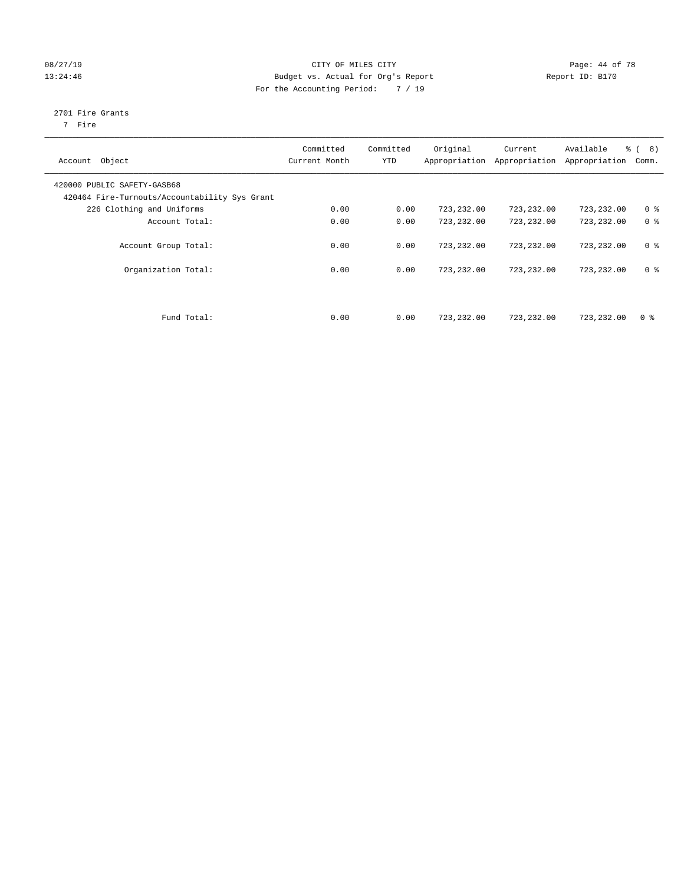CITY OF MILES CITY
Budget vs. Actual for Org's Report
For the Accounting Period: 7 / 19

08/27/19
13:24:46

Report ID: B170

2701 Fire Grants
7 Fire

| Account Object | Committed Current Month | Committed YTD | Original Appropriation | Current Appropriation | Available Appropriation | % ( 8) Comm. |
|---|---|---|---|---|---|---|
| 420000 PUBLIC SAFETY-GASB68 | | | | | | |
| 420464 Fire-Turnouts/Accountability Sys Grant | | | | | | |
| 226 Clothing and Uniforms | 0.00 | 0.00 | 723,232.00 | 723,232.00 | 723,232.00 | 0 % |
| Account Total: | 0.00 | 0.00 | 723,232.00 | 723,232.00 | 723,232.00 | 0 % |
| Account Group Total: | 0.00 | 0.00 | 723,232.00 | 723,232.00 | 723,232.00 | 0 % |
| Organization Total: | 0.00 | 0.00 | 723,232.00 | 723,232.00 | 723,232.00 | 0 % |
| Fund Total: | 0.00 | 0.00 | 723,232.00 | 723,232.00 | 723,232.00 | 0 % |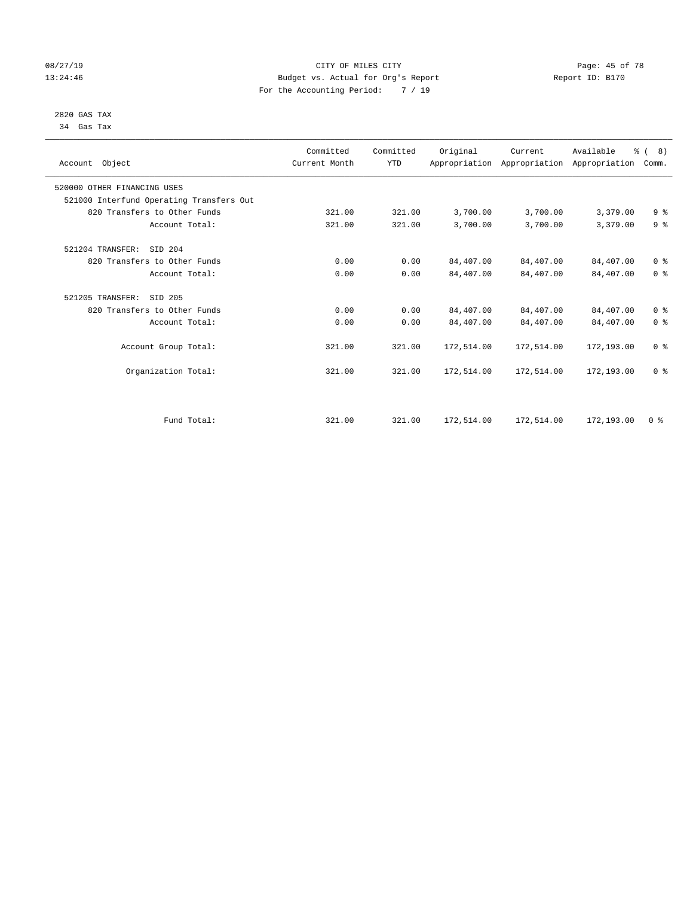CITY OF MILES CITY
Budget vs. Actual for Org's Report
For the Accounting Period: 7 / 19

08/27/19
13:24:46

Report ID: B170

2820 GAS TAX
34 Gas Tax

| Account Object | Committed Current Month | Committed YTD | Original Appropriation | Current Appropriation | Available Appropriation | % ( 8) Comm. |
|---|---|---|---|---|---|---|
| 520000 OTHER FINANCING USES | | | | | | |
| 521000 Interfund Operating Transfers Out | | | | | | |
| 820 Transfers to Other Funds | 321.00 | 321.00 | 3,700.00 | 3,700.00 | 3,379.00 | 9 % |
| Account Total: | 321.00 | 321.00 | 3,700.00 | 3,700.00 | 3,379.00 | 9 % |
| 521204 TRANSFER: SID 204 | | | | | | |
| 820 Transfers to Other Funds | 0.00 | 0.00 | 84,407.00 | 84,407.00 | 84,407.00 | 0 % |
| Account Total: | 0.00 | 0.00 | 84,407.00 | 84,407.00 | 84,407.00 | 0 % |
| 521205 TRANSFER: SID 205 | | | | | | |
| 820 Transfers to Other Funds | 0.00 | 0.00 | 84,407.00 | 84,407.00 | 84,407.00 | 0 % |
| Account Total: | 0.00 | 0.00 | 84,407.00 | 84,407.00 | 84,407.00 | 0 % |
| Account Group Total: | 321.00 | 321.00 | 172,514.00 | 172,514.00 | 172,193.00 | 0 % |
| Organization Total: | 321.00 | 321.00 | 172,514.00 | 172,514.00 | 172,193.00 | 0 % |
| Fund Total: | 321.00 | 321.00 | 172,514.00 | 172,514.00 | 172,193.00 | 0 % |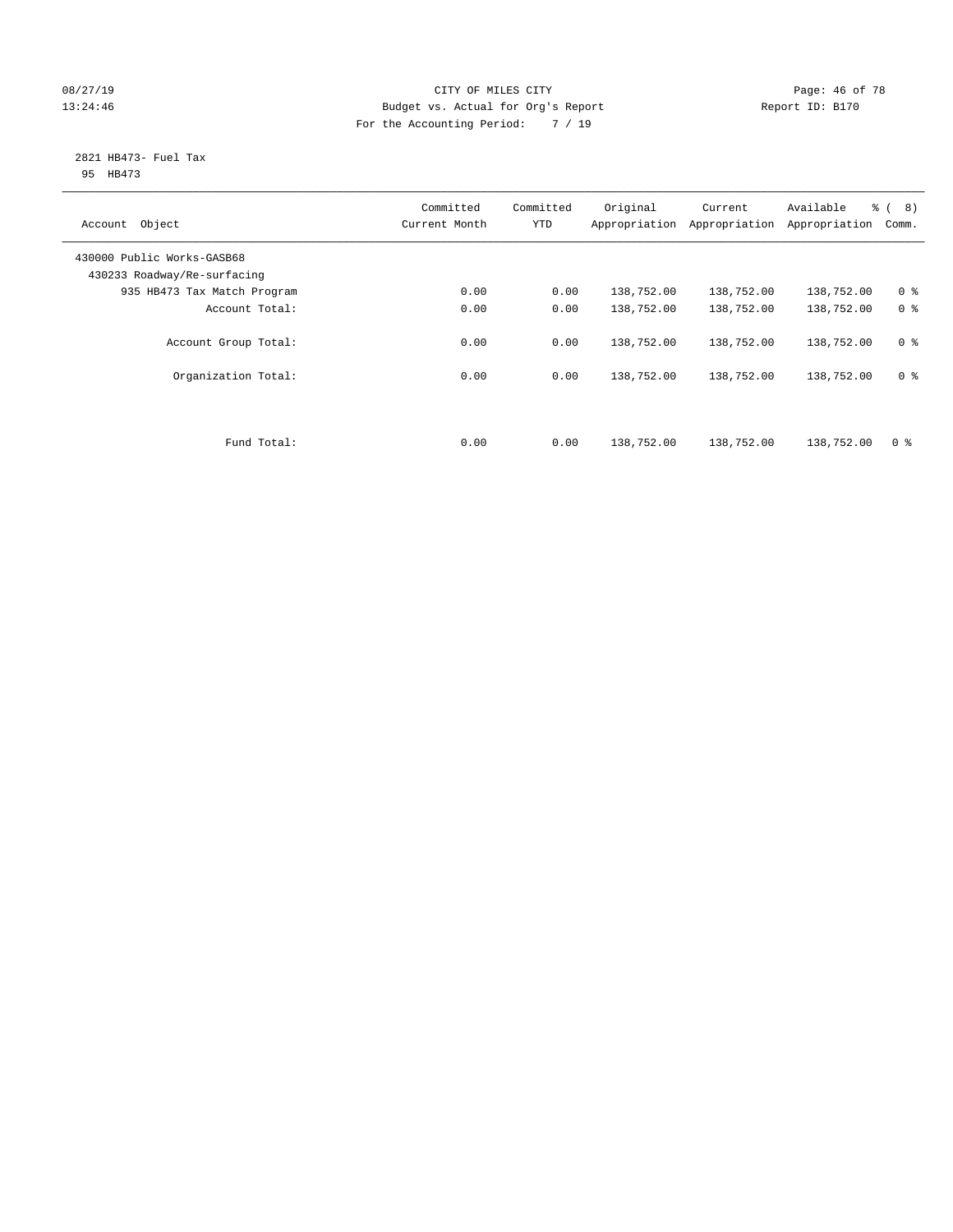CITY OF MILES CITY
Budget vs. Actual for Org's Report
For the Accounting Period: 7 / 19

08/27/19 13:24:46

Report ID: B170

2821 HB473- Fuel Tax
95 HB473

| Account Object | Committed Current Month | Committed YTD | Original Appropriation | Current Appropriation | Available Appropriation | % ( 8) Comm. |
|---|---|---|---|---|---|---|
| 430000 Public Works-GASB68 | | | | | | |
| 430233 Roadway/Re-surfacing | | | | | | |
| 935 HB473 Tax Match Program | 0.00 | 0.00 | 138,752.00 | 138,752.00 | 138,752.00 | 0 % |
| Account Total: | 0.00 | 0.00 | 138,752.00 | 138,752.00 | 138,752.00 | 0 % |
| Account Group Total: | 0.00 | 0.00 | 138,752.00 | 138,752.00 | 138,752.00 | 0 % |
| Organization Total: | 0.00 | 0.00 | 138,752.00 | 138,752.00 | 138,752.00 | 0 % |
| Fund Total: | 0.00 | 0.00 | 138,752.00 | 138,752.00 | 138,752.00 | 0 % |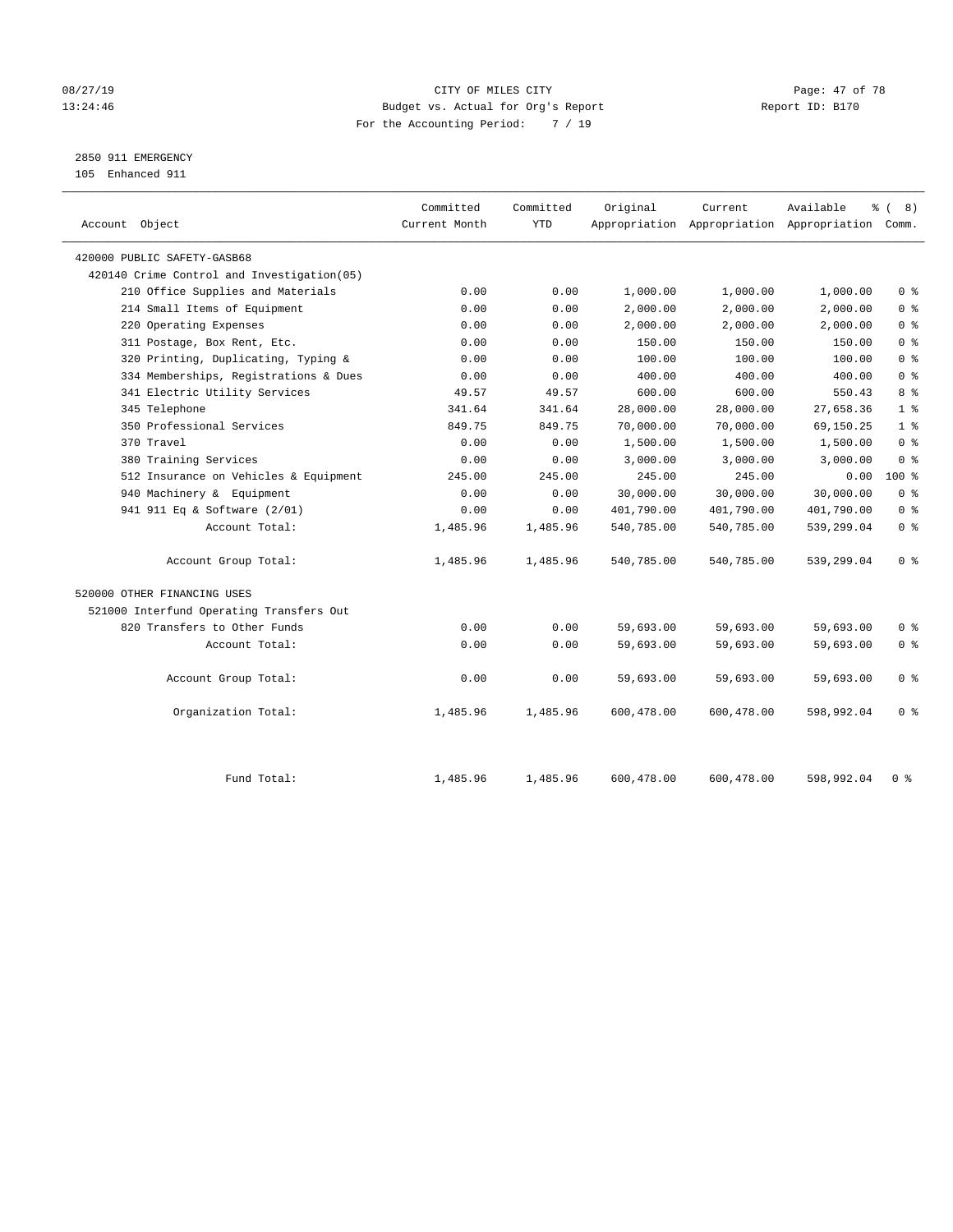CITY OF MILES CITY
Budget vs. Actual for Org's Report
For the Accounting Period: 7 / 19

2850 911 EMERGENCY
105 Enhanced 911

| Account Object | Committed Current Month | Committed YTD | Original Appropriation | Current Appropriation | Available Appropriation | % ( 8) Comm. |
|---|---|---|---|---|---|---|
| 420000 PUBLIC SAFETY-GASB68 | | | | | | |
| 420140 Crime Control and Investigation(05) | | | | | | |
| 210 Office Supplies and Materials | 0.00 | 0.00 | 1,000.00 | 1,000.00 | 1,000.00 | 0 % |
| 214 Small Items of Equipment | 0.00 | 0.00 | 2,000.00 | 2,000.00 | 2,000.00 | 0 % |
| 220 Operating Expenses | 0.00 | 0.00 | 2,000.00 | 2,000.00 | 2,000.00 | 0 % |
| 311 Postage, Box Rent, Etc. | 0.00 | 0.00 | 150.00 | 150.00 | 150.00 | 0 % |
| 320 Printing, Duplicating, Typing & | 0.00 | 0.00 | 100.00 | 100.00 | 100.00 | 0 % |
| 334 Memberships, Registrations & Dues | 0.00 | 0.00 | 400.00 | 400.00 | 400.00 | 0 % |
| 341 Electric Utility Services | 49.57 | 49.57 | 600.00 | 600.00 | 550.43 | 8 % |
| 345 Telephone | 341.64 | 341.64 | 28,000.00 | 28,000.00 | 27,658.36 | 1 % |
| 350 Professional Services | 849.75 | 849.75 | 70,000.00 | 70,000.00 | 69,150.25 | 1 % |
| 370 Travel | 0.00 | 0.00 | 1,500.00 | 1,500.00 | 1,500.00 | 0 % |
| 380 Training Services | 0.00 | 0.00 | 3,000.00 | 3,000.00 | 3,000.00 | 0 % |
| 512 Insurance on Vehicles & Equipment | 245.00 | 245.00 | 245.00 | 245.00 | 0.00 | 100 % |
| 940 Machinery & Equipment | 0.00 | 0.00 | 30,000.00 | 30,000.00 | 30,000.00 | 0 % |
| 941 911 Eq & Software (2/01) | 0.00 | 0.00 | 401,790.00 | 401,790.00 | 401,790.00 | 0 % |
| Account Total: | 1,485.96 | 1,485.96 | 540,785.00 | 540,785.00 | 539,299.04 | 0 % |
| Account Group Total: | 1,485.96 | 1,485.96 | 540,785.00 | 540,785.00 | 539,299.04 | 0 % |
| 520000 OTHER FINANCING USES | | | | | | |
| 521000 Interfund Operating Transfers Out | | | | | | |
| 820 Transfers to Other Funds | 0.00 | 0.00 | 59,693.00 | 59,693.00 | 59,693.00 | 0 % |
| Account Total: | 0.00 | 0.00 | 59,693.00 | 59,693.00 | 59,693.00 | 0 % |
| Account Group Total: | 0.00 | 0.00 | 59,693.00 | 59,693.00 | 59,693.00 | 0 % |
| Organization Total: | 1,485.96 | 1,485.96 | 600,478.00 | 600,478.00 | 598,992.04 | 0 % |
| Fund Total: | 1,485.96 | 1,485.96 | 600,478.00 | 600,478.00 | 598,992.04 | 0 % |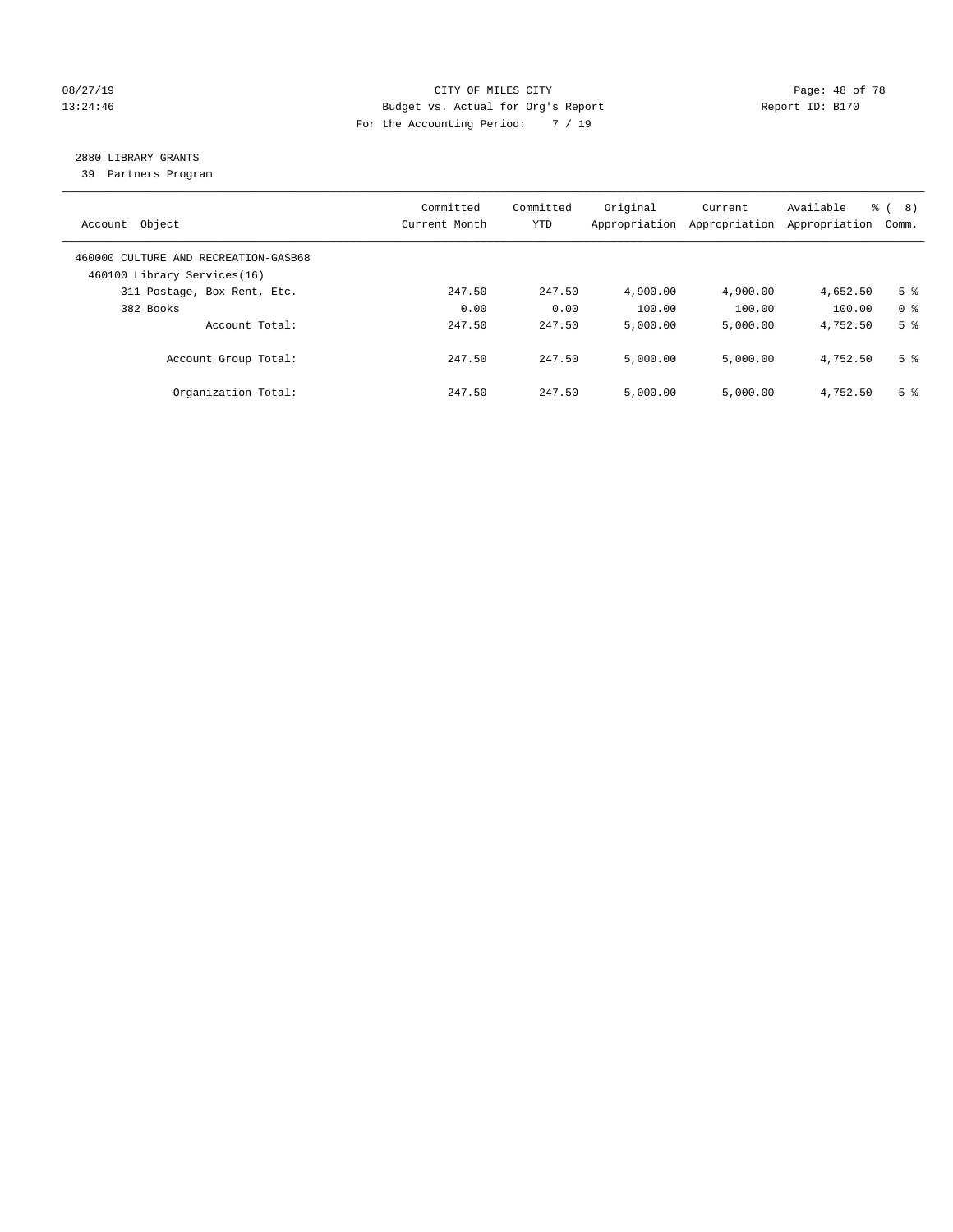CITY OF MILES CITY
Budget vs. Actual for Org's Report
For the Accounting Period: 7 / 19

08/27/19
13:24:46

Report ID: B170

## 2880 LIBRARY GRANTS

39 Partners Program

| Account Object | Committed Current Month | Committed YTD | Original Appropriation | Current Appropriation | Available Appropriation | % ( 8) Comm. |
|---|---|---|---|---|---|---|
| 460000 CULTURE AND RECREATION-GASB68 | | | | | | |
| 460100 Library Services(16) | | | | | | |
| 311 Postage, Box Rent, Etc. | 247.50 | 247.50 | 4,900.00 | 4,900.00 | 4,652.50 | 5 % |
| 382 Books | 0.00 | 0.00 | 100.00 | 100.00 | 100.00 | 0 % |
| Account Total: | 247.50 | 247.50 | 5,000.00 | 5,000.00 | 4,752.50 | 5 % |
| Account Group Total: | 247.50 | 247.50 | 5,000.00 | 5,000.00 | 4,752.50 | 5 % |
| Organization Total: | 247.50 | 247.50 | 5,000.00 | 5,000.00 | 4,752.50 | 5 % |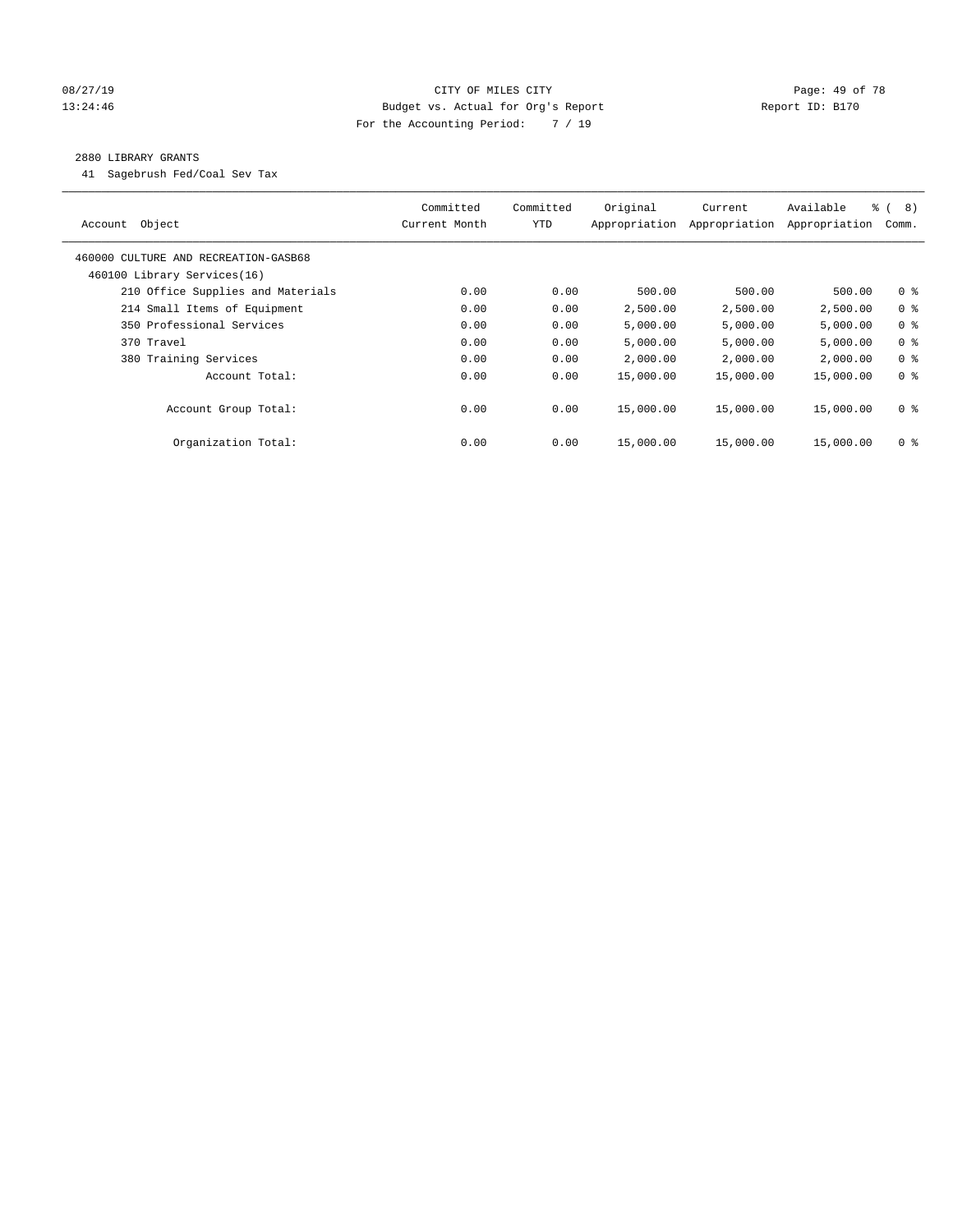CITY OF MILES CITY
Budget vs. Actual for Org's Report
For the Accounting Period: 7 / 19

08/27/19
13:24:46

Report ID: B170

## 2880 LIBRARY GRANTS

41 Sagebrush Fed/Coal Sev Tax

| Account Object | Committed Current Month | Committed YTD | Original Appropriation | Current Appropriation | Available Appropriation | % ( 8) Comm. |
|---|---|---|---|---|---|---|
| 460000 CULTURE AND RECREATION-GASB68 | | | | | | |
| 460100 Library Services(16) | | | | | | |
| 210 Office Supplies and Materials | 0.00 | 0.00 | 500.00 | 500.00 | 500.00 | 0 % |
| 214 Small Items of Equipment | 0.00 | 0.00 | 2,500.00 | 2,500.00 | 2,500.00 | 0 % |
| 350 Professional Services | 0.00 | 0.00 | 5,000.00 | 5,000.00 | 5,000.00 | 0 % |
| 370 Travel | 0.00 | 0.00 | 5,000.00 | 5,000.00 | 5,000.00 | 0 % |
| 380 Training Services | 0.00 | 0.00 | 2,000.00 | 2,000.00 | 2,000.00 | 0 % |
| Account Total: | 0.00 | 0.00 | 15,000.00 | 15,000.00 | 15,000.00 | 0 % |
| Account Group Total: | 0.00 | 0.00 | 15,000.00 | 15,000.00 | 15,000.00 | 0 % |
| Organization Total: | 0.00 | 0.00 | 15,000.00 | 15,000.00 | 15,000.00 | 0 % |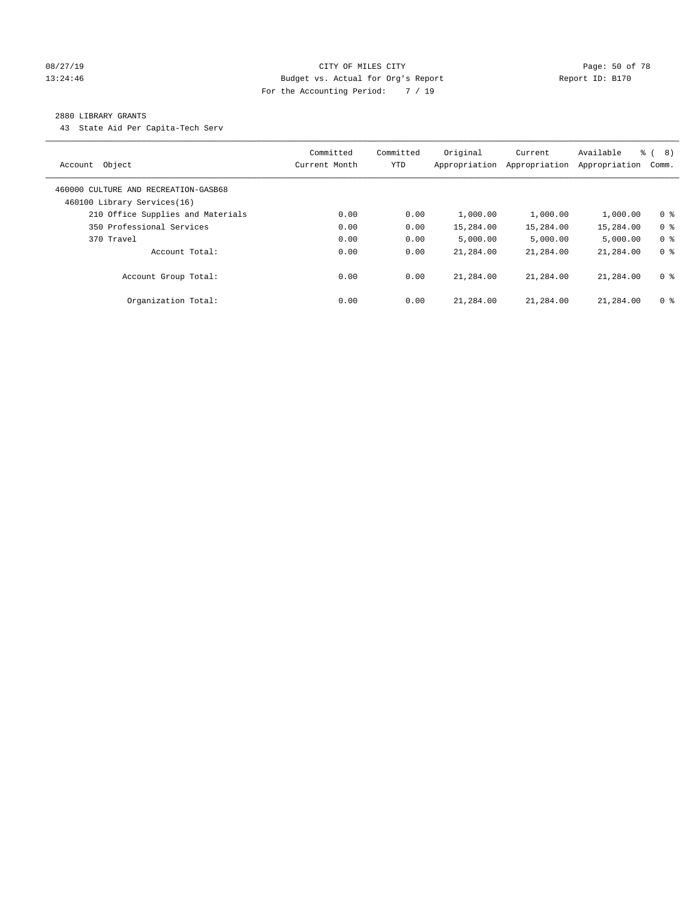CITY OF MILES CITY
Budget vs. Actual for Org's Report
For the Accounting Period: 7 / 19

08/27/19
13:24:46

Report ID: B170

2880 LIBRARY GRANTS

43 State Aid Per Capita-Tech Serv

| Account Object | Committed Current Month | Committed YTD | Original Appropriation | Current Appropriation | Available Appropriation | % ( 8) Comm. |
|---|---|---|---|---|---|---|
| 460000 CULTURE AND RECREATION-GASB68 | | | | | | |
| 460100 Library Services(16) | | | | | | |
| 210 Office Supplies and Materials | 0.00 | 0.00 | 1,000.00 | 1,000.00 | 1,000.00 | 0 % |
| 350 Professional Services | 0.00 | 0.00 | 15,284.00 | 15,284.00 | 15,284.00 | 0 % |
| 370 Travel | 0.00 | 0.00 | 5,000.00 | 5,000.00 | 5,000.00 | 0 % |
| Account Total: | 0.00 | 0.00 | 21,284.00 | 21,284.00 | 21,284.00 | 0 % |
| Account Group Total: | 0.00 | 0.00 | 21,284.00 | 21,284.00 | 21,284.00 | 0 % |
| Organization Total: | 0.00 | 0.00 | 21,284.00 | 21,284.00 | 21,284.00 | 0 % |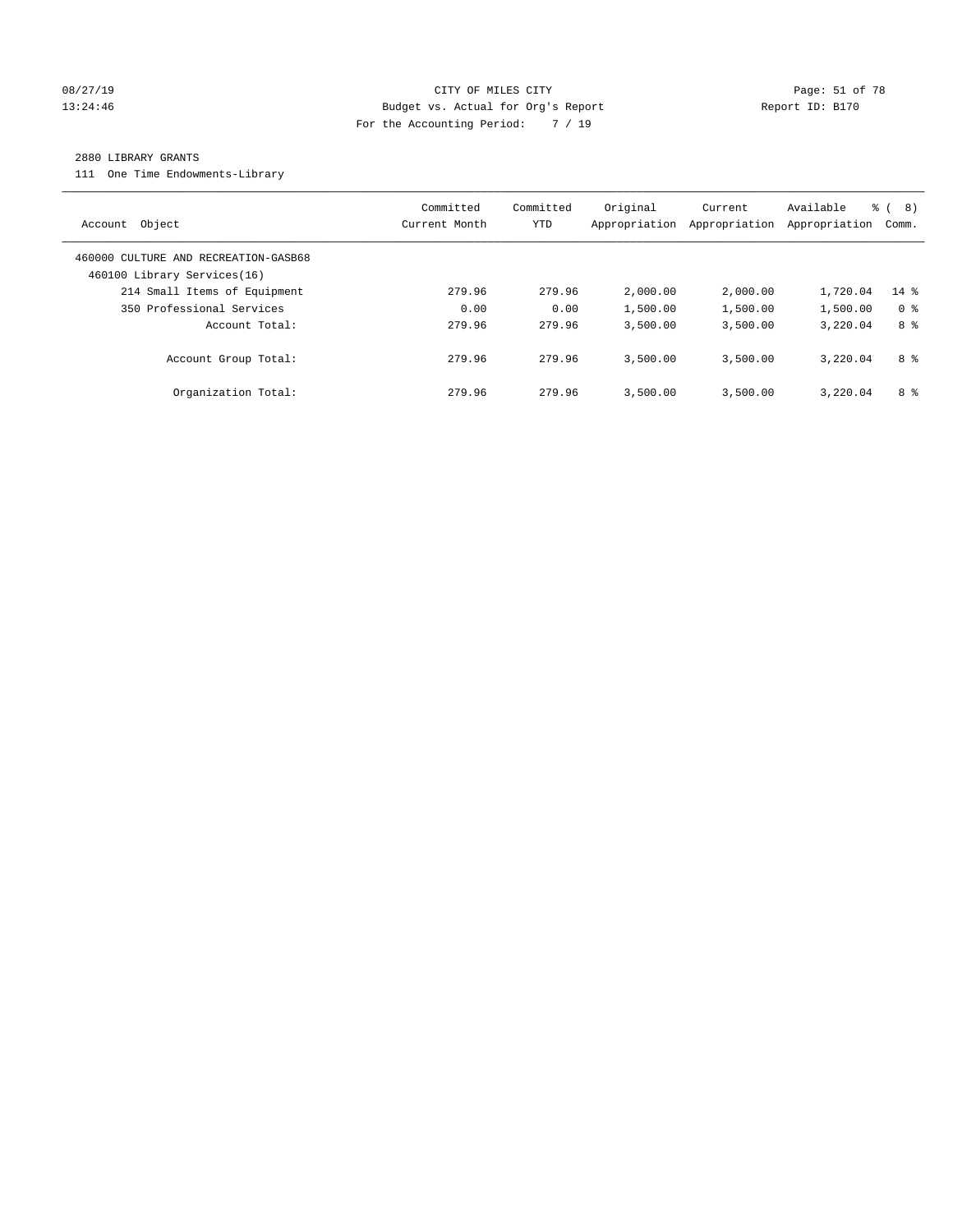CITY OF MILES CITY
Budget vs. Actual for Org's Report
For the Accounting Period: 7 / 19

08/27/19
13:24:46

Report ID: B170

2880 LIBRARY GRANTS

111 One Time Endowments-Library

| Account Object | Committed Current Month | Committed YTD | Original Appropriation | Current Appropriation | Available Appropriation | % ( 8) Comm. |
|---|---|---|---|---|---|---|
| 460000 CULTURE AND RECREATION-GASB68 | | | | | | |
| 460100 Library Services(16) | | | | | | |
| 214 Small Items of Equipment | 279.96 | 279.96 | 2,000.00 | 2,000.00 | 1,720.04 | 14 % |
| 350 Professional Services | 0.00 | 0.00 | 1,500.00 | 1,500.00 | 1,500.00 | 0 % |
| Account Total: | 279.96 | 279.96 | 3,500.00 | 3,500.00 | 3,220.04 | 8 % |
| Account Group Total: | 279.96 | 279.96 | 3,500.00 | 3,500.00 | 3,220.04 | 8 % |
| Organization Total: | 279.96 | 279.96 | 3,500.00 | 3,500.00 | 3,220.04 | 8 % |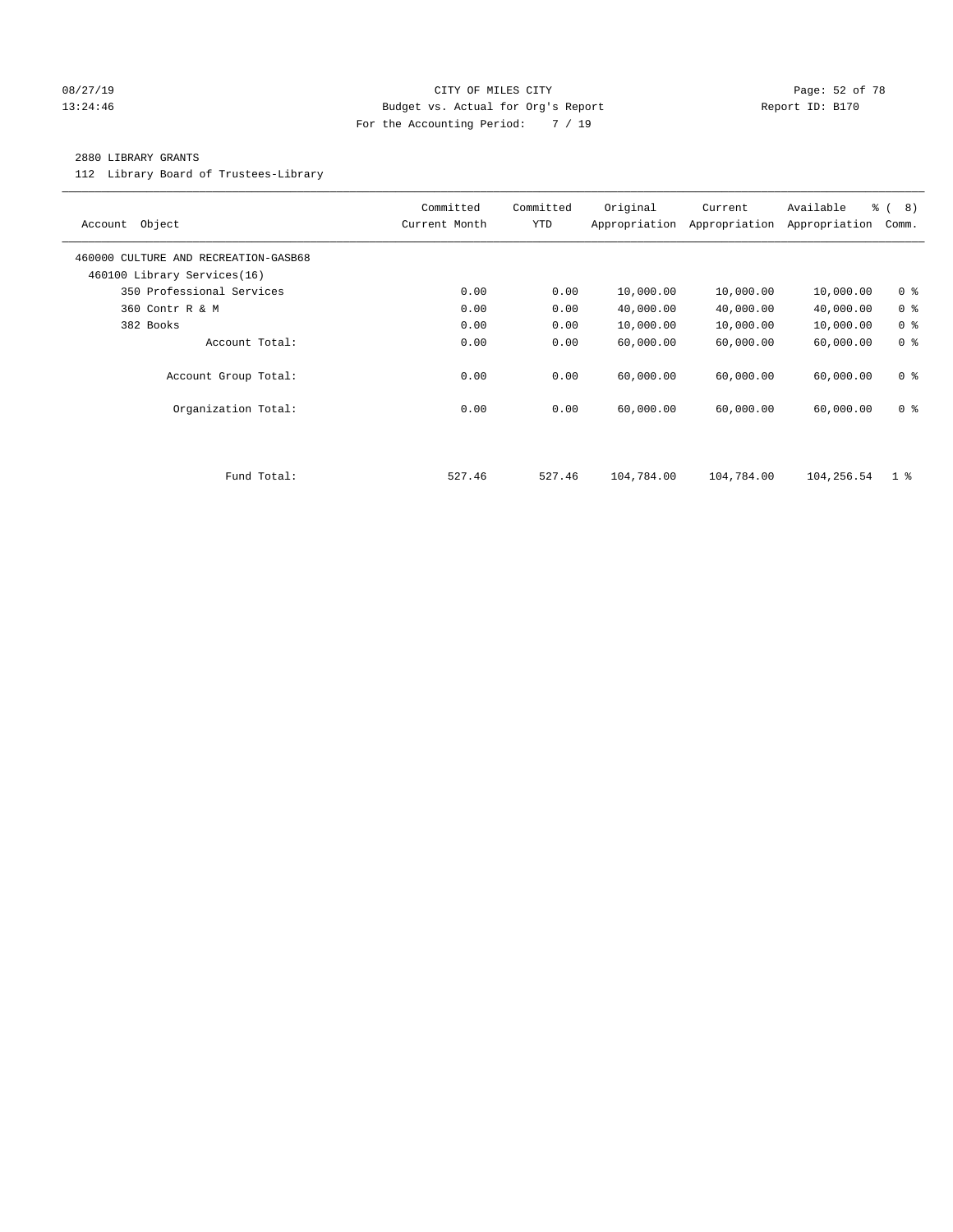08/27/19 CITY OF MILES CITY
13:24:46 Budget vs. Actual for Org's Report Report ID: B170
For the Accounting Period: 7 / 19

2880 LIBRARY GRANTS

112 Library Board of Trustees-Library

| Account Object | Committed Current Month | Committed YTD | Original Appropriation | Current Appropriation | Available Appropriation | % ( 8) Comm. |
|---|---|---|---|---|---|---|
| 460000 CULTURE AND RECREATION-GASB68 | | | | | | |
| 460100 Library Services(16) | | | | | | |
| 350 Professional Services | 0.00 | 0.00 | 10,000.00 | 10,000.00 | 10,000.00 | 0 % |
| 360 Contr R & M | 0.00 | 0.00 | 40,000.00 | 40,000.00 | 40,000.00 | 0 % |
| 382 Books | 0.00 | 0.00 | 10,000.00 | 10,000.00 | 10,000.00 | 0 % |
| Account Total: | 0.00 | 0.00 | 60,000.00 | 60,000.00 | 60,000.00 | 0 % |
| Account Group Total: | 0.00 | 0.00 | 60,000.00 | 60,000.00 | 60,000.00 | 0 % |
| Organization Total: | 0.00 | 0.00 | 60,000.00 | 60,000.00 | 60,000.00 | 0 % |
| Fund Total: | 527.46 | 527.46 | 104,784.00 | 104,784.00 | 104,256.54 | 1 % |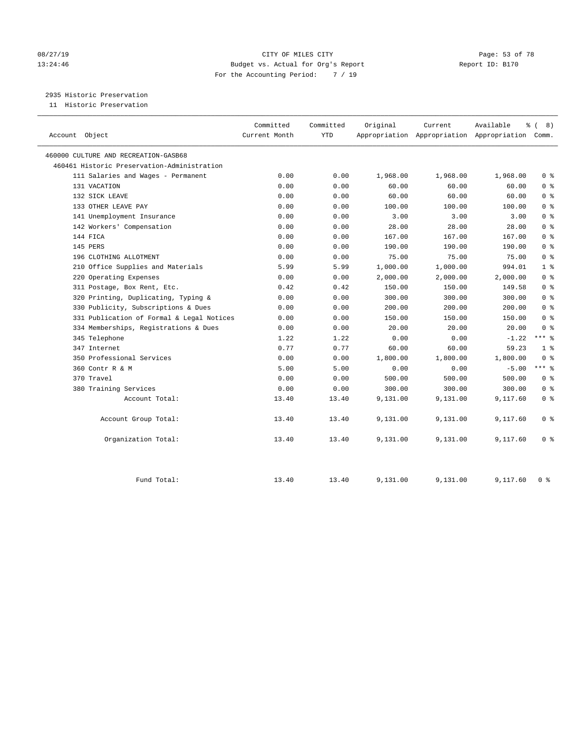CITY OF MILES CITY
Budget vs. Actual for Org's Report
For the Accounting Period: 7 / 19

08/27/19
13:24:46

Report ID: B170

2935 Historic Preservation
11 Historic Preservation

| Account Object | Committed Current Month | Committed YTD | Original Appropriation | Current Appropriation | Available Appropriation | % ( 8) Comm. |
|---|---|---|---|---|---|---|
| 460000 CULTURE AND RECREATION-GASB68 | | | | | | |
| 460461 Historic Preservation-Administration | | | | | | |
| 111 Salaries and Wages - Permanent | 0.00 | 0.00 | 1,968.00 | 1,968.00 | 1,968.00 | 0 % |
| 131 VACATION | 0.00 | 0.00 | 60.00 | 60.00 | 60.00 | 0 % |
| 132 SICK LEAVE | 0.00 | 0.00 | 60.00 | 60.00 | 60.00 | 0 % |
| 133 OTHER LEAVE PAY | 0.00 | 0.00 | 100.00 | 100.00 | 100.00 | 0 % |
| 141 Unemployment Insurance | 0.00 | 0.00 | 3.00 | 3.00 | 3.00 | 0 % |
| 142 Workers' Compensation | 0.00 | 0.00 | 28.00 | 28.00 | 28.00 | 0 % |
| 144 FICA | 0.00 | 0.00 | 167.00 | 167.00 | 167.00 | 0 % |
| 145 PERS | 0.00 | 0.00 | 190.00 | 190.00 | 190.00 | 0 % |
| 196 CLOTHING ALLOTMENT | 0.00 | 0.00 | 75.00 | 75.00 | 75.00 | 0 % |
| 210 Office Supplies and Materials | 5.99 | 5.99 | 1,000.00 | 1,000.00 | 994.01 | 1 % |
| 220 Operating Expenses | 0.00 | 0.00 | 2,000.00 | 2,000.00 | 2,000.00 | 0 % |
| 311 Postage, Box Rent, Etc. | 0.42 | 0.42 | 150.00 | 150.00 | 149.58 | 0 % |
| 320 Printing, Duplicating, Typing & | 0.00 | 0.00 | 300.00 | 300.00 | 300.00 | 0 % |
| 330 Publicity, Subscriptions & Dues | 0.00 | 0.00 | 200.00 | 200.00 | 200.00 | 0 % |
| 331 Publication of Formal & Legal Notices | 0.00 | 0.00 | 150.00 | 150.00 | 150.00 | 0 % |
| 334 Memberships, Registrations & Dues | 0.00 | 0.00 | 20.00 | 20.00 | 20.00 | 0 % |
| 345 Telephone | 1.22 | 1.22 | 0.00 | 0.00 | -1.22 | *** % |
| 347 Internet | 0.77 | 0.77 | 60.00 | 60.00 | 59.23 | 1 % |
| 350 Professional Services | 0.00 | 0.00 | 1,800.00 | 1,800.00 | 1,800.00 | 0 % |
| 360 Contr R & M | 5.00 | 5.00 | 0.00 | 0.00 | -5.00 | *** % |
| 370 Travel | 0.00 | 0.00 | 500.00 | 500.00 | 500.00 | 0 % |
| 380 Training Services | 0.00 | 0.00 | 300.00 | 300.00 | 300.00 | 0 % |
| Account Total: | 13.40 | 13.40 | 9,131.00 | 9,131.00 | 9,117.60 | 0 % |
| Account Group Total: | 13.40 | 13.40 | 9,131.00 | 9,131.00 | 9,117.60 | 0 % |
| Organization Total: | 13.40 | 13.40 | 9,131.00 | 9,131.00 | 9,117.60 | 0 % |
| Fund Total: | 13.40 | 13.40 | 9,131.00 | 9,131.00 | 9,117.60 | 0 % |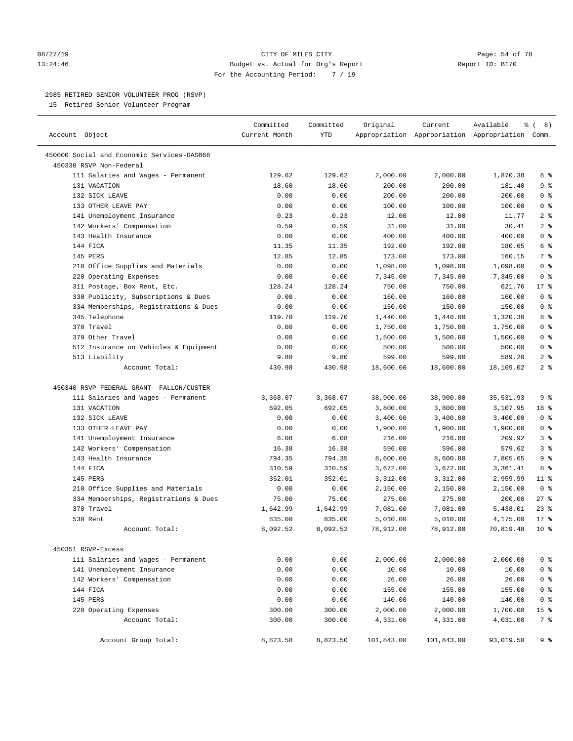CITY OF MILES CITY
Budget vs. Actual for Org's Report
For the Accounting Period: 7 / 19

08/27/19 13:24:46 Report ID: B170

## 2985 RETIRED SENIOR VOLUNTEER PROG (RSVP)

15 Retired Senior Volunteer Program

| Account Object | Committed Current Month | Committed YTD | Original Appropriation | Current Appropriation | Available Appropriation | % ( 8) Comm. |
|---|---|---|---|---|---|---|
| 450000 Social and Economic Services-GASB68 | | | | | | |
| 450330 RSVP Non-Federal | | | | | | |
| 111 Salaries and Wages - Permanent | 129.62 | 129.62 | 2,000.00 | 2,000.00 | 1,870.38 | 6 % |
| 131 VACATION | 18.60 | 18.60 | 200.00 | 200.00 | 181.40 | 9 % |
| 132 SICK LEAVE | 0.00 | 0.00 | 200.00 | 200.00 | 200.00 | 0 % |
| 133 OTHER LEAVE PAY | 0.00 | 0.00 | 100.00 | 100.00 | 100.00 | 0 % |
| 141 Unemployment Insurance | 0.23 | 0.23 | 12.00 | 12.00 | 11.77 | 2 % |
| 142 Workers' Compensation | 0.59 | 0.59 | 31.00 | 31.00 | 30.41 | 2 % |
| 143 Health Insurance | 0.00 | 0.00 | 400.00 | 400.00 | 400.00 | 0 % |
| 144 FICA | 11.35 | 11.35 | 192.00 | 192.00 | 180.65 | 6 % |
| 145 PERS | 12.85 | 12.85 | 173.00 | 173.00 | 160.15 | 7 % |
| 210 Office Supplies and Materials | 0.00 | 0.00 | 1,098.00 | 1,098.00 | 1,098.00 | 0 % |
| 220 Operating Expenses | 0.00 | 0.00 | 7,345.00 | 7,345.00 | 7,345.00 | 0 % |
| 311 Postage, Box Rent, Etc. | 128.24 | 128.24 | 750.00 | 750.00 | 621.76 | 17 % |
| 330 Publicity, Subscriptions & Dues | 0.00 | 0.00 | 160.00 | 160.00 | 160.00 | 0 % |
| 334 Memberships, Registrations & Dues | 0.00 | 0.00 | 150.00 | 150.00 | 150.00 | 0 % |
| 345 Telephone | 119.70 | 119.70 | 1,440.00 | 1,440.00 | 1,320.30 | 8 % |
| 370 Travel | 0.00 | 0.00 | 1,750.00 | 1,750.00 | 1,750.00 | 0 % |
| 379 Other Travel | 0.00 | 0.00 | 1,500.00 | 1,500.00 | 1,500.00 | 0 % |
| 512 Insurance on Vehicles & Equipment | 0.00 | 0.00 | 500.00 | 500.00 | 500.00 | 0 % |
| 513 Liability | 9.80 | 9.80 | 599.00 | 599.00 | 589.20 | 2 % |
| Account Total: | 430.98 | 430.98 | 18,600.00 | 18,600.00 | 18,169.02 | 2 % |
| 450340 RSVP FEDERAL GRANT- FALLON/CUSTER | | | | | | |
| 111 Salaries and Wages - Permanent | 3,368.07 | 3,368.07 | 38,900.00 | 38,900.00 | 35,531.93 | 9 % |
| 131 VACATION | 692.05 | 692.05 | 3,800.00 | 3,800.00 | 3,107.95 | 18 % |
| 132 SICK LEAVE | 0.00 | 0.00 | 3,400.00 | 3,400.00 | 3,400.00 | 0 % |
| 133 OTHER LEAVE PAY | 0.00 | 0.00 | 1,900.00 | 1,900.00 | 1,900.00 | 0 % |
| 141 Unemployment Insurance | 6.08 | 6.08 | 216.00 | 216.00 | 209.92 | 3 % |
| 142 Workers' Compensation | 16.38 | 16.38 | 596.00 | 596.00 | 579.62 | 3 % |
| 143 Health Insurance | 794.35 | 794.35 | 8,600.00 | 8,600.00 | 7,805.65 | 9 % |
| 144 FICA | 310.59 | 310.59 | 3,672.00 | 3,672.00 | 3,361.41 | 8 % |
| 145 PERS | 352.01 | 352.01 | 3,312.00 | 3,312.00 | 2,959.99 | 11 % |
| 210 Office Supplies and Materials | 0.00 | 0.00 | 2,150.00 | 2,150.00 | 2,150.00 | 0 % |
| 334 Memberships, Registrations & Dues | 75.00 | 75.00 | 275.00 | 275.00 | 200.00 | 27 % |
| 370 Travel | 1,642.99 | 1,642.99 | 7,081.00 | 7,081.00 | 5,438.01 | 23 % |
| 530 Rent | 835.00 | 835.00 | 5,010.00 | 5,010.00 | 4,175.00 | 17 % |
| Account Total: | 8,092.52 | 8,092.52 | 78,912.00 | 78,912.00 | 70,819.48 | 10 % |
| 450351 RSVP-Excess | | | | | | |
| 111 Salaries and Wages - Permanent | 0.00 | 0.00 | 2,000.00 | 2,000.00 | 2,000.00 | 0 % |
| 141 Unemployment Insurance | 0.00 | 0.00 | 10.00 | 10.00 | 10.00 | 0 % |
| 142 Workers' Compensation | 0.00 | 0.00 | 26.00 | 26.00 | 26.00 | 0 % |
| 144 FICA | 0.00 | 0.00 | 155.00 | 155.00 | 155.00 | 0 % |
| 145 PERS | 0.00 | 0.00 | 140.00 | 140.00 | 140.00 | 0 % |
| 220 Operating Expenses | 300.00 | 300.00 | 2,000.00 | 2,000.00 | 1,700.00 | 15 % |
| Account Total: | 300.00 | 300.00 | 4,331.00 | 4,331.00 | 4,031.00 | 7 % |
| Account Group Total: | 8,823.50 | 8,823.50 | 101,843.00 | 101,843.00 | 93,019.50 | 9 % |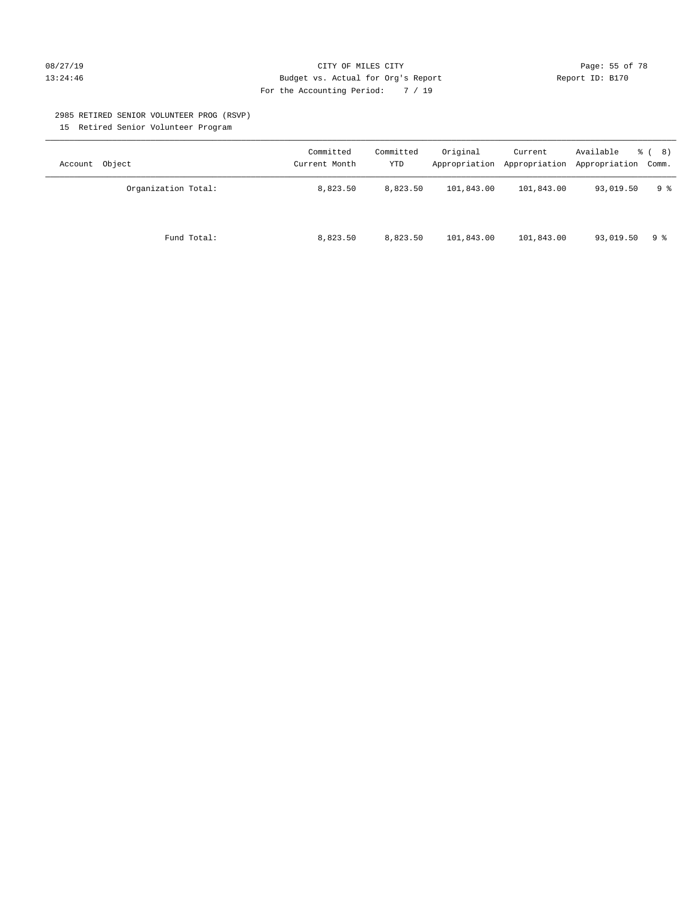CITY OF MILES CITY
Budget vs. Actual for Org's Report
For the Accounting Period: 7 / 19

08/27/19
13:24:46

Report ID: B170

## 2985 RETIRED SENIOR VOLUNTEER PROG (RSVP)

15 Retired Senior Volunteer Program

| Account Object | Committed Current Month | Committed YTD | Original Appropriation | Current Appropriation | Available Appropriation | % ( 8) Comm. |
|---|---|---|---|---|---|---|
| Organization Total: | 8,823.50 | 8,823.50 | 101,843.00 | 101,843.00 | 93,019.50 | 9 % |
| Fund Total: | 8,823.50 | 8,823.50 | 101,843.00 | 101,843.00 | 93,019.50 | 9 % |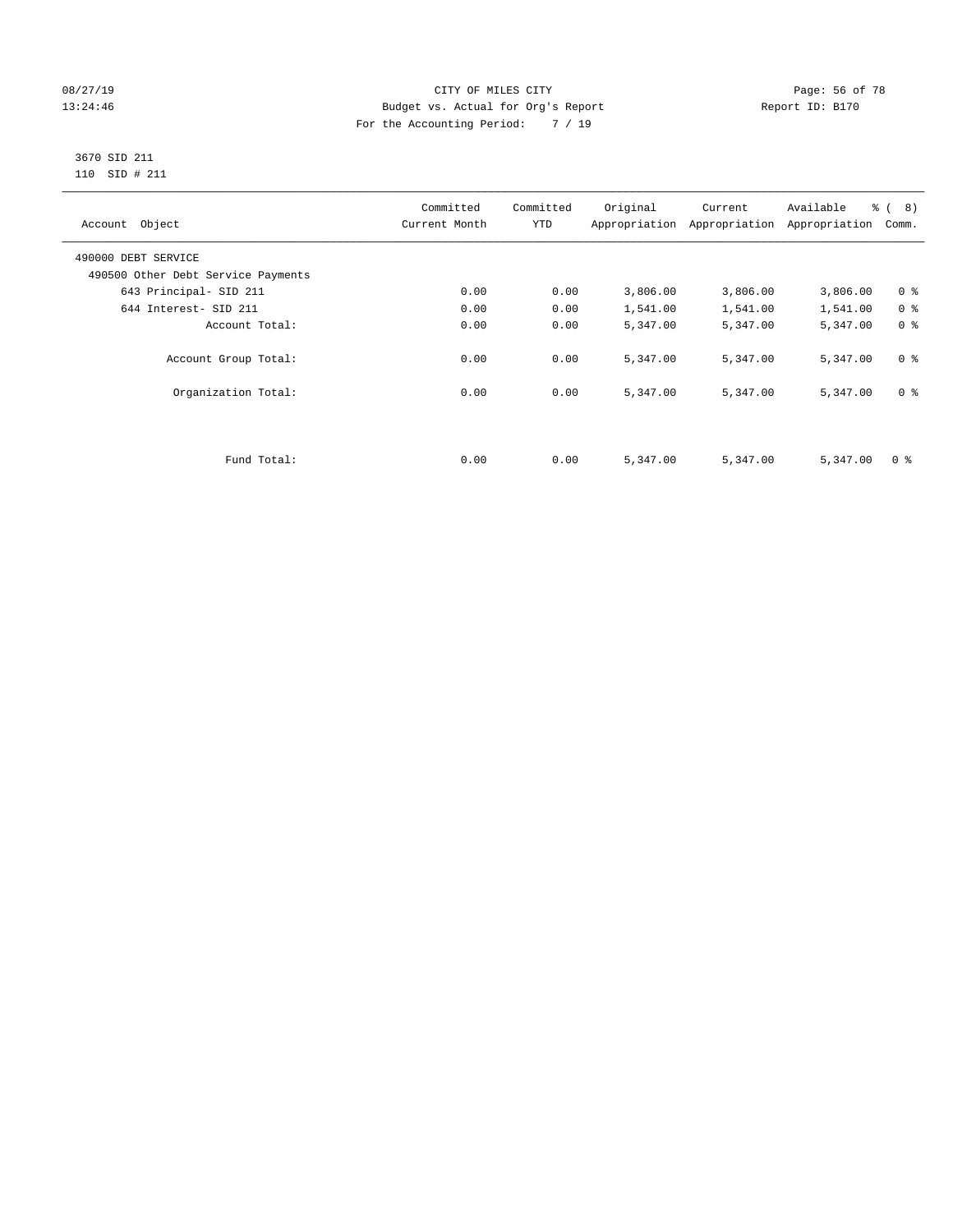CITY OF MILES CITY
Budget vs. Actual for Org's Report
For the Accounting Period: 7 / 19

08/27/19
13:24:46

Report ID: B170

3670 SID 211
110 SID # 211

| Account Object | Committed Current Month | Committed YTD | Original Appropriation | Current Appropriation | Available Appropriation | % ( 8) Comm. |
|---|---|---|---|---|---|---|
| 490000 DEBT SERVICE | | | | | | |
| 490500 Other Debt Service Payments | | | | | | |
| 643 Principal- SID 211 | 0.00 | 0.00 | 3,806.00 | 3,806.00 | 3,806.00 | 0 % |
| 644 Interest- SID 211 | 0.00 | 0.00 | 1,541.00 | 1,541.00 | 1,541.00 | 0 % |
| Account Total: | 0.00 | 0.00 | 5,347.00 | 5,347.00 | 5,347.00 | 0 % |
| Account Group Total: | 0.00 | 0.00 | 5,347.00 | 5,347.00 | 5,347.00 | 0 % |
| Organization Total: | 0.00 | 0.00 | 5,347.00 | 5,347.00 | 5,347.00 | 0 % |
| Fund Total: | 0.00 | 0.00 | 5,347.00 | 5,347.00 | 5,347.00 | 0 % |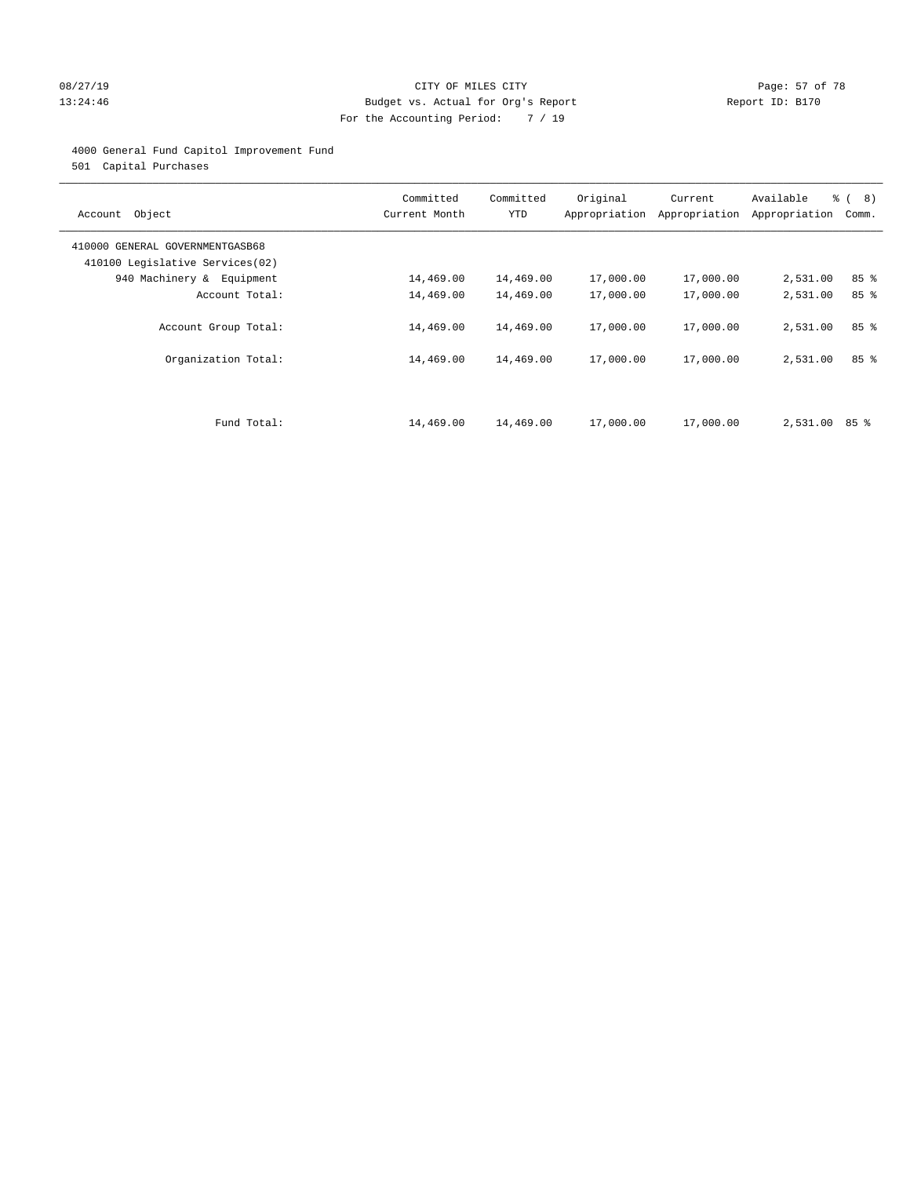CITY OF MILES CITY
Budget vs. Actual for Org's Report
For the Accounting Period: 7 / 19

08/27/19
13:24:46

Report ID: B170

4000 General Fund Capitol Improvement Fund
501 Capital Purchases

| Account Object | Committed Current Month | Committed YTD | Original Appropriation | Current Appropriation | Available Appropriation | % ( 8) Comm. |
|---|---|---|---|---|---|---|
| 410000 GENERAL GOVERNMENTGASB68 | | | | | | |
| 410100 Legislative Services(02) | | | | | | |
| 940 Machinery & Equipment | 14,469.00 | 14,469.00 | 17,000.00 | 17,000.00 | 2,531.00 | 85 % |
| Account Total: | 14,469.00 | 14,469.00 | 17,000.00 | 17,000.00 | 2,531.00 | 85 % |
| Account Group Total: | 14,469.00 | 14,469.00 | 17,000.00 | 17,000.00 | 2,531.00 | 85 % |
| Organization Total: | 14,469.00 | 14,469.00 | 17,000.00 | 17,000.00 | 2,531.00 | 85 % |
| Fund Total: | 14,469.00 | 14,469.00 | 17,000.00 | 17,000.00 | 2,531.00 | 85 % |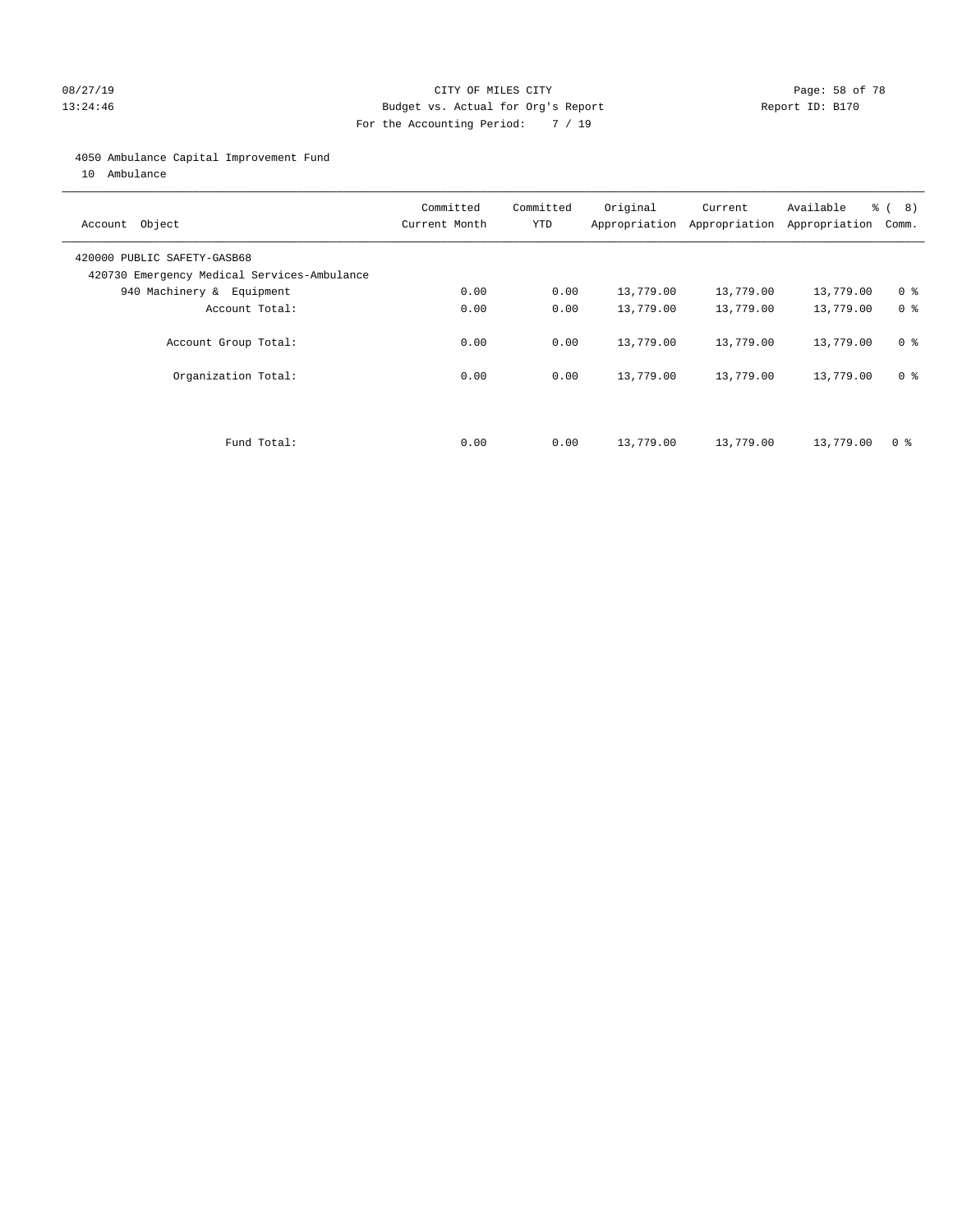CITY OF MILES CITY
Budget vs. Actual for Org's Report
For the Accounting Period: 7 / 19

08/27/19
13:24:46

Report ID: B170

4050 Ambulance Capital Improvement Fund
10 Ambulance

| Account Object | Committed Current Month | Committed YTD | Original Appropriation | Current Appropriation | Available Appropriation | % ( 8) Comm. |
|---|---|---|---|---|---|---|
| 420000 PUBLIC SAFETY-GASB68 | | | | | | |
| 420730 Emergency Medical Services-Ambulance | | | | | | |
| 940 Machinery & Equipment | 0.00 | 0.00 | 13,779.00 | 13,779.00 | 13,779.00 | 0 % |
| Account Total: | 0.00 | 0.00 | 13,779.00 | 13,779.00 | 13,779.00 | 0 % |
| Account Group Total: | 0.00 | 0.00 | 13,779.00 | 13,779.00 | 13,779.00 | 0 % |
| Organization Total: | 0.00 | 0.00 | 13,779.00 | 13,779.00 | 13,779.00 | 0 % |
| Fund Total: | 0.00 | 0.00 | 13,779.00 | 13,779.00 | 13,779.00 | 0 % |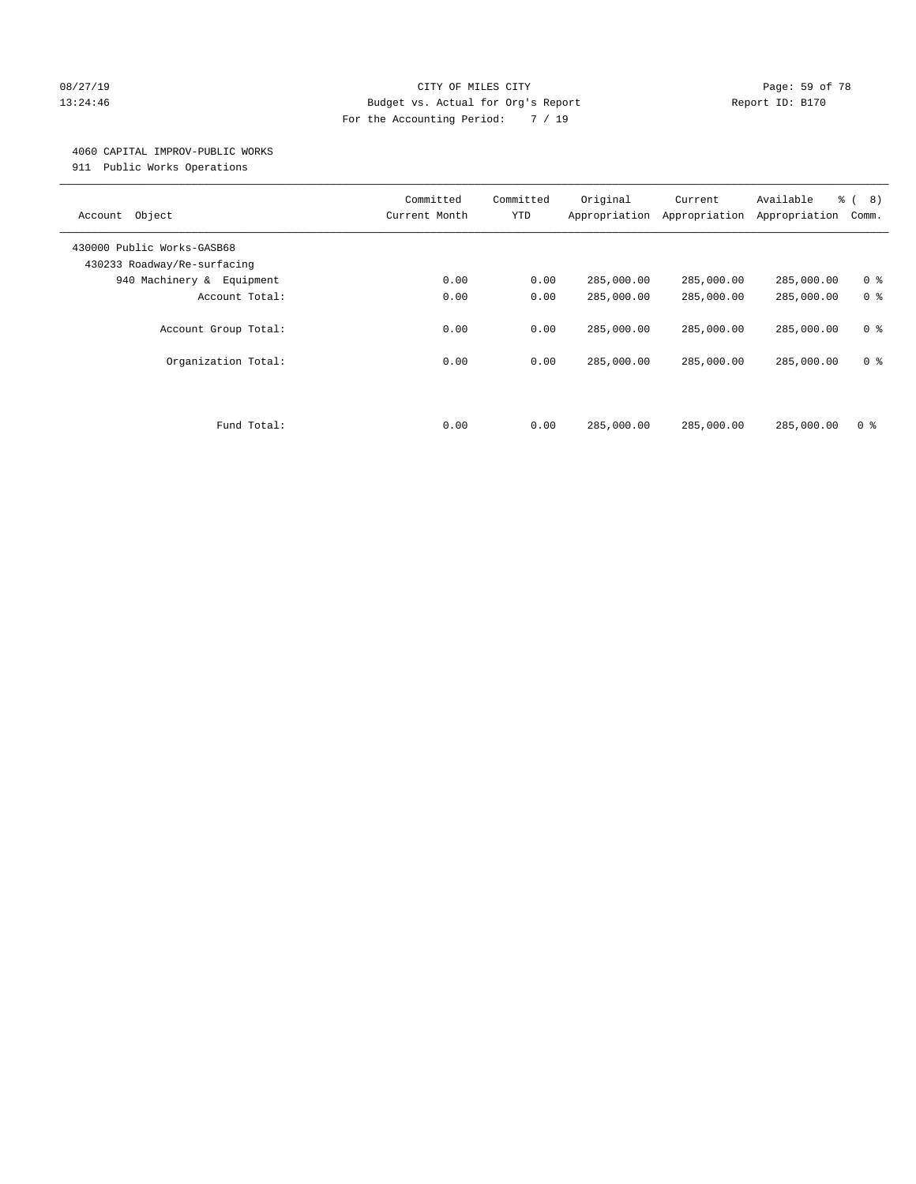CITY OF MILES CITY
Budget vs. Actual for Org's Report
For the Accounting Period: 7 / 19

08/27/19
13:24:46

Report ID: B170

## 4060 CAPITAL IMPROV-PUBLIC WORKS

911 Public Works Operations

| Account Object | Committed Current Month | Committed YTD | Original Appropriation | Current Appropriation | Available Appropriation | % ( 8) Comm. |
|---|---|---|---|---|---|---|
| 430000 Public Works-GASB68 | | | | | | |
| 430233 Roadway/Re-surfacing | | | | | | |
| 940 Machinery & Equipment | 0.00 | 0.00 | 285,000.00 | 285,000.00 | 285,000.00 | 0 % |
| Account Total: | 0.00 | 0.00 | 285,000.00 | 285,000.00 | 285,000.00 | 0 % |
| Account Group Total: | 0.00 | 0.00 | 285,000.00 | 285,000.00 | 285,000.00 | 0 % |
| Organization Total: | 0.00 | 0.00 | 285,000.00 | 285,000.00 | 285,000.00 | 0 % |
| Fund Total: | 0.00 | 0.00 | 285,000.00 | 285,000.00 | 285,000.00 | 0 % |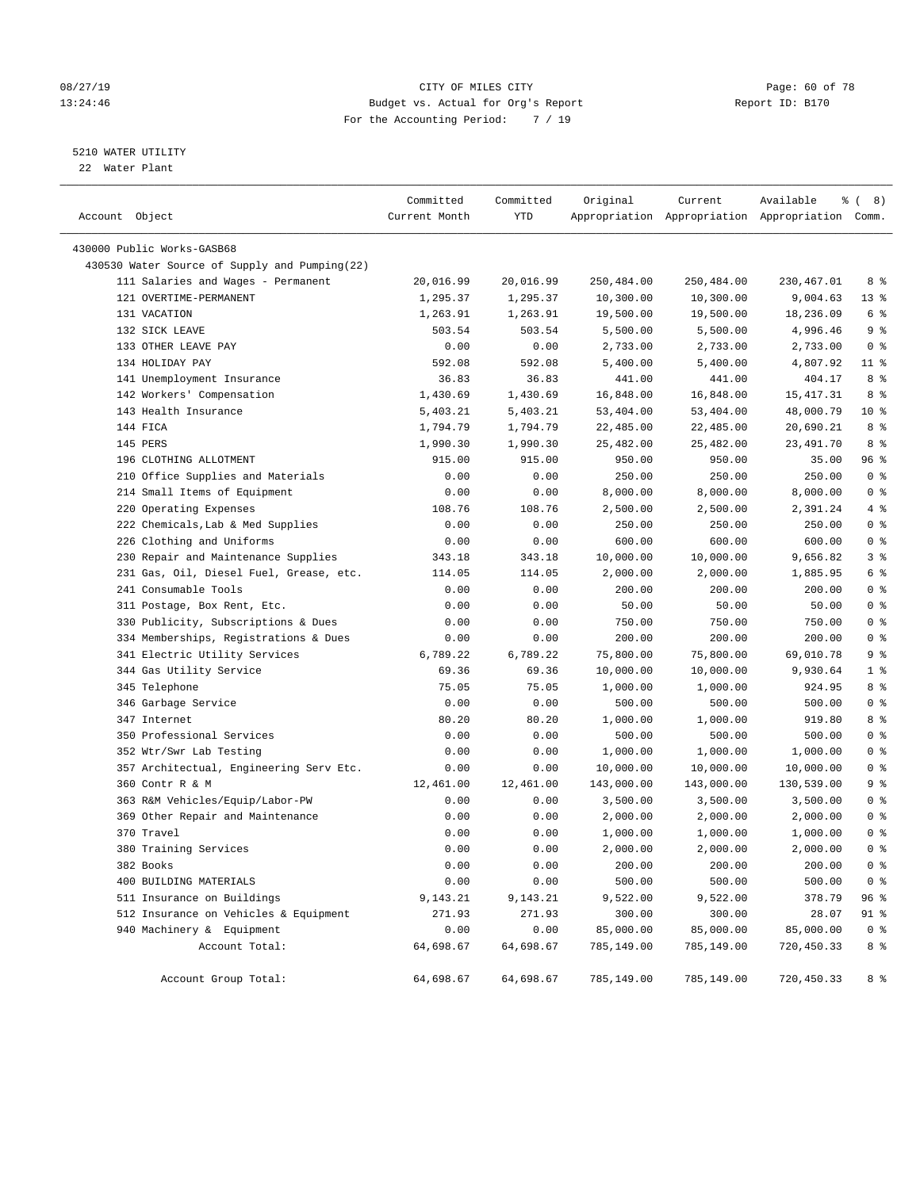CITY OF MILES CITY
Budget vs. Actual for Org's Report
For the Accounting Period: 7 / 19

5210 WATER UTILITY
22 Water Plant

| Account Object | Committed Current Month | Committed YTD | Original Appropriation | Current Appropriation | Available Appropriation | % ( 8) Comm. |
|---|---|---|---|---|---|---|
| 430000 Public Works-GASB68 | | | | | | |
| 430530 Water Source of Supply and Pumping(22) | | | | | | |
| 111 Salaries and Wages - Permanent | 20,016.99 | 20,016.99 | 250,484.00 | 250,484.00 | 230,467.01 | 8 % |
| 121 OVERTIME-PERMANENT | 1,295.37 | 1,295.37 | 10,300.00 | 10,300.00 | 9,004.63 | 13 % |
| 131 VACATION | 1,263.91 | 1,263.91 | 19,500.00 | 19,500.00 | 18,236.09 | 6 % |
| 132 SICK LEAVE | 503.54 | 503.54 | 5,500.00 | 5,500.00 | 4,996.46 | 9 % |
| 133 OTHER LEAVE PAY | 0.00 | 0.00 | 2,733.00 | 2,733.00 | 2,733.00 | 0 % |
| 134 HOLIDAY PAY | 592.08 | 592.08 | 5,400.00 | 5,400.00 | 4,807.92 | 11 % |
| 141 Unemployment Insurance | 36.83 | 36.83 | 441.00 | 441.00 | 404.17 | 8 % |
| 142 Workers' Compensation | 1,430.69 | 1,430.69 | 16,848.00 | 16,848.00 | 15,417.31 | 8 % |
| 143 Health Insurance | 5,403.21 | 5,403.21 | 53,404.00 | 53,404.00 | 48,000.79 | 10 % |
| 144 FICA | 1,794.79 | 1,794.79 | 22,485.00 | 22,485.00 | 20,690.21 | 8 % |
| 145 PERS | 1,990.30 | 1,990.30 | 25,482.00 | 25,482.00 | 23,491.70 | 8 % |
| 196 CLOTHING ALLOTMENT | 915.00 | 915.00 | 950.00 | 950.00 | 35.00 | 96 % |
| 210 Office Supplies and Materials | 0.00 | 0.00 | 250.00 | 250.00 | 250.00 | 0 % |
| 214 Small Items of Equipment | 0.00 | 0.00 | 8,000.00 | 8,000.00 | 8,000.00 | 0 % |
| 220 Operating Expenses | 108.76 | 108.76 | 2,500.00 | 2,500.00 | 2,391.24 | 4 % |
| 222 Chemicals,Lab & Med Supplies | 0.00 | 0.00 | 250.00 | 250.00 | 250.00 | 0 % |
| 226 Clothing and Uniforms | 0.00 | 0.00 | 600.00 | 600.00 | 600.00 | 0 % |
| 230 Repair and Maintenance Supplies | 343.18 | 343.18 | 10,000.00 | 10,000.00 | 9,656.82 | 3 % |
| 231 Gas, Oil, Diesel Fuel, Grease, etc. | 114.05 | 114.05 | 2,000.00 | 2,000.00 | 1,885.95 | 6 % |
| 241 Consumable Tools | 0.00 | 0.00 | 200.00 | 200.00 | 200.00 | 0 % |
| 311 Postage, Box Rent, Etc. | 0.00 | 0.00 | 50.00 | 50.00 | 50.00 | 0 % |
| 330 Publicity, Subscriptions & Dues | 0.00 | 0.00 | 750.00 | 750.00 | 750.00 | 0 % |
| 334 Memberships, Registrations & Dues | 0.00 | 0.00 | 200.00 | 200.00 | 200.00 | 0 % |
| 341 Electric Utility Services | 6,789.22 | 6,789.22 | 75,800.00 | 75,800.00 | 69,010.78 | 9 % |
| 344 Gas Utility Service | 69.36 | 69.36 | 10,000.00 | 10,000.00 | 9,930.64 | 1 % |
| 345 Telephone | 75.05 | 75.05 | 1,000.00 | 1,000.00 | 924.95 | 8 % |
| 346 Garbage Service | 0.00 | 0.00 | 500.00 | 500.00 | 500.00 | 0 % |
| 347 Internet | 80.20 | 80.20 | 1,000.00 | 1,000.00 | 919.80 | 8 % |
| 350 Professional Services | 0.00 | 0.00 | 500.00 | 500.00 | 500.00 | 0 % |
| 352 Wtr/Swr Lab Testing | 0.00 | 0.00 | 1,000.00 | 1,000.00 | 1,000.00 | 0 % |
| 357 Architectual, Engineering Serv Etc. | 0.00 | 0.00 | 10,000.00 | 10,000.00 | 10,000.00 | 0 % |
| 360 Contr R & M | 12,461.00 | 12,461.00 | 143,000.00 | 143,000.00 | 130,539.00 | 9 % |
| 363 R&M Vehicles/Equip/Labor-PW | 0.00 | 0.00 | 3,500.00 | 3,500.00 | 3,500.00 | 0 % |
| 369 Other Repair and Maintenance | 0.00 | 0.00 | 2,000.00 | 2,000.00 | 2,000.00 | 0 % |
| 370 Travel | 0.00 | 0.00 | 1,000.00 | 1,000.00 | 1,000.00 | 0 % |
| 380 Training Services | 0.00 | 0.00 | 2,000.00 | 2,000.00 | 2,000.00 | 0 % |
| 382 Books | 0.00 | 0.00 | 200.00 | 200.00 | 200.00 | 0 % |
| 400 BUILDING MATERIALS | 0.00 | 0.00 | 500.00 | 500.00 | 500.00 | 0 % |
| 511 Insurance on Buildings | 9,143.21 | 9,143.21 | 9,522.00 | 9,522.00 | 378.79 | 96 % |
| 512 Insurance on Vehicles & Equipment | 271.93 | 271.93 | 300.00 | 300.00 | 28.07 | 91 % |
| 940 Machinery & Equipment | 0.00 | 0.00 | 85,000.00 | 85,000.00 | 85,000.00 | 0 % |
| Account Total: | 64,698.67 | 64,698.67 | 785,149.00 | 785,149.00 | 720,450.33 | 8 % |
| Account Group Total: | 64,698.67 | 64,698.67 | 785,149.00 | 785,149.00 | 720,450.33 | 8 % |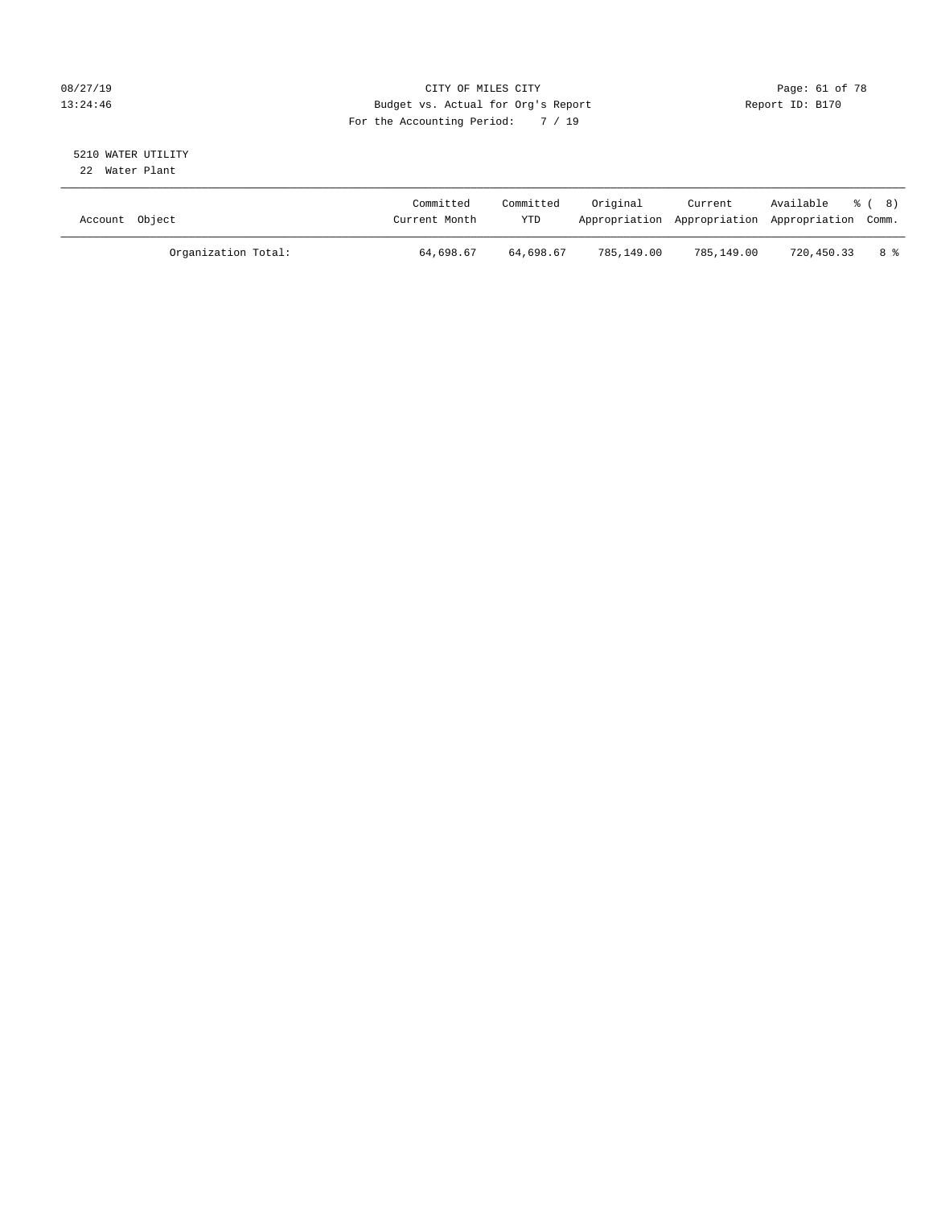CITY OF MILES CITY
Budget vs. Actual for Org's Report
For the Accounting Period: 7 / 19

08/27/19
13:24:46

Report ID: B170

5210 WATER UTILITY
22 Water Plant

| Account Object | Committed Current Month | Committed YTD | Original Appropriation | Current Appropriation | Available Appropriation | % ( 8) Comm. |
|---|---|---|---|---|---|---|
| Organization Total: | 64,698.67 | 64,698.67 | 785,149.00 | 785,149.00 | 720,450.33 | 8 % |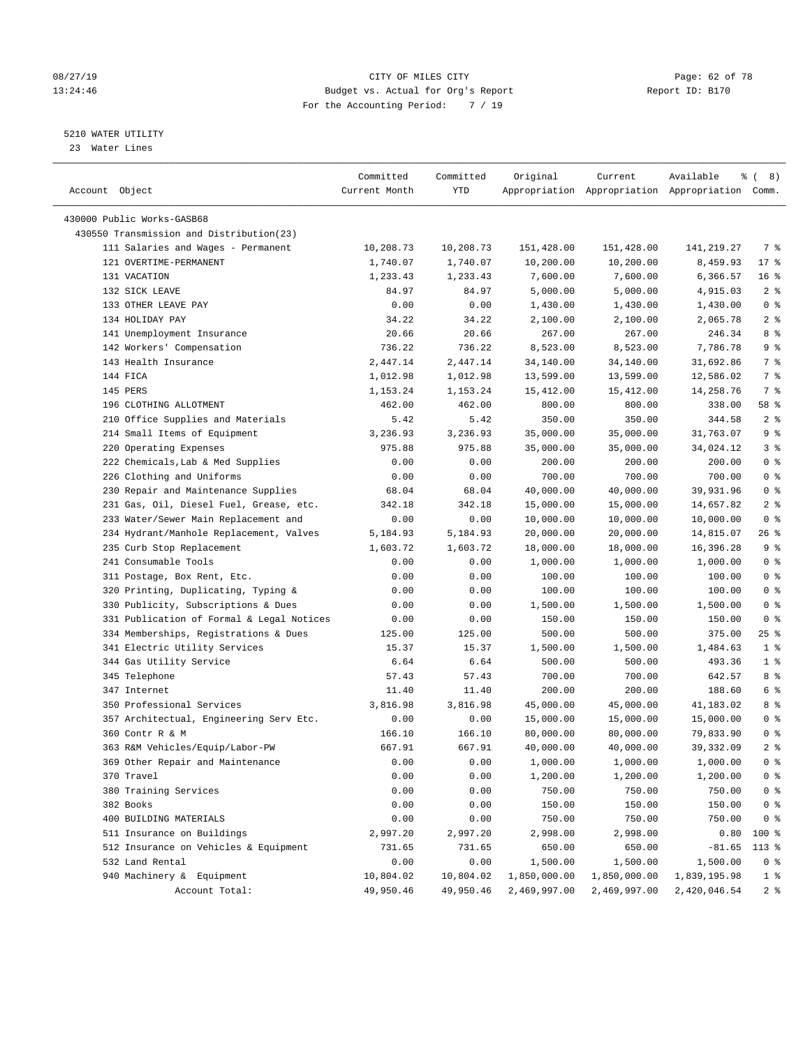# CITY OF MILES CITY

Budget vs. Actual for Org's Report

For the Accounting Period: 7 / 19

08/27/19 13:24:46 — Report ID: B170

## 5210 WATER UTILITY

23 Water Lines

| Account Object | Committed Current Month | Committed YTD | Original Appropriation | Current Appropriation | Available Appropriation | % ( 8) Comm. |
|---|---|---|---|---|---|---|
| 430000 Public Works-GASB68 | | | | | | |
| 430550 Transmission and Distribution(23) | | | | | | |
| 111 Salaries and Wages - Permanent | 10,208.73 | 10,208.73 | 151,428.00 | 151,428.00 | 141,219.27 | 7 % |
| 121 OVERTIME-PERMANENT | 1,740.07 | 1,740.07 | 10,200.00 | 10,200.00 | 8,459.93 | 17 % |
| 131 VACATION | 1,233.43 | 1,233.43 | 7,600.00 | 7,600.00 | 6,366.57 | 16 % |
| 132 SICK LEAVE | 84.97 | 84.97 | 5,000.00 | 5,000.00 | 4,915.03 | 2 % |
| 133 OTHER LEAVE PAY | 0.00 | 0.00 | 1,430.00 | 1,430.00 | 1,430.00 | 0 % |
| 134 HOLIDAY PAY | 34.22 | 34.22 | 2,100.00 | 2,100.00 | 2,065.78 | 2 % |
| 141 Unemployment Insurance | 20.66 | 20.66 | 267.00 | 267.00 | 246.34 | 8 % |
| 142 Workers' Compensation | 736.22 | 736.22 | 8,523.00 | 8,523.00 | 7,786.78 | 9 % |
| 143 Health Insurance | 2,447.14 | 2,447.14 | 34,140.00 | 34,140.00 | 31,692.86 | 7 % |
| 144 FICA | 1,012.98 | 1,012.98 | 13,599.00 | 13,599.00 | 12,586.02 | 7 % |
| 145 PERS | 1,153.24 | 1,153.24 | 15,412.00 | 15,412.00 | 14,258.76 | 7 % |
| 196 CLOTHING ALLOTMENT | 462.00 | 462.00 | 800.00 | 800.00 | 338.00 | 58 % |
| 210 Office Supplies and Materials | 5.42 | 5.42 | 350.00 | 350.00 | 344.58 | 2 % |
| 214 Small Items of Equipment | 3,236.93 | 3,236.93 | 35,000.00 | 35,000.00 | 31,763.07 | 9 % |
| 220 Operating Expenses | 975.88 | 975.88 | 35,000.00 | 35,000.00 | 34,024.12 | 3 % |
| 222 Chemicals,Lab & Med Supplies | 0.00 | 0.00 | 200.00 | 200.00 | 200.00 | 0 % |
| 226 Clothing and Uniforms | 0.00 | 0.00 | 700.00 | 700.00 | 700.00 | 0 % |
| 230 Repair and Maintenance Supplies | 68.04 | 68.04 | 40,000.00 | 40,000.00 | 39,931.96 | 0 % |
| 231 Gas, Oil, Diesel Fuel, Grease, etc. | 342.18 | 342.18 | 15,000.00 | 15,000.00 | 14,657.82 | 2 % |
| 233 Water/Sewer Main Replacement and | 0.00 | 0.00 | 10,000.00 | 10,000.00 | 10,000.00 | 0 % |
| 234 Hydrant/Manhole Replacement, Valves | 5,184.93 | 5,184.93 | 20,000.00 | 20,000.00 | 14,815.07 | 26 % |
| 235 Curb Stop Replacement | 1,603.72 | 1,603.72 | 18,000.00 | 18,000.00 | 16,396.28 | 9 % |
| 241 Consumable Tools | 0.00 | 0.00 | 1,000.00 | 1,000.00 | 1,000.00 | 0 % |
| 311 Postage, Box Rent, Etc. | 0.00 | 0.00 | 100.00 | 100.00 | 100.00 | 0 % |
| 320 Printing, Duplicating, Typing & | 0.00 | 0.00 | 100.00 | 100.00 | 100.00 | 0 % |
| 330 Publicity, Subscriptions & Dues | 0.00 | 0.00 | 1,500.00 | 1,500.00 | 1,500.00 | 0 % |
| 331 Publication of Formal & Legal Notices | 0.00 | 0.00 | 150.00 | 150.00 | 150.00 | 0 % |
| 334 Memberships, Registrations & Dues | 125.00 | 125.00 | 500.00 | 500.00 | 375.00 | 25 % |
| 341 Electric Utility Services | 15.37 | 15.37 | 1,500.00 | 1,500.00 | 1,484.63 | 1 % |
| 344 Gas Utility Service | 6.64 | 6.64 | 500.00 | 500.00 | 493.36 | 1 % |
| 345 Telephone | 57.43 | 57.43 | 700.00 | 700.00 | 642.57 | 8 % |
| 347 Internet | 11.40 | 11.40 | 200.00 | 200.00 | 188.60 | 6 % |
| 350 Professional Services | 3,816.98 | 3,816.98 | 45,000.00 | 45,000.00 | 41,183.02 | 8 % |
| 357 Architectual, Engineering Serv Etc. | 0.00 | 0.00 | 15,000.00 | 15,000.00 | 15,000.00 | 0 % |
| 360 Contr R & M | 166.10 | 166.10 | 80,000.00 | 80,000.00 | 79,833.90 | 0 % |
| 363 R&M Vehicles/Equip/Labor-PW | 667.91 | 667.91 | 40,000.00 | 40,000.00 | 39,332.09 | 2 % |
| 369 Other Repair and Maintenance | 0.00 | 0.00 | 1,000.00 | 1,000.00 | 1,000.00 | 0 % |
| 370 Travel | 0.00 | 0.00 | 1,200.00 | 1,200.00 | 1,200.00 | 0 % |
| 380 Training Services | 0.00 | 0.00 | 750.00 | 750.00 | 750.00 | 0 % |
| 382 Books | 0.00 | 0.00 | 150.00 | 150.00 | 150.00 | 0 % |
| 400 BUILDING MATERIALS | 0.00 | 0.00 | 750.00 | 750.00 | 750.00 | 0 % |
| 511 Insurance on Buildings | 2,997.20 | 2,997.20 | 2,998.00 | 2,998.00 | 0.80 | 100 % |
| 512 Insurance on Vehicles & Equipment | 731.65 | 731.65 | 650.00 | 650.00 | -81.65 | 113 % |
| 532 Land Rental | 0.00 | 0.00 | 1,500.00 | 1,500.00 | 1,500.00 | 0 % |
| 940 Machinery & Equipment | 10,804.02 | 10,804.02 | 1,850,000.00 | 1,850,000.00 | 1,839,195.98 | 1 % |
| Account Total: | 49,950.46 | 49,950.46 | 2,469,997.00 | 2,469,997.00 | 2,420,046.54 | 2 % |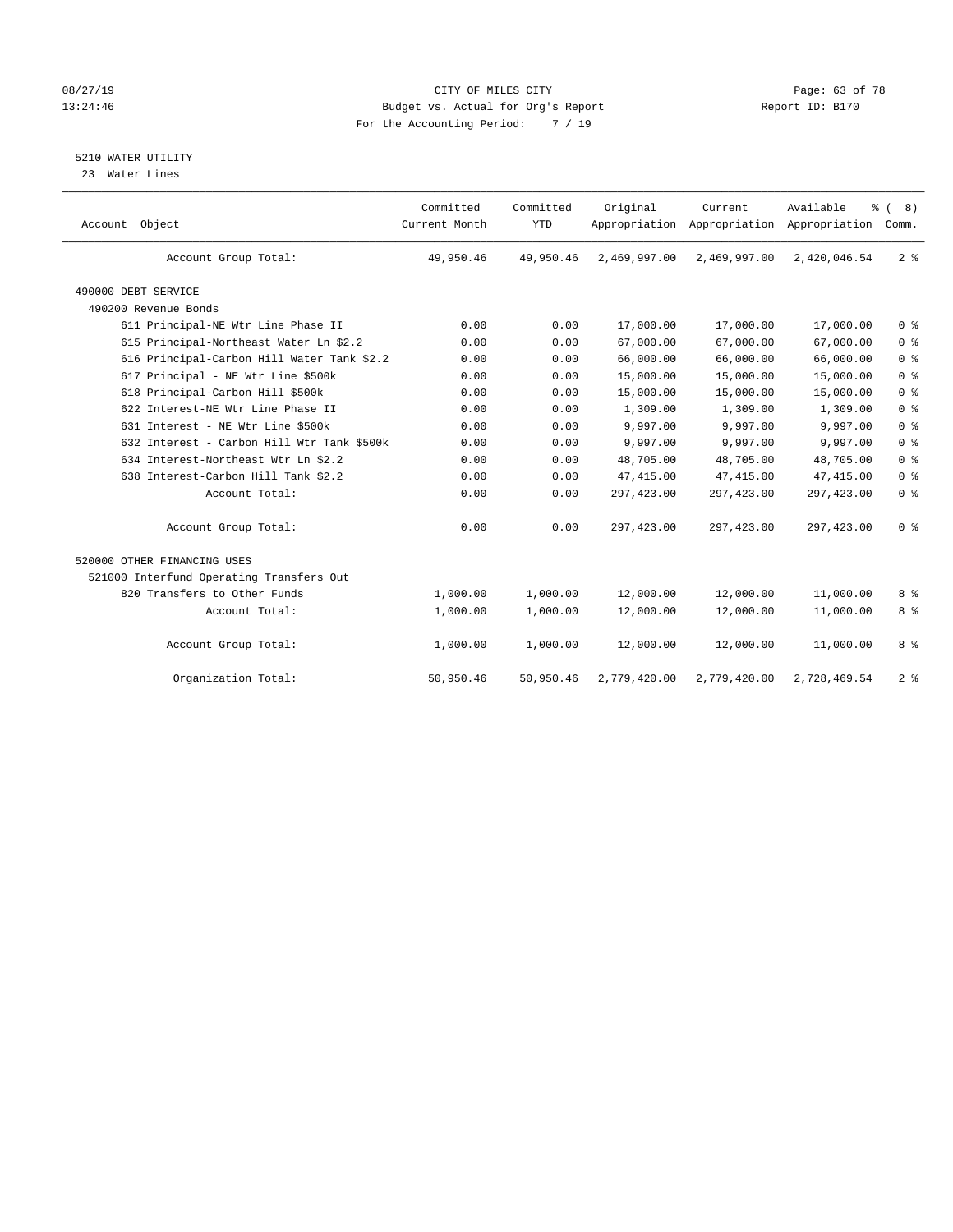08/27/19 CITY OF MILES CITY
13:24:46 Budget vs. Actual for Org's Report Report ID: B170
For the Accounting Period: 7 / 19

## 5210 WATER UTILITY

23 Water Lines

| Account Object | Committed Current Month | Committed YTD | Original Appropriation | Current Appropriation | Available Appropriation | % ( 8) Comm. |
|---|---|---|---|---|---|---|
| Account Group Total: | 49,950.46 | 49,950.46 | 2,469,997.00 | 2,469,997.00 | 2,420,046.54 | 2 % |
| 490000 DEBT SERVICE | | | | | | |
| 490200 Revenue Bonds | | | | | | |
| 611 Principal-NE Wtr Line Phase II | 0.00 | 0.00 | 17,000.00 | 17,000.00 | 17,000.00 | 0 % |
| 615 Principal-Northeast Water Ln $2.2 | 0.00 | 0.00 | 67,000.00 | 67,000.00 | 67,000.00 | 0 % |
| 616 Principal-Carbon Hill Water Tank $2.2 | 0.00 | 0.00 | 66,000.00 | 66,000.00 | 66,000.00 | 0 % |
| 617 Principal - NE Wtr Line $500k | 0.00 | 0.00 | 15,000.00 | 15,000.00 | 15,000.00 | 0 % |
| 618 Principal-Carbon Hill $500k | 0.00 | 0.00 | 15,000.00 | 15,000.00 | 15,000.00 | 0 % |
| 622 Interest-NE Wtr Line Phase II | 0.00 | 0.00 | 1,309.00 | 1,309.00 | 1,309.00 | 0 % |
| 631 Interest - NE Wtr Line $500k | 0.00 | 0.00 | 9,997.00 | 9,997.00 | 9,997.00 | 0 % |
| 632 Interest - Carbon Hill Wtr Tank $500k | 0.00 | 0.00 | 9,997.00 | 9,997.00 | 9,997.00 | 0 % |
| 634 Interest-Northeast Wtr Ln $2.2 | 0.00 | 0.00 | 48,705.00 | 48,705.00 | 48,705.00 | 0 % |
| 638 Interest-Carbon Hill Tank $2.2 | 0.00 | 0.00 | 47,415.00 | 47,415.00 | 47,415.00 | 0 % |
| Account Total: | 0.00 | 0.00 | 297,423.00 | 297,423.00 | 297,423.00 | 0 % |
| Account Group Total: | 0.00 | 0.00 | 297,423.00 | 297,423.00 | 297,423.00 | 0 % |
| 520000 OTHER FINANCING USES | | | | | | |
| 521000 Interfund Operating Transfers Out | | | | | | |
| 820 Transfers to Other Funds | 1,000.00 | 1,000.00 | 12,000.00 | 12,000.00 | 11,000.00 | 8 % |
| Account Total: | 1,000.00 | 1,000.00 | 12,000.00 | 12,000.00 | 11,000.00 | 8 % |
| Account Group Total: | 1,000.00 | 1,000.00 | 12,000.00 | 12,000.00 | 11,000.00 | 8 % |
| Organization Total: | 50,950.46 | 50,950.46 | 2,779,420.00 | 2,779,420.00 | 2,728,469.54 | 2 % |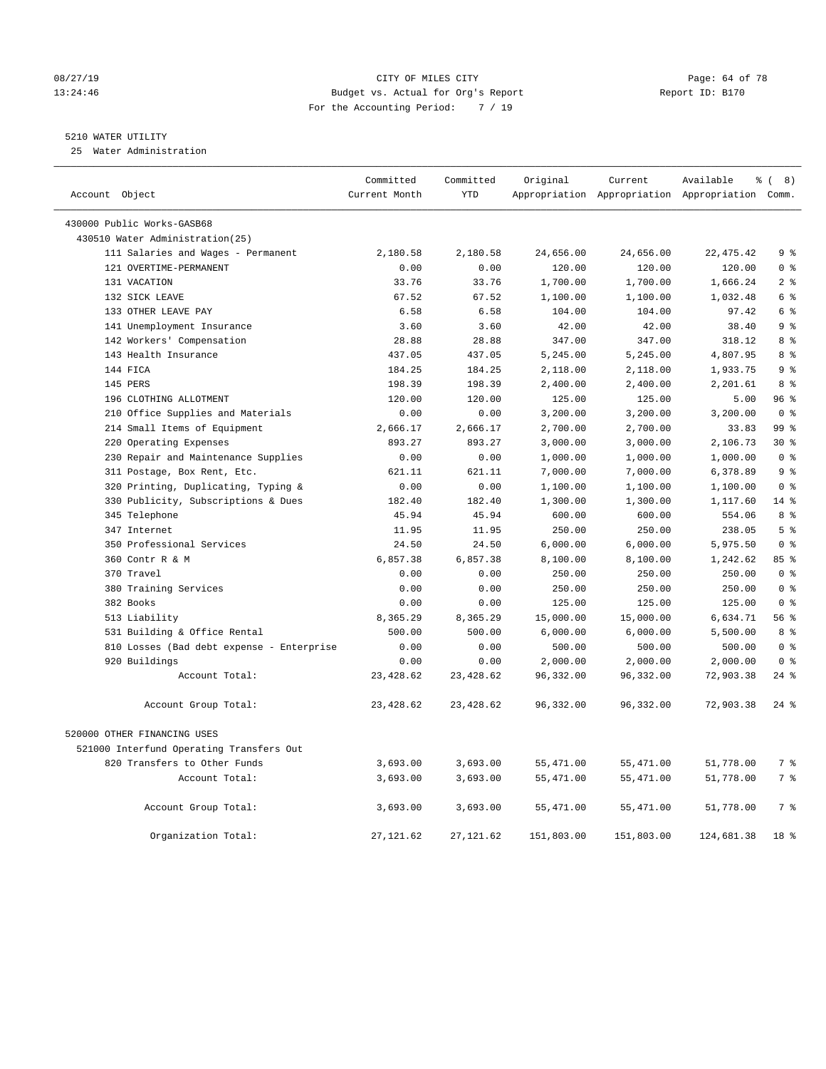CITY OF MILES CITY
Budget vs. Actual for Org's Report
For the Accounting Period: 7 / 19

08/27/19
13:24:46

Report ID: B170

5210 WATER UTILITY
25 Water Administration

| Account Object | Committed Current Month | Committed YTD | Original Appropriation | Current Appropriation | Available Appropriation | % ( 8) Comm. |
|---|---|---|---|---|---|---|
| 430000 Public Works-GASB68 | | | | | | |
| 430510 Water Administration(25) | | | | | | |
| 111 Salaries and Wages - Permanent | 2,180.58 | 2,180.58 | 24,656.00 | 24,656.00 | 22,475.42 | 9 % |
| 121 OVERTIME-PERMANENT | 0.00 | 0.00 | 120.00 | 120.00 | 120.00 | 0 % |
| 131 VACATION | 33.76 | 33.76 | 1,700.00 | 1,700.00 | 1,666.24 | 2 % |
| 132 SICK LEAVE | 67.52 | 67.52 | 1,100.00 | 1,100.00 | 1,032.48 | 6 % |
| 133 OTHER LEAVE PAY | 6.58 | 6.58 | 104.00 | 104.00 | 97.42 | 6 % |
| 141 Unemployment Insurance | 3.60 | 3.60 | 42.00 | 42.00 | 38.40 | 9 % |
| 142 Workers' Compensation | 28.88 | 28.88 | 347.00 | 347.00 | 318.12 | 8 % |
| 143 Health Insurance | 437.05 | 437.05 | 5,245.00 | 5,245.00 | 4,807.95 | 8 % |
| 144 FICA | 184.25 | 184.25 | 2,118.00 | 2,118.00 | 1,933.75 | 9 % |
| 145 PERS | 198.39 | 198.39 | 2,400.00 | 2,400.00 | 2,201.61 | 8 % |
| 196 CLOTHING ALLOTMENT | 120.00 | 120.00 | 125.00 | 125.00 | 5.00 | 96 % |
| 210 Office Supplies and Materials | 0.00 | 0.00 | 3,200.00 | 3,200.00 | 3,200.00 | 0 % |
| 214 Small Items of Equipment | 2,666.17 | 2,666.17 | 2,700.00 | 2,700.00 | 33.83 | 99 % |
| 220 Operating Expenses | 893.27 | 893.27 | 3,000.00 | 3,000.00 | 2,106.73 | 30 % |
| 230 Repair and Maintenance Supplies | 0.00 | 0.00 | 1,000.00 | 1,000.00 | 1,000.00 | 0 % |
| 311 Postage, Box Rent, Etc. | 621.11 | 621.11 | 7,000.00 | 7,000.00 | 6,378.89 | 9 % |
| 320 Printing, Duplicating, Typing & | 0.00 | 0.00 | 1,100.00 | 1,100.00 | 1,100.00 | 0 % |
| 330 Publicity, Subscriptions & Dues | 182.40 | 182.40 | 1,300.00 | 1,300.00 | 1,117.60 | 14 % |
| 345 Telephone | 45.94 | 45.94 | 600.00 | 600.00 | 554.06 | 8 % |
| 347 Internet | 11.95 | 11.95 | 250.00 | 250.00 | 238.05 | 5 % |
| 350 Professional Services | 24.50 | 24.50 | 6,000.00 | 6,000.00 | 5,975.50 | 0 % |
| 360 Contr R & M | 6,857.38 | 6,857.38 | 8,100.00 | 8,100.00 | 1,242.62 | 85 % |
| 370 Travel | 0.00 | 0.00 | 250.00 | 250.00 | 250.00 | 0 % |
| 380 Training Services | 0.00 | 0.00 | 250.00 | 250.00 | 250.00 | 0 % |
| 382 Books | 0.00 | 0.00 | 125.00 | 125.00 | 125.00 | 0 % |
| 513 Liability | 8,365.29 | 8,365.29 | 15,000.00 | 15,000.00 | 6,634.71 | 56 % |
| 531 Building & Office Rental | 500.00 | 500.00 | 6,000.00 | 6,000.00 | 5,500.00 | 8 % |
| 810 Losses (Bad debt expense - Enterprise | 0.00 | 0.00 | 500.00 | 500.00 | 500.00 | 0 % |
| 920 Buildings | 0.00 | 0.00 | 2,000.00 | 2,000.00 | 2,000.00 | 0 % |
| Account Total: | 23,428.62 | 23,428.62 | 96,332.00 | 96,332.00 | 72,903.38 | 24 % |
| Account Group Total: | 23,428.62 | 23,428.62 | 96,332.00 | 96,332.00 | 72,903.38 | 24 % |
| 520000 OTHER FINANCING USES | | | | | | |
| 521000 Interfund Operating Transfers Out | | | | | | |
| 820 Transfers to Other Funds | 3,693.00 | 3,693.00 | 55,471.00 | 55,471.00 | 51,778.00 | 7 % |
| Account Total: | 3,693.00 | 3,693.00 | 55,471.00 | 55,471.00 | 51,778.00 | 7 % |
| Account Group Total: | 3,693.00 | 3,693.00 | 55,471.00 | 55,471.00 | 51,778.00 | 7 % |
| Organization Total: | 27,121.62 | 27,121.62 | 151,803.00 | 151,803.00 | 124,681.38 | 18 % |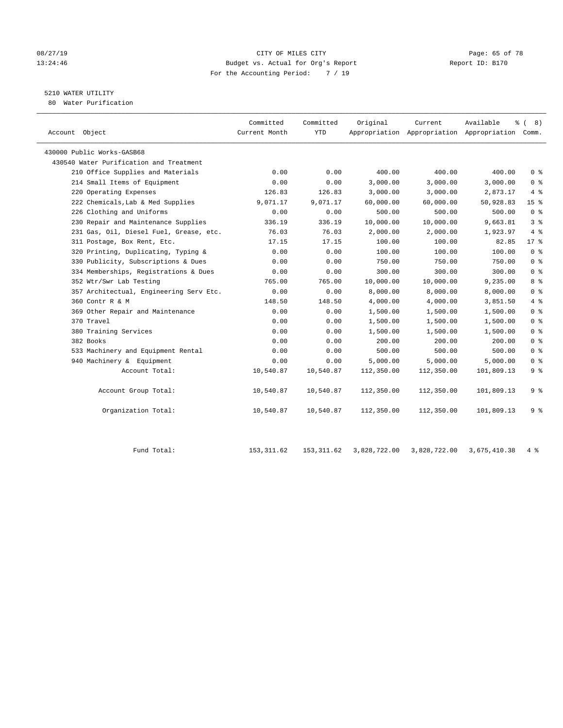CITY OF MILES CITY
Budget vs. Actual for Org's Report
For the Accounting Period: 7 / 19

Report ID: B170

08/27/19
13:24:46

## 5210 WATER UTILITY

80 Water Purification

| Account Object | Committed Current Month | Committed YTD | Original Appropriation | Current Appropriation | Available Appropriation | % ( 8) Comm. |
|---|---|---|---|---|---|---|
| 430000 Public Works-GASB68 | | | | | | |
| 430540 Water Purification and Treatment | | | | | | |
| 210 Office Supplies and Materials | 0.00 | 0.00 | 400.00 | 400.00 | 400.00 | 0 % |
| 214 Small Items of Equipment | 0.00 | 0.00 | 3,000.00 | 3,000.00 | 3,000.00 | 0 % |
| 220 Operating Expenses | 126.83 | 126.83 | 3,000.00 | 3,000.00 | 2,873.17 | 4 % |
| 222 Chemicals,Lab & Med Supplies | 9,071.17 | 9,071.17 | 60,000.00 | 60,000.00 | 50,928.83 | 15 % |
| 226 Clothing and Uniforms | 0.00 | 0.00 | 500.00 | 500.00 | 500.00 | 0 % |
| 230 Repair and Maintenance Supplies | 336.19 | 336.19 | 10,000.00 | 10,000.00 | 9,663.81 | 3 % |
| 231 Gas, Oil, Diesel Fuel, Grease, etc. | 76.03 | 76.03 | 2,000.00 | 2,000.00 | 1,923.97 | 4 % |
| 311 Postage, Box Rent, Etc. | 17.15 | 17.15 | 100.00 | 100.00 | 82.85 | 17 % |
| 320 Printing, Duplicating, Typing & | 0.00 | 0.00 | 100.00 | 100.00 | 100.00 | 0 % |
| 330 Publicity, Subscriptions & Dues | 0.00 | 0.00 | 750.00 | 750.00 | 750.00 | 0 % |
| 334 Memberships, Registrations & Dues | 0.00 | 0.00 | 300.00 | 300.00 | 300.00 | 0 % |
| 352 Wtr/Swr Lab Testing | 765.00 | 765.00 | 10,000.00 | 10,000.00 | 9,235.00 | 8 % |
| 357 Architectual, Engineering Serv Etc. | 0.00 | 0.00 | 8,000.00 | 8,000.00 | 8,000.00 | 0 % |
| 360 Contr R & M | 148.50 | 148.50 | 4,000.00 | 4,000.00 | 3,851.50 | 4 % |
| 369 Other Repair and Maintenance | 0.00 | 0.00 | 1,500.00 | 1,500.00 | 1,500.00 | 0 % |
| 370 Travel | 0.00 | 0.00 | 1,500.00 | 1,500.00 | 1,500.00 | 0 % |
| 380 Training Services | 0.00 | 0.00 | 1,500.00 | 1,500.00 | 1,500.00 | 0 % |
| 382 Books | 0.00 | 0.00 | 200.00 | 200.00 | 200.00 | 0 % |
| 533 Machinery and Equipment Rental | 0.00 | 0.00 | 500.00 | 500.00 | 500.00 | 0 % |
| 940 Machinery & Equipment | 0.00 | 0.00 | 5,000.00 | 5,000.00 | 5,000.00 | 0 % |
| Account Total: | 10,540.87 | 10,540.87 | 112,350.00 | 112,350.00 | 101,809.13 | 9 % |
| Account Group Total: | 10,540.87 | 10,540.87 | 112,350.00 | 112,350.00 | 101,809.13 | 9 % |
| Organization Total: | 10,540.87 | 10,540.87 | 112,350.00 | 112,350.00 | 101,809.13 | 9 % |
| Fund Total: | 153,311.62 | 153,311.62 | 3,828,722.00 | 3,828,722.00 | 3,675,410.38 | 4 % |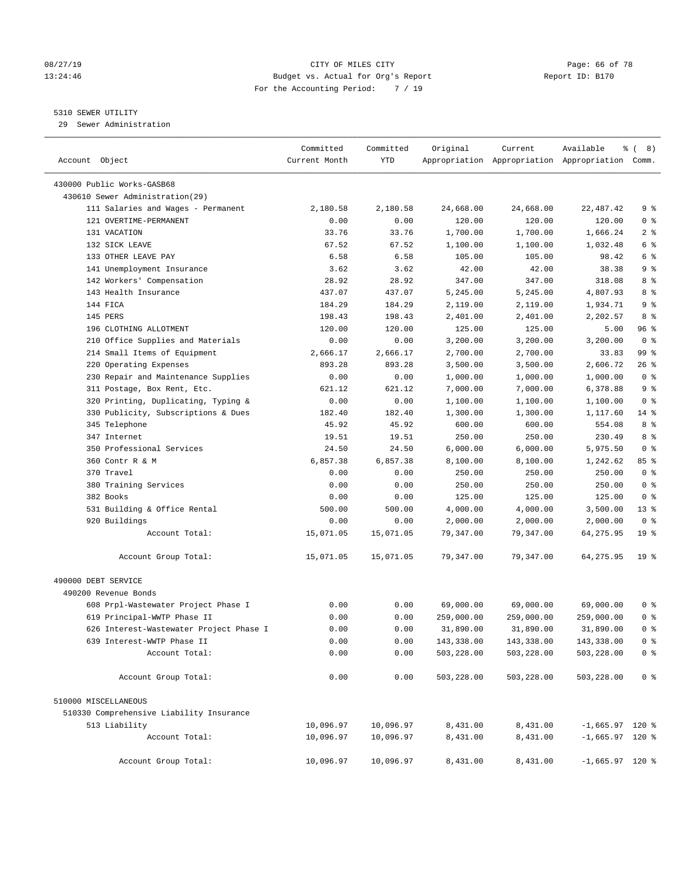CITY OF MILES CITY
Budget vs. Actual for Org's Report
For the Accounting Period: 7 / 19

08/27/19
13:24:46

Report ID: B170

5310 SEWER UTILITY
29 Sewer Administration

| Account Object | Committed Current Month | Committed YTD | Original Appropriation | Current Appropriation | Available Appropriation | % ( 8) Comm. |
|---|---|---|---|---|---|---|
| 430000 Public Works-GASB68 | | | | | | |
| 430610 Sewer Administration(29) | | | | | | |
| 111 Salaries and Wages - Permanent | 2,180.58 | 2,180.58 | 24,668.00 | 24,668.00 | 22,487.42 | 9 % |
| 121 OVERTIME-PERMANENT | 0.00 | 0.00 | 120.00 | 120.00 | 120.00 | 0 % |
| 131 VACATION | 33.76 | 33.76 | 1,700.00 | 1,700.00 | 1,666.24 | 2 % |
| 132 SICK LEAVE | 67.52 | 67.52 | 1,100.00 | 1,100.00 | 1,032.48 | 6 % |
| 133 OTHER LEAVE PAY | 6.58 | 6.58 | 105.00 | 105.00 | 98.42 | 6 % |
| 141 Unemployment Insurance | 3.62 | 3.62 | 42.00 | 42.00 | 38.38 | 9 % |
| 142 Workers' Compensation | 28.92 | 28.92 | 347.00 | 347.00 | 318.08 | 8 % |
| 143 Health Insurance | 437.07 | 437.07 | 5,245.00 | 5,245.00 | 4,807.93 | 8 % |
| 144 FICA | 184.29 | 184.29 | 2,119.00 | 2,119.00 | 1,934.71 | 9 % |
| 145 PERS | 198.43 | 198.43 | 2,401.00 | 2,401.00 | 2,202.57 | 8 % |
| 196 CLOTHING ALLOTMENT | 120.00 | 120.00 | 125.00 | 125.00 | 5.00 | 96 % |
| 210 Office Supplies and Materials | 0.00 | 0.00 | 3,200.00 | 3,200.00 | 3,200.00 | 0 % |
| 214 Small Items of Equipment | 2,666.17 | 2,666.17 | 2,700.00 | 2,700.00 | 33.83 | 99 % |
| 220 Operating Expenses | 893.28 | 893.28 | 3,500.00 | 3,500.00 | 2,606.72 | 26 % |
| 230 Repair and Maintenance Supplies | 0.00 | 0.00 | 1,000.00 | 1,000.00 | 1,000.00 | 0 % |
| 311 Postage, Box Rent, Etc. | 621.12 | 621.12 | 7,000.00 | 7,000.00 | 6,378.88 | 9 % |
| 320 Printing, Duplicating, Typing & | 0.00 | 0.00 | 1,100.00 | 1,100.00 | 1,100.00 | 0 % |
| 330 Publicity, Subscriptions & Dues | 182.40 | 182.40 | 1,300.00 | 1,300.00 | 1,117.60 | 14 % |
| 345 Telephone | 45.92 | 45.92 | 600.00 | 600.00 | 554.08 | 8 % |
| 347 Internet | 19.51 | 19.51 | 250.00 | 250.00 | 230.49 | 8 % |
| 350 Professional Services | 24.50 | 24.50 | 6,000.00 | 6,000.00 | 5,975.50 | 0 % |
| 360 Contr R & M | 6,857.38 | 6,857.38 | 8,100.00 | 8,100.00 | 1,242.62 | 85 % |
| 370 Travel | 0.00 | 0.00 | 250.00 | 250.00 | 250.00 | 0 % |
| 380 Training Services | 0.00 | 0.00 | 250.00 | 250.00 | 250.00 | 0 % |
| 382 Books | 0.00 | 0.00 | 125.00 | 125.00 | 125.00 | 0 % |
| 531 Building & Office Rental | 500.00 | 500.00 | 4,000.00 | 4,000.00 | 3,500.00 | 13 % |
| 920 Buildings | 0.00 | 0.00 | 2,000.00 | 2,000.00 | 2,000.00 | 0 % |
| Account Total: | 15,071.05 | 15,071.05 | 79,347.00 | 79,347.00 | 64,275.95 | 19 % |
| Account Group Total: | 15,071.05 | 15,071.05 | 79,347.00 | 79,347.00 | 64,275.95 | 19 % |
| 490000 DEBT SERVICE | | | | | | |
| 490200 Revenue Bonds | | | | | | |
| 608 Prpl-Wastewater Project Phase I | 0.00 | 0.00 | 69,000.00 | 69,000.00 | 69,000.00 | 0 % |
| 619 Principal-WWTP Phase II | 0.00 | 0.00 | 259,000.00 | 259,000.00 | 259,000.00 | 0 % |
| 626 Interest-Wastewater Project Phase I | 0.00 | 0.00 | 31,890.00 | 31,890.00 | 31,890.00 | 0 % |
| 639 Interest-WWTP Phase II | 0.00 | 0.00 | 143,338.00 | 143,338.00 | 143,338.00 | 0 % |
| Account Total: | 0.00 | 0.00 | 503,228.00 | 503,228.00 | 503,228.00 | 0 % |
| Account Group Total: | 0.00 | 0.00 | 503,228.00 | 503,228.00 | 503,228.00 | 0 % |
| 510000 MISCELLANEOUS | | | | | | |
| 510330 Comprehensive Liability Insurance | | | | | | |
| 513 Liability | 10,096.97 | 10,096.97 | 8,431.00 | 8,431.00 | -1,665.97 | 120 % |
| Account Total: | 10,096.97 | 10,096.97 | 8,431.00 | 8,431.00 | -1,665.97 | 120 % |
| Account Group Total: | 10,096.97 | 10,096.97 | 8,431.00 | 8,431.00 | -1,665.97 | 120 % |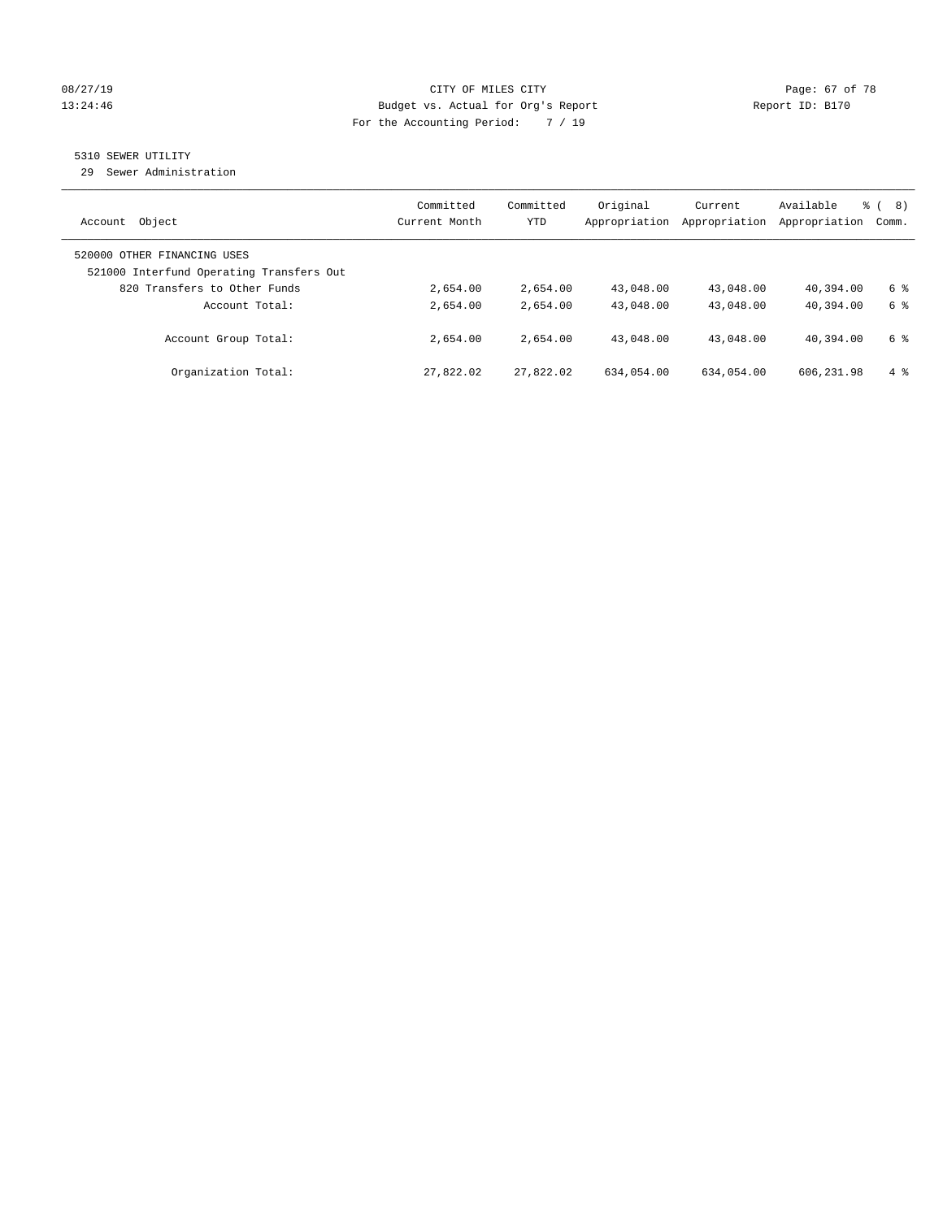CITY OF MILES CITY
Budget vs. Actual for Org's Report
For the Accounting Period: 7 / 19

08/27/19
13:24:46

Report ID: B170

5310 SEWER UTILITY
29 Sewer Administration

| Account Object | Committed Current Month | Committed YTD | Original Appropriation | Current Appropriation | Available Appropriation | % ( 8) Comm. |
|---|---|---|---|---|---|---|
| 520000 OTHER FINANCING USES | | | | | | |
| 521000 Interfund Operating Transfers Out | | | | | | |
| 820 Transfers to Other Funds | 2,654.00 | 2,654.00 | 43,048.00 | 43,048.00 | 40,394.00 | 6 % |
| Account Total: | 2,654.00 | 2,654.00 | 43,048.00 | 43,048.00 | 40,394.00 | 6 % |
| Account Group Total: | 2,654.00 | 2,654.00 | 43,048.00 | 43,048.00 | 40,394.00 | 6 % |
| Organization Total: | 27,822.02 | 27,822.02 | 634,054.00 | 634,054.00 | 606,231.98 | 4 % |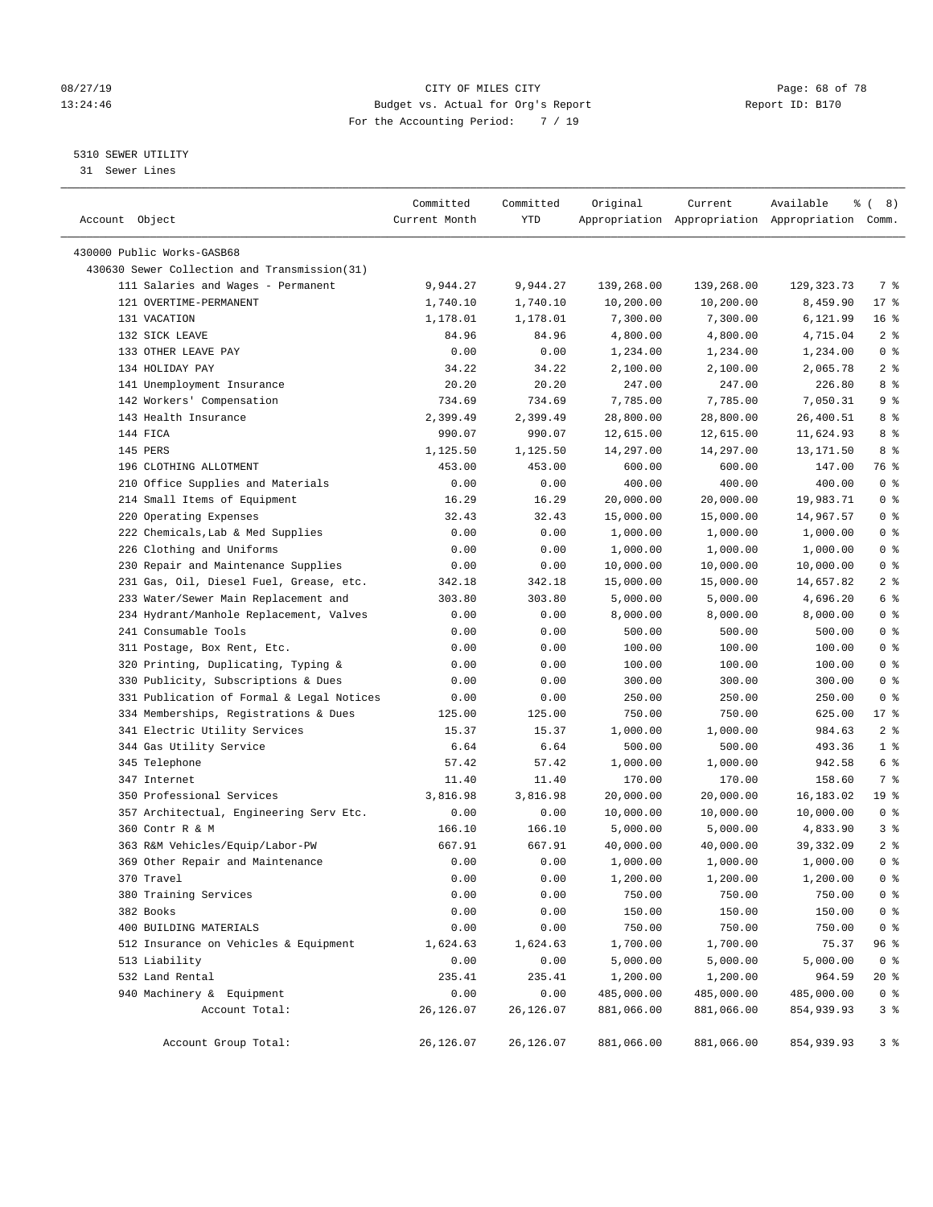CITY OF MILES CITY
Budget vs. Actual for Org's Report
For the Accounting Period: 7 / 19

5310 SEWER UTILITY
31 Sewer Lines

| Account Object | Committed Current Month | Committed YTD | Original Appropriation | Current Appropriation | Available Appropriation | % ( 8) Comm. |
|---|---|---|---|---|---|---|
| 430000 Public Works-GASB68 | | | | | | |
| 430630 Sewer Collection and Transmission(31) | | | | | | |
| 111 Salaries and Wages - Permanent | 9,944.27 | 9,944.27 | 139,268.00 | 139,268.00 | 129,323.73 | 7 % |
| 121 OVERTIME-PERMANENT | 1,740.10 | 1,740.10 | 10,200.00 | 10,200.00 | 8,459.90 | 17 % |
| 131 VACATION | 1,178.01 | 1,178.01 | 7,300.00 | 7,300.00 | 6,121.99 | 16 % |
| 132 SICK LEAVE | 84.96 | 84.96 | 4,800.00 | 4,800.00 | 4,715.04 | 2 % |
| 133 OTHER LEAVE PAY | 0.00 | 0.00 | 1,234.00 | 1,234.00 | 1,234.00 | 0 % |
| 134 HOLIDAY PAY | 34.22 | 34.22 | 2,100.00 | 2,100.00 | 2,065.78 | 2 % |
| 141 Unemployment Insurance | 20.20 | 20.20 | 247.00 | 247.00 | 226.80 | 8 % |
| 142 Workers' Compensation | 734.69 | 734.69 | 7,785.00 | 7,785.00 | 7,050.31 | 9 % |
| 143 Health Insurance | 2,399.49 | 2,399.49 | 28,800.00 | 28,800.00 | 26,400.51 | 8 % |
| 144 FICA | 990.07 | 990.07 | 12,615.00 | 12,615.00 | 11,624.93 | 8 % |
| 145 PERS | 1,125.50 | 1,125.50 | 14,297.00 | 14,297.00 | 13,171.50 | 8 % |
| 196 CLOTHING ALLOTMENT | 453.00 | 453.00 | 600.00 | 600.00 | 147.00 | 76 % |
| 210 Office Supplies and Materials | 0.00 | 0.00 | 400.00 | 400.00 | 400.00 | 0 % |
| 214 Small Items of Equipment | 16.29 | 16.29 | 20,000.00 | 20,000.00 | 19,983.71 | 0 % |
| 220 Operating Expenses | 32.43 | 32.43 | 15,000.00 | 15,000.00 | 14,967.57 | 0 % |
| 222 Chemicals,Lab & Med Supplies | 0.00 | 0.00 | 1,000.00 | 1,000.00 | 1,000.00 | 0 % |
| 226 Clothing and Uniforms | 0.00 | 0.00 | 1,000.00 | 1,000.00 | 1,000.00 | 0 % |
| 230 Repair and Maintenance Supplies | 0.00 | 0.00 | 10,000.00 | 10,000.00 | 10,000.00 | 0 % |
| 231 Gas, Oil, Diesel Fuel, Grease, etc. | 342.18 | 342.18 | 15,000.00 | 15,000.00 | 14,657.82 | 2 % |
| 233 Water/Sewer Main Replacement and | 303.80 | 303.80 | 5,000.00 | 5,000.00 | 4,696.20 | 6 % |
| 234 Hydrant/Manhole Replacement, Valves | 0.00 | 0.00 | 8,000.00 | 8,000.00 | 8,000.00 | 0 % |
| 241 Consumable Tools | 0.00 | 0.00 | 500.00 | 500.00 | 500.00 | 0 % |
| 311 Postage, Box Rent, Etc. | 0.00 | 0.00 | 100.00 | 100.00 | 100.00 | 0 % |
| 320 Printing, Duplicating, Typing & | 0.00 | 0.00 | 100.00 | 100.00 | 100.00 | 0 % |
| 330 Publicity, Subscriptions & Dues | 0.00 | 0.00 | 300.00 | 300.00 | 300.00 | 0 % |
| 331 Publication of Formal & Legal Notices | 0.00 | 0.00 | 250.00 | 250.00 | 250.00 | 0 % |
| 334 Memberships, Registrations & Dues | 125.00 | 125.00 | 750.00 | 750.00 | 625.00 | 17 % |
| 341 Electric Utility Services | 15.37 | 15.37 | 1,000.00 | 1,000.00 | 984.63 | 2 % |
| 344 Gas Utility Service | 6.64 | 6.64 | 500.00 | 500.00 | 493.36 | 1 % |
| 345 Telephone | 57.42 | 57.42 | 1,000.00 | 1,000.00 | 942.58 | 6 % |
| 347 Internet | 11.40 | 11.40 | 170.00 | 170.00 | 158.60 | 7 % |
| 350 Professional Services | 3,816.98 | 3,816.98 | 20,000.00 | 20,000.00 | 16,183.02 | 19 % |
| 357 Architectual, Engineering Serv Etc. | 0.00 | 0.00 | 10,000.00 | 10,000.00 | 10,000.00 | 0 % |
| 360 Contr R & M | 166.10 | 166.10 | 5,000.00 | 5,000.00 | 4,833.90 | 3 % |
| 363 R&M Vehicles/Equip/Labor-PW | 667.91 | 667.91 | 40,000.00 | 40,000.00 | 39,332.09 | 2 % |
| 369 Other Repair and Maintenance | 0.00 | 0.00 | 1,000.00 | 1,000.00 | 1,000.00 | 0 % |
| 370 Travel | 0.00 | 0.00 | 1,200.00 | 1,200.00 | 1,200.00 | 0 % |
| 380 Training Services | 0.00 | 0.00 | 750.00 | 750.00 | 750.00 | 0 % |
| 382 Books | 0.00 | 0.00 | 150.00 | 150.00 | 150.00 | 0 % |
| 400 BUILDING MATERIALS | 0.00 | 0.00 | 750.00 | 750.00 | 750.00 | 0 % |
| 512 Insurance on Vehicles & Equipment | 1,624.63 | 1,624.63 | 1,700.00 | 1,700.00 | 75.37 | 96 % |
| 513 Liability | 0.00 | 0.00 | 5,000.00 | 5,000.00 | 5,000.00 | 0 % |
| 532 Land Rental | 235.41 | 235.41 | 1,200.00 | 1,200.00 | 964.59 | 20 % |
| 940 Machinery & Equipment | 0.00 | 0.00 | 485,000.00 | 485,000.00 | 485,000.00 | 0 % |
| Account Total: | 26,126.07 | 26,126.07 | 881,066.00 | 881,066.00 | 854,939.93 | 3 % |
| Account Group Total: | 26,126.07 | 26,126.07 | 881,066.00 | 881,066.00 | 854,939.93 | 3 % |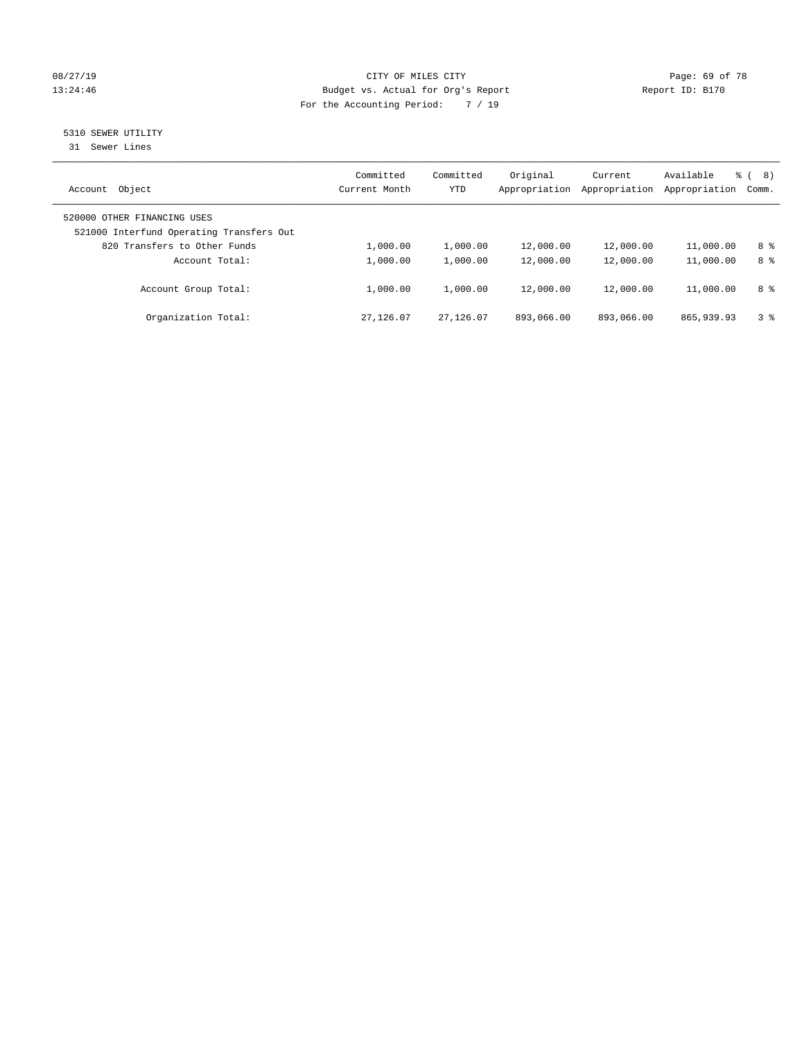CITY OF MILES CITY
Budget vs. Actual for Org's Report
For the Accounting Period: 7 / 19

08/27/19
13:24:46

Report ID: B170

## 5310 SEWER UTILITY

31 Sewer Lines

| Account Object | Committed Current Month | Committed YTD | Original Appropriation | Current Appropriation | Available Appropriation | % ( 8) Comm. |
|---|---|---|---|---|---|---|
| 520000 OTHER FINANCING USES | | | | | | |
| 521000 Interfund Operating Transfers Out | | | | | | |
| 820 Transfers to Other Funds | 1,000.00 | 1,000.00 | 12,000.00 | 12,000.00 | 11,000.00 | 8 % |
| Account Total: | 1,000.00 | 1,000.00 | 12,000.00 | 12,000.00 | 11,000.00 | 8 % |
| Account Group Total: | 1,000.00 | 1,000.00 | 12,000.00 | 12,000.00 | 11,000.00 | 8 % |
| Organization Total: | 27,126.07 | 27,126.07 | 893,066.00 | 893,066.00 | 865,939.93 | 3 % |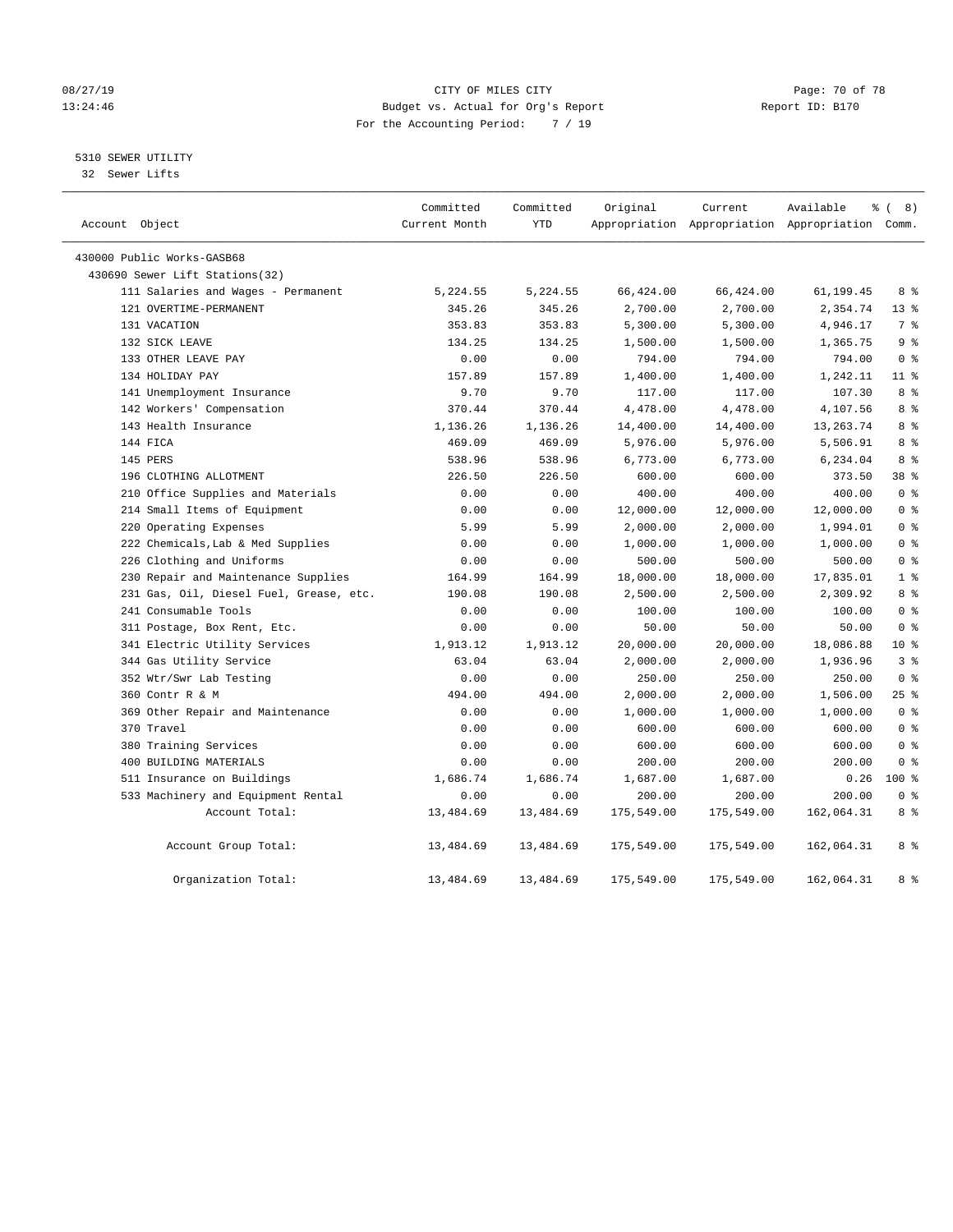# CITY OF MILES CITY

Budget vs. Actual for Org's Report

For the Accounting Period: 7 / 19

08/27/19 13:24:46 — Report ID: B170

## 5310 SEWER UTILITY

32 Sewer Lifts

| Account Object | Committed Current Month | Committed YTD | Original Appropriation | Current Appropriation | Available Appropriation | % ( 8) Comm. |
|---|---|---|---|---|---|---|
| 430000 Public Works-GASB68 | | | | | | |
| 430690 Sewer Lift Stations(32) | | | | | | |
| 111 Salaries and Wages - Permanent | 5,224.55 | 5,224.55 | 66,424.00 | 66,424.00 | 61,199.45 | 8 % |
| 121 OVERTIME-PERMANENT | 345.26 | 345.26 | 2,700.00 | 2,700.00 | 2,354.74 | 13 % |
| 131 VACATION | 353.83 | 353.83 | 5,300.00 | 5,300.00 | 4,946.17 | 7 % |
| 132 SICK LEAVE | 134.25 | 134.25 | 1,500.00 | 1,500.00 | 1,365.75 | 9 % |
| 133 OTHER LEAVE PAY | 0.00 | 0.00 | 794.00 | 794.00 | 794.00 | 0 % |
| 134 HOLIDAY PAY | 157.89 | 157.89 | 1,400.00 | 1,400.00 | 1,242.11 | 11 % |
| 141 Unemployment Insurance | 9.70 | 9.70 | 117.00 | 117.00 | 107.30 | 8 % |
| 142 Workers' Compensation | 370.44 | 370.44 | 4,478.00 | 4,478.00 | 4,107.56 | 8 % |
| 143 Health Insurance | 1,136.26 | 1,136.26 | 14,400.00 | 14,400.00 | 13,263.74 | 8 % |
| 144 FICA | 469.09 | 469.09 | 5,976.00 | 5,976.00 | 5,506.91 | 8 % |
| 145 PERS | 538.96 | 538.96 | 6,773.00 | 6,773.00 | 6,234.04 | 8 % |
| 196 CLOTHING ALLOTMENT | 226.50 | 226.50 | 600.00 | 600.00 | 373.50 | 38 % |
| 210 Office Supplies and Materials | 0.00 | 0.00 | 400.00 | 400.00 | 400.00 | 0 % |
| 214 Small Items of Equipment | 0.00 | 0.00 | 12,000.00 | 12,000.00 | 12,000.00 | 0 % |
| 220 Operating Expenses | 5.99 | 5.99 | 2,000.00 | 2,000.00 | 1,994.01 | 0 % |
| 222 Chemicals,Lab & Med Supplies | 0.00 | 0.00 | 1,000.00 | 1,000.00 | 1,000.00 | 0 % |
| 226 Clothing and Uniforms | 0.00 | 0.00 | 500.00 | 500.00 | 500.00 | 0 % |
| 230 Repair and Maintenance Supplies | 164.99 | 164.99 | 18,000.00 | 18,000.00 | 17,835.01 | 1 % |
| 231 Gas, Oil, Diesel Fuel, Grease, etc. | 190.08 | 190.08 | 2,500.00 | 2,500.00 | 2,309.92 | 8 % |
| 241 Consumable Tools | 0.00 | 0.00 | 100.00 | 100.00 | 100.00 | 0 % |
| 311 Postage, Box Rent, Etc. | 0.00 | 0.00 | 50.00 | 50.00 | 50.00 | 0 % |
| 341 Electric Utility Services | 1,913.12 | 1,913.12 | 20,000.00 | 20,000.00 | 18,086.88 | 10 % |
| 344 Gas Utility Service | 63.04 | 63.04 | 2,000.00 | 2,000.00 | 1,936.96 | 3 % |
| 352 Wtr/Swr Lab Testing | 0.00 | 0.00 | 250.00 | 250.00 | 250.00 | 0 % |
| 360 Contr R & M | 494.00 | 494.00 | 2,000.00 | 2,000.00 | 1,506.00 | 25 % |
| 369 Other Repair and Maintenance | 0.00 | 0.00 | 1,000.00 | 1,000.00 | 1,000.00 | 0 % |
| 370 Travel | 0.00 | 0.00 | 600.00 | 600.00 | 600.00 | 0 % |
| 380 Training Services | 0.00 | 0.00 | 600.00 | 600.00 | 600.00 | 0 % |
| 400 BUILDING MATERIALS | 0.00 | 0.00 | 200.00 | 200.00 | 200.00 | 0 % |
| 511 Insurance on Buildings | 1,686.74 | 1,686.74 | 1,687.00 | 1,687.00 | 0.26 | 100 % |
| 533 Machinery and Equipment Rental | 0.00 | 0.00 | 200.00 | 200.00 | 200.00 | 0 % |
| Account Total: | 13,484.69 | 13,484.69 | 175,549.00 | 175,549.00 | 162,064.31 | 8 % |
| Account Group Total: | 13,484.69 | 13,484.69 | 175,549.00 | 175,549.00 | 162,064.31 | 8 % |
| Organization Total: | 13,484.69 | 13,484.69 | 175,549.00 | 175,549.00 | 162,064.31 | 8 % |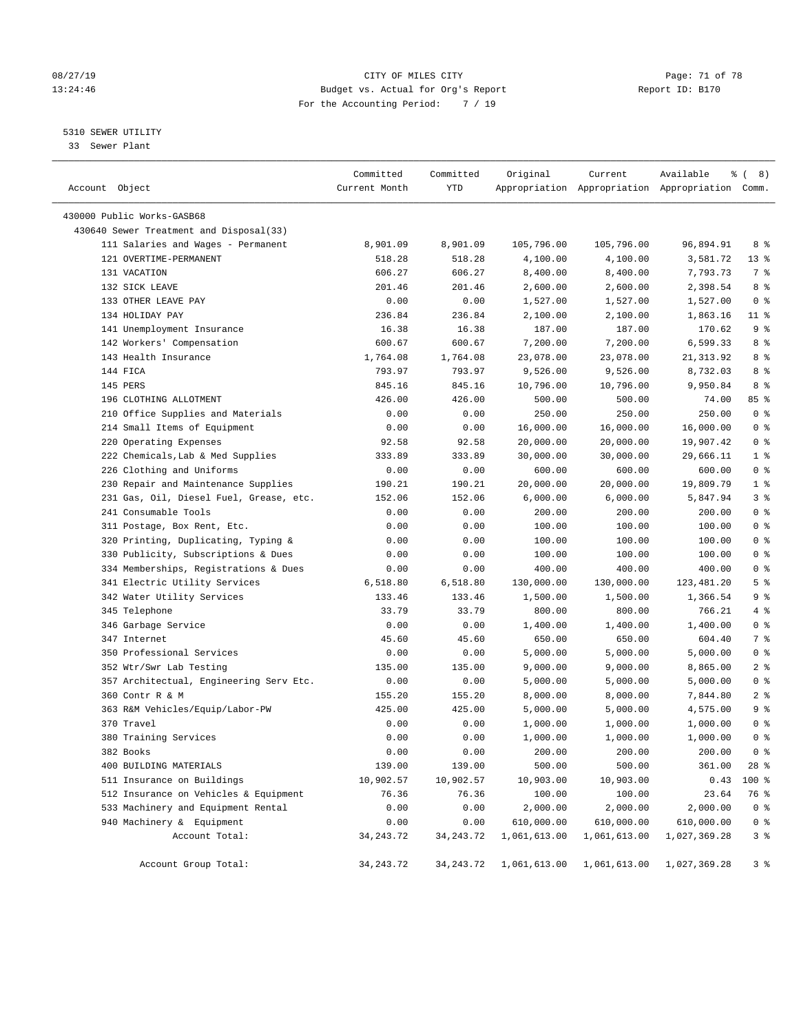CITY OF MILES CITY
Budget vs. Actual for Org's Report
For the Accounting Period: 7 / 19

5310 SEWER UTILITY
33 Sewer Plant

| Account Object | Committed Current Month | Committed YTD | Original Appropriation | Current Appropriation | Available Appropriation | % ( 8) Comm. |
|---|---|---|---|---|---|---|
| 430000 Public Works-GASB68 | | | | | | |
| 430640 Sewer Treatment and Disposal(33) | | | | | | |
| 111 Salaries and Wages - Permanent | 8,901.09 | 8,901.09 | 105,796.00 | 105,796.00 | 96,894.91 | 8 % |
| 121 OVERTIME-PERMANENT | 518.28 | 518.28 | 4,100.00 | 4,100.00 | 3,581.72 | 13 % |
| 131 VACATION | 606.27 | 606.27 | 8,400.00 | 8,400.00 | 7,793.73 | 7 % |
| 132 SICK LEAVE | 201.46 | 201.46 | 2,600.00 | 2,600.00 | 2,398.54 | 8 % |
| 133 OTHER LEAVE PAY | 0.00 | 0.00 | 1,527.00 | 1,527.00 | 1,527.00 | 0 % |
| 134 HOLIDAY PAY | 236.84 | 236.84 | 2,100.00 | 2,100.00 | 1,863.16 | 11 % |
| 141 Unemployment Insurance | 16.38 | 16.38 | 187.00 | 187.00 | 170.62 | 9 % |
| 142 Workers' Compensation | 600.67 | 600.67 | 7,200.00 | 7,200.00 | 6,599.33 | 8 % |
| 143 Health Insurance | 1,764.08 | 1,764.08 | 23,078.00 | 23,078.00 | 21,313.92 | 8 % |
| 144 FICA | 793.97 | 793.97 | 9,526.00 | 9,526.00 | 8,732.03 | 8 % |
| 145 PERS | 845.16 | 845.16 | 10,796.00 | 10,796.00 | 9,950.84 | 8 % |
| 196 CLOTHING ALLOTMENT | 426.00 | 426.00 | 500.00 | 500.00 | 74.00 | 85 % |
| 210 Office Supplies and Materials | 0.00 | 0.00 | 250.00 | 250.00 | 250.00 | 0 % |
| 214 Small Items of Equipment | 0.00 | 0.00 | 16,000.00 | 16,000.00 | 16,000.00 | 0 % |
| 220 Operating Expenses | 92.58 | 92.58 | 20,000.00 | 20,000.00 | 19,907.42 | 0 % |
| 222 Chemicals,Lab & Med Supplies | 333.89 | 333.89 | 30,000.00 | 30,000.00 | 29,666.11 | 1 % |
| 226 Clothing and Uniforms | 0.00 | 0.00 | 600.00 | 600.00 | 600.00 | 0 % |
| 230 Repair and Maintenance Supplies | 190.21 | 190.21 | 20,000.00 | 20,000.00 | 19,809.79 | 1 % |
| 231 Gas, Oil, Diesel Fuel, Grease, etc. | 152.06 | 152.06 | 6,000.00 | 6,000.00 | 5,847.94 | 3 % |
| 241 Consumable Tools | 0.00 | 0.00 | 200.00 | 200.00 | 200.00 | 0 % |
| 311 Postage, Box Rent, Etc. | 0.00 | 0.00 | 100.00 | 100.00 | 100.00 | 0 % |
| 320 Printing, Duplicating, Typing & | 0.00 | 0.00 | 100.00 | 100.00 | 100.00 | 0 % |
| 330 Publicity, Subscriptions & Dues | 0.00 | 0.00 | 100.00 | 100.00 | 100.00 | 0 % |
| 334 Memberships, Registrations & Dues | 0.00 | 0.00 | 400.00 | 400.00 | 400.00 | 0 % |
| 341 Electric Utility Services | 6,518.80 | 6,518.80 | 130,000.00 | 130,000.00 | 123,481.20 | 5 % |
| 342 Water Utility Services | 133.46 | 133.46 | 1,500.00 | 1,500.00 | 1,366.54 | 9 % |
| 345 Telephone | 33.79 | 33.79 | 800.00 | 800.00 | 766.21 | 4 % |
| 346 Garbage Service | 0.00 | 0.00 | 1,400.00 | 1,400.00 | 1,400.00 | 0 % |
| 347 Internet | 45.60 | 45.60 | 650.00 | 650.00 | 604.40 | 7 % |
| 350 Professional Services | 0.00 | 0.00 | 5,000.00 | 5,000.00 | 5,000.00 | 0 % |
| 352 Wtr/Swr Lab Testing | 135.00 | 135.00 | 9,000.00 | 9,000.00 | 8,865.00 | 2 % |
| 357 Architectual, Engineering Serv Etc. | 0.00 | 0.00 | 5,000.00 | 5,000.00 | 5,000.00 | 0 % |
| 360 Contr R & M | 155.20 | 155.20 | 8,000.00 | 8,000.00 | 7,844.80 | 2 % |
| 363 R&M Vehicles/Equip/Labor-PW | 425.00 | 425.00 | 5,000.00 | 5,000.00 | 4,575.00 | 9 % |
| 370 Travel | 0.00 | 0.00 | 1,000.00 | 1,000.00 | 1,000.00 | 0 % |
| 380 Training Services | 0.00 | 0.00 | 1,000.00 | 1,000.00 | 1,000.00 | 0 % |
| 382 Books | 0.00 | 0.00 | 200.00 | 200.00 | 200.00 | 0 % |
| 400 BUILDING MATERIALS | 139.00 | 139.00 | 500.00 | 500.00 | 361.00 | 28 % |
| 511 Insurance on Buildings | 10,902.57 | 10,902.57 | 10,903.00 | 10,903.00 | 0.43 | 100 % |
| 512 Insurance on Vehicles & Equipment | 76.36 | 76.36 | 100.00 | 100.00 | 23.64 | 76 % |
| 533 Machinery and Equipment Rental | 0.00 | 0.00 | 2,000.00 | 2,000.00 | 2,000.00 | 0 % |
| 940 Machinery & Equipment | 0.00 | 0.00 | 610,000.00 | 610,000.00 | 610,000.00 | 0 % |
| Account Total: | 34,243.72 | 34,243.72 | 1,061,613.00 | 1,061,613.00 | 1,027,369.28 | 3 % |
| Account Group Total: | 34,243.72 | 34,243.72 | 1,061,613.00 | 1,061,613.00 | 1,027,369.28 | 3 % |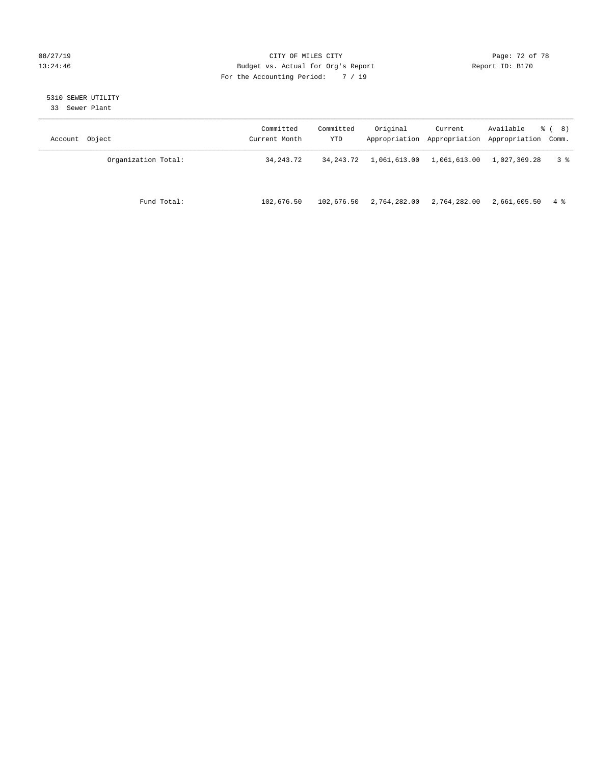CITY OF MILES CITY
Budget vs. Actual for Org's Report
For the Accounting Period: 7 / 19

08/27/19 13:24:46 — Report ID: B170

5310 SEWER UTILITY
33 Sewer Plant

| Account Object | Committed Current Month | Committed YTD | Original Appropriation | Current Appropriation | Available Appropriation | % ( 8) Comm. |
|---|---|---|---|---|---|---|
| Organization Total: | 34,243.72 | 34,243.72 | 1,061,613.00 | 1,061,613.00 | 1,027,369.28 | 3 % |
| Fund Total: | 102,676.50 | 102,676.50 | 2,764,282.00 | 2,764,282.00 | 2,661,605.50 | 4 % |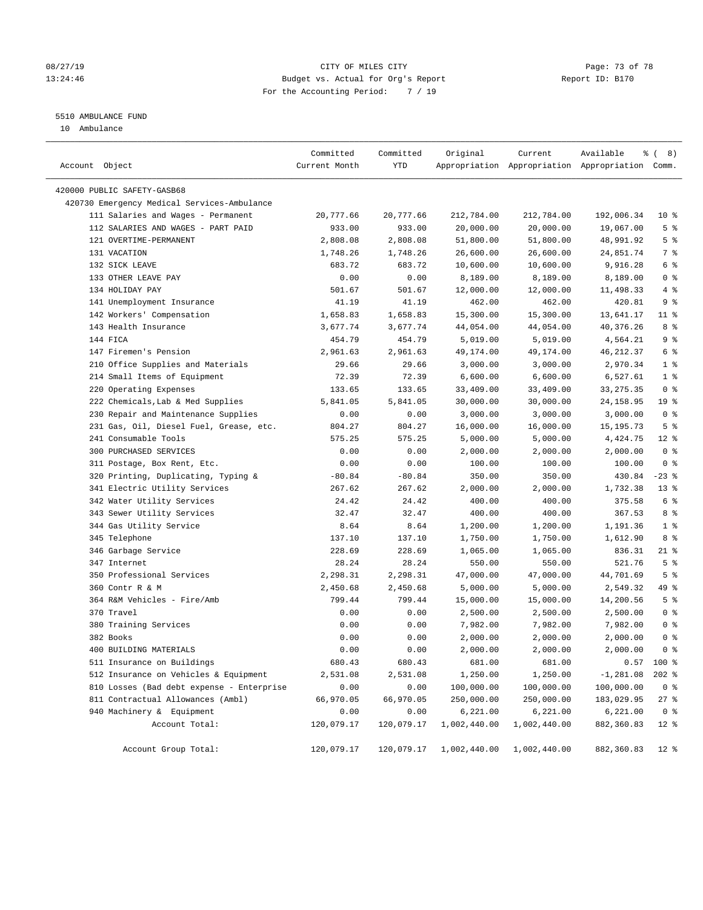08/27/19 CITY OF MILES CITY
13:24:46 Budget vs. Actual for Org's Report Report ID: B170
For the Accounting Period: 7 / 19

5510 AMBULANCE FUND
10 Ambulance

| Account Object | Committed Current Month | Committed YTD | Original Appropriation | Current Appropriation | Available Appropriation | % ( 8) Comm. |
|---|---|---|---|---|---|---|
| 420000 PUBLIC SAFETY-GASB68 | | | | | | |
| 420730 Emergency Medical Services-Ambulance | | | | | | |
| 111 Salaries and Wages - Permanent | 20,777.66 | 20,777.66 | 212,784.00 | 212,784.00 | 192,006.34 | 10 % |
| 112 SALARIES AND WAGES - PART PAID | 933.00 | 933.00 | 20,000.00 | 20,000.00 | 19,067.00 | 5 % |
| 121 OVERTIME-PERMANENT | 2,808.08 | 2,808.08 | 51,800.00 | 51,800.00 | 48,991.92 | 5 % |
| 131 VACATION | 1,748.26 | 1,748.26 | 26,600.00 | 26,600.00 | 24,851.74 | 7 % |
| 132 SICK LEAVE | 683.72 | 683.72 | 10,600.00 | 10,600.00 | 9,916.28 | 6 % |
| 133 OTHER LEAVE PAY | 0.00 | 0.00 | 8,189.00 | 8,189.00 | 8,189.00 | 0 % |
| 134 HOLIDAY PAY | 501.67 | 501.67 | 12,000.00 | 12,000.00 | 11,498.33 | 4 % |
| 141 Unemployment Insurance | 41.19 | 41.19 | 462.00 | 462.00 | 420.81 | 9 % |
| 142 Workers' Compensation | 1,658.83 | 1,658.83 | 15,300.00 | 15,300.00 | 13,641.17 | 11 % |
| 143 Health Insurance | 3,677.74 | 3,677.74 | 44,054.00 | 44,054.00 | 40,376.26 | 8 % |
| 144 FICA | 454.79 | 454.79 | 5,019.00 | 5,019.00 | 4,564.21 | 9 % |
| 147 Firemen's Pension | 2,961.63 | 2,961.63 | 49,174.00 | 49,174.00 | 46,212.37 | 6 % |
| 210 Office Supplies and Materials | 29.66 | 29.66 | 3,000.00 | 3,000.00 | 2,970.34 | 1 % |
| 214 Small Items of Equipment | 72.39 | 72.39 | 6,600.00 | 6,600.00 | 6,527.61 | 1 % |
| 220 Operating Expenses | 133.65 | 133.65 | 33,409.00 | 33,409.00 | 33,275.35 | 0 % |
| 222 Chemicals,Lab & Med Supplies | 5,841.05 | 5,841.05 | 30,000.00 | 30,000.00 | 24,158.95 | 19 % |
| 230 Repair and Maintenance Supplies | 0.00 | 0.00 | 3,000.00 | 3,000.00 | 3,000.00 | 0 % |
| 231 Gas, Oil, Diesel Fuel, Grease, etc. | 804.27 | 804.27 | 16,000.00 | 16,000.00 | 15,195.73 | 5 % |
| 241 Consumable Tools | 575.25 | 575.25 | 5,000.00 | 5,000.00 | 4,424.75 | 12 % |
| 300 PURCHASED SERVICES | 0.00 | 0.00 | 2,000.00 | 2,000.00 | 2,000.00 | 0 % |
| 311 Postage, Box Rent, Etc. | 0.00 | 0.00 | 100.00 | 100.00 | 100.00 | 0 % |
| 320 Printing, Duplicating, Typing & | -80.84 | -80.84 | 350.00 | 350.00 | 430.84 | -23 % |
| 341 Electric Utility Services | 267.62 | 267.62 | 2,000.00 | 2,000.00 | 1,732.38 | 13 % |
| 342 Water Utility Services | 24.42 | 24.42 | 400.00 | 400.00 | 375.58 | 6 % |
| 343 Sewer Utility Services | 32.47 | 32.47 | 400.00 | 400.00 | 367.53 | 8 % |
| 344 Gas Utility Service | 8.64 | 8.64 | 1,200.00 | 1,200.00 | 1,191.36 | 1 % |
| 345 Telephone | 137.10 | 137.10 | 1,750.00 | 1,750.00 | 1,612.90 | 8 % |
| 346 Garbage Service | 228.69 | 228.69 | 1,065.00 | 1,065.00 | 836.31 | 21 % |
| 347 Internet | 28.24 | 28.24 | 550.00 | 550.00 | 521.76 | 5 % |
| 350 Professional Services | 2,298.31 | 2,298.31 | 47,000.00 | 47,000.00 | 44,701.69 | 5 % |
| 360 Contr R & M | 2,450.68 | 2,450.68 | 5,000.00 | 5,000.00 | 2,549.32 | 49 % |
| 364 R&M Vehicles - Fire/Amb | 799.44 | 799.44 | 15,000.00 | 15,000.00 | 14,200.56 | 5 % |
| 370 Travel | 0.00 | 0.00 | 2,500.00 | 2,500.00 | 2,500.00 | 0 % |
| 380 Training Services | 0.00 | 0.00 | 7,982.00 | 7,982.00 | 7,982.00 | 0 % |
| 382 Books | 0.00 | 0.00 | 2,000.00 | 2,000.00 | 2,000.00 | 0 % |
| 400 BUILDING MATERIALS | 0.00 | 0.00 | 2,000.00 | 2,000.00 | 2,000.00 | 0 % |
| 511 Insurance on Buildings | 680.43 | 680.43 | 681.00 | 681.00 | 0.57 | 100 % |
| 512 Insurance on Vehicles & Equipment | 2,531.08 | 2,531.08 | 1,250.00 | 1,250.00 | -1,281.08 | 202 % |
| 810 Losses (Bad debt expense - Enterprise | 0.00 | 0.00 | 100,000.00 | 100,000.00 | 100,000.00 | 0 % |
| 811 Contractual Allowances (Ambl) | 66,970.05 | 66,970.05 | 250,000.00 | 250,000.00 | 183,029.95 | 27 % |
| 940 Machinery & Equipment | 0.00 | 0.00 | 6,221.00 | 6,221.00 | 6,221.00 | 0 % |
| Account Total: | 120,079.17 | 120,079.17 | 1,002,440.00 | 1,002,440.00 | 882,360.83 | 12 % |
| Account Group Total: | 120,079.17 | 120,079.17 | 1,002,440.00 | 1,002,440.00 | 882,360.83 | 12 % |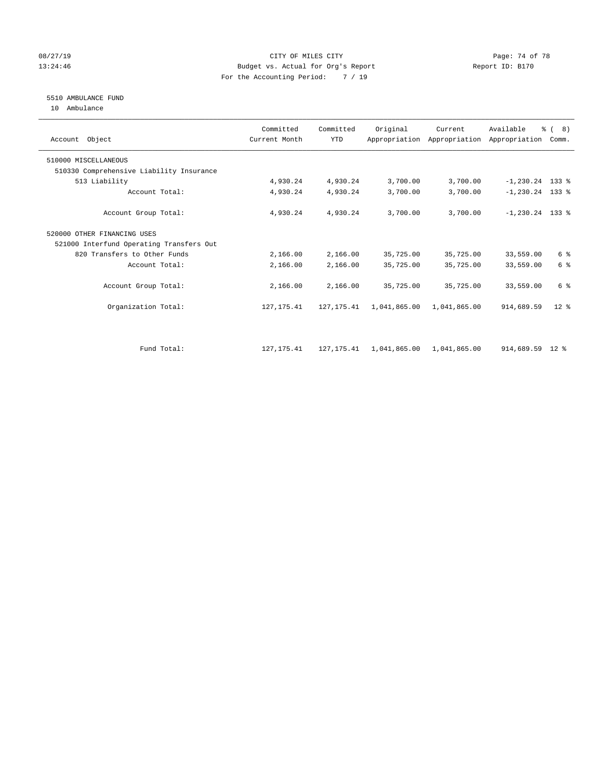CITY OF MILES CITY
Budget vs. Actual for Org's Report
For the Accounting Period: 7 / 19

08/27/19
13:24:46

Report ID: B170

## 5510 AMBULANCE FUND

10 Ambulance

| Account Object | Committed Current Month | Committed YTD | Original Appropriation | Current Appropriation | Available Appropriation | % ( 8) Comm. |
|---|---|---|---|---|---|---|
| 510000 MISCELLANEOUS | | | | | | |
| 510330 Comprehensive Liability Insurance | | | | | | |
| 513 Liability | 4,930.24 | 4,930.24 | 3,700.00 | 3,700.00 | -1,230.24 | 133 % |
| Account Total: | 4,930.24 | 4,930.24 | 3,700.00 | 3,700.00 | -1,230.24 | 133 % |
| Account Group Total: | 4,930.24 | 4,930.24 | 3,700.00 | 3,700.00 | -1,230.24 | 133 % |
| 520000 OTHER FINANCING USES | | | | | | |
| 521000 Interfund Operating Transfers Out | | | | | | |
| 820 Transfers to Other Funds | 2,166.00 | 2,166.00 | 35,725.00 | 35,725.00 | 33,559.00 | 6 % |
| Account Total: | 2,166.00 | 2,166.00 | 35,725.00 | 35,725.00 | 33,559.00 | 6 % |
| Account Group Total: | 2,166.00 | 2,166.00 | 35,725.00 | 35,725.00 | 33,559.00 | 6 % |
| Organization Total: | 127,175.41 | 127,175.41 | 1,041,865.00 | 1,041,865.00 | 914,689.59 | 12 % |
| Fund Total: | 127,175.41 | 127,175.41 | 1,041,865.00 | 1,041,865.00 | 914,689.59 | 12 % |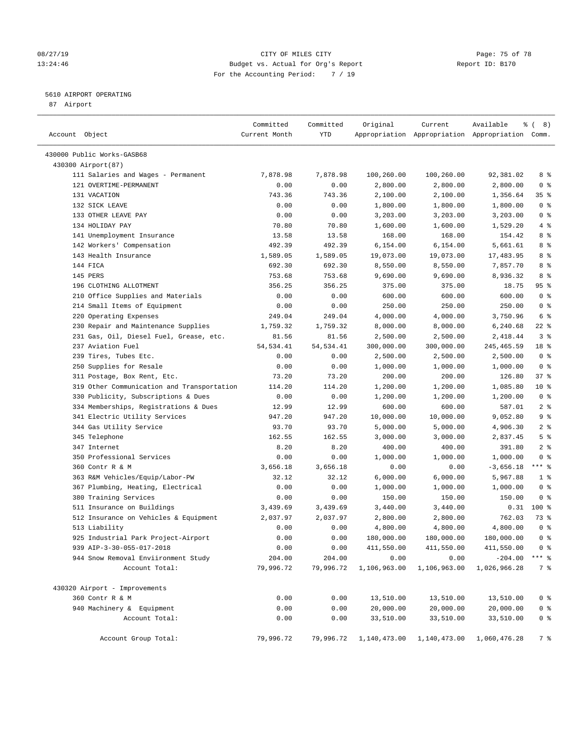CITY OF MILES CITY
Budget vs. Actual for Org's Report
For the Accounting Period: 7 / 19

08/27/19
13:24:46

Report ID: B170

5610 AIRPORT OPERATING
87 Airport

| Account Object | Committed Current Month | Committed YTD | Original Appropriation | Current Appropriation | Available Appropriation | % ( 8) Comm. |
|---|---|---|---|---|---|---|
| 430000 Public Works-GASB68 | | | | | | |
| 430300 Airport(87) | | | | | | |
| 111 Salaries and Wages - Permanent | 7,878.98 | 7,878.98 | 100,260.00 | 100,260.00 | 92,381.02 | 8 % |
| 121 OVERTIME-PERMANENT | 0.00 | 0.00 | 2,800.00 | 2,800.00 | 2,800.00 | 0 % |
| 131 VACATION | 743.36 | 743.36 | 2,100.00 | 2,100.00 | 1,356.64 | 35 % |
| 132 SICK LEAVE | 0.00 | 0.00 | 1,800.00 | 1,800.00 | 1,800.00 | 0 % |
| 133 OTHER LEAVE PAY | 0.00 | 0.00 | 3,203.00 | 3,203.00 | 3,203.00 | 0 % |
| 134 HOLIDAY PAY | 70.80 | 70.80 | 1,600.00 | 1,600.00 | 1,529.20 | 4 % |
| 141 Unemployment Insurance | 13.58 | 13.58 | 168.00 | 168.00 | 154.42 | 8 % |
| 142 Workers' Compensation | 492.39 | 492.39 | 6,154.00 | 6,154.00 | 5,661.61 | 8 % |
| 143 Health Insurance | 1,589.05 | 1,589.05 | 19,073.00 | 19,073.00 | 17,483.95 | 8 % |
| 144 FICA | 692.30 | 692.30 | 8,550.00 | 8,550.00 | 7,857.70 | 8 % |
| 145 PERS | 753.68 | 753.68 | 9,690.00 | 9,690.00 | 8,936.32 | 8 % |
| 196 CLOTHING ALLOTMENT | 356.25 | 356.25 | 375.00 | 375.00 | 18.75 | 95 % |
| 210 Office Supplies and Materials | 0.00 | 0.00 | 600.00 | 600.00 | 600.00 | 0 % |
| 214 Small Items of Equipment | 0.00 | 0.00 | 250.00 | 250.00 | 250.00 | 0 % |
| 220 Operating Expenses | 249.04 | 249.04 | 4,000.00 | 4,000.00 | 3,750.96 | 6 % |
| 230 Repair and Maintenance Supplies | 1,759.32 | 1,759.32 | 8,000.00 | 8,000.00 | 6,240.68 | 22 % |
| 231 Gas, Oil, Diesel Fuel, Grease, etc. | 81.56 | 81.56 | 2,500.00 | 2,500.00 | 2,418.44 | 3 % |
| 237 Aviation Fuel | 54,534.41 | 54,534.41 | 300,000.00 | 300,000.00 | 245,465.59 | 18 % |
| 239 Tires, Tubes Etc. | 0.00 | 0.00 | 2,500.00 | 2,500.00 | 2,500.00 | 0 % |
| 250 Supplies for Resale | 0.00 | 0.00 | 1,000.00 | 1,000.00 | 1,000.00 | 0 % |
| 311 Postage, Box Rent, Etc. | 73.20 | 73.20 | 200.00 | 200.00 | 126.80 | 37 % |
| 319 Other Communication and Transportation | 114.20 | 114.20 | 1,200.00 | 1,200.00 | 1,085.80 | 10 % |
| 330 Publicity, Subscriptions & Dues | 0.00 | 0.00 | 1,200.00 | 1,200.00 | 1,200.00 | 0 % |
| 334 Memberships, Registrations & Dues | 12.99 | 12.99 | 600.00 | 600.00 | 587.01 | 2 % |
| 341 Electric Utility Services | 947.20 | 947.20 | 10,000.00 | 10,000.00 | 9,052.80 | 9 % |
| 344 Gas Utility Service | 93.70 | 93.70 | 5,000.00 | 5,000.00 | 4,906.30 | 2 % |
| 345 Telephone | 162.55 | 162.55 | 3,000.00 | 3,000.00 | 2,837.45 | 5 % |
| 347 Internet | 8.20 | 8.20 | 400.00 | 400.00 | 391.80 | 2 % |
| 350 Professional Services | 0.00 | 0.00 | 1,000.00 | 1,000.00 | 1,000.00 | 0 % |
| 360 Contr R & M | 3,656.18 | 3,656.18 | 0.00 | 0.00 | -3,656.18 | *** % |
| 363 R&M Vehicles/Equip/Labor-PW | 32.12 | 32.12 | 6,000.00 | 6,000.00 | 5,967.88 | 1 % |
| 367 Plumbing, Heating, Electrical | 0.00 | 0.00 | 1,000.00 | 1,000.00 | 1,000.00 | 0 % |
| 380 Training Services | 0.00 | 0.00 | 150.00 | 150.00 | 150.00 | 0 % |
| 511 Insurance on Buildings | 3,439.69 | 3,439.69 | 3,440.00 | 3,440.00 | 0.31 | 100 % |
| 512 Insurance on Vehicles & Equipment | 2,037.97 | 2,037.97 | 2,800.00 | 2,800.00 | 762.03 | 73 % |
| 513 Liability | 0.00 | 0.00 | 4,800.00 | 4,800.00 | 4,800.00 | 0 % |
| 925 Industrial Park Project-Airport | 0.00 | 0.00 | 180,000.00 | 180,000.00 | 180,000.00 | 0 % |
| 939 AIP-3-30-055-017-2018 | 0.00 | 0.00 | 411,550.00 | 411,550.00 | 411,550.00 | 0 % |
| 944 Snow Removal Enviironment Study | 204.00 | 204.00 | 0.00 | 0.00 | -204.00 | *** % |
| Account Total: | 79,996.72 | 79,996.72 | 1,106,963.00 | 1,106,963.00 | 1,026,966.28 | 7 % |
| 430320 Airport - Improvements | | | | | | |
| 360 Contr R & M | 0.00 | 0.00 | 13,510.00 | 13,510.00 | 13,510.00 | 0 % |
| 940 Machinery & Equipment | 0.00 | 0.00 | 20,000.00 | 20,000.00 | 20,000.00 | 0 % |
| Account Total: | 0.00 | 0.00 | 33,510.00 | 33,510.00 | 33,510.00 | 0 % |
| Account Group Total: | 79,996.72 | 79,996.72 | 1,140,473.00 | 1,140,473.00 | 1,060,476.28 | 7 % |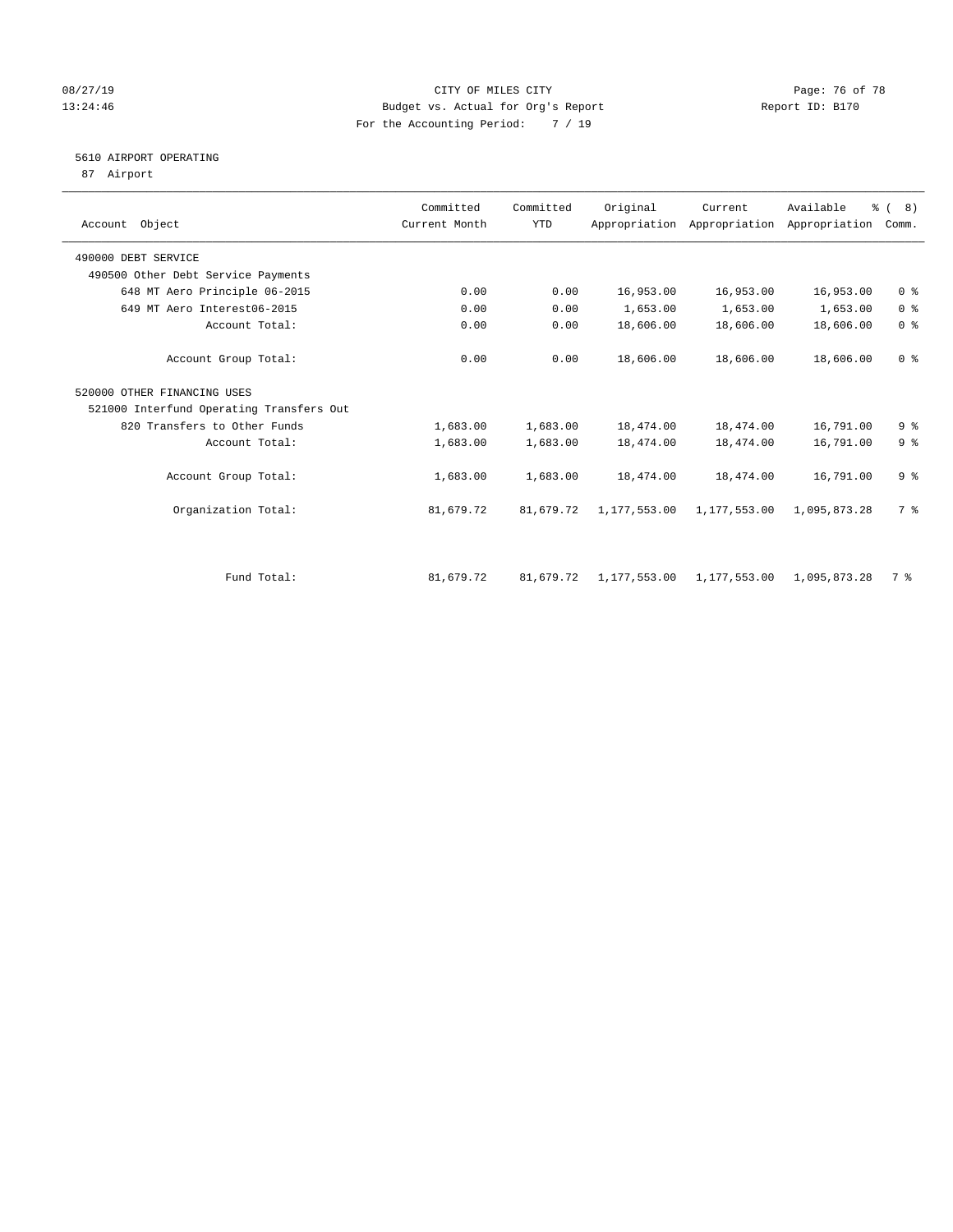CITY OF MILES CITY
Budget vs. Actual for Org's Report
For the Accounting Period: 7 / 19

08/27/19
13:24:46

Report ID: B170

## 5610 AIRPORT OPERATING

87 Airport

| Account Object | Committed Current Month | Committed YTD | Original Appropriation | Current Appropriation | Available Appropriation | % ( 8) Comm. |
|---|---|---|---|---|---|---|
| 490000 DEBT SERVICE | | | | | | |
| 490500 Other Debt Service Payments | | | | | | |
| 648 MT Aero Principle 06-2015 | 0.00 | 0.00 | 16,953.00 | 16,953.00 | 16,953.00 | 0 % |
| 649 MT Aero Interest06-2015 | 0.00 | 0.00 | 1,653.00 | 1,653.00 | 1,653.00 | 0 % |
| Account Total: | 0.00 | 0.00 | 18,606.00 | 18,606.00 | 18,606.00 | 0 % |
| Account Group Total: | 0.00 | 0.00 | 18,606.00 | 18,606.00 | 18,606.00 | 0 % |
| 520000 OTHER FINANCING USES | | | | | | |
| 521000 Interfund Operating Transfers Out | | | | | | |
| 820 Transfers to Other Funds | 1,683.00 | 1,683.00 | 18,474.00 | 18,474.00 | 16,791.00 | 9 % |
| Account Total: | 1,683.00 | 1,683.00 | 18,474.00 | 18,474.00 | 16,791.00 | 9 % |
| Account Group Total: | 1,683.00 | 1,683.00 | 18,474.00 | 18,474.00 | 16,791.00 | 9 % |
| Organization Total: | 81,679.72 | 81,679.72 | 1,177,553.00 | 1,177,553.00 | 1,095,873.28 | 7 % |
| Fund Total: | 81,679.72 | 81,679.72 | 1,177,553.00 | 1,177,553.00 | 1,095,873.28 | 7 % |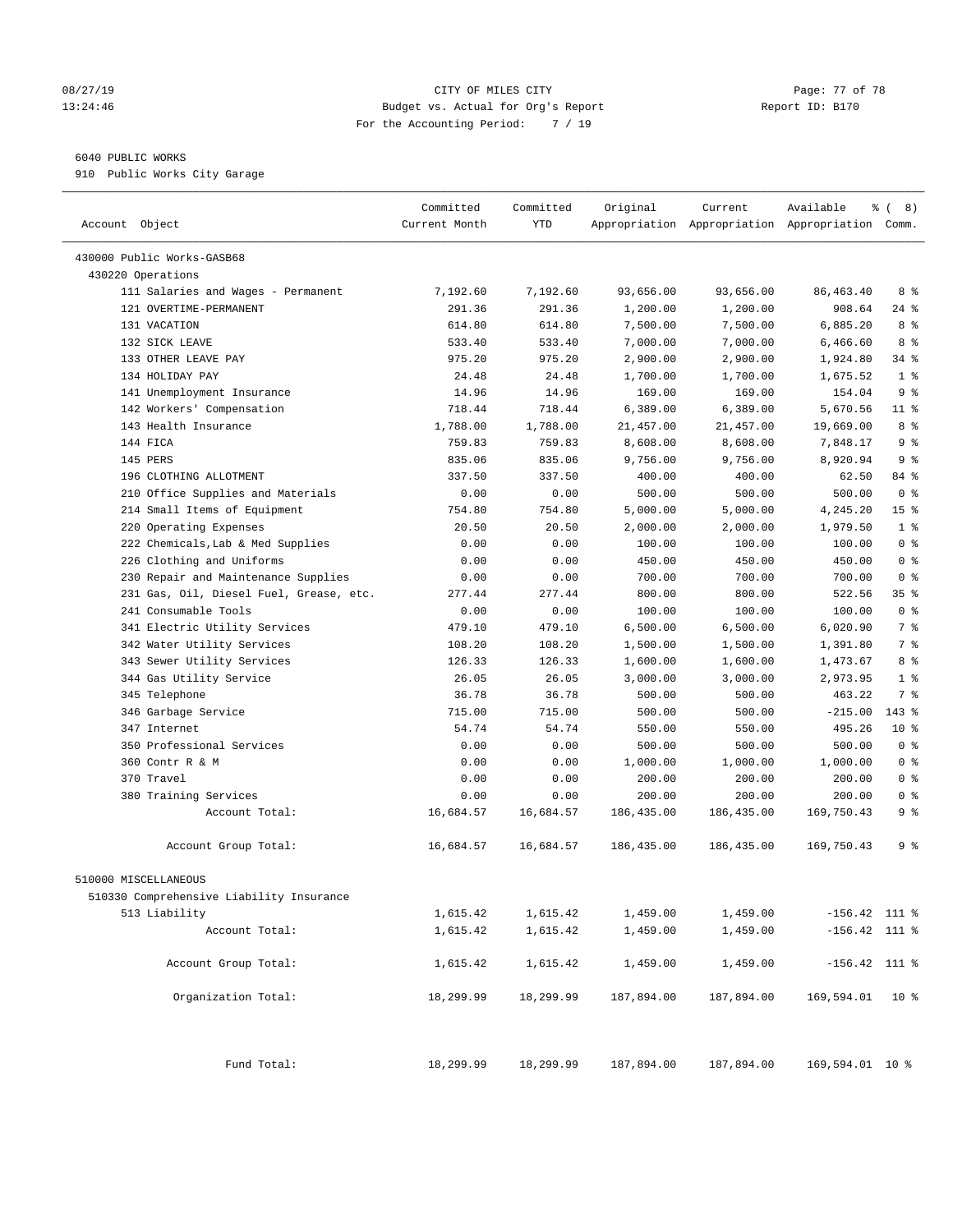08/27/19 CITY OF MILES CITY
13:24:46 Budget vs. Actual for Org's Report Report ID: B170
For the Accounting Period: 7 / 19

6040 PUBLIC WORKS
910 Public Works City Garage

| Account Object | Committed Current Month | Committed YTD | Original Appropriation | Current Appropriation | Available Appropriation | % ( 8) Comm. |
|---|---|---|---|---|---|---|
| 430000 Public Works-GASB68 | | | | | | |
| 430220 Operations | | | | | | |
| 111 Salaries and Wages - Permanent | 7,192.60 | 7,192.60 | 93,656.00 | 93,656.00 | 86,463.40 | 8 % |
| 121 OVERTIME-PERMANENT | 291.36 | 291.36 | 1,200.00 | 1,200.00 | 908.64 | 24 % |
| 131 VACATION | 614.80 | 614.80 | 7,500.00 | 7,500.00 | 6,885.20 | 8 % |
| 132 SICK LEAVE | 533.40 | 533.40 | 7,000.00 | 7,000.00 | 6,466.60 | 8 % |
| 133 OTHER LEAVE PAY | 975.20 | 975.20 | 2,900.00 | 2,900.00 | 1,924.80 | 34 % |
| 134 HOLIDAY PAY | 24.48 | 24.48 | 1,700.00 | 1,700.00 | 1,675.52 | 1 % |
| 141 Unemployment Insurance | 14.96 | 14.96 | 169.00 | 169.00 | 154.04 | 9 % |
| 142 Workers' Compensation | 718.44 | 718.44 | 6,389.00 | 6,389.00 | 5,670.56 | 11 % |
| 143 Health Insurance | 1,788.00 | 1,788.00 | 21,457.00 | 21,457.00 | 19,669.00 | 8 % |
| 144 FICA | 759.83 | 759.83 | 8,608.00 | 8,608.00 | 7,848.17 | 9 % |
| 145 PERS | 835.06 | 835.06 | 9,756.00 | 9,756.00 | 8,920.94 | 9 % |
| 196 CLOTHING ALLOTMENT | 337.50 | 337.50 | 400.00 | 400.00 | 62.50 | 84 % |
| 210 Office Supplies and Materials | 0.00 | 0.00 | 500.00 | 500.00 | 500.00 | 0 % |
| 214 Small Items of Equipment | 754.80 | 754.80 | 5,000.00 | 5,000.00 | 4,245.20 | 15 % |
| 220 Operating Expenses | 20.50 | 20.50 | 2,000.00 | 2,000.00 | 1,979.50 | 1 % |
| 222 Chemicals,Lab & Med Supplies | 0.00 | 0.00 | 100.00 | 100.00 | 100.00 | 0 % |
| 226 Clothing and Uniforms | 0.00 | 0.00 | 450.00 | 450.00 | 450.00 | 0 % |
| 230 Repair and Maintenance Supplies | 0.00 | 0.00 | 700.00 | 700.00 | 700.00 | 0 % |
| 231 Gas, Oil, Diesel Fuel, Grease, etc. | 277.44 | 277.44 | 800.00 | 800.00 | 522.56 | 35 % |
| 241 Consumable Tools | 0.00 | 0.00 | 100.00 | 100.00 | 100.00 | 0 % |
| 341 Electric Utility Services | 479.10 | 479.10 | 6,500.00 | 6,500.00 | 6,020.90 | 7 % |
| 342 Water Utility Services | 108.20 | 108.20 | 1,500.00 | 1,500.00 | 1,391.80 | 7 % |
| 343 Sewer Utility Services | 126.33 | 126.33 | 1,600.00 | 1,600.00 | 1,473.67 | 8 % |
| 344 Gas Utility Service | 26.05 | 26.05 | 3,000.00 | 3,000.00 | 2,973.95 | 1 % |
| 345 Telephone | 36.78 | 36.78 | 500.00 | 500.00 | 463.22 | 7 % |
| 346 Garbage Service | 715.00 | 715.00 | 500.00 | 500.00 | -215.00 | 143 % |
| 347 Internet | 54.74 | 54.74 | 550.00 | 550.00 | 495.26 | 10 % |
| 350 Professional Services | 0.00 | 0.00 | 500.00 | 500.00 | 500.00 | 0 % |
| 360 Contr R & M | 0.00 | 0.00 | 1,000.00 | 1,000.00 | 1,000.00 | 0 % |
| 370 Travel | 0.00 | 0.00 | 200.00 | 200.00 | 200.00 | 0 % |
| 380 Training Services | 0.00 | 0.00 | 200.00 | 200.00 | 200.00 | 0 % |
| Account Total: | 16,684.57 | 16,684.57 | 186,435.00 | 186,435.00 | 169,750.43 | 9 % |
| Account Group Total: | 16,684.57 | 16,684.57 | 186,435.00 | 186,435.00 | 169,750.43 | 9 % |
| 510000 MISCELLANEOUS | | | | | | |
| 510330 Comprehensive Liability Insurance | | | | | | |
| 513 Liability | 1,615.42 | 1,615.42 | 1,459.00 | 1,459.00 | -156.42 | 111 % |
| Account Total: | 1,615.42 | 1,615.42 | 1,459.00 | 1,459.00 | -156.42 | 111 % |
| Account Group Total: | 1,615.42 | 1,615.42 | 1,459.00 | 1,459.00 | -156.42 | 111 % |
| Organization Total: | 18,299.99 | 18,299.99 | 187,894.00 | 187,894.00 | 169,594.01 | 10 % |
| Fund Total: | 18,299.99 | 18,299.99 | 187,894.00 | 187,894.00 | 169,594.01 | 10 % |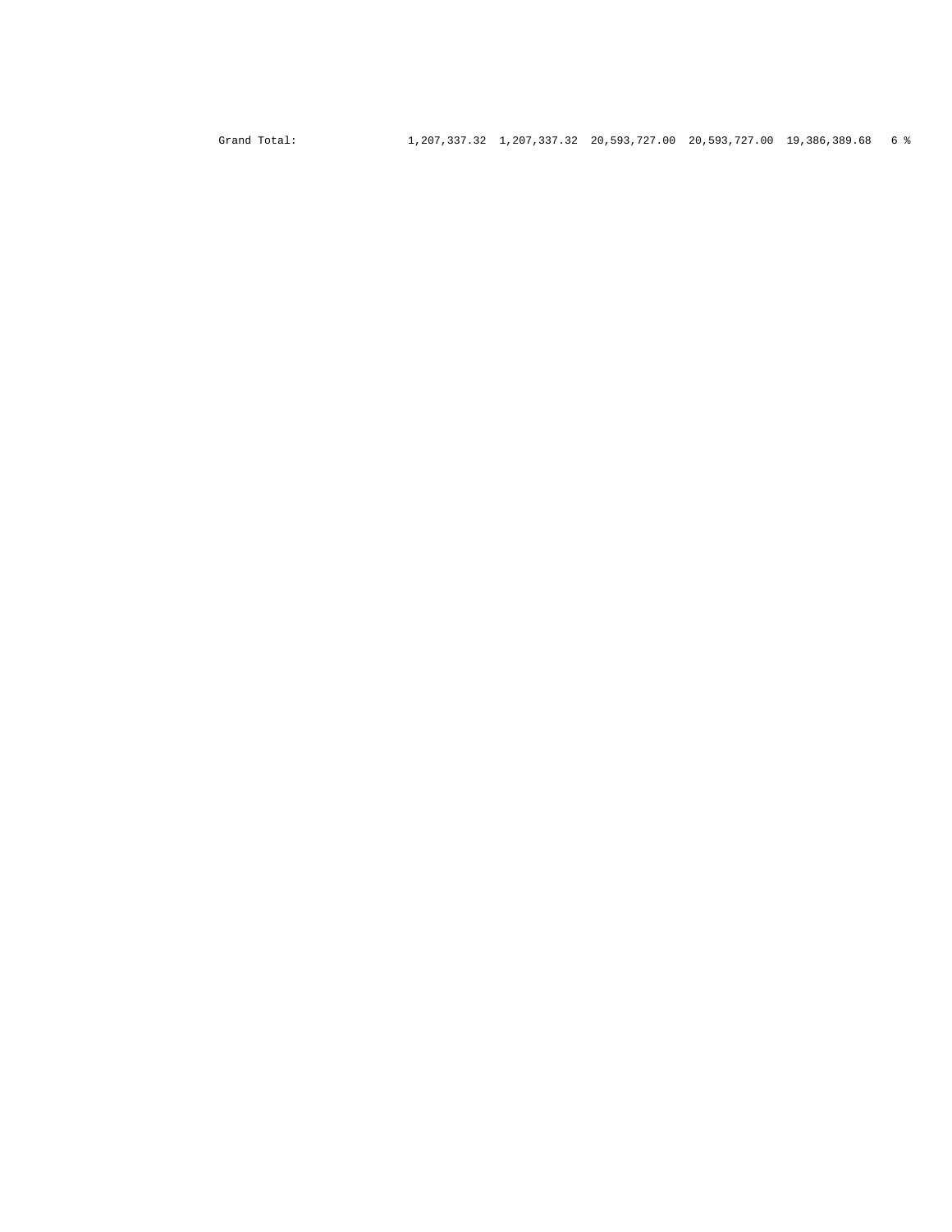| | | | | | | |
|---|---|---|---|---|---|---|
| Grand Total: | 1,207,337.32 | 1,207,337.32 | 20,593,727.00 | 20,593,727.00 | 19,386,389.68 | 6 % |